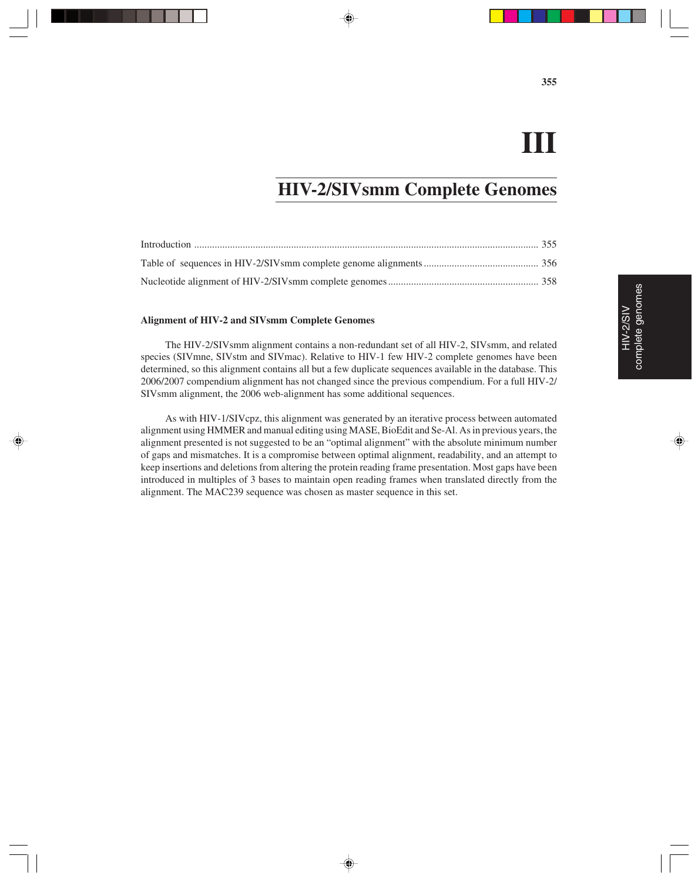# III

# HIV-2/SIVsmm Complete Genomes

Introduction ........................................................................................................................................ 355

Table of sequences in HIV-2/SIVsmm complete genome alignments .............................................. 356

Nucleotide alignment of HIV-2/SIVsmm complete genomes ........................................................... 358

### Alignment of HIV-2 and SIVsmm Complete Genomes

The HIV-2/SIVsmm alignment contains a non-redundant set of all HIV-2, SIVsmm, and related species (SIVmne, SIVstm and SIVmac). Relative to HIV-1 few HIV-2 complete genomes have been determined, so this alignment contains all but a few duplicate sequences available in the database. This 2006/2007 compendium alignment has not changed since the previous compendium. For a full HIV-2/SIVsmm alignment, the 2006 web-alignment has some additional sequences.

As with HIV-1/SIVcpz, this alignment was generated by an iterative process between automated alignment using HMMER and manual editing using MASE, BioEdit and Se-Al. As in previous years, the alignment presented is not suggested to be an "optimal alignment" with the absolute minimum number of gaps and mismatches. It is a compromise between optimal alignment, readability, and an attempt to keep insertions and deletions from altering the protein reading frame presentation. Most gaps have been introduced in multiples of 3 bases to maintain open reading frames when translated directly from the alignment. The MAC239 sequence was chosen as master sequence in this set.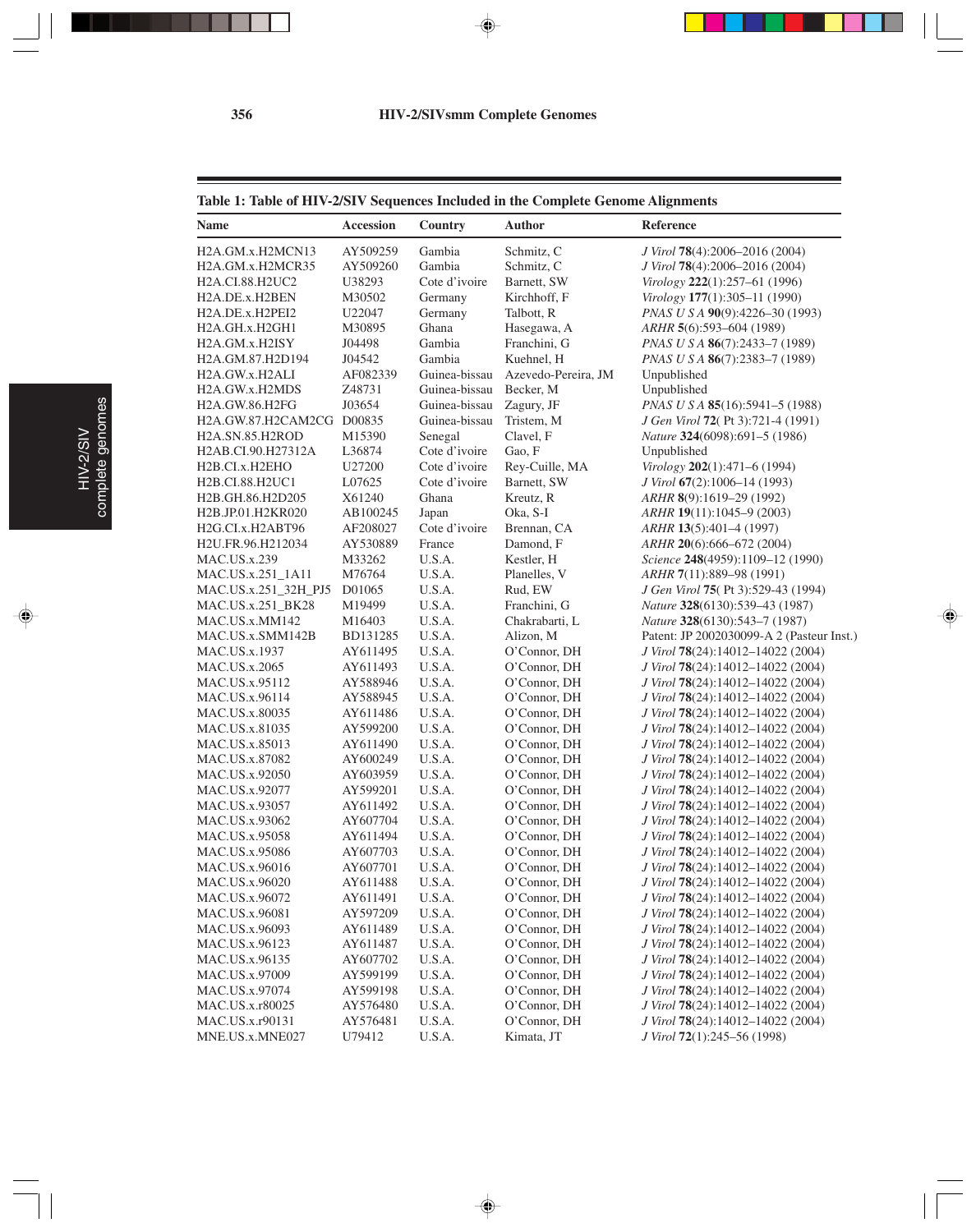**Table 1: Table of HIV-2/SIV Sequences Included in the Complete Genome Alignments**

| Name | Accession | Country | Author | Reference |
|---|---|---|---|---|
| H2A.GM.x.H2MCN13 | AY509259 | Gambia | Schmitz, C | *J Virol* **78**(4):2006–2016 (2004) |
| H2A.GM.x.H2MCR35 | AY509260 | Gambia | Schmitz, C | *J Virol* **78**(4):2006–2016 (2004) |
| H2A.CI.88.H2UC2 | U38293 | Cote d'ivoire | Barnett, SW | *Virology* **222**(1):257–61 (1996) |
| H2A.DE.x.H2BEN | M30502 | Germany | Kirchhoff, F | *Virology* **177**(1):305–11 (1990) |
| H2A.DE.x.H2PEI2 | U22047 | Germany | Talbott, R | *PNAS U S A* **90**(9):4226–30 (1993) |
| H2A.GH.x.H2GH1 | M30895 | Ghana | Hasegawa, A | *ARHR* **5**(6):593–604 (1989) |
| H2A.GM.x.H2ISY | J04498 | Gambia | Franchini, G | *PNAS U S A* **86**(7):2433–7 (1989) |
| H2A.GM.87.H2D194 | J04542 | Gambia | Kuehnel, H | *PNAS U S A* **86**(7):2383–7 (1989) |
| H2A.GW.x.H2ALI | AF082339 | Guinea-bissau | Azevedo-Pereira, JM | Unpublished |
| H2A.GW.x.H2MDS | Z48731 | Guinea-bissau | Becker, M | Unpublished |
| H2A.GW.86.H2FG | J03654 | Guinea-bissau | Zagury, JF | *PNAS U S A* **85**(16):5941–5 (1988) |
| H2A.GW.87.H2CAM2CG | D00835 | Guinea-bissau | Tristem, M | *J Gen Virol* **72**( Pt 3):721-4 (1991) |
| H2A.SN.85.H2ROD | M15390 | Senegal | Clavel, F | *Nature* **324**(6098):691–5 (1986) |
| H2AB.CI.90.H27312A | L36874 | Cote d'ivoire | Gao, F | Unpublished |
| H2B.CI.x.H2EHO | U27200 | Cote d'ivoire | Rey-Cuille, MA | *Virology* **202**(1):471–6 (1994) |
| H2B.CI.88.H2UC1 | L07625 | Cote d'ivoire | Barnett, SW | *J Virol* **67**(2):1006–14 (1993) |
| H2B.GH.86.H2D205 | X61240 | Ghana | Kreutz, R | *ARHR* **8**(9):1619–29 (1992) |
| H2B.JP.01.H2KR020 | AB100245 | Japan | Oka, S-I | *ARHR* **19**(11):1045–9 (2003) |
| H2G.CI.x.H2ABT96 | AF208027 | Cote d'ivoire | Brennan, CA | *ARHR* **13**(5):401–4 (1997) |
| H2U.FR.96.H212034 | AY530889 | France | Damond, F | *ARHR* **20**(6):666–672 (2004) |
| MAC.US.x.239 | M33262 | U.S.A. | Kestler, H | *Science* **248**(4959):1109–12 (1990) |
| MAC.US.x.251_1A11 | M76764 | U.S.A. | Planelles, V | *ARHR* **7**(11):889–98 (1991) |
| MAC.US.x.251_32H_PJ5 | D01065 | U.S.A. | Rud, EW | *J Gen Virol* **75**( Pt 3):529-43 (1994) |
| MAC.US.x.251_BK28 | M19499 | U.S.A. | Franchini, G | *Nature* **328**(6130):539–43 (1987) |
| MAC.US.x.MM142 | M16403 | U.S.A. | Chakrabarti, L | *Nature* **328**(6130):543–7 (1987) |
| MAC.US.x.SMM142B | BD131285 | U.S.A. | Alizon, M | Patent: JP 2002030099-A 2 (Pasteur Inst.) |
| MAC.US.x.1937 | AY611495 | U.S.A. | O'Connor, DH | *J Virol* **78**(24):14012–14022 (2004) |
| MAC.US.x.2065 | AY611493 | U.S.A. | O'Connor, DH | *J Virol* **78**(24):14012–14022 (2004) |
| MAC.US.x.95112 | AY588946 | U.S.A. | O'Connor, DH | *J Virol* **78**(24):14012–14022 (2004) |
| MAC.US.x.96114 | AY588945 | U.S.A. | O'Connor, DH | *J Virol* **78**(24):14012–14022 (2004) |
| MAC.US.x.80035 | AY611486 | U.S.A. | O'Connor, DH | *J Virol* **78**(24):14012–14022 (2004) |
| MAC.US.x.81035 | AY599200 | U.S.A. | O'Connor, DH | *J Virol* **78**(24):14012–14022 (2004) |
| MAC.US.x.85013 | AY611490 | U.S.A. | O'Connor, DH | *J Virol* **78**(24):14012–14022 (2004) |
| MAC.US.x.87082 | AY600249 | U.S.A. | O'Connor, DH | *J Virol* **78**(24):14012–14022 (2004) |
| MAC.US.x.92050 | AY603959 | U.S.A. | O'Connor, DH | *J Virol* **78**(24):14012–14022 (2004) |
| MAC.US.x.92077 | AY599201 | U.S.A. | O'Connor, DH | *J Virol* **78**(24):14012–14022 (2004) |
| MAC.US.x.93057 | AY611492 | U.S.A. | O'Connor, DH | *J Virol* **78**(24):14012–14022 (2004) |
| MAC.US.x.93062 | AY607704 | U.S.A. | O'Connor, DH | *J Virol* **78**(24):14012–14022 (2004) |
| MAC.US.x.95058 | AY611494 | U.S.A. | O'Connor, DH | *J Virol* **78**(24):14012–14022 (2004) |
| MAC.US.x.95086 | AY607703 | U.S.A. | O'Connor, DH | *J Virol* **78**(24):14012–14022 (2004) |
| MAC.US.x.96016 | AY607701 | U.S.A. | O'Connor, DH | *J Virol* **78**(24):14012–14022 (2004) |
| MAC.US.x.96020 | AY611488 | U.S.A. | O'Connor, DH | *J Virol* **78**(24):14012–14022 (2004) |
| MAC.US.x.96072 | AY611491 | U.S.A. | O'Connor, DH | *J Virol* **78**(24):14012–14022 (2004) |
| MAC.US.x.96081 | AY597209 | U.S.A. | O'Connor, DH | *J Virol* **78**(24):14012–14022 (2004) |
| MAC.US.x.96093 | AY611489 | U.S.A. | O'Connor, DH | *J Virol* **78**(24):14012–14022 (2004) |
| MAC.US.x.96123 | AY611487 | U.S.A. | O'Connor, DH | *J Virol* **78**(24):14012–14022 (2004) |
| MAC.US.x.96135 | AY607702 | U.S.A. | O'Connor, DH | *J Virol* **78**(24):14012–14022 (2004) |
| MAC.US.x.97009 | AY599199 | U.S.A. | O'Connor, DH | *J Virol* **78**(24):14012–14022 (2004) |
| MAC.US.x.97074 | AY599198 | U.S.A. | O'Connor, DH | *J Virol* **78**(24):14012–14022 (2004) |
| MAC.US.x.r80025 | AY576480 | U.S.A. | O'Connor, DH | *J Virol* **78**(24):14012–14022 (2004) |
| MAC.US.x.r90131 | AY576481 | U.S.A. | O'Connor, DH | *J Virol* **78**(24):14012–14022 (2004) |
| MNE.US.x.MNE027 | U79412 | U.S.A. | Kimata, JT | *J Virol* **72**(1):245–56 (1998) |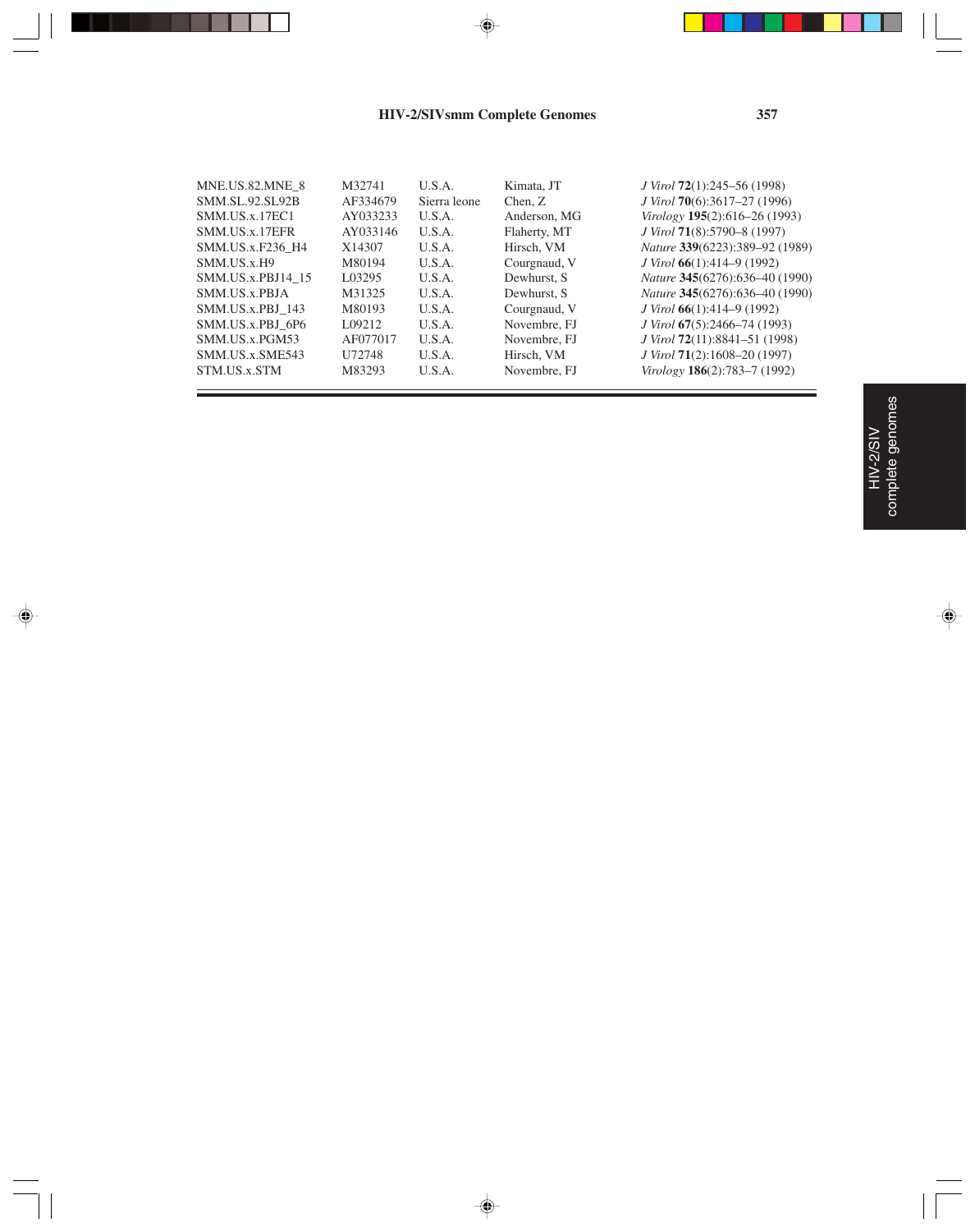| | | | | |
|---|---|---|---|---|
| MNE.US.82.MNE_8 | M32741 | U.S.A. | Kimata, JT | *J Virol* **72**(1):245–56 (1998) |
| SMM.SL.92.SL92B | AF334679 | Sierra leone | Chen, Z | *J Virol* **70**(6):3617–27 (1996) |
| SMM.US.x.17EC1 | AY033233 | U.S.A. | Anderson, MG | *Virology* **195**(2):616–26 (1993) |
| SMM.US.x.17EFR | AY033146 | U.S.A. | Flaherty, MT | *J Virol* **71**(8):5790–8 (1997) |
| SMM.US.x.F236_H4 | X14307 | U.S.A. | Hirsch, VM | *Nature* **339**(6223):389–92 (1989) |
| SMM.US.x.H9 | M80194 | U.S.A. | Courgnaud, V | *J Virol* **66**(1):414–9 (1992) |
| SMM.US.x.PBJ14_15 | L03295 | U.S.A. | Dewhurst, S | *Nature* **345**(6276):636–40 (1990) |
| SMM.US.x.PBJA | M31325 | U.S.A. | Dewhurst, S | *Nature* **345**(6276):636–40 (1990) |
| SMM.US.x.PBJ_143 | M80193 | U.S.A. | Courgnaud, V | *J Virol* **66**(1):414–9 (1992) |
| SMM.US.x.PBJ_6P6 | L09212 | U.S.A. | Novembre, FJ | *J Virol* **67**(5):2466–74 (1993) |
| SMM.US.x.PGM53 | AF077017 | U.S.A. | Novembre, FJ | *J Virol* **72**(11):8841–51 (1998) |
| SMM.US.x.SME543 | U72748 | U.S.A. | Hirsch, VM | *J Virol* **71**(2):1608–20 (1997) |
| STM.US.x.STM | M83293 | U.S.A. | Novembre, FJ | *Virology* **186**(2):783–7 (1992) |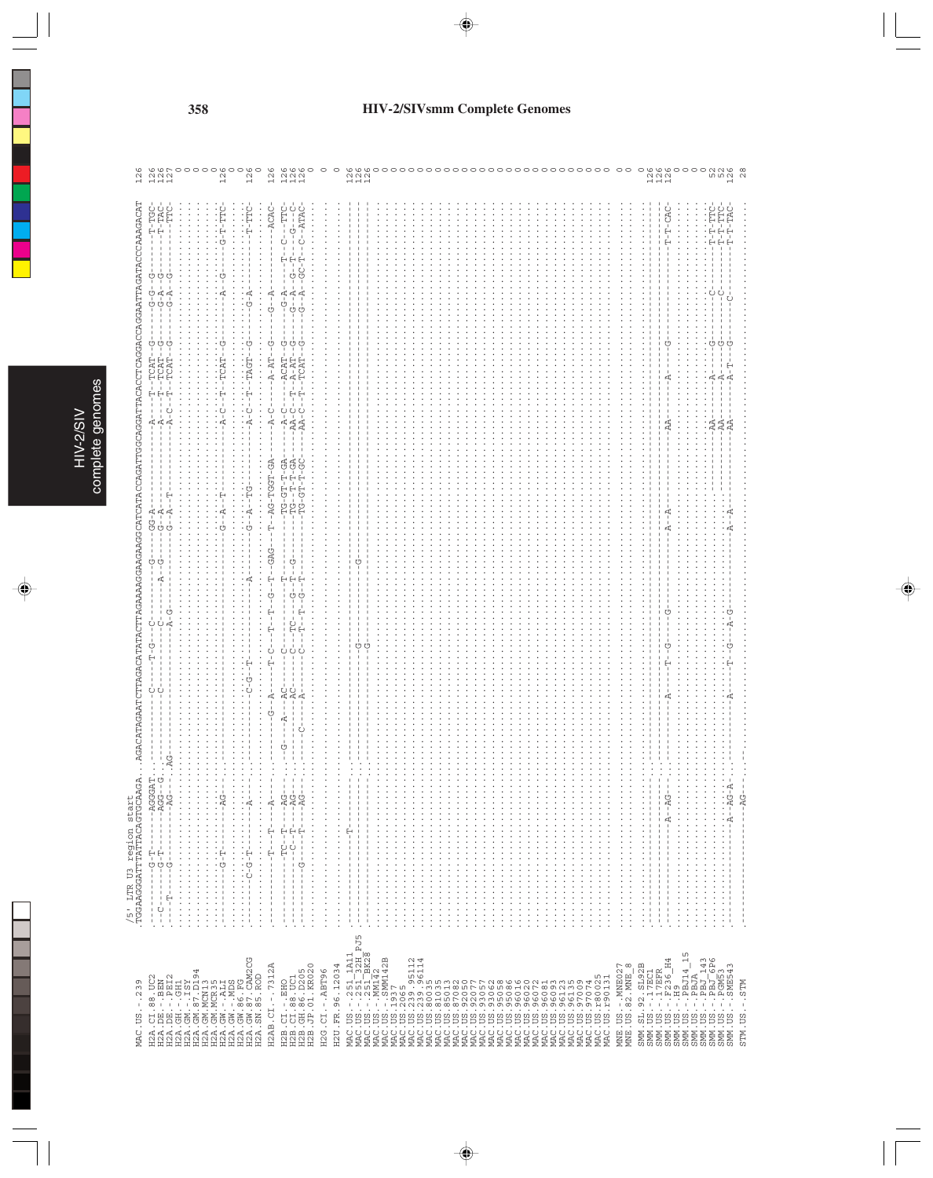# HIV-2/SIVsmm Complete Genomes

/5' LTR U3 region start

```
                      TGGAAGGGATTTATTACAGTGCAAGA...AGACATAGAATCTTAGACATATACTTAGAAAAGGAAGAAGGCATCATACCAGATTGGCAGGATTACACCTCAGGACCAGGAATTAGATACCCAAAGACAT  126
MAC.US.-.239
H2A.CI.88.UC2        ---------G-T-----AGGGAT...------------C------T-G--C--------------G-----GG-A------------------A-----T--TCAT--G-------G-G--G-------T-TGC-  126
H2A.DE.-.BEN         --C------G-T-----AGG--G...------------C---------C---------A--G-------G--A------------------A-----T--TCAT--G-------G-A--G-------T-TAC-  126
H2A.DE.-.PEI2        ---T-----G-------AG----.AG-------------------A-G-----------------G--A--T------------------A-C---T--TCAT--G-------G-A--G---------TTC-  127
H2A.GH.-.GH1         ..........................................................................................................................  0
H2A.GM.-.ISY         ..........................................................................................................................  0
H2A.GM.87.D194       ..........................................................................................................................  0
H2A.GM.MCN13         ..........................................................................................................................  0
H2A.GM.MCR35         ..........................................................................................................................  0
H2A.GW.-.ALI         ---------G-T-----AG--...-------------------------------------------G--A--T------------------A-C---T--TCAT--G-------A--G-------G-T-TTC-  126
H2A.GW.-.MDS         ..........................................................................................................................  0
H2A.GW.86.FG         ..........................................................................................................................  0
H2A.GW.87.CAM2CG     ---------C-G-T---A-----.-------------C-G--T--------------A-------G--A--TG------------------A-C---T--TAGT--G-------G-A------------T-TTC-  126
H2A.SN.85.ROD        ..........................................................................................................................  0

H2AB.CI.-.7312A      ---------T---T---A----..------------G--A----T-C---T---T--G--T--GAG---T--AG-TGGT-GA-------A-C-----A-AT--G-------G--A--------------ACAC-  126

H2B.CI.-.EHO         ---------TC--T---AG---..-G----A--AC-----C--------T------------------TG-GT-T-GA-------A-C------ACAT--G-------G-A-------T---C----TTC-  126
H2B.CI.88.UC1        ----------C--T---AG---..----------AC----C----TC----G--T--G----------TG-T--T-GA-------AA-C---T--A-AT--G-------G-A--G--T---G---C-  126
H2B.GH.86.D205       ---------G---T---AG---..-----C----A-----C----T----T--G--T-----------TG-GT-T-GC-------AA-C---T--TCAT--G-------G-A--GC-T--C-ATAC-  126
H2B.JP.01.KR020      ..........................................................................................................................  0

H2G.CI.-.ABT96       ..........................................................................................................................  0

H2U.FR.96.12034      ..........................................................................................................................  0

MAC.US.-.251_1A11    --------------T--------..--------------------------------------------------------------------------------------------------------  126
MAC.US.-.251_32H_PJ5 -----------------------..-------------------G-------------G----------------------------------------------------------------------  126
MAC.US.-.251_BK28    -----------------------..-------------------G------------------------------------------------------------------------------------  126
MAC.US.-.MM142       ..........................................................................................................................  0
MAC.US.-.SMM142B     ..........................................................................................................................  0
MAC.US.1937          ..........................................................................................................................  0
MAC.US.2065          ..........................................................................................................................  0
MAC.US.239.95112     ..........................................................................................................................  0
MAC.US.239.96114     ..........................................................................................................................  0
MAC.US.80035         ..........................................................................................................................  0
MAC.US.81035         ..........................................................................................................................  0
MAC.US.85013         ..........................................................................................................................  0
MAC.US.87082         ..........................................................................................................................  0
MAC.US.92050         ..........................................................................................................................  0
MAC.US.92077         ..........................................................................................................................  0
MAC.US.93057         ..........................................................................................................................  0
MAC.US.93062         ..........................................................................................................................  0
MAC.US.95058         ..........................................................................................................................  0
MAC.US.95086         ..........................................................................................................................  0
MAC.US.96016         ..........................................................................................................................  0
MAC.US.96020         ..........................................................................................................................  0
MAC.US.96072         ..........................................................................................................................  0
MAC.US.96081         ..........................................................................................................................  0
MAC.US.96093         ..........................................................................................................................  0
MAC.US.96123         ..........................................................................................................................  0
MAC.US.96135         ..........................................................................................................................  0
MAC.US.97009         ..........................................................................................................................  0
MAC.US.97074         ..........................................................................................................................  0
MAC.US.r80025        ..........................................................................................................................  0
MAC.US.r90131        ..........................................................................................................................  0

MNE.US.-.MNE027      ..........................................................................................................................  0
MNE.US.82.MNE_8      ..........................................................................................................................  0

SMM.SL.92.SL92B      ..........................................................................................................................  0
SMM.US.-.17EC1       -----------------------..--------------------------------------------------------------------------------------------------------  126
SMM.US.-.17EFR       -----------------------..--------------------------------------------------------------------------------------------------------  126
SMM.US.-.F236_H4     ----------------A--AG--..------------A-------T--G------G-----------A--A-------------------AA-------A----------G-------------T-T-CAC-  126
SMM.US.-.H9          ..........................................................................................................................  0
SMM.US.-.PBJ14_15    ..........................................................................................................................  0
SMM.US.-.PBJA        ..........................................................................................................................  0
SMM.US.-.PBJ_143     .............................................................................AA-------A--------G-------C--------T-T-TTC-  52
SMM.US.-.PBJ_6P6     .............................................................................AA-------A--------G-------C--------T-T-TTC-  52
SMM.US.-.PGM53       ----------------A--AG-A..------------A--------T--G----A-G----------A--A-------------------AA-------A-T-----G-------C---------T-T-TAC-  126
SMM.US.-.SME543      ..........................................................................................................................  0

STM.US.-.STM         ----------------------AG--..........................................................................................  28
```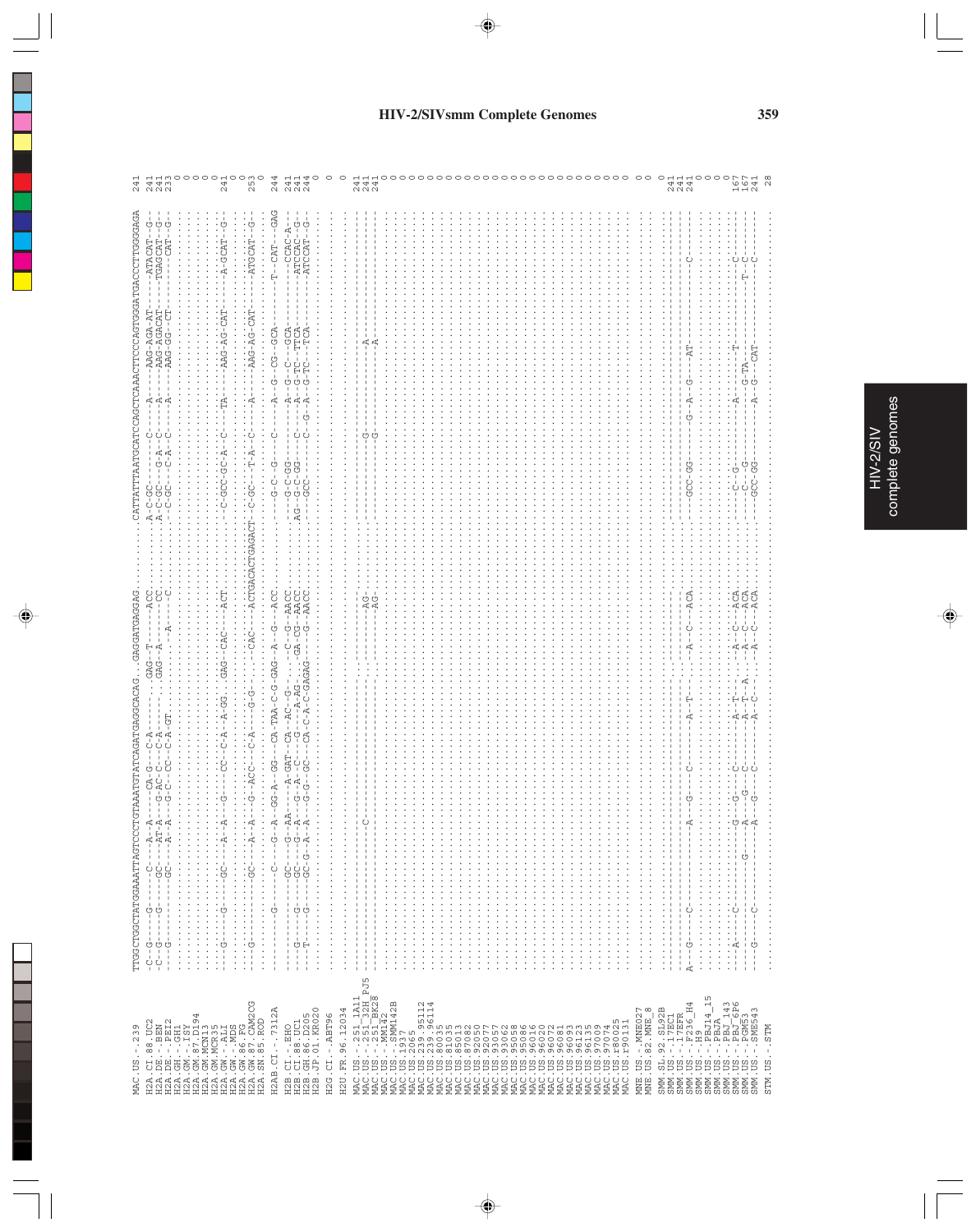# HIV-2/SIVsmm Complete Genomes

```
                          TTGGCTGGCTATGGAAATTAGTCCCTGTAAATGTATCAGATGAGGCACAG..GAGGATGAGGAG.........CATTATTTAATGATCATCCAGCTCAAACTTCCCAGTGGATGACCCTTGGGGAGA  241
MAC.US.-.239
H2A.CI.88.UC2             C--G-----G------C----A--A-----CA-G---C-A------GAG--T-------ACC...........A-C-GC------C-----A----AAG-AGA-AT---ATACAT--G-  241
H2A.DE.-.BEN              C--G-----G-----GC----AT-A-----G-AC-C--C-A-----.GAG--A-------CC...........A-C-GC-----G-A-C---A----AAG-AGACAT---TGAGCAT--G-  241
H2A.DE.-.PEI2             ---G-------------GC----A--A-----G-C--CC--C-A-GT...........A-----C...........-C-GC-----C-A-C---A----AAG-GG--CT------CAT--G-  233
H2A.GH.-.GH1                                                                                                                                            0
H2A.GM.-.ISY                                                                                                                                            0
H2A.GM.87.D194                                                                                                                                          0
H2A.GM.MCN13                                                                                                                                            0
H2A.GM.MCR35                                                                                                                                            0
H2A.GW.-.ALI              ---G----G-----GC----A--A---G-----CC--C-A--A-GG..GAG--CAC-----ACT...........C-GCC-GC-A--C---TA-----AAG-AG-CAT----A-GCAT--G-  241
H2A.GW.-.MDS                                                                                                                                            0
H2A.GW.86.FG                                                                                                                                            0
H2A.GW.87.CAM2CG          --G-----------GC----A--A---G--ACC---C-A----G-G-.....-CAC-----ACTGACACTGAGACT--C-GC----T-A--C-----A-----AAG-AG-CAT----ATGCAT--G-  253
H2A.SN.85.ROD                                                                                                                                           0
H2AB.CI.-.7312A           --------G--------C-----G--A--GG-A---GG---CA-TAA-C-G-GAG--A---G---ACC...........---G-C--G-----C-----A---G---CG--GCA------T---CAT---GAG  244
H2B.CI.-.EHO              -----------------GC-----G--AA-----A-GAT--CA--AC--G-.....-C--G--AACC...........---G-C-GG--------A---G---C---GCA------C--CAC-A--  241
H2B.CI.88.UC1             ---G-----G-----GC----G--A----G--A--C---G---A-AG-...-GA-CG--AACC...........AG--G-C-GG---C-----A---G-TC--TTCA-----ATCCAC--G-  241
H2B.GH.86.D205            ---T-----G-----GC-G--A--A----G-G--GC---CA-C-A-C-GAGAG--G--AACC...........---GCC-----C-G--A---G-TC--TTCA-----ATCCAT--G-  244
H2B.JP.01.KR020                                                                                                                                         0
H2G.CI.-.ABT96                                                                                                                                          0
H2U.FR.96.12034                                                                                                                                         0
MAC.US.-.251_1A11                                                                                                                                     241
MAC.US.-.251_32H_PJ5      ------------------C----------------------------------AG-...........---------G-----------A-------------------------  241
MAC.US.-.251_BK28         -------------------------------------------------------AG-...........---------G-----------A-------------------------  241
MAC.US.-.MM142                                                                                                                                          0
MAC.US.-.SMM142B                                                                                                                                        0
MAC.US.1937                                                                                                                                             0
MAC.US.2065                                                                                                                                             0
MAC.US.239.95112                                                                                                                                        0
MAC.US.239.96114                                                                                                                                        0
MAC.US.80035                                                                                                                                            0
MAC.US.81035                                                                                                                                            0
MAC.US.85013                                                                                                                                            0
MAC.US.87082                                                                                                                                            0
MAC.US.92050                                                                                                                                            0
MAC.US.92077                                                                                                                                            0
MAC.US.93057                                                                                                                                            0
MAC.US.93062                                                                                                                                            0
MAC.US.95058                                                                                                                                            0
MAC.US.95086                                                                                                                                            0
MAC.US.96016                                                                                                                                            0
MAC.US.96072                                                                                                                                            0
MAC.US.96081                                                                                                                                            0
MAC.US.96093                                                                                                                                            0
MAC.US.96123                                                                                                                                            0
MAC.US.96135                                                                                                                                            0
MAC.US.97009                                                                                                                                            0
MAC.US.97074                                                                                                                                            0
MAC.US.r80025                                                                                                                                           0
MAC.US.r90131                                                                                                                                           0
MNE.US.-.MNE027                                                                                                                                         0
MNE.US.82.MNE_8                                                                                                                                         0
SMM.SL.92.SL92B                                                                                                                                         0
SMM.US.-.17EC1            ----------------------------------------------------------...........---------------------------------------------  241
SMM.US.-.17EFR            ----------------------------------------------------------...........---------------------------------------------  241
SMM.US.-.F236_H4          A--G----C---------A---G---C-------A-T-----A--C--ACA...........---GCC-GG------G-A--G-----AT----------C---------  241
SMM.US.-.H9                                                                                                                                             0
SMM.US.-.PBJ14_15                                                                                                                                       0
SMM.US.-.PBJA                                                                                                                                           0
SMM.US.-.PBJ_143          ----A--C----------G--G---C-------A-T-----A--C--ACA...........---C-G-------------A-------T-----------C---------  167
SMM.US.-.PBJ_6P6          -------------G-----A---G--C------A-T--A---A--C--ACA...........---C---G--------------G-TA-----------T--C-----  167
SMM.US.-.PGM53            ---G-----C--------A---G--C-------A--C-----A--C--ACA...........---GCC-GG----------A--G---CAT----------C-----  241
SMM.US.-.SME543                                                                                                                                         0
STM.US.-.STM                                                                                                                                           28
```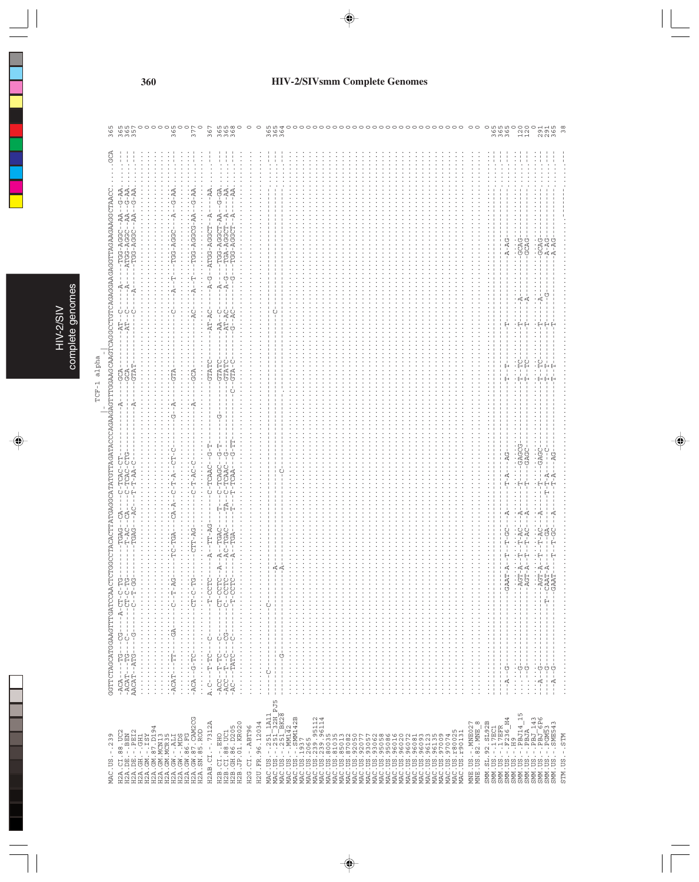# HIV-2/SIVsmm Complete Genomes

```
                                                              TCF-1 alpha
                                                              |-
MAC.US.-.239       GGTTCTAGCATGGAAGTTTGATCCAACTCTGGCCTACACTTATGAGGCATATGTTAGATACCCAGAAGAGTTTGGAAGCAAGTCAGGCCTGTCAGAGGAAGAGGTTAGAAGAGGCTAACC....GCA  365
H2A.CI.88.UC2      -ACA---TG---CG-----A-CT-C-TG-------TGAG--CA----C-TCAC-CT----------A-------GCA-------AT--C-----A-----TGG-AGGC--AA--G-AA....  365
H2A.DE.-.BEN       -ACAT--TG---C-------CT-C-TG--------T-AC--CA----C-TCAC-CTG---------------GCA-------AT--C-----A-----ATGG-AGGC--AA--G-AA....  365
H2A.DE.-.PEI2      AACAT--ATG---G-----C--T-GG--------TGAG--AC---T-T-AA-C-------------A-----GTAT---------C-----A-----TGG-AGGC--AA--G-AA....  357
H2A.GH.-.GH1       ..........................................................................................................................    0
H2A.GM.-.ISY       ..........................................................................................................................    0
H2A.GM.87.D194     ..........................................................................................................................    0
H2A.GM.MCN13       ..........................................................................................................................    0
H2A.GM.MCR35       ..........................................................................................................................    0
H2A.GW.-.ALI       -ACAT--TT---GA----C--T-AG-----TC-TGA--CA-A--C-T-A--CT-C--------G--A-----GTA----------C-----A--T---TGG-AGGC---A--G-AA....  365
H2A.GW.-.MDS       ..........................................................................................................................    0
H2A.GW.86.FG       ..........................................................................................................................    0
H2A.GW.87.CAM2CG   -ACA--G-TC--------CT-C-TG-------CTT-AG--------C-T-AC-C--------------A-----GCA---------AC----A--T---TGG-AGGCG-AA--G-AA....  377
H2A.SN.85.ROD      ..........................................................................................................................    0
H2AB.CI.-.7312A    A.C---T-TC---C------T-CCTC-----A--TT-AG-------C-TCAAC--G-T-----------------GTATC------AT-AC----A-G--ATGG-AGGCT-A------AA....  367
H2B.CI.-.EHO       -ACC--T-TC---C------CT-CCTC--A--A-TGAC----T---C-TCAGC--G-T-------G---------GTATC------AA--C-----A-----TGG-AGGCT-AA--G-GA....  365
H2B.CI.88.UC1      -ACC--T--C---CG-----C--CCTC-------AC-TGAC---TA--C-TCAAC--G-----------------GTATC------AT-AC----A-G---TGA-AGGCT--A------AA....  365
H2B.GH.86.D205     -AC---TATC---C-------T-CCTC------A--TGA-----T---T-TCAA---G-TT--------------C--GTA-C------G--AC----G---TGG-AGGCT--A-----AA....  368
H2B.JP.01.KR020    ..........................................................................................................................    0
H2G.CI.-.ABT96     ..........................................................................................................................    0
H2U.FR.96.12034    ..........................................................................................................................    0
MAC.US.-.251_1A11  ----C-----------C-----------------------------------------------------------------------------------------------------------  365
MAC.US.-.251_32H_PJ5 ------------------------A----------------------------------------------C-----------------------------------------------  365
MAC.US.-.251_BK28  ----------G-----------------A----------------C------------------------------------------------------------------------------  364
MAC.US.-.MM142     ..........................................................................................................................    0
MAC.US.-.SMM142B   ..........................................................................................................................    0
MAC.US.1937        ..........................................................................................................................    0
MAC.US.2065        ..........................................................................................................................    0
MAC.US.239.95112   ..........................................................................................................................    0
MAC.US.239.96114   ..........................................................................................................................    0
MAC.US.80035       ..........................................................................................................................    0
MAC.US.81035       ..........................................................................................................................    0
MAC.US.85013       ..........................................................................................................................    0
MAC.US.87082       ..........................................................................................................................    0
MAC.US.92050       ..........................................................................................................................    0
MAC.US.92077       ..........................................................................................................................    0
MAC.US.93057       ..........................................................................................................................    0
MAC.US.93062       ..........................................................................................................................    0
MAC.US.95058       ..........................................................................................................................    0
MAC.US.95086       ..........................................................................................................................    0
MAC.US.96016       ..........................................................................................................................    0
MAC.US.96020       ..........................................................................................................................    0
MAC.US.96072       ..........................................................................................................................    0
MAC.US.96081       ..........................................................................................................................    0
MAC.US.96093       ..........................................................................................................................    0
MAC.US.96123       ..........................................................................................................................    0
MAC.US.96135       ..........................................................................................................................    0
MAC.US.97009       ..........................................................................................................................    0
MAC.US.97074       ..........................................................................................................................    0
MAC.US.r80025      ..........................................................................................................................    0
MAC.US.r90131      ..........................................................................................................................    0
MNE.US.-.MNE027    ..........................................................................................................................    0
MNE.US.82.MNE_8    ..........................................................................................................................    0
SMM.SL.92.SL92B    ..........................................................................................................................    0
SMM.US.-.17EC1     ..........................................................................................................................  365
SMM.US.-.17EFR     ..........................................................................................................................  365
SMM.US.-.F236_H4   --A--G-----------------GAAT-A--T--T-GC---A----T-A---AG------------------T--T---------T--------------A-AG..................  365
SMM.US.-.H9        ..........................................................................................................................    0
SMM.US.-.PBJ14_15  ----G-------------------AGT-A--T--T-AC---A----T---GAGCG---------------T--TC-------T----A------------GCAG..................  120
SMM.US.-.PBJA      ----G-------------------AGT-A--T--T-AC---A----T---GAGC----------------T--TC-------T----A------------GCAG..................  120
SMM.US.-.PBJ_143   ..........................................................................................................................    0
SMM.US.-.PBJ_6P6   --A--G------------------AGT-A--T--T-AC---A----T---GAGC----------------T--TC-------T----A------------GCAG..................  291
SMM.US.-.PGM53     ----G---------------T--CAAT-A-------GA------T-T-A----C----------------T--T--------T-----G-----------A-AG..................  291
SMM.US.-.SME543    --A--G------------------GAAT-----T--T-GC---A----T-A---AG--------------T--T--------T------------------A-AG..................  365
STM.US.-.STM       ..........................................................................................................................   38
```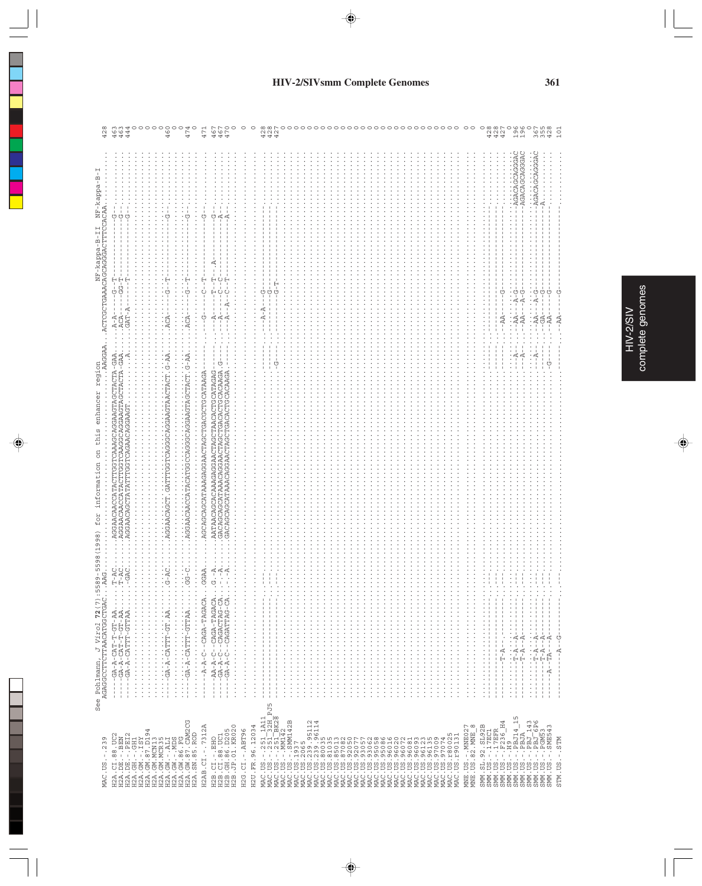HIV-2/SIV complete genomes

See Pohlmann, J Virol 72(7):5589-5598(1998) for information on this enhancer region

```
                   AGAGGCCTTCTTAACATGGCTGAC..AAG.........................................AAGGAA...ACTCGCTGAAACAGCAGGGACTTTCCACAA.          NF-kappa-B-II  NF-kappa-B-I
MAC.US.-.239                                                                                                                              428
H2A.CI.88.UC2      ----GA-A-CAT-T-GT-AA......T-AC.......AGGAACAACCATACTTGGTCAAAGCAGGAAGTAGCTACTA-GAA.....A-A-------G--T----------G-............     463
H2A.DE.-.BEN       ----GA-A-CAT-T-GT-AA......T-AC.......AGGAACAACCATACTTGGTCAAGGCAGGAAGTAGCTACTA-GAA.....ACA-------GG-T----------G-............     463
H2A.DE.-.PEI2      ----GA-A-CATTT-GTTAA......-GAC.......AGGAACAGCTATATTTGGTCAGAACAGGAAGT..........A.....GAT-A---------T----------G-............     444
H2A.GH.-.GH1                                                                                                                              0
H2A.GM.-.ISY                                                                                                                              0
H2A.GM.87.D194                                                                                                                            0
H2A.GM.MCN13                                                                                                                              0
H2A.GM.MCR35                                                                                                                              0
H2A.GW.-.ALI       ----GA-A-CATTT-GT.AA......G-AC.......AGGAACAGCT.GATTTGGTCAGGGCAGGAAGTAACTACT G-AA.....ACA-------G--T----------G-............     460
H2A.GW.-.MDS                                                                                                                              0
H2A.GW.86.FG                                                                                                                              0
H2A.GW.87.CAM2CG   ----GA-A-CATTT-GTTAA......GG-C.......AGGAACAACCATACATGGCCAGGGCAGGAAGTAGCTACT G-AA.....ACA-------G--T----------G-............     474
H2A.SN.85.ROD                                                                                                                             0
H2AB.CI.-.7312A    ----A-A-C--CAGA-TAGACA..GGAA.........AGCAGCAGCATAAAGAGGAACTAGCTGACGCTGCATAAGA.........G-------C--T----------G-............     471
H2B.CI.-.EHO       ----AA-A-C--CAGA-TAGACA..G.-A........AATAACAGCACAAAGAGGAACTAGCTAACACTGCATAAGAG........A-------T--T---A------G-............     467
H2B.CI.88.UC1      ----GA-A-C--CAGACTAG-CA..-.-A........GACAGCAGCATAAACAGGAACTAGCTGACACTGCACAAGA.G.......A-------C--C----------A-............     467
H2B.GH.86.D205     ----GA-A-C--CAGATTAG-CA..-.-A........GACAGCAGCATAAACAGGAACTAGCTGACACTGCACAAGA.........A---A--C--T----------A-............     470
H2B.JP.01.KR020                                                                                                                           0
H2G.CI.-.ABT96                                                                                                                            0
H2U.FR.96.12034                                                                                                                           0
MAC.US.-.251_1A11                                                                                 -A-A---G-                               428
MAC.US.-.251_32H_PJ5                                                                                    --G-                              428
MAC.US.-.251_BK28                                                        G-                              --G-T                            427
MAC.US.-.MM142                                                                                                                            0
MAC.US.-.SMM142B                                                                                                                          0
MAC.US.1937                                                                                                                               0
MAC.US.2065                                                                                                                               0
MAC.US.239.95112                                                                                                                          0
MAC.US.239.96114                                                                                                                          0
MAC.US.80035                                                                                                                              0
MAC.US.81035                                                                                                                              0
MAC.US.85013                                                                                                                              0
MAC.US.87082                                                                                                                              0
MAC.US.92050                                                                                                                              0
MAC.US.92077                                                                                                                              0
MAC.US.93057                                                                                                                              0
MAC.US.93062                                                                                                                              0
MAC.US.95058                                                                                                                              0
MAC.US.95086                                                                                                                              0
MAC.US.96016                                                                                                                              0
MAC.US.96020                                                                                                                              0
MAC.US.96072                                                                                                                              0
MAC.US.96081                                                                                                                              0
MAC.US.96093                                                                                                                              0
MAC.US.96123                                                                                                                              0
MAC.US.96135                                                                                                                              0
MAC.US.97009                                                                                                                              0
MAC.US.97074                                                                                                                              0
MAC.US.r80025                                                                                                                             0
MAC.US.r90131                                                                                                                             0
MNE.US.-.MNE027                                                                                                                           0
MNE.US.82.MNE_8                                                                                                                           0
SMM.SL.92.SL92B                                                                                                                           0
SMM.US.-.17EC1                                                                                                                            428
SMM.US.-.17EFR                                                                                                                            428
SMM.US.-.F236_H4   ---------T-A-                                                          -AA-----G-                                      427
SMM.US.-.H9                                                                                                                               0
SMM.US.-.PBJ14_15  ---------T-A--A-                                               -A-     -AA---A-G-                -AGACAGCAGGAC     196
SMM.US.-.PBJA      ---------T-A--A-                                               -A-     -AA---A-G-                -AGACAGCAGGAC     196
SMM.US.-.PBJ_143                                                                                                                          0
SMM.US.-.PBJ_6P6   ---------T-A--A-                                               -A-     -AA---A-G-                -AGACAGCAGGAC     367
SMM.US.-.PGM53     ---------T-A--A-                                                       -GA-----G-                A-                355
SMM.US.-.SME543    --------A--TA--A-                                        G-            -AA-----G-                                  428
STM.US.-.STM       ---------A--G-                                                         -AA-----G-                                  101
```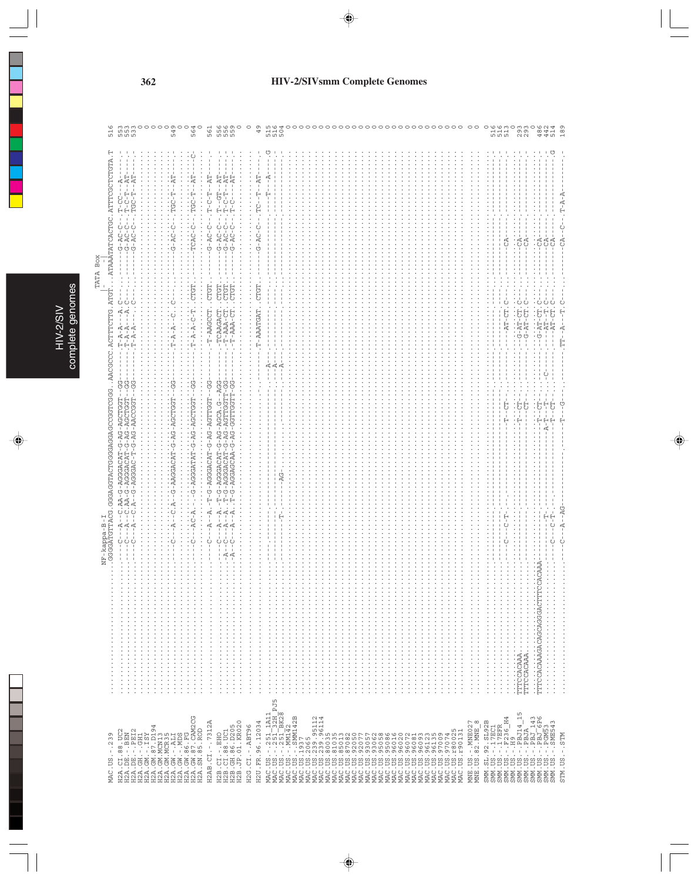# HIV-2/SIVsmm Complete Genomes

```
                                     NF-kappa-B-I                                                          TATA Box
                                                                                                           |-    -|
MAC.US.-.239          ..........................GGGGATGTTACG.GGGAGGTACTGGGGAGGAGCGGTCGGG..AACGCCC.ACTTTCTTG.ATGT..ATAAATATCACTGC.ATTTCGCTCTGTA.T  516

H2A.CI.88.UC2         ..........................------C---A--C.AA-G-AGGGACAT-G-AG-AGCTGGT--GG------T-A-A---A.C-----------G-AC-C--.T-CC---A-----  553
H2A.DE.-.BEN          ..........................------C---A--C.AA-G-AGGGACAT-G-AG-AGCTGGT--GG------T-A-A---A.C-----------G-AC-C--.T-C-T--AT----  553
H2A.DE.-.PEI2         ..........................------C---A--C.A--G-AGGAC-T-G-AG-AACCGGT--GG------T-A-A-----C-----------G-AC-C--.TGC-T--AT----  533
H2A.GH.-.GH1          ..........................................................................................................................  0
H2A.GM.-.ISY          ..........................................................................................................................  0
H2A.GM.87.D194        ..........................................................................................................................  0
H2A.GM.MCN13          ..........................................................................................................................  0
H2A.GM.MCR35          ..........................................................................................................................  0
H2A.GW.-.ALI          ..........................------C---A--C.A--G-AAGGACAT-G-AG-AGCTGGT--GG------T-A-A--C.C-----------G-AC-C--.TGC-T--AT----  549
H2A.GW.-.MDS          ..........................................................................................................................  0
H2A.GW.86.FG          ..........................................................................................................................  0
H2A.GW.87.CAM2CG      ..........................------C----AC-A---G-AGGGATAT-G-AG-AGCTGGT--GG------T-A-A-C-T.CTGT.-----TCAC-C--.TGC-T--AT---C-  564
H2A.SN.85.ROD         ..........................................................................................................................  0

H2AB.CI.-.7312A       ..........................------C---A--A.-T-G-AGGGACAT-G-AG-AGTTGGT--GG------T-AAGCCT.CTGT.-----G-AC-C--.T-C-T--AT----  561

H2B.CI.-.EHO          ..........................------C---A--A.-T-G-AGGGACAT-G-AG-AGCA.G--AGG------TCAAGACT.CTGT.-----G-AC-C--.T--GT--AT----  556
H2B.CI.88.UC1         ..........................----A--C---A--A.-T-G-AGGGACAT-G-AG-AGTTGGTT-GG------T-AAA-CT.CTGT.-----G-AC-C--.T-C-T--AT----  556
H2B.GH.86.D205        ..........................----A--C---A--A.-T-G-AGGAGCAA-G-AG-GGTTGGTT-GG------T-AAA-CT.CTGT.-----G-AC-C--.T-C----AT----  559
H2B.JP.01.KR020       ..........................................................................................................................  0

H2G.CI.-.ABT96        ..........................................................................................................................  0

H2U.FR.96.12034       ..........................----------------------------------------------------T-AAATGAT.CTGT.-----G-AC-C--.TC--T--AT----  49

MAC.US.-.251_1A11     ..........................----------------------------------------------A------------------------------------T---A-----G  515
MAC.US.-.251_32H_PJ5  ..........................----------------------------------------------A-----------------------------------------------  516
MAC.US.-.251_BK28     ..........................--------T------AG-----------------------------A-----------------------------------------------  504
MAC.US.-.MM142        ..........................................................................................................................  0
MAC.US.-.SMM142B      ..........................................................................................................................  0
MAC.US.1937           ..........................................................................................................................  0
MAC.US.2065           ..........................................................................................................................  0
MAC.US.239.95112      ..........................................................................................................................  0
MAC.US.239.96114      ..........................................................................................................................  0
MAC.US.80035          ..........................................................................................................................  0
MAC.US.81035          ..........................................................................................................................  0
MAC.US.85013          ..........................................................................................................................  0
MAC.US.87082          ..........................................................................................................................  0
MAC.US.92050          ..........................................................................................................................  0
MAC.US.93057          ..........................................................................................................................  0
MAC.US.93062          ..........................................................................................................................  0
MAC.US.93077          ..........................................................................................................................  0
MAC.US.95058          ..........................................................................................................................  0
MAC.US.95086          ..........................................................................................................................  0
MAC.US.96016          ..........................................................................................................................  0
MAC.US.96020          ..........................................................................................................................  0
MAC.US.96072          ..........................................................................................................................  0
MAC.US.96081          ..........................................................................................................................  0
MAC.US.96093          ..........................................................................................................................  0
MAC.US.96123          ..........................................................................................................................  0
MAC.US.96135          ..........................................................................................................................  0
MAC.US.97009          ..........................................................................................................................  0
MAC.US.97074          ..........................................................................................................................  0
MAC.US.r80025         ..........................................................................................................................  0
MAC.US.r90131         ..........................................................................................................................  0

MNE.US.-.MNE027       ..........................................................................................................................  0
MNE.US.82.MNE_8       ..........................................................................................................................  0

SMM.SL.92.SL92B       ..........................................................................................................................  0
SMM.US.-.17EC1        ..........................------------------------------------------------------------------------------------------.-  516
SMM.US.-.17EFR        ..........................------------------------------------------------------------------------------------------.-  516
SMM.US.-.F236_H4      ..........................------C--C-T-----------------------------T--CT------------AT-CT.C-----------CA--------------  513
SMM.US.-.H9           ..........................................................................................................................  0
SMM.US.-.PBJ14_15     TTTCCACAAA................-------------------------------------------T--CT------------G-AT-CT.C-----------CA-------------  293
SMM.US.-.PBJA         TTTCCACAAA................-------------------------------------------------CT------------G-AT-CT.C-----------CA-------------  293
SMM.US.-.PBJ_143      ..........................................................................................................................  0
SMM.US.-.PBJ_6P6      TTTCCACAAAGACAGCAGGGACTTTCCACAAA------------------------------------T--CT------------G-AT-CT.C-----------CA-------------  486
SMM.US.-.PGM53        ..........................---------T----------------------------A-T---T-.--C------------AT--T.C-----------CA-------------  442
SMM.US.-.SME543       ..........................------C--C-T-----------------------------T--CT------------AT-CT.C-----------CA------------G  514

STM.US.-.STM          ..........................------C---A-AG-------------------------T--G------------TT--A---T.C-----------CA--C--.T-A-A----  189
```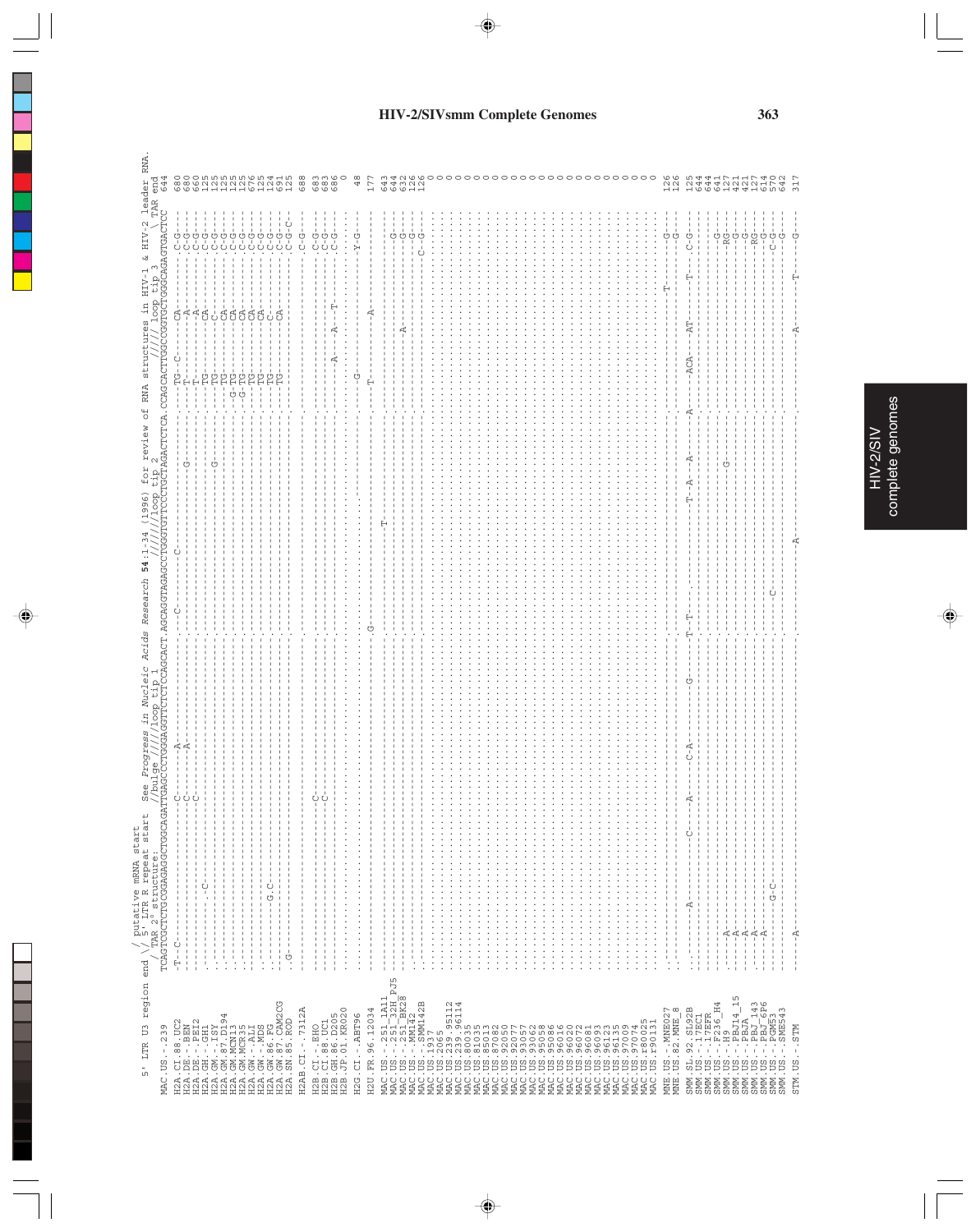# HIV-2/SIVsmm Complete Genomes

```
5' LTR U3 region end \/ putative mRNA start
                      \/ 5' LTR R repeat start    See Progress in Nucleic Acids Research 54:1-34 (1996) for review of RNA structures in HIV-1 & HIV-2 leader RNA.
                      / TAR 2° structure:         //bulge ////loop tip 1            //////loop tip 2                  ////loop tip 3       \ TAR end
MAC.US.-.239          TCAGTCGCTCTGCGGAGAGGCTGGCAGATTGAGCCCTGGGAGGTTCTCTCCAGCACT AGCAGGTAGAGCCTGGGTGTTCCCTGCTAGACTCTCA CCAGCACTTGGCCGGTGCTGGGCAGACGGCTCC 644
```

| Sequence | Position |
|---|---|
| MAC.US.-.239 | 644 |
| H2A.CI.88.UC2 | 680 |
| H2A.DE.-.BEN | 680 |
| H2A.DE.-.PEI2 | 660 |
| H2A.GH.-.GH1 | 125 |
| H2A.GM.-.ISY | 125 |
| H2A.GM.87.D194 | 125 |
| H2A.GM.MCN13 | 125 |
| H2A.GM.MCR35 | 125 |
| H2A.GW.-.ALI | 676 |
| H2A.GW.-.MDS | 125 |
| H2A.GW.86.FG | 124 |
| H2A.GW.87.CAM2CG | 691 |
| H2A.SN.85.ROD | 125 |
| H2AB.CI.-.7312A | 688 |
| H2B.CI.-.EHO | 683 |
| H2B.CI.88.UC1 | 683 |
| H2B.GH.86.D205 | 686 |
| H2B.JP.01.KR020 | 0 |
| H2G.CI.-.ABT96 | 48 |
| H2U.FR.96.12034 | 177 |
| MAC.US.-.251_1A11 | 643 |
| MAC.US.-.251_32H_PJ5 | 644 |
| MAC.US.-.251_BK28 | 632 |
| MAC.US.-.MM142 | 126 |
| MAC.US.-.SMM142B | 126 |
| MAC.US.1937 | 0 |
| MAC.US.2065 | 0 |
| MAC.US.239.95112 | 0 |
| MAC.US.239.96114 | 0 |
| MAC.US.80035 | 0 |
| MAC.US.81035 | 0 |
| MAC.US.85013 | 0 |
| MAC.US.87082 | 0 |
| MAC.US.92050 | 0 |
| MAC.US.92077 | 0 |
| MAC.US.93057 | 0 |
| MAC.US.93062 | 0 |
| MAC.US.95058 | 0 |
| MAC.US.95086 | 0 |
| MAC.US.96016 | 0 |
| MAC.US.96020 | 0 |
| MAC.US.96072 | 0 |
| MAC.US.96081 | 0 |
| MAC.US.96093 | 0 |
| MAC.US.96123 | 0 |
| MAC.US.96135 | 0 |
| MAC.US.97009 | 0 |
| MAC.US.97074 | 0 |
| MAC.US.r80025 | 0 |
| MAC.US.r90131 | 0 |
| MNE.US.-.MNE027 | 126 |
| MNE.US.82.MNE_8 | 126 |
| SMM.SL.92.SL92B | 125 |
| SMM.US.-.17EC1 | 644 |
| SMM.US.-.17EFR | 644 |
| SMM.US.-.F236_H4 | 641 |
| SMM.US.-.H9 | 127 |
| SMM.US.-.PBJ14_15 | 421 |
| SMM.US.-.PBJA | 421 |
| SMM.US.-.PBJ_143 | 127 |
| SMM.US.-.PBJ_6P6 | 614 |
| SMM.US.-.PGM53 | 570 |
| SMM.US.-.SME543 | 642 |
| STM.US.-.STM | 317 |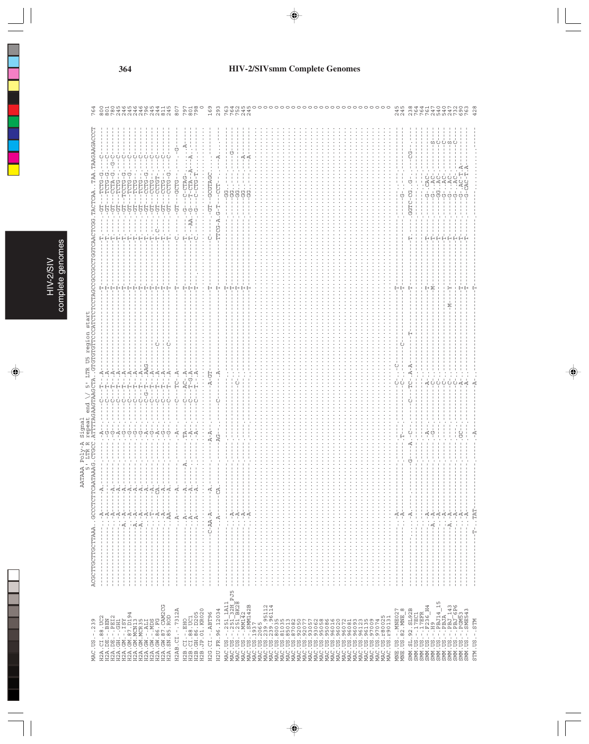AATAAA Poly-A Signal
5' LTR R repeat end \/ 5' LTR U5 region start

```
                    ACGCTTGCTTGCTTAAA..GCCCTCTTCAATAAAG.CTGCC.ATTTTAGAAGTAAGCTA..GTGTGTGTTCCCATCTCTCCTAGCCGCCGCCTGGTCAACTCGG.TACTCAA..TAA.TAAGAAGACCCT   764
MAC.US.-.239
H2A.CI.88.UC2       ---------------.A-------A--------------A---------C---T--A----------------------T----------T-----GT--TCTG-G----C-----------   800
H2A.DE.-.BEN        ---------------.A------------------.G----------C---T--A----------------------T----------T-----GT--TCTG-G----C-----------   801
H2A.DE.-.PEI2       ---------------.A-------A----------.G----------C---T--A----------------------T----------T-----GT--CCTA-G--G-C-----------   780
H2A.GH.-.GH1        ---------------.A-------A----------.A----------C---T--A----------------------T----------T-----GT--TCTG------C-----------   245
H2A.GM.-.ISY        --------------A.A-------A----------.A----------C---T--A----------------------T----------T-----GT--TCCTG-G---C-----------   246
H2A.GM.87.D194      ---------------.A-------A----------.G----------C---T--A----------------------T----------T-----GT--TCTG-G----C-----------   245
H2A.GM.MCN13        --------------A.A-------A----------.G----------C---T--A----------------------T----------T-----GT--TCTG------C-----------   245
H2A.GM.MCR35        --------------A.A-------A----------.G----------C---T--A----------------------T----------T-----GT--TCTG------C-----------   246
H2A.GW.-.ALI        ---------------.A-------A----------.A----------C-G-T--AAG--------------------T----------T-----GT--CCTG-G----C-----------   796
H2A.GW.-.MDS        ---------------.T-------A----------.G----------C---T--A----------------------T----------T-----GT--CCTG------C-----------   245
H2A.GW.86.FG        ---------------.A-------CA---------.A----------C---T--A------C---------------T--------T.C-----GT--CCTGT-----C-----------   244
H2A.GW.87.CAM2CG    ---------------.A-------A----------.G----------C---T--A----------------------T----------T-----GT--CCTG------C-----------   811
H2A.SN.85.ROD       ---------------.AA------A----------.G----------C---T--A------C---------------T----------T-----GT--CCTG-G----C-----------   245

H2AB.CI.-.7312A     ---------------.A-------A----------.A----------C---TC-A----------------------T----------C-----GT--GCTG-----------G-------   807

H2B.CI.-.EHO        ---------------.A-------A------A---.TA---------C---AC-A----------------------T----------T-----G---C-CTAG-------A--------   797
H2B.CI.88.UC1       ---------------.A-------A----------.A----------C---T-G-A---------------------T----------T---AA-G--T-CTA--A--A------------   801
H2B.GH.86.D205      ---------------.A-------A----------.A----------C---T--A----------------------T----------C-----G---C-CTG-T---------------   798
H2B.JP.01.KR020     ..................................................................................................................   0

H2G.CI.-.ABT96      -------------C-AA-A-----A----------.A-A---------------A-GT-------------------T----------C-----GT--GCGTAGC----------------   169

H2U.FR.96.12034     ---------------.A-------CA---------.AG----------C------A----------------------T---------TTCG-A.G-T--CCT--------A----------   293

MAC.US.-.251_1A11   ---------------.----------------------------------------------------------------T----------------GG.---------------------   763
MAC.US.-.251_32H_PJ5 --------------.A------------------------------------------------------------------T---------------GG.------------G------   764
MAC.US.-.251_BK28   --------------.A---------------------------------------C-------------------------T---------------GG.---------------------   752
MAC.US.-.MM142      --------------.A---------------------------------------------------------------T----------------GG.---------A-----------   245
MAC.US.-.SMM142B    --------------.A---------------------------------------------------------------T----------------GG.---------A-----------   245
MAC.US.1937         ..................................................................................................................   0
MAC.US.2065         ..................................................................................................................   0
MAC.US.239.95112    ..................................................................................................................   0
MAC.US.239.96114    ..................................................................................................................   0
MAC.US.80035        ..................................................................................................................   0
MAC.US.81035        ..................................................................................................................   0
MAC.US.85013        ..................................................................................................................   0
MAC.US.87082        ..................................................................................................................   0
MAC.US.92050        ..................................................................................................................   0
MAC.US.92077        ..................................................................................................................   0
MAC.US.93057        ..................................................................................................................   0
MAC.US.93062        ..................................................................................................................   0
MAC.US.95058        ..................................................................................................................   0
MAC.US.95086        ..................................................................................................................   0
MAC.US.96016        ..................................................................................................................   0
MAC.US.96020        ..................................................................................................................   0
MAC.US.96072        ..................................................................................................................   0
MAC.US.96081        ..................................................................................................................   0
MAC.US.96093        ..................................................................................................................   0
MAC.US.96123        ..................................................................................................................   0
MAC.US.96135        ..................................................................................................................   0
MAC.US.97009        ..................................................................................................................   0
MAC.US.97074        ..................................................................................................................   0
MAC.US.r80025       ..................................................................................................................   0
MAC.US.r90131       ..................................................................................................................   0

MNE.US.-.MNE027     --------------.A-----------------T---------------C----C----------------------T-----------------------G-------------------   245
MNE.US.82.MNE_8     --------------.A-----------------T---------------C--------C------------------T---------------------------------------------   245

SMM.SL.92.SL92B     --------------.A.---------------G---A-C--------C---TC-A-A------T--------------T----------T-----GGTC-CG.-G.----CG---------   238
SMM.US.-.17EC1      ..................................................................................................................   764
SMM.US.-.17EFR      ..................................................................................................................   764
SMM.US.-.F236_H4    --------------.A-------------------.A------------------A-----------------------T----------T-------G-.CAC----------------   761
SMM.US.-.H9         -------------A.A-------------------.G------------------C-----------------------M----------T-------G-.AC------------S-----   247
SMM.US.-.PBJ14_15   --------------.A--------------------------------------C-----------------------------------T-------GG.AC--------------C---   540
SMM.US.-.PBJA       --------------.A--------------------------------------C-----------------------------------T-------G-.AC--------------C---   540
SMM.US.-.PBJ_143    -------------A.A--------------------------------------C--------------M---Y----------------T-------G-.AC-----------S------   247
SMM.US.-.PBJ_6P6    --------------.A--------------------------------------C-----------------------------------T-------G-.AC-------------C----   732
SMM.US.-.PGM53      --------------.A-------------------.GC----------------A-----------------------T-----------T-------G-.AC-T.A---------------   690
SMM.US.-.SME543     --------------.A----------------------------------------A---------------------T-----------T-------G-CAC-T.A---------------   763

STM.US.-.STM        --------------T-.TAT---------------.A------------------A-----------------------T-------------------------------------------   428
```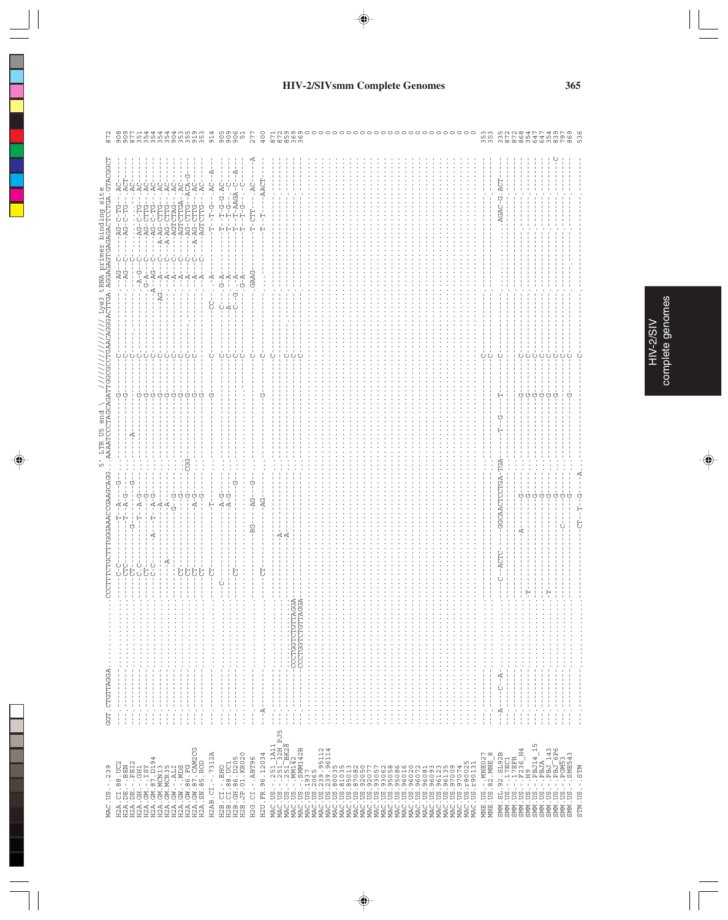# HIV-2/SIVsmm Complete Genomes

```
                                                              5' LTR U5 end \   ///////////////// Lys3 tRNA primer binding site
                    GGT.CTGTTAGGA.........CCCTTTCTGCTTTGGGAAACCGAAGCAGG...AAAATCCCTAGCAGATTGGCGCCTGAACAGGGACTTGA.AGGAGAGTGAGAGACTCCTGA.GTACGGCT  872
MAC.US.-.239
```

HIV-2/SIV complete genomes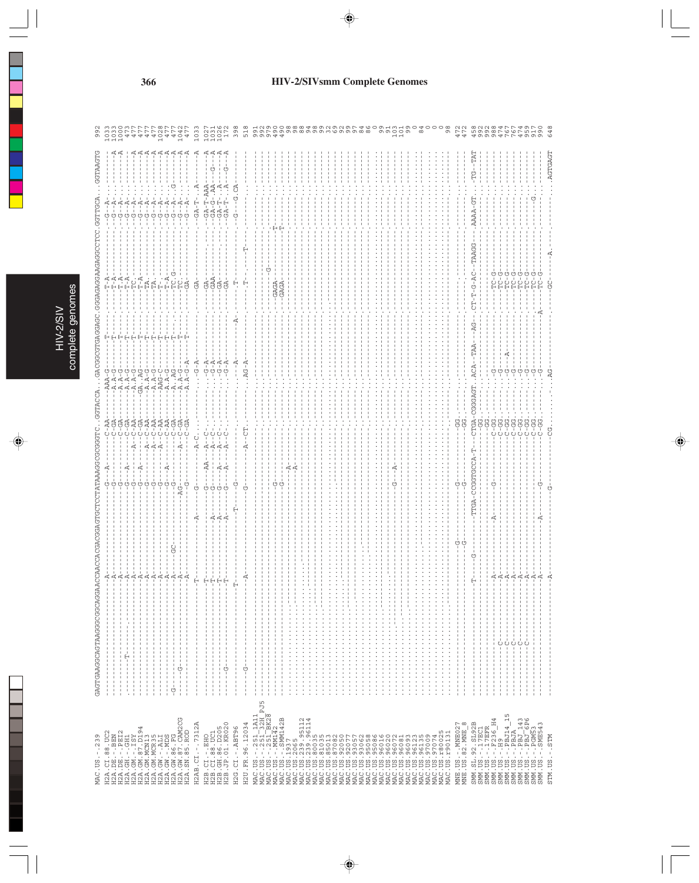# HIV-2/SIVsmm Complete Genomes

```
                      GAGTGAAGGCAGTAAGGGCGGCAGGAACCAACCACGACGGAGTGCTCCTATAAAGGCGCGGGTC.GGTACCA...GACGGCGTGAGGAGC.GGGAGGAAGAGGCCTCC.GGTTGCA...GGTAAGTG    992
MAC.US.-.239
H2A.CI.88.UC2                                                                                                                                          1033
H2A.DE.-.BEN                                                                                                                                           1033
H2A.DE.-.PEI2                                                                                                                                          1000
H2A.GH.-.GH1                                                                                                                                            473
H2A.GM.-.ISY                                                                                                                                            477
H2A.GM.87.D194                                                                                                                                          477
H2A.GM.MCN13                                                                                                                                            477
H2A.GM.MCR35                                                                                                                                            477
H2A.GW.-.ALI                                                                                                                                           1028
H2A.GW.-.MDS                                                                                                                                            477
H2A.GW.86.FG                                                                                                                                            477
H2A.GW.87.CAM2CG                                                                                                                                       1042
H2A.SN.85.ROD                                                                                                                                           477
H2AB.CI.-.7312A                                                                                                                                        1033
H2B.CI.-.EHO                                                                                                                                           1027
H2B.CI.88.UC1                                                                                                                                          1031
H2B.GH.86.D205                                                                                                                                         1026
H2B.JP.01.KR020                                                                                                                                         172
H2G.CI.-.ABT96                                                                                                                                          398
H2U.FR.96.12034                                                                                                                                         518
MAC.US.-.251_1A11                                                                                                                                       991
MAC.US.-.251_32H_PJ5                                                                                                                                    992
MAC.US.-.251_BK28                                                                                                                                       979
MAC.US.-.MM142                                                                                                                                          490
MAC.US.-.SMM142B                                                                                                                                        490
MAC.US.-.1937                                                                                                                                            98
MAC.US.-.2065                                                                                                                                            98
MAC.US.239.95112                                                                                                                                         88
MAC.US.239.96114                                                                                                                                         94
MAC.US.80035                                                                                                                                             98
MAC.US.85013                                                                                                                                             99
MAC.US.87082                                                                                                                                             32
MAC.US.92050                                                                                                                                             69
MAC.US.92077                                                                                                                                             92
MAC.US.93057                                                                                                                                             99
MAC.US.95058                                                                                                                                             97
MAC.US.95062                                                                                                                                             84
MAC.US.95086                                                                                                                                             86
MAC.US.96016                                                                                                                                              0
MAC.US.96072                                                                                                                                             99
MAC.US.96081                                                                                                                                             91
MAC.US.96093                                                                                                                                            103
MAC.US.96123                                                                                                                                            101
MAC.US.96135                                                                                                                                             99
MAC.US.97009                                                                                                                                              0
MAC.US.97074                                                                                                                                             84
MAC.US.r80025                                                                                                                                             0
MAC.US.r90131                                                                                                                                             0
                                                                                                                                                          0
                                                                                                                                                         98
MNE.US.-.MNE027                                                                                                                                         472
MNE.US.82.MNE_8                                                                                                                                         472
SMM.SL.92.SL92B                                                                                                                                         458
SMM.US.-.17EC1                                                                                                                                          992
SMM.US.-.17EFR                                                                                                                                          992
SMM.US.-.F236_H4                                                                                                                                        988
SMM.US.-.H9                                                                                                                                             474
SMM.US.-.PBJ14_15                                                                                                                                       767
SMM.US.-.PBJA                                                                                                                                           767
SMM.US.-.PBJ_143                                                                                                                                        474
SMM.US.-.PBJ_6P6                                                                                                                                        959
SMM.US.-.PGM53                                                                                                                                          917
SMM.US.-.SME543                                                                                                                                         990
STM.US.-.STM                                                                                                                                            648
```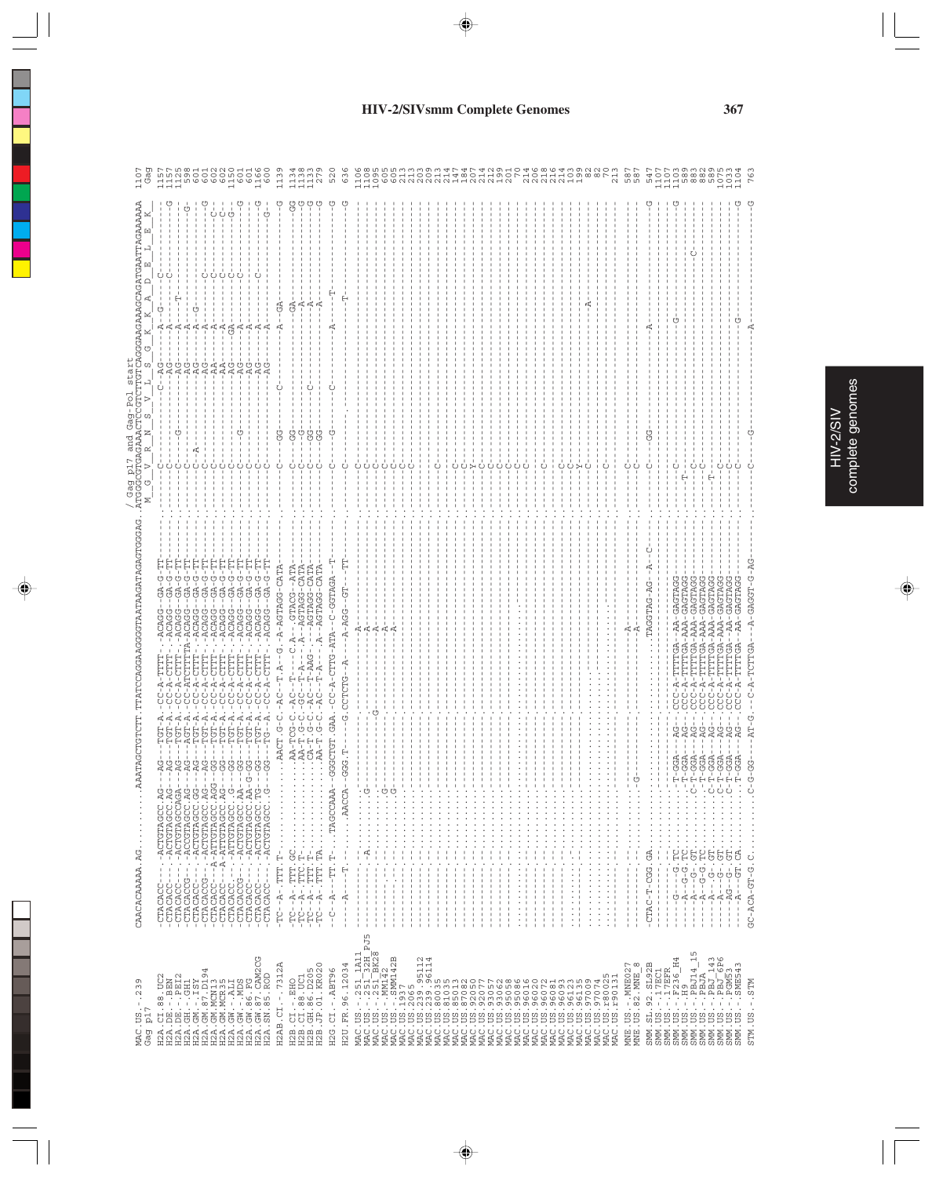# HIV-2/SIVsmm Complete Genomes

```
                                                                          / Gag p17 and Gag-Pol start
MAC.US.-.239         CAACACAAAAA.AG..........AAATAGCTGTCTT.TTATCCAGGAAGGGGTAATAAGATAGAGTGGGAG..ATGGGCGTGAGAAACTCCGTCTTGTCAGGGAAGAAAGCAGATGAATTAGAAAAA  1107
Gag p17                                                                                         M  G  V  R  N  S  V  L  S  G  K  K  A  D  E  L  E  K   Gag

H2A.CI.88.UC2        -CTACACC---ACTGTAGCC.AG--AG---TGT-A.-CC-A-TTTT-.ACAGG--GA-G-TT.......C........C-AG-----A--G----C-----------  1157
H2A.DE.-.BEN         -CTACACC---ACTGTAGCC.AG--AG---TGT-A.-CC-A-CTTT-.ACAGG--GA-G-TT.......C...........AG-----A---------C----------G  1157
H2A.DE.-.PEI2        -CTACACC---ACTGTAGCCAGA--AG---TGT-A.-CC-A-CTTT-.ACAGG--GA-G-TT.......C.....G.....AG-----A-------T-----------  1125
H2A.GH.-.GH1         -CTACACCG--ACTGTAGCC.GG--AG---AGT-A.-CC-ATCTTTA.ACAGG--GA-G-TT.......C...........AG-----A------------------G  598
H2A.GM.-.ISY         -CTACACC---ACTGTAGCC.GG--AG---TGT-A.-CC-A-CTTT-.ACAGG--GA-G-TT.......C--A........AG-----A--G-------------  601
H2A.GM.87.D194       -CTACACCG--ACTGTAGCC.AG--AG---TGT-A.-CC-A-CTTT-.ACAGG--GA-G-TT.......C...........AG-----A-------C---------G  601
H2A.GM.MCN13         -CTACACC--A-ATTGTAGCC.AGG-GG---TGT-A.-CC-A-CTTT-.ACAGG--GA-G-TT.......C...........AA-----A-------C-------C-  602
H2A.GM.MCR35         -CTACACC--A-ATTGTAGCC.AG--GG---TGT-A.-CC-A-CTTT-.ACAGG--GA-G-TT.......C...........AA-----A-------C-------C-  602
H2A.GW.-.ALI         -CTACACC---ACTGTAGCC.G---GG---TGT-A.-CC-A-CTTT-.ACAGG--GA-G-TT.......C...........AG-----GA------C-------G-  1150
H2A.GW.-.MDS         -CTACACCG--ACTGTAGCC.AA--GG---TGT-A.-CC-A-CTTT-.ACAGG--GA-G-TT.......C.....G.....AG-----A-------C----------G  601
H2A.GW.86.FG         -CTACACC---ACTGTAGCC.AA-G-GG---TGT-A.-CC-A-CTTT-.ACAGG--GA-G-TT.......C...........AG-----A------------------  601
H2A.GW.87.CAM2CG     -CTACACC---ACTGTAGCC.TG--GG---TGT-A.-CC-A-CTTT-.ACAGG--GA-G-TT.......C...........AG-----A-------C---------G  1166
H2A.SN.85.ROD        -CTACACC---ACTGTAGCC..G--GG---TG--A.-CC-A-CTTT-.ACAGG--GA-G-TT.......C...........AG-----A-----------------G-  600

H2AB.CI.-.7312A      -TC--A--TTT.T-..........AACT.G-C.-AC--T.A--G.-A-AGTAGG-CATA.........C......GG.....C......A--GA-----------G  1139

H2B.CI.-.EHO         -TC--A--TTT.GC..........AA-TG-C.-AC--T----C.A-.GTACG--ATA.........C......GG..............GA-----------GG  1134
H2B.CI.88.UC1        -TC--A--TTC.T-..........AA-T.G-C.-GC--T-A---A--AGTAGG-CATA.........C......-G..............A-----------G  1138
H2B.GH.86.D205       -TC--A--TTT.T-..........CA-T.G-C.-AC--T-AAG--.-AGTAGG-CATA.........C......GG.........C....A-----------G  1133
H2B.JP.01.KR020      -TC--A--TTT.TA..........AA-T.G-C.-AC--T-A---.A--AGTAGG-CATA-.......C......GG..............A-----------G  279

H2G.CI.-.ABT96       --C--A--TT.T-..TAGCCAAA--GGGCTGT.GAA.-CC-A-CTTG-ATA--C-GGTAGA--T.......C......G.........C....A------T----G  520

H2U.FR.96.12034      ----A---T-......AACCA--GGG.T----G.CCTCTG--A---A-AGG--GT---TT.......C.................................T-----G  636

MAC.US.-.251_1A11    ..........................................-A-....................C....................................  1106
MAC.US.-.251_32H_PJ5 .........-A.......G............................A-........................C...........................  1108
MAC.US.-.251_BK28    ....................................G...........A-........................C.........................  1095
MAC.US.-.MM142       ..........................G.......................A-.......................C.......................  605
MAC.US.-.SMM142B     ..........................G.......................A-.......................C.......................  605
MAC.US.1937          .......................................................................C..............................  213
MAC.US.2065          .......................................................................C..............................  213
MAC.US.239.95112     ..........................................................................................................  203
MAC.US.239.96114     ..................................................................C.....................................  209
MAC.US.80035         ..........................................................................................................  213
MAC.US.81035         ..........................................................................................................  214
MAC.US.85013         ..................................................................C.....................................  147
MAC.US.87082         ..................................................................C.....................................  184
MAC.US.92050         ..................................................................Y.....................................  207
MAC.US.92077         ..................................................................C.....................................  214
MAC.US.93057         ..................................................................C.....................................  212
MAC.US.93062         ..................................................................C.....................................  199
MAC.US.95058         ..................................................................C.....................................  201
MAC.US.95086         ..................................................................C.....................................  70
MAC.US.96016         ..................................................................C.....................................  214
MAC.US.96020         ..........................................................................................................  206
MAC.US.96072         ..................................................................C.....................................  218
MAC.US.96081         ..........................................................................................................  216
MAC.US.96093         ..................................................................C.....................................  214
MAC.US.96123         ..................................................................C.....................................  103
MAC.US.96135         ..................................................................Y.....................................  199
MAC.US.97009         ..................................................................C...................A.................  82
MAC.US.97074         ..........................................................................................................  82
MAC.US.r80025        ..................................................................C.....................................  70
MAC.US.r90131        ..........................................................................................................  213

MNE.US.-.MNE027      ..............................................-A-..................C.....................................  587
MNE.US.82.MNE_8      .......................................G.......-A-..................C.....................................  587

SMM.SL.92.SL92B      -CTAC-T-CGG.GA.....................TAGGTAG-AG--A--C.......C......GG..........A...................G  547
SMM.US.-.17EC1       ..........................................................................................................  1107
SMM.US.-.17EFR       ..........................................................................................................  1107
SMM.US.-.F236_H4     ---G---G.TC.........T-GGA---AG--.CCC-A-TTTTGA--AA-GAGTAGG.......C...........................G...........G  1103
SMM.US.-.H9          ---A--G-G.TC.........T-GGA---AG--.CCC-A-TTTTGA-AAA-GAGTAGG.......T-....................................  589
SMM.US.-.PBJ14_15    ---A---G.GT..........C-T-GGA--AG--.CCC-A-TTTTGA-AAA-GAGTAGG.......C...........................C..........  883
SMM.US.-.PBJA        ---A--G-G.TC.........T-GGA---AG--.CCC-A-TTTTGA-AAA-GAGTAGG.......C......................................  882
SMM.US.-.PBJ_143     ---A---G-.GT..........C-T-GGA--AG--.CCC-A-TTTTGA-AAA-GAGTAGG.......T-C....................................  589
SMM.US.-.PBJ_6P6     ---A---G-.GT..........C-T-GGA--AG--.CCC-A-TTTTGA-AAA-GAGTAGG.......C......................................  1075
SMM.US.-.PGM53       ---AG--G-.GT..........C-T-GGA--AG--.CCC-A-TTTTGA--AA-GAGTAGG.......C......................................  1033
SMM.US.-.SME543      ---A---GT.CA..........T-GGA---AG--.CCC-A-TTTTGA--AA-GAGTAGG.......C.................G...................G  1104

STM.US.-.STM         GC-ACA-GT-G.C.........C-G-GG---AT-G.--C-A-TCTTGA---A-GAGGT-G-AG.......C......G...............A...................G  763
```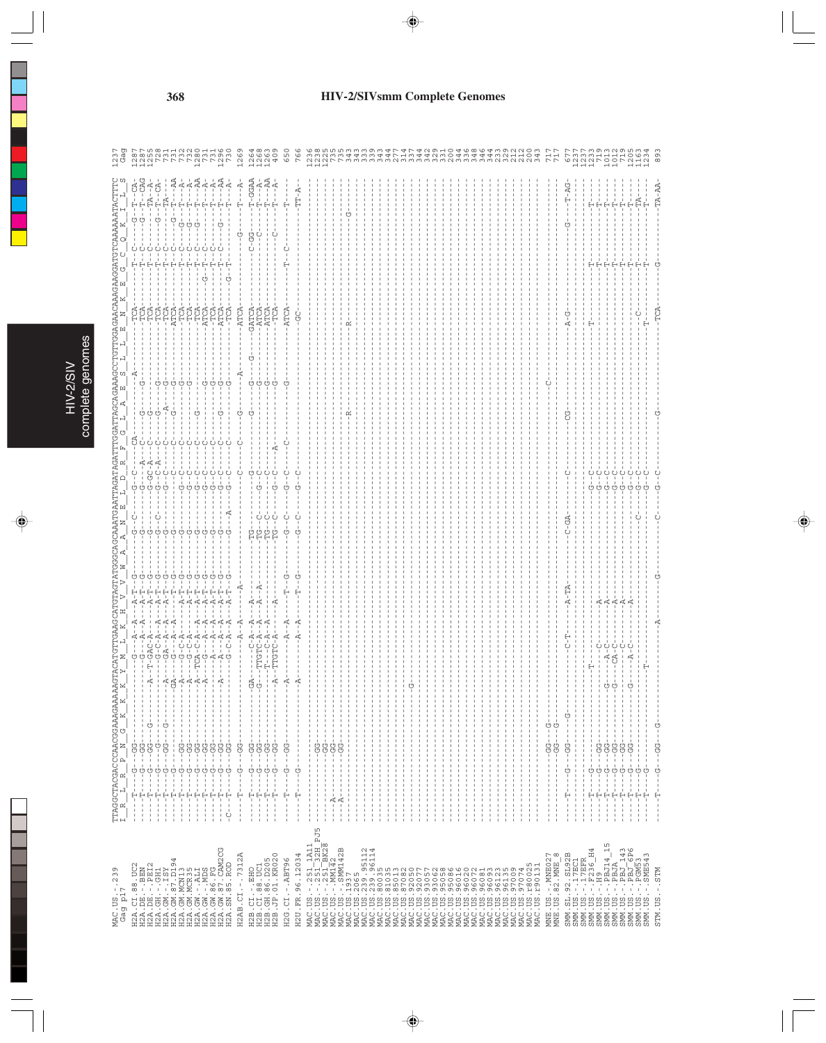# HIV-2/SIVsmm Complete Genomes

```
MAC.US.-.239         TTAGGCTACGACCCAACGGAAGAAAAAGTACATGTTGAAGCATGTAGTATGGGCAGCAAATGAATTAGATAGATTTGGATTAGCAGAAAGCCTGTTGGAGAACAAAGAAGGATGTCAAAAAATACTTTC 1237
Gag p17              I  R  L  R  P  N  G  K  K  K  Y  M  L  K  H  V  V  W  A  A  N  E  L  D  R  F  G  L  A  E  S  L  L  E  N  K  E  G  C  Q  K  I  L  S   Gag
```

HIV-2/SIV complete genomes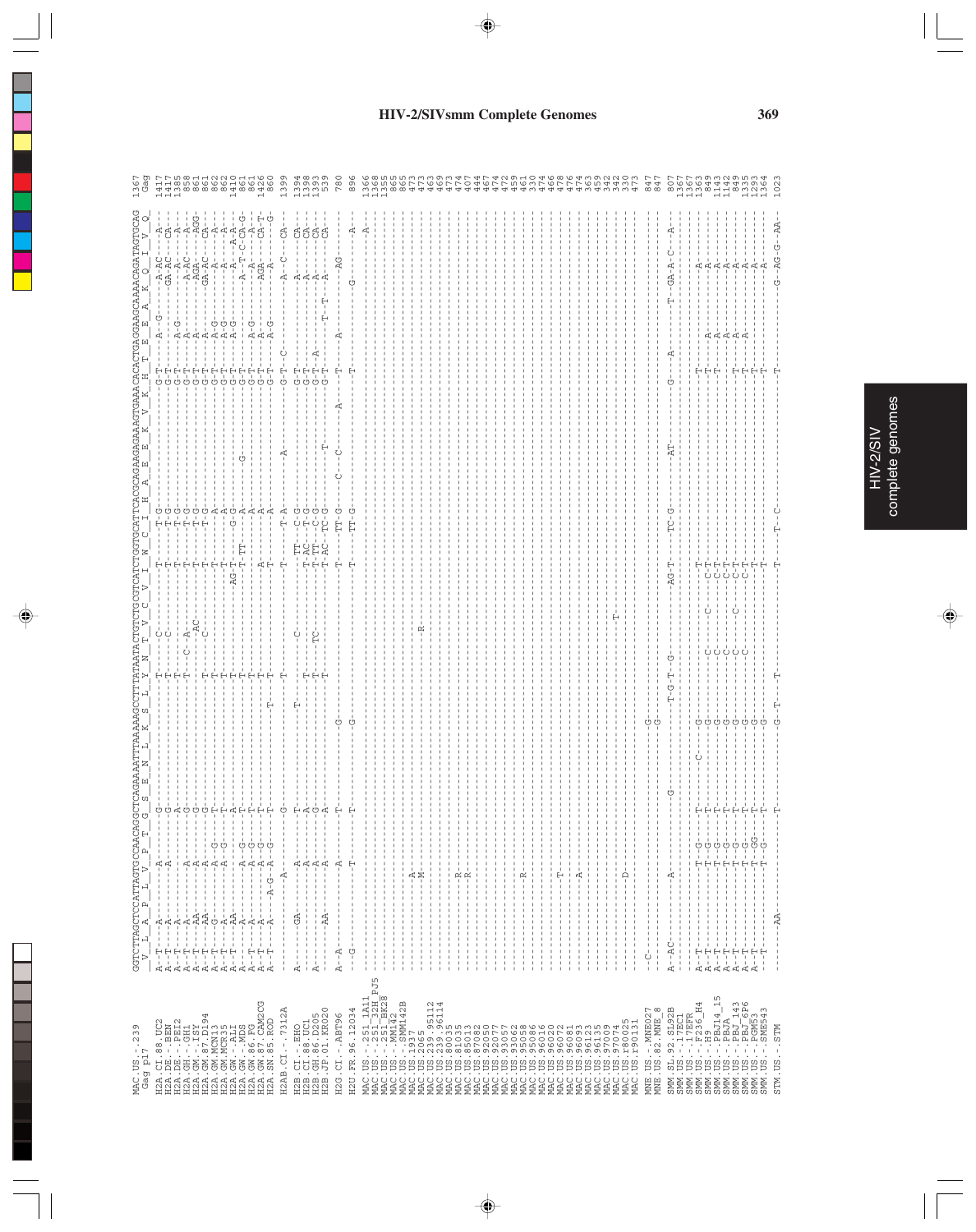# HIV-2/SIVsmm Complete Genomes

```
MAC.US.-.239          GGTCTTAGCTCCATTAGTGCCAACAGGCTCAGAAAATTTAAAAAGCCTTTATAATACTGTCTGCGTCATCTGGTGCATTCACGCAGAAGAGAAAGTGAAACACACTGAGGAAGCAAAACAGATAGTGCAG 1367
Gag p17                V  L  A  P  L  V  P  T  G  S  E  N  L  K  S  L  Y  N  T  V  C  V  I  W  C  I  H  A  E  E  K  V  K  H  T  E  E  A  K  Q  I  V  Q   Gag

H2A.CI.88.UC2         A--T----A------A------G-----------------T----C----------T--------T-G--------------------G-T-------A--G----A-AC--A-  1417
H2A.DE.-.BEN          A--T----A------A------G-----------------T----C----------T--------T-G--------------------G-T---------------GA-AC--CA-  1417
H2A.DE.-.PEI2         A--T----A-------------A-----------------T---------------T--------T-G--------------------G-T-------A-G----------A--A-  1385
H2A.GH.-.GH1          A--T----A------A------G-----------------T--C--A---------T--------T-G--------------------G-T-------A----------A-AC--A-  858
H2A.GM.-.ISY          A--T----AA-----A------G--------------------------AC-----T--------T-G--------------------G-T-------A--------AGA-----AGG  861
H2A.GM.87.D194        A--T----AA-----A------G-----------------T-----C---------T--------T-G--------------------G-T-------A--------GA-AC--CA-  861
H2A.GM.MCN13          A--T----G------A--G---T-----------------T---------------T--------A----------------------G-T-------A-G--------A----A-  862
H2A.GM.MCR35          A--T----A------A--G---T-----------------T---------------T--------A----------------------G-T-------A-G--------A----A-  862
H2A.GW.-.ALI          A--T----AA-----A------A-----------------T------------AG-T--------G-G--------------------G-T-------A-G--------A---A-A-  1410
H2A.GW.-.MDS          A--T----A------A-G----T-----------------T---------------T-TT-----A-------G--------------G-T---------------A-T-C-CA-G  861
H2A.GW.86.FG          A--T----A------A-G----T-----------------T---------------T--------A----------------------G-T-------A-G--------A----A-  861
H2A.GW.87.CAM2CG      A--T----A------A-G----T-----------------T---------------A--------A----------------------G-T-------A----------AGA---CA-T-  1426
H2A.SN.85.ROD         A--T----A----A-G-A-G--T----------T------T---------------T--------A----------------------G-T-------A-G--------A------G  860

H2AB.CI.-.7312A       -------------A--------G-----------------T---------------T--------T-A-------A------------G-T--C------------A--C----CA-  1399

H2B.CI.-.EHO          A-------GA-----A------T--------T--------------C---------T-TT-----C-G--------------------G-T----------------A------CA-  1394
H2B.CI.88.UC1         A--------------A------A-----------------T---------------T-AC-----T-G--------------------G-T----------------A------CA-  1398
H2B.GH.86.D205        A--------------A------G-----------------T-----TC--------T-TT-----C-G--------------------G-T--A-------------A------CA-  1393
H2B.JP.01.KR020       --------AA-----A------A-----------------T---------------T-AC-----TC-G------T------------G-T---------T--T---A------CA-  539

H2G.CI.-.ABT96        A--A-----------A------T-------------G---------------------T------TT-G-----C--C------A-----T-------A------------AG-  780

H2U.FR.96.12034       ---G-----------T------T-------------G---------------------T------TT-G---------------------T------------------G-----A-  896

MAC.US.-.251_1A11     ---------------------------------------------------------------------------------------------------------------A-  1366
MAC.US.-.251_32H_PJ5  -----------------------------------------------------------------------------------------------------------------  1368
MAC.US.-.251_BK28     -----------------------------------------------------------------------------------------------------------------  1355
MAC.US.-.MM142        -----------------------------------------------------------------------------------------------------------------  865
MAC.US.-.SMM142B      -----------------------------------------------------------------------------------------------------------------  865
MAC.US.1937           ---------------A-------------------------------------------------------------------------------------------------  473
MAC.US.2065           ---------------M----------------------------R--------------------------------------------------------------------  473
MAC.US.239.95112      -----------------------------------------------------------------------------------------------------------------  463
MAC.US.239.96114      -----------------------------------------------------------------------------------------------------------------  469
MAC.US.81035          -------------R---------------------------------------------------------------------------------------------------  473
MAC.US.85013          -------------R---------------------------------------------------------------------------------------------------  474
MAC.US.87082          -----------------------------------------------------------------------------------------------------------------  407
MAC.US.92050          -----------------------------------------------------------------------------------------------------------------  444
MAC.US.93077          -----------------------------------------------------------------------------------------------------------------  467
MAC.US.93057          -----------------------------------------------------------------------------------------------------------------  474
MAC.US.93062          -----------------------------------------------------------------------------------------------------------------  472
MAC.US.95058          -------------R---------------------------------------------------------------------------------------------------  459
MAC.US.95086          -----------------------------------------------------------------------------------------------------------------  461
MAC.US.96016          -----------------------------------------------------------------------------------------------------------------  330
MAC.US.96020          -----------------------------------------------------------------------------------------------------------------  474
MAC.US.96072          ---------------T-------------------------------------------------------------------------------------------------  466
MAC.US.96081          -----------------------------------------------------------------------------------------------------------------  478
MAC.US.96093          ---------------A-------------------------------------------------------------------------------------------------  476
MAC.US.96123          -----------------------------------------------------------------------------------------------------------------  474
MAC.US.96135          -----------------------------------------------------------------------------------------------------------------  363
MAC.US.97009          -----------------------------------------------T-----------------------------------------------------------------  459
MAC.US.97074          ---------------D-------------------------------------------------------------------------------------------------  342
MAC.US.r80025         -----------------------------------------------------------------------------------------------------------------  342
MAC.US.r90131         -----------------------------------------------------------------------------------------------------------------  330
                                                                                                                                           473
MNE.US.-.MNE027       --C-------------------------------------G------------------------------------------------------------------------  847
MNE.US.82.MNE_8       ----------------------------------------G------------------------------------------------------------------------  847

SMM.SL.92.SL92B       A--AC----------A-------------G-----------T-G-T--G----AG-T--------TC-G--------AT---------G----A--------T--GA-A--C---A-  807
SMM.US.-.17EC1        -----------------------------------------------------------------------------------------------------------------  1367
SMM.US.-.17EFR        -----------------------------------------------------------------------------------------------------------------  1367
SMM.US.-.F236_H4      A--T-----------T--G---T---------C-------G---------------T-------------------------------T---------------------A-----  1363
SMM.US.-.H9           A--T-----------T--G---T-----------------G----C-----C---C-T--------------------------------T----------A-----------A-  849
SMM.US.-.PBJ14_15     A--T-----------T--G---T-----------------G----C---------C-T--------------------------------T----------A-----------A-  1143
SMM.US.-.PBJA         A--T-----------T--G---T-----------------G----C---------C-T--------------------------------T----------A-----------A-  1142
SMM.US.-.PBJ_143      A--T-----------T--G---T-----------------G----C----C----C-T-------------------------------------------A-----------A-  849
SMM.US.-.PBJ_6P6      A--T-----------T--G---T-----------------G----C---------C-T--------------------------------T----------A-----------A-  1335
SMM.US.-.PGM53        A--T-----------T--GG--T-----------------G---------------T--------------------------------T-----------------------A-  1293
SMM.US.-.SME543       A--T-----------T--G---T-----------------G-----------------T--------------------------------T-----------------------A-  1364

STM.US.-.STM          --------AA------------T-----------------G--T--T---------T--------T--C---------------------T-----------------G--AG-G--AA  1023
```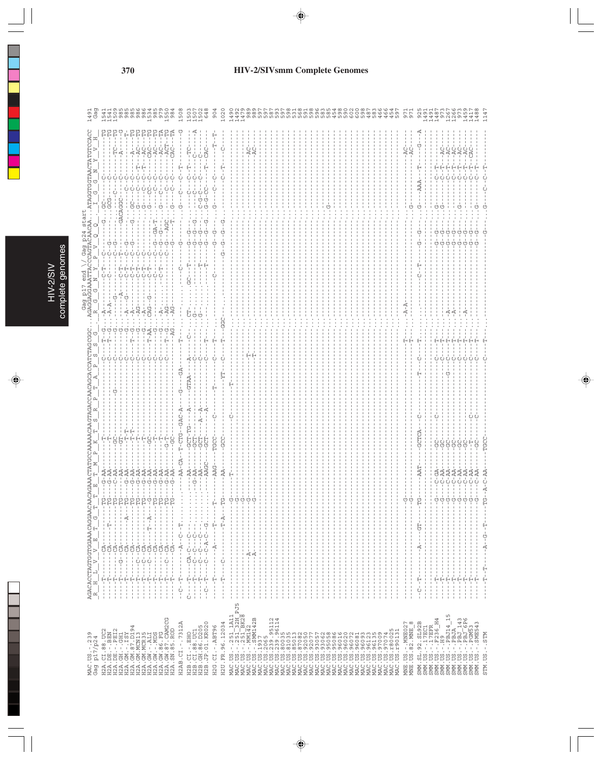```
                         Gag p17 end \/ Gag p24 start
                         AGACACCTAGTGGTGGAAACAGGAACAACAGAAACTATGCCAAAAACAAGTAGACCAACAGCACCATCTAGCGGC...AGAGGAGGAAATTACCCAGTACAACAA..ATAGGTGGTAACTATGTCCACC
                         R  H  L  V  V  E  T  G  T  T  E  T  M  P  K  T  S  R  P  T  A  P  S  S  G     R  G  G  N  Y  P  V  Q  Q     I  G  G  N  Y  V  H

MAC.US.-.239                                                                                      1491
Gag p17/p24                                                                                       Gag
H2A.CI.88.UC2                                                                                     1541
H2A.DE.-.BEN                                                                                      1541
H2A.DE.-.PEI2                                                                                     1509
H2A.GH.-.GH1                                                                                       985
H2A.GM.-.ISY                                                                                       985
H2A.GM.87.D194                                                                                     985
H2A.GM.MCN13                                                                                       986
H2A.GM.MCR35                                                                                       986
H2A.GW.-.ALI                                                                                      1534
H2A.GW.-.MDS                                                                                       985
H2A.GW.86.FG                                                                                       979
H2A.GW.87.CAM2CG                                                                                  1550
H2A.SN.85.ROD                                                                                      984

H2AB.CI.-.7312A                                                                                   1508

H2B.CI.-.EHO                                                                                      1503
H2B.CI.88.UC1                                                                                     1507
H2B.GH.86.D205                                                                                    1502
H2B.JP.01.KR020                                                                                    648

H2G.CI.-.ABT96                                                                                     904

H2U.FR.96.12034                                                                                   1020

MAC.US.-.251_1A11                                                                                 1490
MAC.US.-.251_32H_PJ5                                                                              1492
MAC.US.-.251_BK28                                                                                 1479
MAC.US.-.MM142                                                                                     989
MAC.US.-.SMM142B                                                                                   989
MAC.US.1937                                                                                        597
MAC.US.2065                                                                                        597
MAC.US.239.95112                                                                                   587
MAC.US.239.96114                                                                                   593
MAC.US.80035                                                                                       597
MAC.US.81035                                                                                       598
MAC.US.85013                                                                                       531
MAC.US.87082                                                                                       568
MAC.US.92050                                                                                       591
MAC.US.92077                                                                                       598
MAC.US.93057                                                                                       596
MAC.US.93062                                                                                       583
MAC.US.95058                                                                                       585
MAC.US.95086                                                                                       454
MAC.US.96016                                                                                       598
MAC.US.96020                                                                                       590
MAC.US.96072                                                                                       602
MAC.US.96081                                                                                       600
MAC.US.96093                                                                                       598
MAC.US.96123                                                                                       487
MAC.US.96135                                                                                       583
MAC.US.97009                                                                                       466
MAC.US.97074                                                                                       466
MAC.US.r80025                                                                                      454
MAC.US.r90131                                                                                      597

MNE.US.-.MNE027                                                                                    971
MNE.US.82.MNE_8                                                                                    971

SMM.SL.92.SL92B                                                                                    925
SMM.US.-.17EC1                                                                                    1491
SMM.US.-.17EFR                                                                                    1491
SMM.US.-.F236_H4                                                                                  1487
SMM.US.-.H9                                                                                        973
SMM.US.-.PBJA                                                                                     1267
SMM.US.-.PBJ14_15                                                                                 1266
SMM.US.-.PBJ_143                                                                                   973
SMM.US.-.PBJ_6P6                                                                                  1459
SMM.US.-.PGM53                                                                                    1417
SMM.US.-.SME543                                                                                   1488

STM.US.-.STM                                                                                      1147
```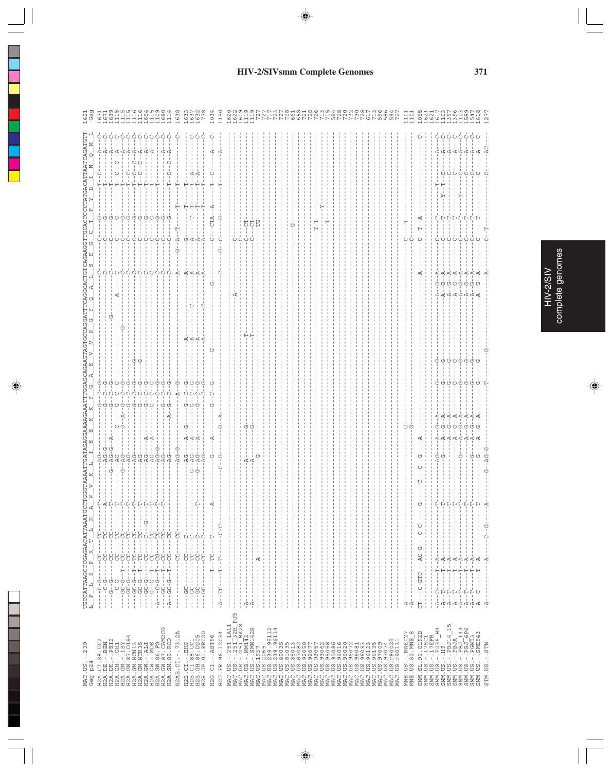# HIV-2/SIVsmm Complete Genomes

```
MAC.US.-.239          TGCCATTAAGCCCGAGAACATTAAATGCCTGGTAAATTGATAGAGGAAAAGAAATTTGAGCAGAAGTAGTGCCAGGATTTCAGGCACTGTCAGAAGGTTGCACCCCCTATGACATTAATCAGATGTT  1621
Gag p24               L  P  L  S  P  R  T  L  N  A  W  V  K  L  I  E  E  K  K  F  G  A  E  V  V  P  G  F  Q  A  L  S  E  G  C  T  P  Y  D  I  N  Q  M  L   Gag

H2A.CI.88.UC2         ----C-G-----CC----TC------------------AG-------------G--C--G----------------------------------C------C--G-------T--C------A---C-  1671
H2A.DE.-.BEN          ----C-G-----CC----TC--------A---------AG-G---------G--C--G----------------------------------C------C--G-------T----------A---C-  1671
H2A.DE.-.PEI2         ----G--G----CC----CC--------T---------G--AG-G--A-----G--C--G------------G-------------------C------C--G-------T----------A---C-  1639
H2A.GH.-.GH1          ----C-G-----CC----TC--------T---------AG------------G--C--G----------------------A----------C------C--G-------T---C--C----A---C-  1115
H2A.GM.-.ISY          ----GC-G--T--CC----CC--------T---------AG----C-----G--C--G---------G------------------------C------C--G-------T---C------A---C-  1115
H2A.GM.87.D194        ----GC-G----T-CC----TC--------T-------G--AG----G--A--G--C--G----------------------------------C------C--G-------T----C-C--A---C-  1115
H2A.GM.MCN13          ----GC-G--T--TC----CC--------T---------AG-------------G--C--G--G-------------------------------C------C--G-------T--C--C--A---C-  1116
H2A.GM.MCR35          ----GC-G--T--TC----CC--------T---------AG-------------G--C--G--G-------------------------------C------C--G-------T--C--C--A---C-  1116
H2A.GW.-.ALI          ----GC-G-----CC----C---G-----T---------AG---A---------G--C--G----------------------------------C------C--G-------T----------A---C-  1664
H2A.GW.-.MDS          ----G--G--T--CC----TC--------T---------AG---A---------G--C--G----------------------------------C------C--G-------T----------A---C-  1115
H2A.GW.86.FG          -A--C-G-----CG----CG--------T---------AG-G--------------C--G----------------------------------C------C--G-------T-----------------C-  1109
H2A.GW.87.CAM2CG      ----GC----T--CC----TC--------T---------AG------------G--C--G----------------------------------C------C--G-------T----------A---C-  1680
H2A.SN.85.ROD         -A--GC-G--T--CC----CC------------------AG-----------A--G--C--G---------------------------------C------C--G-------T--C--C--A---C-  1114

H2AB.CI.-.7312A       ----------------CC----CC---------------AG-G-------------A--G--------------------------A------G--A--T--------T-----T-------------C-  1638

H2B.CI.-.EHO          ----GC------CC----C-------------------AG-------A--G-----G--C--G-------A-------------------A------G--------------T-----T------------  1633
H2B.CI.88.UC1         ----GC------TC----C-------------------G--AG----A--------G--C--G-------A-------C------------A------A------T--T----T--A-----------C-  1637
H2B.GH.86.D205        ----GC------CC----C----------T--------G--AG----A--------G--C--G-------A--------------------A------A--------T----T--A-----------C-  1632
H2B.JP.01.KR020       ----GC------CC----C-------------------AG----------------G--C--G-------A-----C--------------A------A--------T----T--------------C-   778

H2G.CI.-.ABT96        ----------T--TC----T---------A-----------G-----A-----------G--C--G----G-------------------G---------C--CTA--A-----T--C-----A-----C-  1034

H2U.FR.96.12034       -A--TC-----T--T------C-C-------------C--G-------G--A-----------------------------------------C------G--C---G-------T-----------A---  1150

MAC.US.-.251_1A11     ---------------------------------------------------------------------------------------------------------------------------  1620
MAC.US.-.251_32H_PJ5  -----------------------------------------------------------------------A-------------------------C---------------------  1622
MAC.US.-.251_BK28     ---------------------------------------------------------------------------------------------------C---------------------  1609
MAC.US.-.MM142        -A-------------------------------------A-------G---------T-----------------------------C------CT-------------------------  1119
MAC.US.-.SMM142B      -A-------------------------------------A-------G---------T-----------------------------C------CT-------------------------  1119
MAC.US.1937           -------------------------------------------------------------------------------------------------------------------------   727
MAC.US.2065           -------------A-------------------------G---------------------------------------------------------TG-----------------------   727
MAC.US.239.95112      -------------------------------------------------------------------------------------------------------------------------   717
MAC.US.239.96114      -------------------------------------------------------------------------------------------------------------------------   723
MAC.US.79035          -------------------------------------------------------------------------------------------------------------------------   727
MAC.US.81035          -------------------------------------------------------------------------------------------------------------------------   728
MAC.US.85013          -------------------------------------------------------------------------------------------------------------------------   661
MAC.US.87082          -----------------------------------------------------------------------------------------------G-------------------------   698
MAC.US.92050          -------------------------------------------------------------------------------------------------------------------------   721
MAC.US.93057          -------------------------------------------------------------------------------------------------------------------------   728
MAC.US.93062          ------------------------------------------------------------------------------------------------T-T-----------------------   726
MAC.US.95058          -------------------------------------------------------------------------------------------------------Y-----------------   713
MAC.US.95086          ----------------------------------------------------------------------------------------------------T-------------------   715
MAC.US.96016          -------------------------------------------------------------------------------------------------------------------------   584
MAC.US.96020          -------------------------------------------------------------------------------------------------------------------------   728
MAC.US.96072          -------------------------------------------------------------------------------------------------------------------------   720
MAC.US.96081          -------------------------------------------------------------------------------------------------------------------------   732
MAC.US.96093          -------------------------------------------------------------------------------------------------------------------------   730
MAC.US.96123          -------------------------------------------------------------------------------------------------------------------------   728
MAC.US.96135          -------------------------------------------------------------------------------------------------------------------------   617
MAC.US.97009          -------------------------------------------------------------------------------------------------------------------------   713
MAC.US.97074          -------------------------------------------------------------------------------------------------------------------------   596
MAC.US.r80025         -------------------------------------------------------------------------------------------------------------------------   596
MAC.US.r90131         -------------------------------------------------------------------------------------------------------------------------   584
                                                                                                                                                      727
MNE.US.-.MNE027       -A-----------------------------------------------G------------------------------------------C------T---------------------  1101
MNE.US.82.MNE_8       -A-----------------------------------------------G------------------------------------------C------T---------------------  1101

SMM.SL.92.SL92B       CT---C-GTC---AC-G---C-C-----G----C---C--G-----A---------------------------------A----------C---T--A------------------C-  1055
SMM.US.-.17EC1        -------------------------------------------------------------------------------------------------------------------------  1621
SMM.US.-.17EFR        -------------------------------------------------------------------------------------------------------------------------  1621
SMM.US.-.F236_H4      -A--C-----T--A-------------T---------AG------A--G--A-----G----G-------------------A--G--A------C------T--------T---------A---C-  1617
SMM.US.-.H9           -A--T-----T--A-------------T----------G------A--G--A-----G----G-------------------A--G--A------C------T------Y--T--C------A---C-  1103
SMM.US.-.PBJ14_15     -A--T-----T--A-------------T-----------------A--G--A-----G----G-------------------A--G--A------C------T-----------C------A---C-  1397
SMM.US.-.PBJA         -A--T-----T--A-------------T-----------------A--G--A-----G----G-------------------A--G--A------C------T-----------C------A---C-  1396
SMM.US.-.PBJ_143      -A--T-----T--A-------------T---------G-------A--G--A-----G----G-------------------A--G--A------C------T------Y----C------A---C-  1103
SMM.US.-.PBJ_6P6      -A--T-----T--A-------------T-----------------A--G--A-----G----G-------------------A--G--A------C------T-----------C------A---C-  1589
SMM.US.-.PGM53        -A--T-----T--A-------------T---------G-------A--G--A-----G----G-------------------A--G--A------C------T-----------C------A---C-  1547
SMM.US.-.SME543       -A--C-----T--A-------------T---------G-------A--G--A-----G----G-------------------A--G--A------C------T-----------C------A---C-  1618

STM.US.-.STM          -A-----------A-------C--G------A-----G--AG-G---------------T--------G-----------A------------C---T------------C-------AC------  1277
```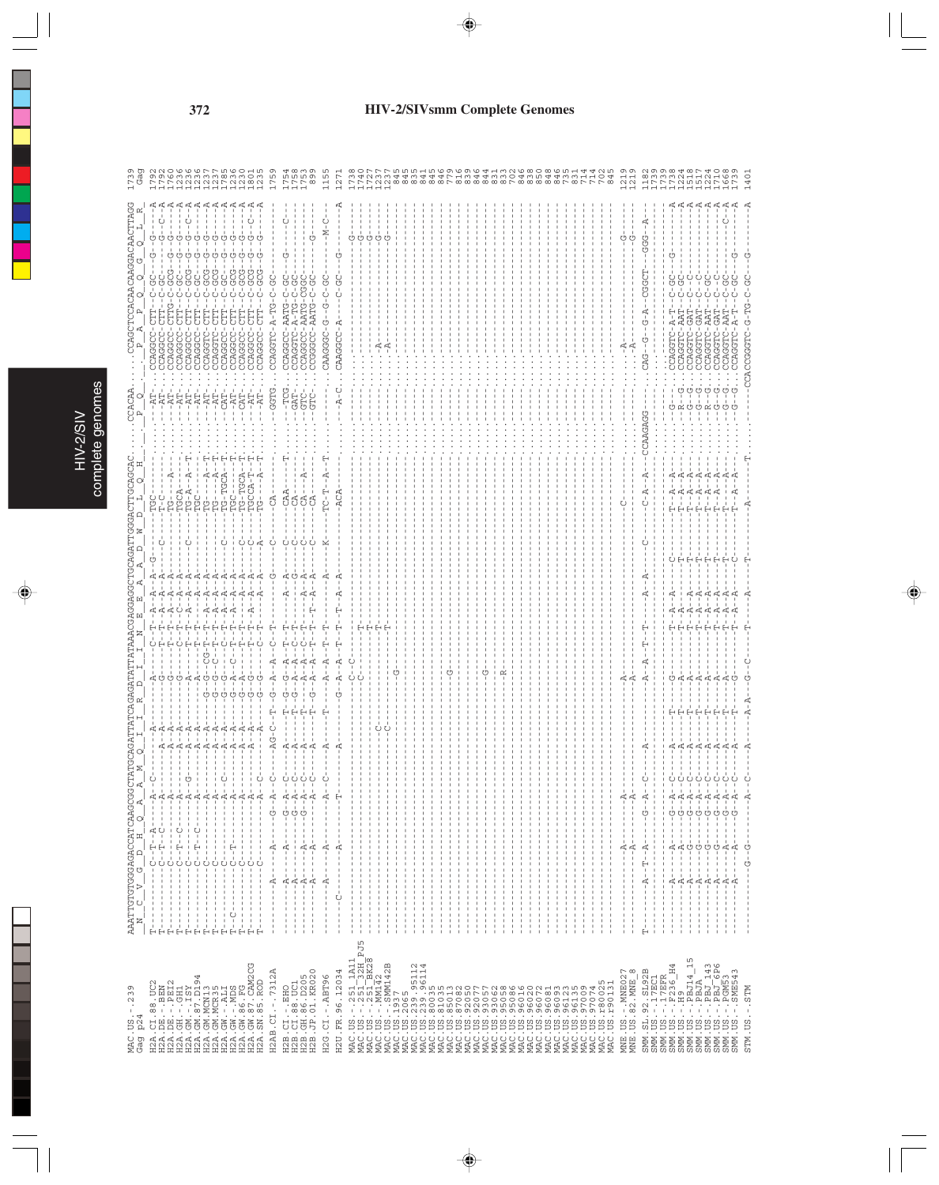## HIV-2/SIVsmm Complete Genomes

```
                   AAATTGTGTGGGAGACCATCAAGCGGCTATGCAGATTATCAGAGATATTATAAACGAGGAGGCTGCAGATTGGGACTTGCAGCAC.....CCACAA......CCAGCTCCACAACAAGGACAACTTAGG
MAC.US.-.239        N  C  V  G  D  H  Q  A  A  M  Q  I  I  R  D  I  I  N  E  E  A  A  D  W  D  L  Q  H     P  Q          P  A  P  Q  Q  G  Q  L  R     1739
Gag p24                                                                                                                                                     Gag
```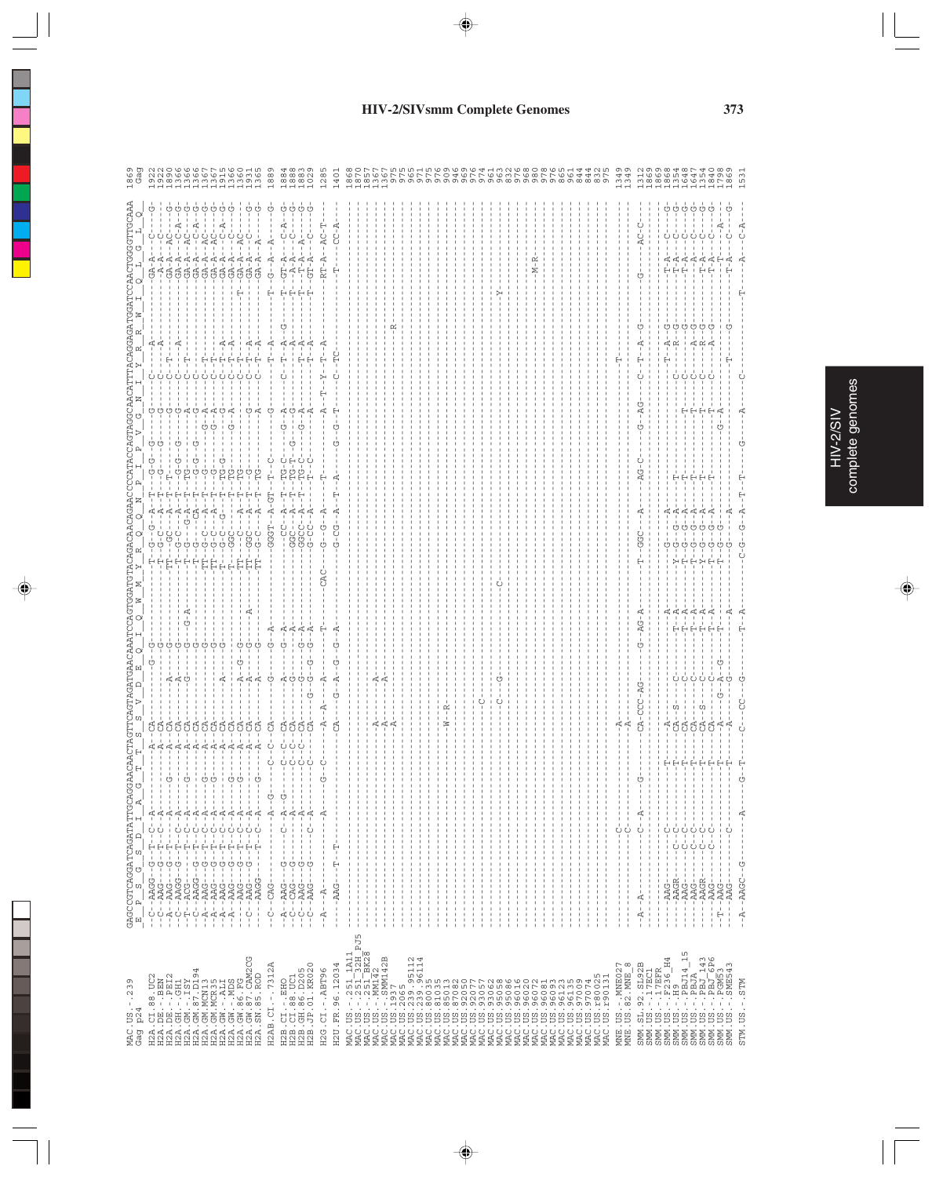# HIV-2/SIVsmm Complete Genomes

```
MAC.US.-.239         GAGCCGTCAGGATCAGATATTGCAGGAACAACTAGTTCAGTAGATGAACAAATCCAGTGGATGTACAGACAACAGAACCCCATACCAGTAGGCAACATTTACAGGAGATGGATCCAACTGGGGTTGCAAA 1869
Gag p24              E  P  S  G  S  D  I  A  G  T  T  S  S  V  D  E  Q  I  Q  W  M  Y  R  Q  Q  N  P  I  P  V  G  N  I  Y  R  R  W  I  Q  L  G  L  Q     Gag
```

HIV-2/SIV complete genomes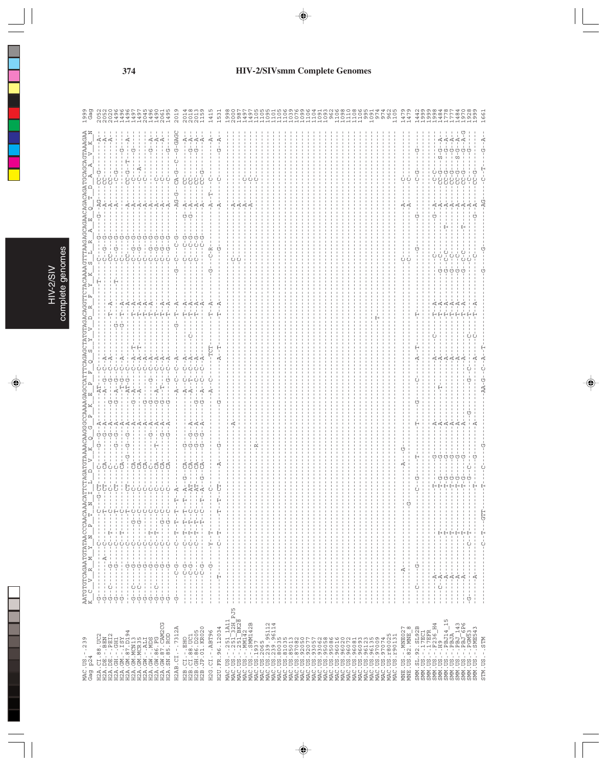# HIV-2/SIVsmm Complete Genomes

```
MAC.US.-.239        AATGTGTCAGAATGTATAACCCAACAAACATTCTAGATGTAAAACAAGGGCCAAAAGAGCCATTTCAGAGCTATGTAGACAGGTTCTACAAAAGTTTAAGAGCAGAACAGACAGATGCAGCAGTAAAGAA  1999
Gag p24             K  C  V  R  M  Y  N  P  T  N  I  L  D  V  K  Q  G  P  K  E  P  F  Q  S  Y  V  D  R  F  Y  K  S  L  R  A  E  Q  T  D  A  A  V  K  N   Gag
```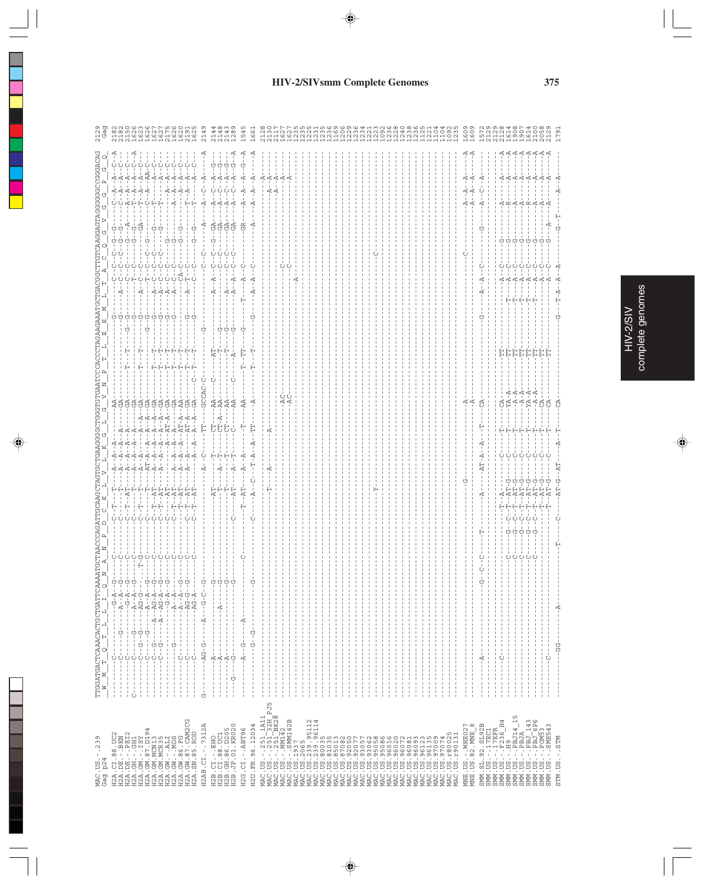## HIV-2/SIVsmm Complete Genomes

```
MAC.US.-.239          TGGATGACTCAAACACTGCTGATTCAAAATGCTAACCCAGATTGCAAGCTAGTGCTGAAGGGGCTGGGTGTGAATCCCACCCTAGAAGAAATGCTGACGGCTTGTCAAGGAGTAGGGGGGCCGGGACAG 2129
Gag p24               W  M  T  Q  T  L  L  I  Q  N  A  N  P  D  C  K  L  V  L  K  G  L  G  V  N  P  T  L  E  E  M  L  T  A  C  Q  G  V  G  G  P  G  Q    Gag
```

(Sequence alignment rows for H2A, H2AB, H2B, H2G, H2U, MAC, MNE, SMM, and STM isolates follow; positions end at: H2A.CI.88.UC2 2182, H2A.DE.-.BEN 2182, H2A.DE.-.PEI2 2150, H2A.GH.-.GH1 1626, H2A.GM.-.ISY 1623, H2A.GM.87.D194 1626, H2A.GM.MCN13 1627, H2A.GM.MCR35 1627, H2A.GW.-.ALI 2175, H2A.GW.-.MDS 1626, H2A.GW.86.FG 1620, H2A.GW.87.CAM2CG 2191, H2A.SN.85.ROD 1625, H2AB.CI.-.7312A 2149, H2B.CI.-.EHO 2144, H2B.CI.88.UC1 2148, H2B.GH.86.D205 2143, H2B.JP.01.KR020 1289, H2G.CI.-.ABT96 1545, H2U.FR.96.12034 1661, MAC.US.-.251_1A11 2128, MAC.US.-.251_32H_PJ5 2130, MAC.US.-.251_BK28 2117, MAC.US.-.MM142 1627, MAC.US.-.SMM142B 1627, MAC.US.1937 1225, MAC.US.2065 1235, MAC.US.239.95112 1225, MAC.US.239.96114 1231, MAC.US.81035 1235, MAC.US.85013 1236, MAC.US.87082 1169, MAC.US.92050 1206, MAC.US.93057 1229, MAC.US.93062 1236, MAC.US.93077 1234, MAC.US.95058 1221, MAC.US.95086 1223, MAC.US.96016 1092, MAC.US.96020 1236, MAC.US.96072 1228, MAC.US.96081 1240, MAC.US.96093 1238, MAC.US.96123 1236, MAC.US.96135 1125, MAC.US.97009 1221, MAC.US.97074 1104, MAC.US.r80025 1104, MAC.US.r90131 1092, 1235, MNE.US.-.MNE027 1609, MNE.US.82.MNE_8 1609, SMM.SL.92.SL92B 1572, SMM.US.-.17EC1 2129, SMM.US.-.17EFR 2129, SMM.US.-.F236_H4 2128, SMM.US.-.H9 1614, SMM.US.-.PBJ14_15 1908, SMM.US.-.PBJA 1907, SMM.US.-.PBJ_143 1614, SMM.US.-.PBJ_6P6 2100, SMM.US.-.PGM53 2058, SMM.US.-.SME543 2129, STM.US.-.STM 1791)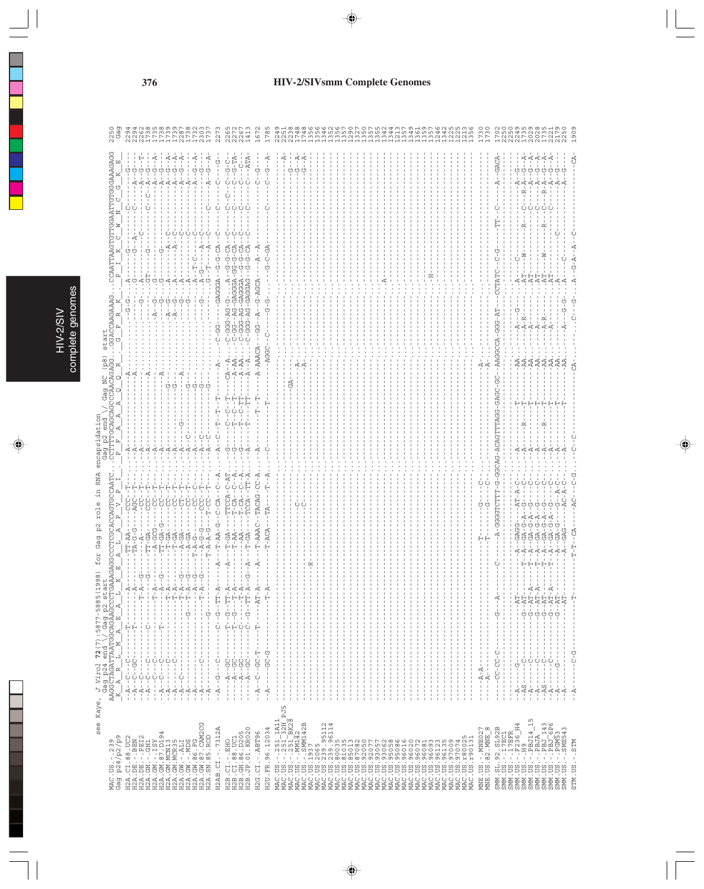see Kaye, J Virol **72**(7):5877-5885(1998) for Gag p2 role in RNA encapsidation

```
                      Gag p24 end \/ Gag p2 start                                   Gag p2 end \/ Gag NC (p8) start
MAC.US.-.239          AAGGCTAGATTAATGGCAGAAGCCCTGAAAGAGGCCCTCGCACCAGTGCCAATCCCTTTTGCAGCAGCCCAACAGAGGGGACCAAGAAAGCCAATTAAGTGTTGGAATTGTGGGAAAGAGG 2250
Gag p24/p2/p9          K  A  R  L  M  A  E  A  L  K  E  A  L  A  P  V  P  I  P  F  A  A  A  Q  Q  R  G  P  R  K  P  I  K  C  W  N  C  G  K  E      Gag
H2A.CI.88.UC2
H2A.DE.-.BEN
H2A.DE.-.PEI2
H2A.GH.-.GH1
H2A.GM.-.ISY
H2A.GM.87.D194
H2A.GM.MCN13
H2A.GM.MCR35
H2A.GW.-.ALI
H2A.GW.-.MDS
H2A.GW.86.FG
H2A.GW.87.CAM2CG
H2A.SN.85.ROD
H2AB.CI.-.7312A
H2B.CI.-.EHO
H2B.CI.88.UC1
H2B.GH.86.D205
H2B.JP.01.KR020
H2G.CI.-.ABT96
H2U.FR.96.12034
MAC.US.-.251_1A11
MAC.US.-.251_32H_PJ5
MAC.US.-.251_BK28
MAC.US.-.MM142
MAC.US.-.SMM142B
MAC.US.1937
MAC.US.2065
MAC.US.239.95112
MAC.US.239.96114
MAC.US.80035
MAC.US.81035
MAC.US.85013
MAC.US.87082
MAC.US.92050
MAC.US.92077
MAC.US.93057
MAC.US.93062
MAC.US.95058
MAC.US.95086
MAC.US.96016
MAC.US.96020
MAC.US.96072
MAC.US.96081
MAC.US.96093
MAC.US.96123
MAC.US.96135
MAC.US.97009
MAC.US.97074
MAC.US.r80025
MAC.US.r90131
MNE.US.-.MNE027
MNE.US.82.MNE_8
SMM.SL.92.SL92B
SMM.US.-.17EC1
SMM.US.-.17EFR
SMM.US.-.F236_H4
SMM.US.-.H9
SMM.US.-.PBJ14_15
SMM.US.-.PBJA
SMM.US.-.PBJ_143
SMM.US.-.PBJ_6P6
SMM.US.-.PGM53
SMM.US.-.SME543
STM.US.-.STM
```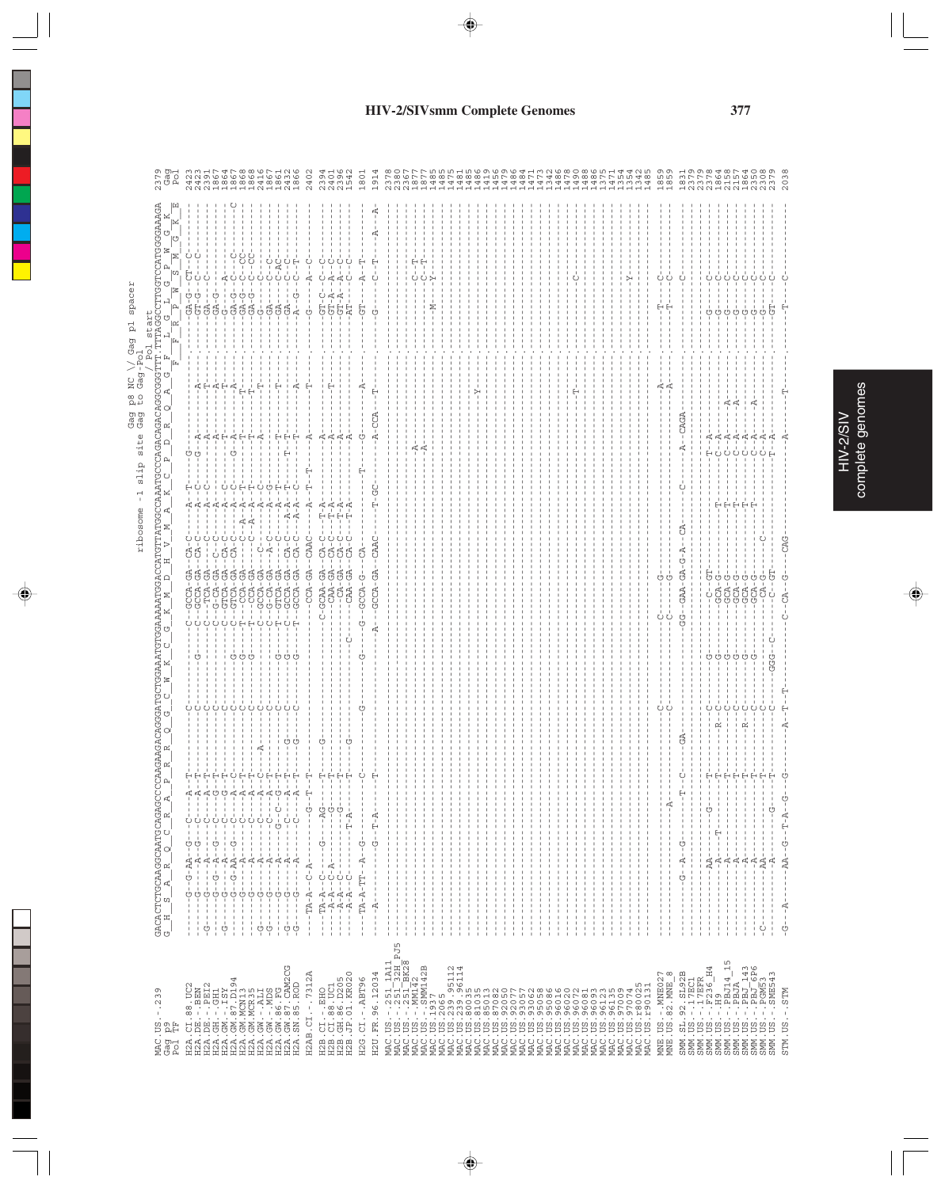## HIV-2/SIVsmm Complete Genomes

```
                                                                   Gag p8 NC \/ Gag p1 spacer
                                                    ribosome -1 slip site Gag to Gag-Pol
                                                                            / Pol start
MAC.US.-.239          GACACTCTGCAAGGCAATGCAGAGCCCCAAGAAGACAGGGATGCTGGAAATGTGGAAAAATGGACCATGTTATGGCCAAATGCCACAGACAGGCGGGTTT.TTAGGCCTTGGTCCATGGGGAAAGA  2379
Gag                   G  H  S  A  R  Q  C  R  A  P  R  R  Q  G  C  W  K  C  G  K  M  D  H  V  M  A  K  C  P  D  R  Q  A  G  F  L  G  L  G  P  W  G  K   Gag
Pol                                                                                                                    F  F  R  P  W  S  M  G  K  E   Pol
```

Sequence names listed: H2A.CI.88.UC2 (2423), H2A.DE.-.BEN (2423), H2A.DE.-.PEI2 (2391), H2A.GH.-.GH1 (1867), H2A.GM.-.ISY (1864), H2A.GM.87.D194 (1867), H2A.GM.MCN13 (1868), H2A.GM.MCR35 (1868), H2A.GW.-.ALI (2416), H2A.GW.-.MDS (1867), H2A.GW.86.FG (1861), H2A.GW.87.CAM2CG (2432), H2A.SN.85.ROD (1866), H2AB.CI.-.7312A (2402), H2B.CI.-.EHO (2394), H2B.CI.88.UC1 (2401), H2B.GH.86.D205 (2396), H2B.JP.01.KR020 (1542), H2G.CI.-.ABT96 (1801), H2U.FR.96.12034 (1914), MAC.US.-.251_1A11 (2378), MAC.US.-.251_32H_PJ5 (2380), MAC.US.-.251_BK28 (2367), MAC.US.-.MM142 (1877), MAC.US.-.SMM142B (1877), MAC.US.1937 (1485), MAC.US.2065 (1475), MAC.US.239.95112 (1481), MAC.US.239.96114 (1485), MAC.US.80035 (1486), MAC.US.81035 (1419), MAC.US.85013 (1456), MAC.US.87082 (1479), MAC.US.92050 (1486), MAC.US.92077 (1484), MAC.US.93057 (1471), MAC.US.95062 (1473), MAC.US.95058 (1342), MAC.US.95086 (1486), MAC.US.96016 (1478), MAC.US.96020 (1490), MAC.US.96072 (1488), MAC.US.96081 (1486), MAC.US.96093 (1375), MAC.US.96123 (1471), MAC.US.96135 (1354), MAC.US.97009 (1354), MAC.US.97074 (1342), MAC.US.r80025 (1485), MAC.US.r90131, MNE.US.-.MNE027 (1859), MNE.US.82.MNE_8 (1859), SMM.SL.92.SL92B (1831), SMM.US.-.17EC1 (2379), SMM.US.-.17EFR (2379), SMM.US.-.F236_H4 (2378), SMM.US.-.H9 (1864), SMM.US.-.PBJ14_15 (2158), SMM.US.-.PBJA (2157), SMM.US.-.PBJ_143 (1864), SMM.US.-.PBJ_6P6 (2350), SMM.US.-.PGM53 (2308), SMM.US.-.SME543 (2379), STM.US.-.STM (2038)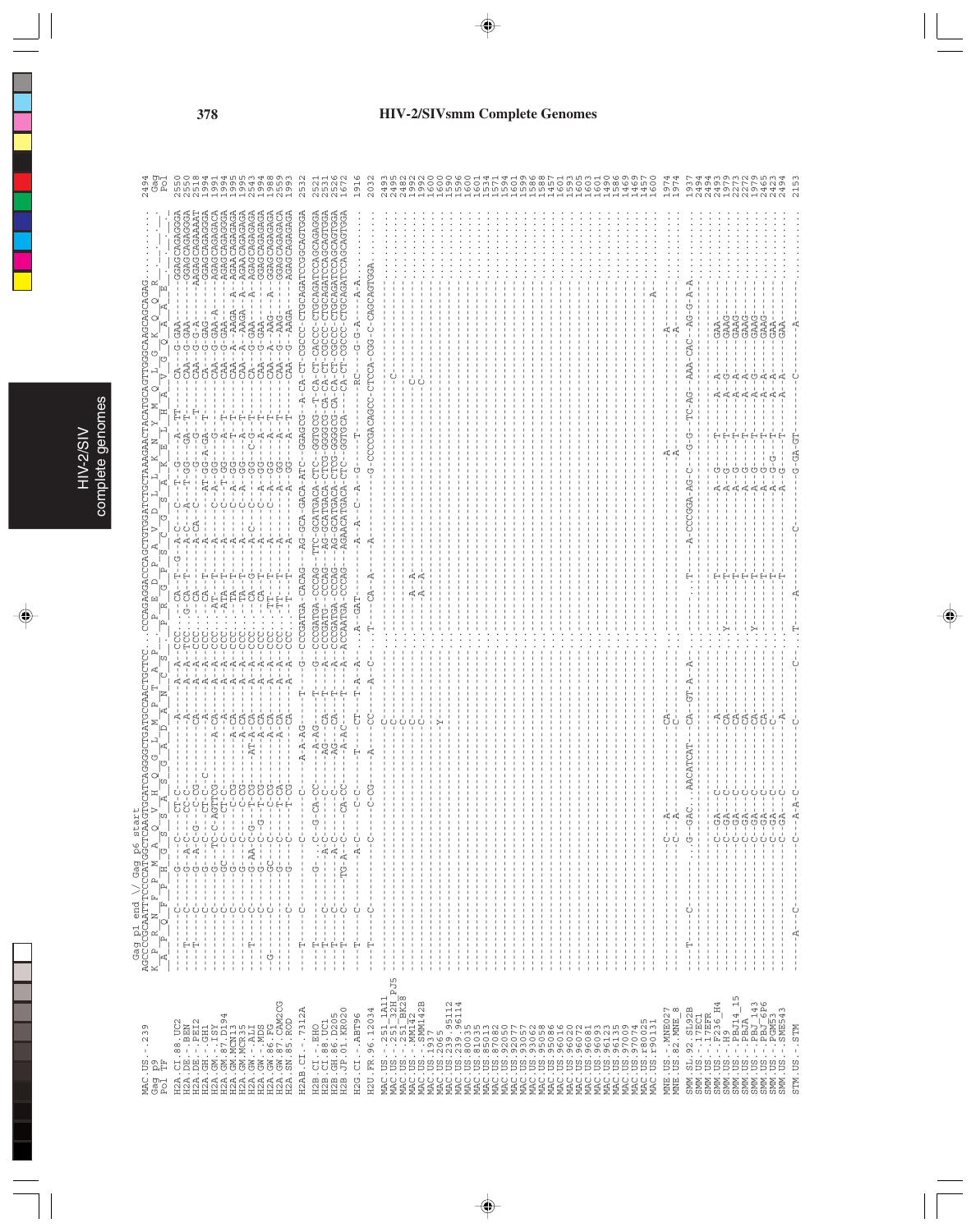# HIV-2/SIVsmm Complete Genomes

```
                    Gag p1 end \/ Gag p6 start
                    AGCCCCGCAATTTCCCCATGGCTCAAGTGCATCAGGGGCTGATGCCAACTGCTCC..CCCAGAGGACCCAGCTGTGGATCTGCTAAAGAACTACATGCAGTTGGGCAAGCAGCAGAG.
                    K  P  R  N  F  P  M  A  Q  V  H  Q  G  L  M  P  T  A  P    P  E  D  P  A  V  D  L  L  K  N  Y  M  Q  L  G  K  Q  Q  R
                     A  P  Q  F  P  H  G  S  S  A  S  G  A  D  A  N  C  S      P  R  G  P  S  C  G  S  A  K  E  L  H  A  V  G  Q  A  A  E
MAC.US.-.239                                                                                                                                 2494
Gag p9                                                                                                                                        Gag
Pol TF                                                                                                                                        Pol
```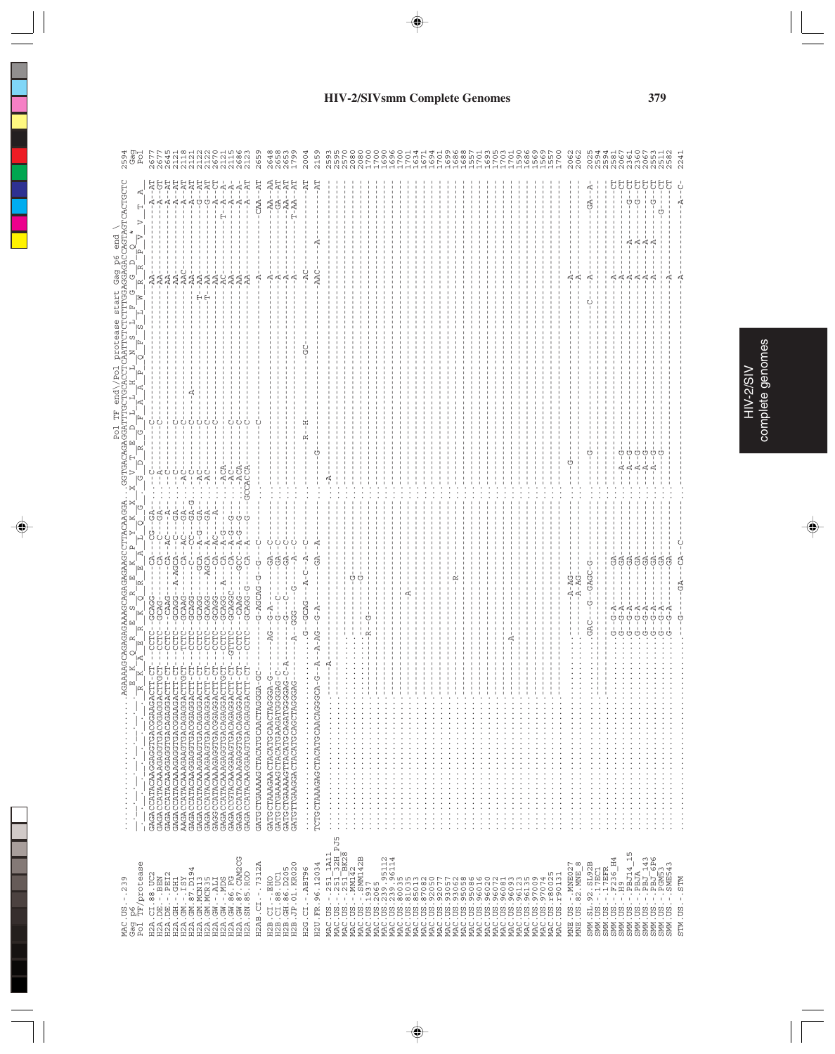# HIV-2/SIVsmm Complete Genomes

```
                              Pol TF end\/Pol protease start Gag p6 end \
MAC.US.-.239        ..................AGAAAGCAGAGAGAAAGCAGAGAGAAGCCTTACAAGGA..GGTGACAGAGGATTTGCTGCACCTCAATTCTCTCTTTGGAGGAGACCAGTAGTCACTGCTC   2594
Gag p6              _E__K__Q__R__E__S__R__E__K__P__Y__K__X__X__V__T__E__D__L__L__H__L__N__S__L__F__G__G__D__Q__*                     Gag
Pol TF/protease     _R__K__A__E__R__K__Q__R__E__A__L__Q__G__G__D__R__G__F__A__A__P__Q__F__S__L__W__R__R__P__V__V__T__A_              Pol
```

HIV-2/SIV complete genomes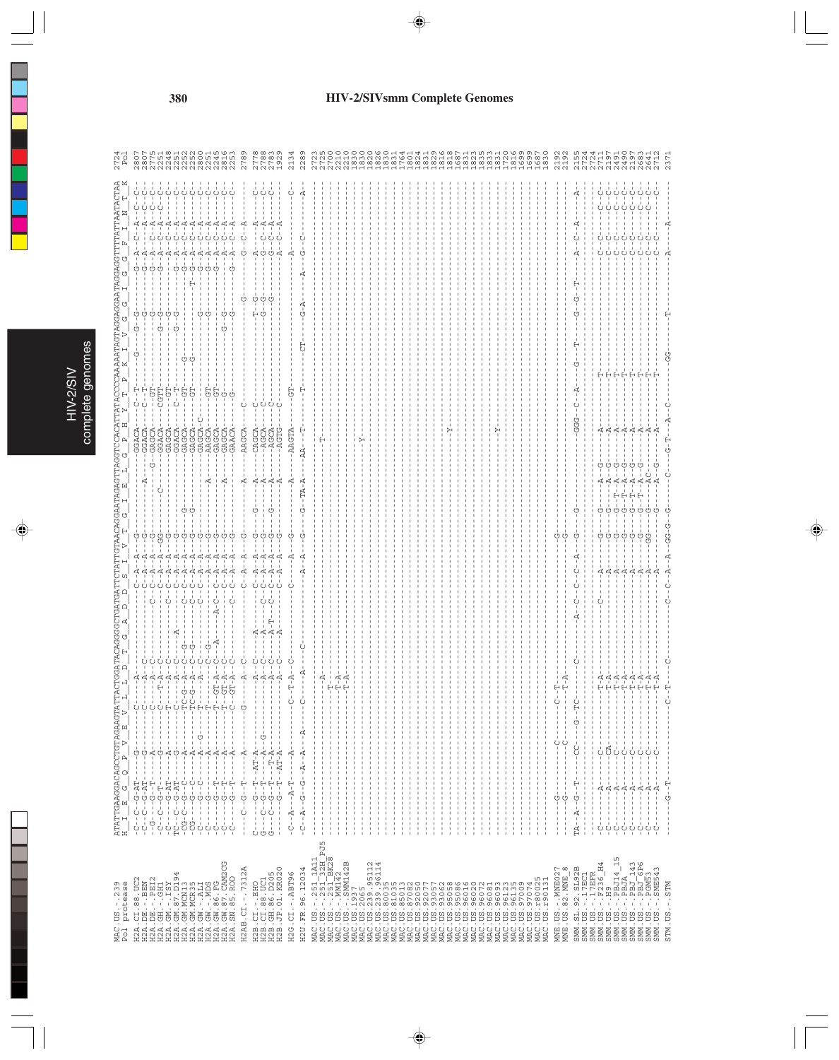## HIV-2/SIVsmm Complete Genomes

```
MAC.US.-.239              ATATTGAAGGACAGCCTGTAGAAGTATTACTGGATACAGGGGCTGATGATTCTATTGTAACAGGAATAGAGTTAGGTCCACATTATACCCCAAAAATAGTAGGAGGAATAGGAGGTTTTATTAATACTAA  2724
Pol protease               H  I  E  G  Q  P  V  E  V  L  L  D  T  G  A  D  D  S  I  V  T  G  I  E  L  G  P  H  Y  T  P  K  I  V  G  G  I  G  G  F  I  N  T  K   Pol

H2A.CI.88.UC2             C--C--G-AT-----G----------C-------A----------------C--A--A--G-----------GGACA------C--T--------G----G--G-------G--A----C--A--C--C-  2807
H2A.DE.-.BEN              C--C--G-AT-----G----------C-------A--C-------------C--A--A--G------A----GGACA------C--T-------------G---------G--A----A--C--C--C-  2807
H2A.DE.-.PEI2             -G--G--T-------A----------C-------A--C----------C--C--A--A--G----------G-GAGCA--------GT------------G---------G--A----C--A--C--C-  2775
H2A.GH.-.GH1              C--C--G--T-----G----------C----T--A--C----------C--C--A--A--GG----C-----GGACA-------CGTT----------G--G---------G--A----C--A--C--C-  2251
H2A.GM.-.ISY              C--C--G-AT-----A----------T-------A--C----------------A--A--G-----------GACA-------C--GTT----------G--G---------G--A----C--A--C--C-  2248
H2A.GM.87.D194            TC--C--G-AT-----G----------C-------A--C-------A---------C--A--A--G-----------GAGCA------C--T------G-------G--G-------G--A----C--A--C--C-  2251
...
```

| Sequence | Position |
|---|---|
| MAC.US.-.239 | 2724 |
| H2A.CI.88.UC2 | 2807 |
| H2A.DE.-.BEN | 2807 |
| H2A.DE.-.PEI2 | 2775 |
| H2A.GH.-.GH1 | 2251 |
| H2A.GM.-.ISY | 2248 |
| H2A.GM.87.D194 | 2251 |
| H2A.GM.MCN13 | 2252 |
| H2A.GM.MCR35 | 2252 |
| H2A.GW.-.ALI | 2800 |
| H2A.GW.-.MDS | 2251 |
| H2A.GW.86.FG | 2245 |
| H2A.GW.87.CAM2CG | 2816 |
| H2A.SN.85.ROD | 2253 |
| H2AB.CI.-.7312A | 2789 |
| H2B.CI.-.EHO | 2778 |
| H2B.CI.88.UC1 | 2788 |
| H2B.GH.86.D205 | 2783 |
| H2B.JP.01.KR020 | 1929 |
| H2G.CI.-.ABT96 | 2134 |
| H2U.FR.96.12034 | 2289 |
| MAC.US.-.251_1A11 | 2723 |
| MAC.US.-.251_32H_PJ5 | 2725 |
| MAC.US.-.251_BK28 | 2700 |
| MAC.US.-.MM142 | 2210 |
| MAC.US.-.SMM142B | 2210 |
| MAC.US.1937 | 1830 |
| MAC.US.2065 | 1830 |
| MAC.US.239.95112 | 1820 |
| MAC.US.239.96114 | 1826 |
| MAC.US.80035 | 1830 |
| MAC.US.81035 | 1831 |
| MAC.US.85013 | 1764 |
| MAC.US.87082 | 1801 |
| MAC.US.92050 | 1824 |
| MAC.US.93077 | 1831 |
| MAC.US.93057 | 1829 |
| MAC.US.93062 | 1816 |
| MAC.US.95058 | 1818 |
| MAC.US.95086 | 1687 |
| MAC.US.96016 | 1831 |
| MAC.US.96020 | 1823 |
| MAC.US.96072 | 1835 |
| MAC.US.96081 | 1833 |
| MAC.US.96093 | 1831 |
| MAC.US.96123 | 1720 |
| MAC.US.96135 | 1816 |
| MAC.US.97009 | 1699 |
| MAC.US.97074 | 1699 |
| MAC.US.r80025 | 1687 |
| MAC.US.r90131 | 1830 |
| MNE.US.-.MNE027 | 2192 |
| MNE.US.82.MNE_8 | 2192 |
| SMM.SL.92.SL92B | 2155 |
| SMM.US.-.17EC1 | 2724 |
| SMM.US.-.17EFR | 2724 |
| SMM.US.-.F236_H4 | 2711 |
| SMM.US.-.H9 | 2197 |
| SMM.US.-.PBJ14_15 | 2491 |
| SMM.US.-.PBJA | 2490 |
| SMM.US.-.PBJ_143 | 2197 |
| SMM.US.-.PBJ_6P6 | 2683 |
| SMM.US.-.PGM53 | 2641 |
| SMM.US.-.SME543 | 2712 |
| STM.US.-.STM | 2371 |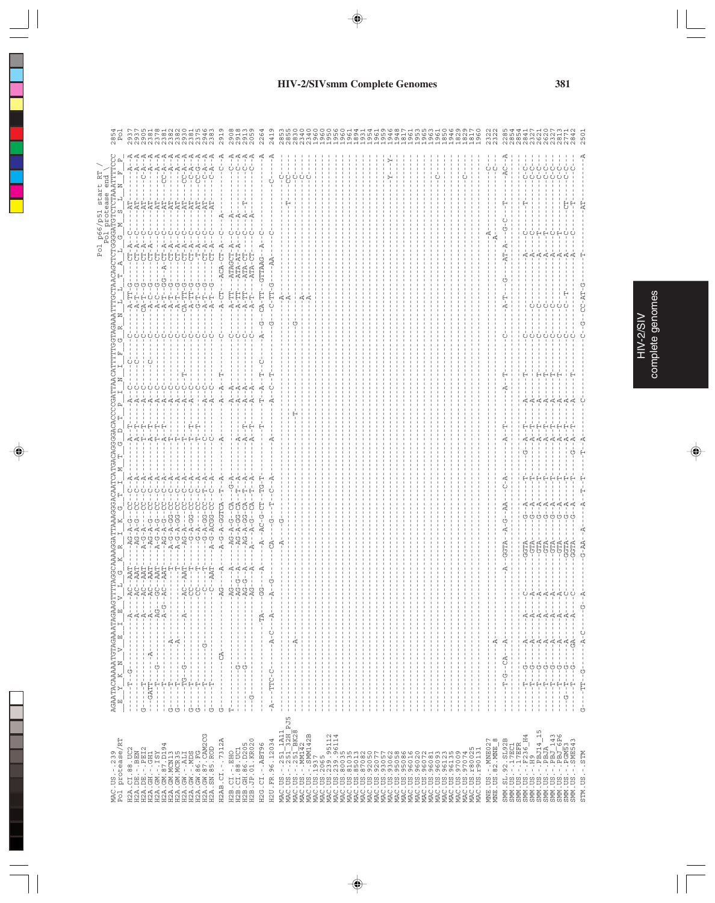# HIV-2/SIVsmm Complete Genomes

Pol p66/p51 start RT /
Pol protease end

```
                       AGAATACAAAAATGTAGAAATAGAAGTTTTAGGCAAAAGGATTAAAGGGACAATCATGACAGGGGACACCCCGATTAACATTTTTGGTAGAAATTTGCTAACAGCTCTGGGGATGTCTCTAAATTTCCC    2854
Pol protease/RT         E  Y  K  N  V  E  I  E  V  L  G  K  R  I  K  G  T  I  M  T  G  D  T  P  I  N  I  F  G  R  N  L  L  T  A  L  G  M  S  L  N  F  P     Pol
```

| Sequence | Position |
|---|---|
| MAC.US.-.239 | 2854 |
| H2A.CI.88.UC2 | 2937 |
| H2A.DE.-.BEN | 2937 |
| H2A.DE.-.PEI2 | 2905 |
| H2A.GH.-.GH1 | 2381 |
| H2A.GM.-.ISY | 2378 |
| H2A.GM.87.D194 | 2381 |
| H2A.GM.MCN13 | 2382 |
| H2A.GW.-.MCR35 | 2382 |
| H2A.GW.-.ALI | 2930 |
| H2A.GW.-.MDS | 2381 |
| H2A.GW.86.FG | 2375 |
| H2A.GW.87.CAM2CG | 2946 |
| H2A.SN.85.ROD | 2383 |
| H2AB.CI.-.7312A | 2919 |
| H2B.CI.-.EHO | 2908 |
| H2B.CI.88.UC1 | 2918 |
| H2B.GH.86.D205 | 2913 |
| H2B.JP.01.KR020 | 2059 |
| H2G.CI.-.ABT96 | 2264 |
| H2U.FR.96.12034 | 2419 |
| MAC.US.-.251_1A11 | 2853 |
| MAC.US.-.251_32H_PJ5 | 2855 |
| MAC.US.-.251_BK28 | 2830 |
| MAC.US.-.MM142 | 2340 |
| MAC.US.-.SMM142B | 2340 |
| MAC.US.1937 | 1960 |
| MAC.US.2065 | 1960 |
| MAC.US.239.95112 | 1950 |
| MAC.US.239.96114 | 1956 |
| MAC.US.80035 | 1960 |
| MAC.US.81035 | 1961 |
| MAC.US.85013 | 1894 |
| MAC.US.87082 | 1931 |
| MAC.US.92050 | 1954 |
| MAC.US.92077 | 1961 |
| MAC.US.93057 | 1959 |
| MAC.US.93062 | 1946 |
| MAC.US.95058 | 1948 |
| MAC.US.95086 | 1817 |
| MAC.US.96016 | 1961 |
| MAC.US.96020 | 1953 |
| MAC.US.96072 | 1965 |
| MAC.US.96081 | 1963 |
| MAC.US.96093 | 1961 |
| MAC.US.96123 | 1850 |
| MAC.US.96135 | 1946 |
| MAC.US.97009 | 1829 |
| MAC.US.97074 | 1829 |
| MAC.US.r80025 | 1817 |
| MAC.US.r90131 | 1960 |
| MNE.US.-.MNE027 | 2322 |
| MNE.US.82.MNE_8 | 2322 |
| SMM.SL.92.SL92B | 2285 |
| SMM.US.-.17EC1 | 2854 |
| SMM.US.-.17EFR | 2854 |
| SMM.US.-.F236_H4 | 2841 |
| SMM.US.-.H9 | 2327 |
| SMM.US.-.PBJ14_15 | 2621 |
| SMM.US.-.PBJA | 2620 |
| SMM.US.-.PBJ_143 | 2327 |
| SMM.US.-.PBJ_6P6 | 2813 |
| SMM.US.-.PGM53 | 2771 |
| SMM.US.-.SME543 | 2842 |
| STM.US.-.STM | 2501 |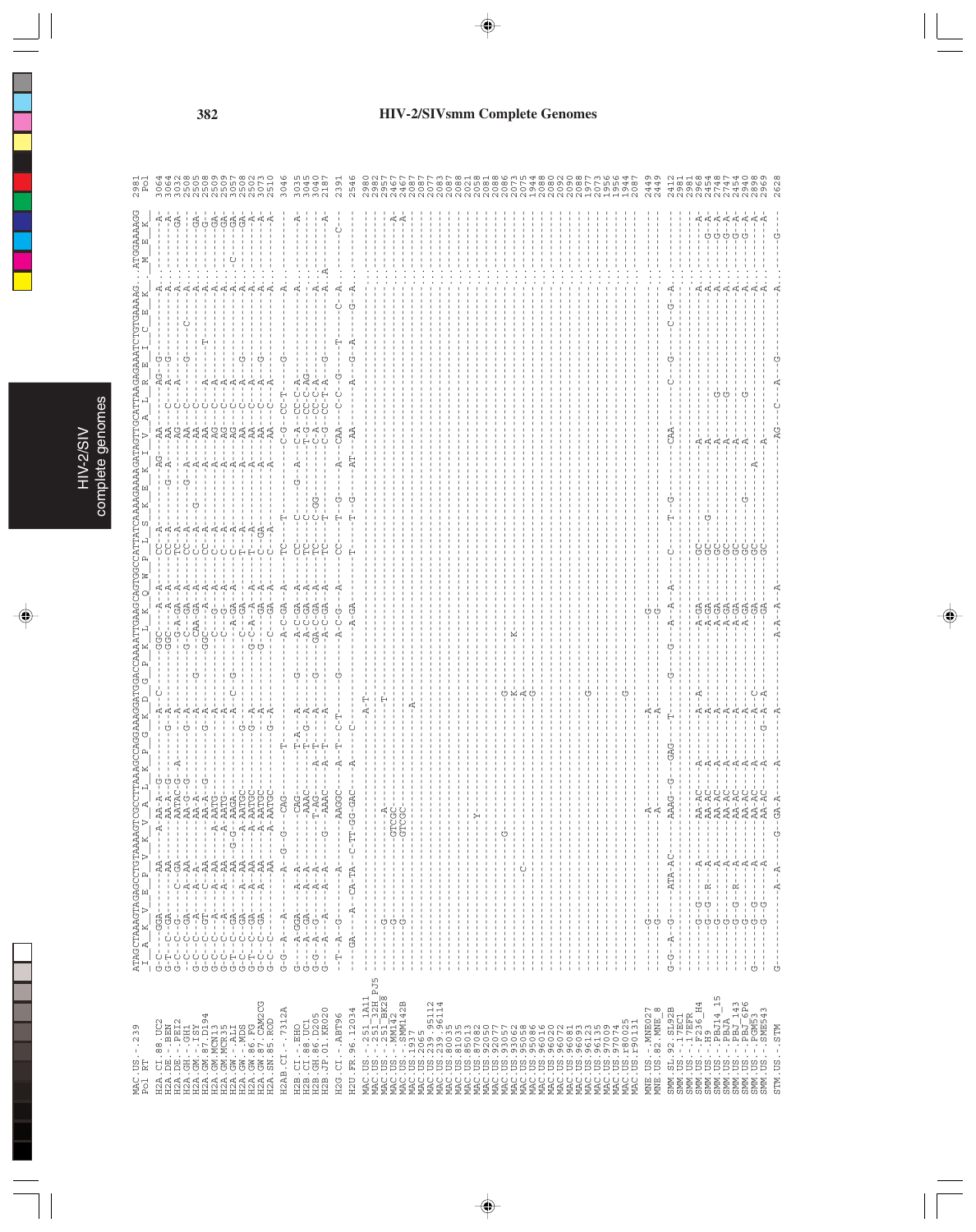# HIV-2/SIVsmm Complete Genomes

```
                     ATAGCTAAAGTAGAGCCTGTAAAAGTCGCCTTAAAGCCAGGAAAGGATGGACCAAAATTGAAGCAGTGGCCATTATCAAAAGAAAAGATAGTTGCATTAAGAGAAATCTGTGAAAAG..ATGGAAAAGG
MAC.US.-.239          I  A  K  V  E  P  V  K  V  A  L  K  P  G  K  D  G  P  K  L  K  Q  W  P  L  S  K  E  K  I  V  A  L  R  E  I  C  E  K   M  E  K   2981
Pol RT                                                                                                                                                   Pol
```

(Sequence alignment data continues for the following sequences, with end positions:)

| Sequence | Position |
|---|---|
| H2A.CI.88.UC2 | 3064 |
| H2A.DE.-.BEN | 3064 |
| H2A.DE.-.PEI2 | 3032 |
| H2A.GH.-.GH1 | 2508 |
| H2A.GM.-.ISY | 2505 |
| H2A.GM.87.D194 | 2508 |
| H2A.GM.MCN13 | 2509 |
| H2A.GM.MCR35 | 2509 |
| H2A.GW.-.ALI | 3057 |
| H2A.GW.-.MDS | 2508 |
| H2A.GW.86.FG | 2502 |
| H2A.GW.87.CAM2CG | 3073 |
| H2A.SN.85.ROD | 2510 |
| H2AB.CI.-.7312A | 3046 |
| H2B.CI.-.EHO | 3035 |
| H2B.CI.88.UC1 | 3045 |
| H2B.GH.86.D205 | 3040 |
| H2B.JP.01.KR020 | 2187 |
| H2G.CI.-.ABT96 | 2391 |
| H2U.FR.96.12034 | 2546 |
| MAC.US.-.251_1A11 | 2980 |
| MAC.US.-.251_32H_PJ5 | 2982 |
| MAC.US.-.251_BK28 | 2957 |
| MAC.US.-.MM142 | 2467 |
| MAC.US.-.SMM142B | 2467 |
| MAC.US.1937 | 2087 |
| MAC.US.2065 | 2087 |
| MAC.US.239.95112 | 2077 |
| MAC.US.239.96114 | 2083 |
| MAC.US.81035 | 2087 |
| MAC.US.85013 | 2088 |
| MAC.US.87082 | 2021 |
| MAC.US.92050 | 2058 |
| MAC.US.93057 | 2081 |
| MAC.US.93062 | 2088 |
| MAC.US.95058 | 2086 |
| MAC.US.95086 | 2073 |
| MAC.US.96016 | 2075 |
| MAC.US.96020 | 1944 |
| MAC.US.96072 | 2088 |
| MAC.US.96081 | 2080 |
| MAC.US.96093 | 2092 |
| MAC.US.96123 | 2090 |
| MAC.US.96135 | 2088 |
| MAC.US.97009 | 1977 |
| MAC.US.97074 | 2073 |
| MAC.US.r80025 | 1956 |
| MAC.US.r90131 | 1956 |
| MNE.US.-.MNE027 | 2449 |
| MNE.US.82.MNE_8 | 2449 |
| SMM.SL.92.SL92B | 2412 |
| SMM.US.-.17EC1 | 2981 |
| SMM.US.-.17EFR | 2981 |
| SMM.US.-.F236_H4 | 2968 |
| SMM.US.-.H9 | 2454 |
| SMM.US.-.PBJ14_15 | 2748 |
| SMM.US.-.PBJA | 2747 |
| SMM.US.-.PBJ_143 | 2454 |
| SMM.US.-.PBJ_6P6 | 2940 |
| SMM.US.-.PGM53 | 2898 |
| SMM.US.-.SME543 | 2969 |
| STM.US.-.STM | 2628 |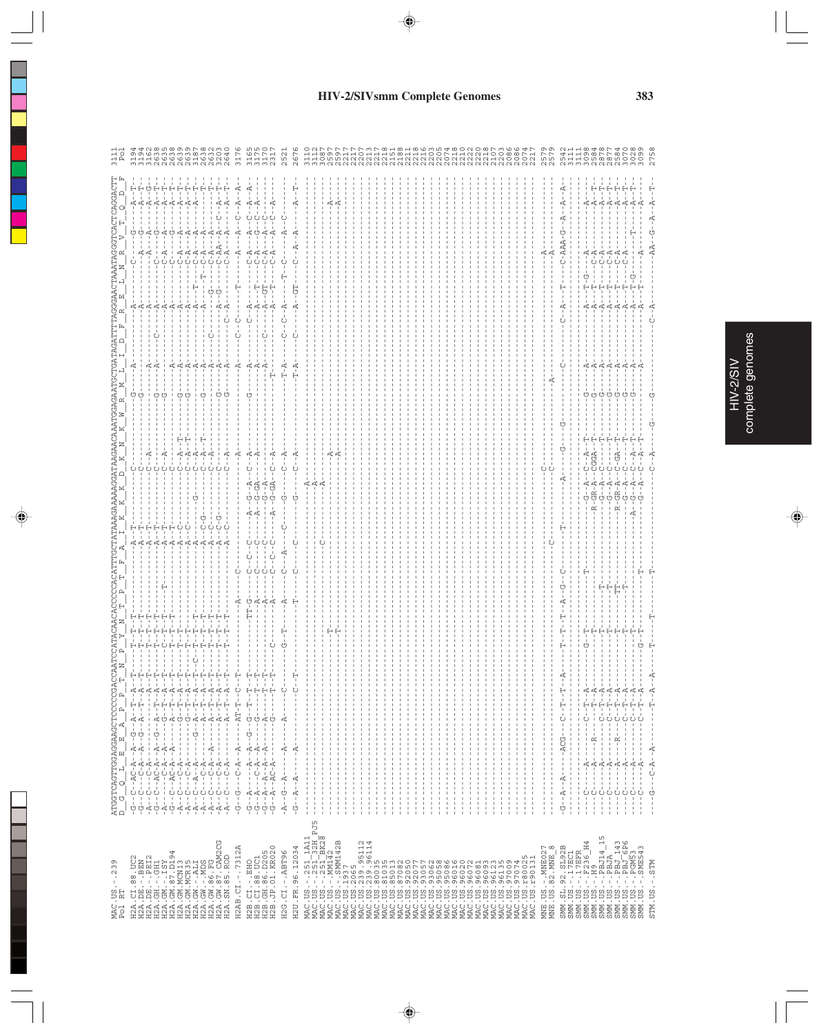# HIV-2/SIVsmm Complete Genomes

```
MAC.US.-.239            ATGGTCAGTTGGAGAAGCTCCCCGACCAATCCATACAACACCCCACATTTGCTATAAAGAAAAAGGATAAGACAAATGGAGAATGCTGATAGATTTAGGGAACTAAATAGGGTCACTCAGGACTT  3111
Pol RT                  D  G  Q  L  E  E  A  P  P  T  N  P  Y  N  T  P  T  F  A  I  K  K  K  D  K  N  K  W  R  M  L  I  D  F  R  E  L  N  R  V  T  Q  D  F  Pol

H2A.CI.88.UC2           -G--C--AC-A--A--G--A--T--A--T--T--T--T--------------A--T--------------C-----------G-----A--------------A--------------C-----G-----A--T-  3194
H2A.DE.-.BEN            -G--C--C-A---A--G--A--T--A--T--T--T--T--------------A--T--------------C-----------G--------------------A-----------A--G-----A-----A--T-  3194
H2A.DE.-.PEI2           -A--C--C-A-----------A--T--A--T--T--T--T-------------A--T--------------C--A-----------------A-----------A--------------A-----A-----A--G-  3162
H2A.GH.-.GH1            -G--C--AC-A--A--G--A--T--A--T--T--T--T--------------A--T--------------C--------------G-----A-----C-----A--------------C--C-----G-----A--T-  2638
H2A.GM.-.ISY            -A--C--C-A---A-----A--T--A--T--T--T--T----T---------A--T--------------C--A-----------G-----------------A--------------C--A-----A-----A--T-  2635
H2A.GM.87.D194          -G--C--AC-A--A-----A--T--A--T--C--T--T--------------A--T--------------C--A-----------G-----A-----------A--------------C--------G-----A--T-  2638
H2A.GM.MCN13            -A--C--C-A--------G--T--A--T--T--T--T---------------A--C--------------C--A--T--------G-----A-----------A--------------C-A--A-----A--T-  2639
H2A.GM.MCR35            -A--C--C-A--------G--T--A--T--T--T--T---------------A--C--------------C--A--T--------G-----A-----------A--------------C-A--A-----A--T-  2639
H2A.GW.-.ALI            -A--C--A-A----G--A--T--A--T--C--T--T--T-------------A-------G---------C--A-----------------A-----------A-----T--------C-A--A-----A--T-  3187
H2A.GW.-.MDS            -A--C--C-A--------A--T--A--T--T--T--T---------------A--C--G-----------C--A--T--------G-----A-----------A--------T-----C-A--A-----A--T-  2638
H2A.GW.86.FG            -A--C--C-A---A----A--T--A--T--T--T--T---------------A--C--------------C--A--T--------------A-----C-----A------G-------C-A--A-----A--T-  2632
H2A.GW.87.CAM2CG        -A--C--C-A--------A--T--A--T--T--T--T---------------A--C--G-----------C--A-----------G-----A-----------A--G--G-------C-AA-A--C--A--T-  3203
H2A.SN.85.ROD           -A--C--C-A--------A--T--A--T--T--T--T---------------A--C--------------C--A-----------G-----A-----------C-A------------C-A--A-----A--T-  2640

H2AB.CI.-.7312A         -G--G--C-A--A--AT-T--C--T-----------A--------C-------------------A-----------------A--------------C--C--------T-------A--C--A--A--A-  3176

H2B.CI.-.EHO            -G--A--A-A--G--G--T--T--T------TT-G------C--C--C---------A--G--A--C--A-----------G-----A-----------C--A--------------C-A--A--C--A--A-  3165
H2B.CI.88.UC1           -G--A--C-A--A--G--T--T--T------------A-------C--C--C---------A--G-GA--A--------------------A-----------A--T-----------C-A--G--C--A-----  3175
H2B.GH.86.D205          -G--A--A-A--A--A--T--T--T------------A-------C--C--C---------G--A--------------------------A-----C-----A-GT-----------C-A--A--C-------  3170
H2B.JP.01.KR020         -G--A--AC-A--G--T--T--C--------------A-------C--C--C------A--G-GA--C--A-------------------T-----------A--T------------C-A--A--C--A-----  2317

H2G.CI.-.ABT96          -A--G--A-----A--C-----G--T--------A----C--A--C------C--------G------C--A--------------T-A-----C--C--A-----T--C--------A--C-----  2521

H2U.FR.96.12034         -G--A--A-----A--C--T-----T--------C----C--------G--------C--A--------------T-A-----C-----A--GT--------C--A--A--------A--T-  2676

MAC.US.-.251_1A11       ------------------------------------------------------------A----------------------------------------------------------------  3110
MAC.US.-.251_32H_PJ5    ------------------------------------------------------------A----------------------------------------------------------------  3112
MAC.US.-.251_BK28       ------------------------------------------------------------A----------------------------------------------------------------  3087
MAC.US.-.MM142          -----------------------T--------------C-------------------------A--------------------------------------------A--------------  2597
MAC.US.-.SMM142B        -----------------------T------------------------------------------A--------------------------------------------A------------  2597
MAC.US.1937             -----------------------------------------------------------------------------------------------------------------------------  2217
MAC.US.2065             -----------------------------------------------------------------------------------------------------------------------------  2217
MAC.US.239.95112        -----------------------------------------------------------------------------------------------------------------------------  2207
MAC.US.239.96114        -----------------------------------------------------------------------------------------------------------------------------  2213
MAC.US.81035            -----------------------------------------------------------------------------------------------------------------------------  2217
MAC.US.85013            -----------------------------------------------------------------------------------------------------------------------------  2218
MAC.US.87082            -----------------------------------------------------------------------------------------------------------------------------  2151
MAC.US.92050            -----------------------------------------------------------------------------------------------------------------------------  2188
MAC.US.92077            -----------------------------------------------------------------------------------------------------------------------------  2211
MAC.US.93057            -----------------------------------------------------------------------------------------------------------------------------  2218
MAC.US.93062            -----------------------------------------------------------------------------------------------------------------------------  2216
MAC.US.95058            -----------------------------------------------------------------------------------------------------------------------------  2203
MAC.US.95086            -----------------------------------------------------------------------------------------------------------------------------  2205
MAC.US.96016            -----------------------------------------------------------------------------------------------------------------------------  2074
MAC.US.96020            -----------------------------------------------------------------------------------------------------------------------------  2218
MAC.US.96072            -----------------------------------------------------------------------------------------------------------------------------  2210
MAC.US.96081            -----------------------------------------------------------------------------------------------------------------------------  2222
MAC.US.96093            -----------------------------------------------------------------------------------------------------------------------------  2220
MAC.US.96123            -----------------------------------------------------------------------------------------------------------------------------  2218
MAC.US.96135            -----------------------------------------------------------------------------------------------------------------------------  2107
MAC.US.97009            -----------------------------------------------------------------------------------------------------------------------------  2203
MAC.US.97074            -----------------------------------------------------------------------------------------------------------------------------  2086
MAC.US.r80025           -----------------------------------------------------------------------------------------------------------------------------  2086
MAC.US.r90131           -----------------------------------------------------------------------------------------------------------------------------  2074
                                                                                                                                                       2217

MNE.US.-.MNE027         --------------------------------------C-------------------C-----------A--------------------------------A-------------------  2579
MNE.US.82.MNE_8         ----------------------------------------------------------C--------------------------------------------A-------------------  2579

SMM.SL.92.SL92B         -G--A--A-----ACG--C--T--T--A-----T--T--A--G--C-----T-----------A-----------G-----------C-----------C--A-----T-----C-AAA-G--A--A--A-  2542
SMM.US.-.17EC1          -----------------------------------------------------------------------------------------------------------------------------  3111
SMM.US.-.17EFR          -----------------------------------------------------------------------------------------------------------------------------  3111
SMM.US.-.F236_H4        ---C-----A---------C--T--A-----G--T--------T-----------G--A--C--A--T-----G-----A-----------A--T-G-----A-----------A-----  3098
SMM.US.-.H9             ---C-----A-----R---------T--A-----T--------------------R-GR-A-CGGA-T-----G-----A-----------A--T-----C-A-----------A--T-  2584
SMM.US.-.PBJA           ---C-----A---------C--T--A-----T--------T--------------G--A--C-----T-----G-----A-----------A--T-----C-A-----------A--T-  2878
SMM.US.-.PBJ14_15       ---C-----A---------C--T--A-----T--------T--------------G--A--C-----T-----G-----A-----------A--T-----C-A-----------A--T-  2877
SMM.US.-.PBJ_143        ---C-----A-----R---C--T--A-----T-------TT--------------R-GR-A-C-GA-T-----G-----A-----------A--T-----C-A-----------A--T-  2584
SMM.US.-.PBJ_6P6        ---C-----A---------C--T--A-----T--------T--------------G--A--C-----T-----G-----A-----------A--T-----C-A-----------A--T-  3070
SMM.US.-.PGM53          ---C-----A---------C--T--A-----T-----------------------A-G--A--C--A--T-----G-----A-----------A--T-G---------T-----A-----  3028
SMM.US.-.SME543         ---C-----A---------C--T--A--G--T--------T--------------G--A--C--A--T-----G-----A-----------A--T-----A-----------A-----  3099

STM.US.-.STM            ---G--C-A--A---------T--A--A-----T--------T-----------C--A-----------G-----------C--A-----------AA--G--A--A--T-  2758
```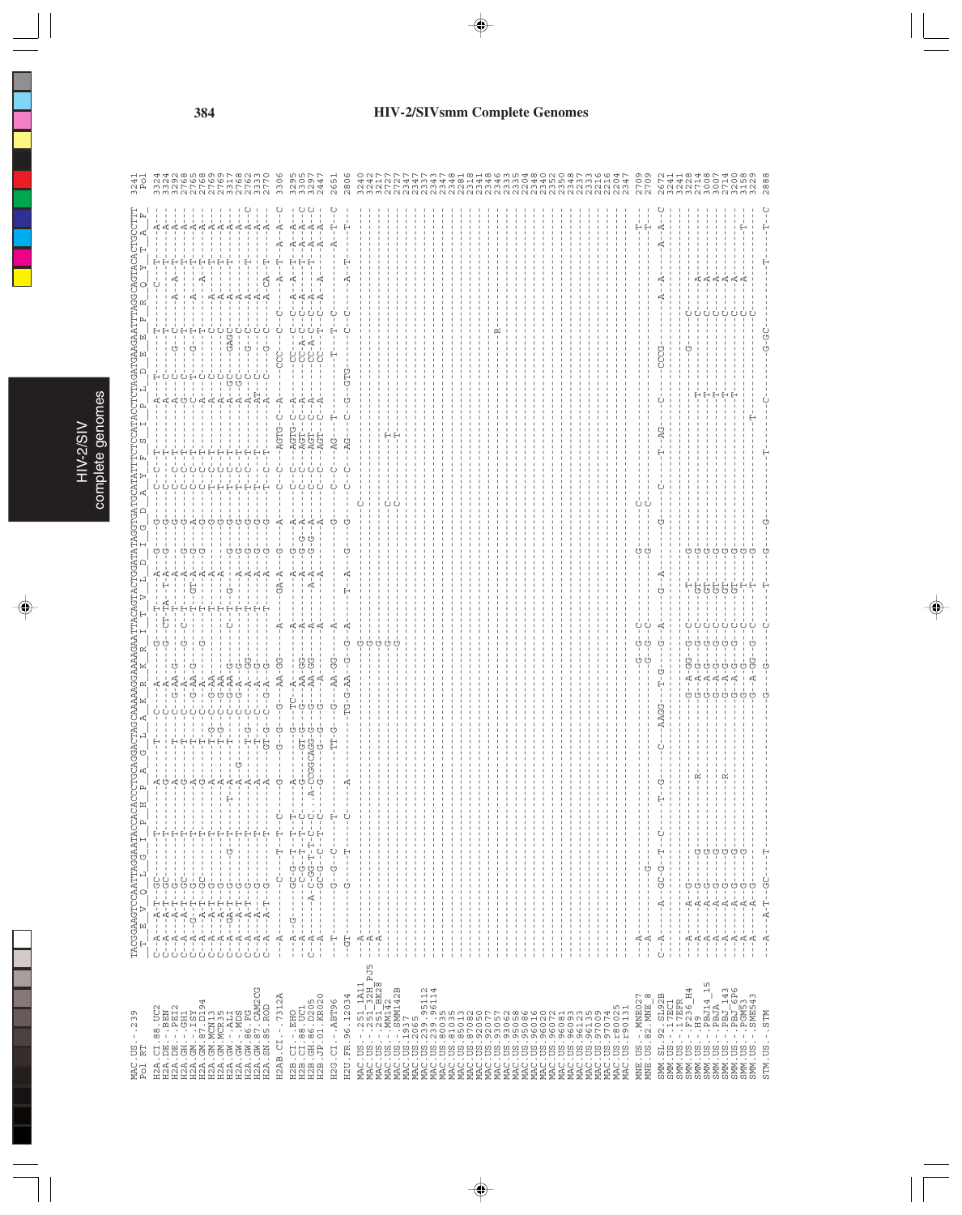# HIV-2/SIVsmm Complete Genomes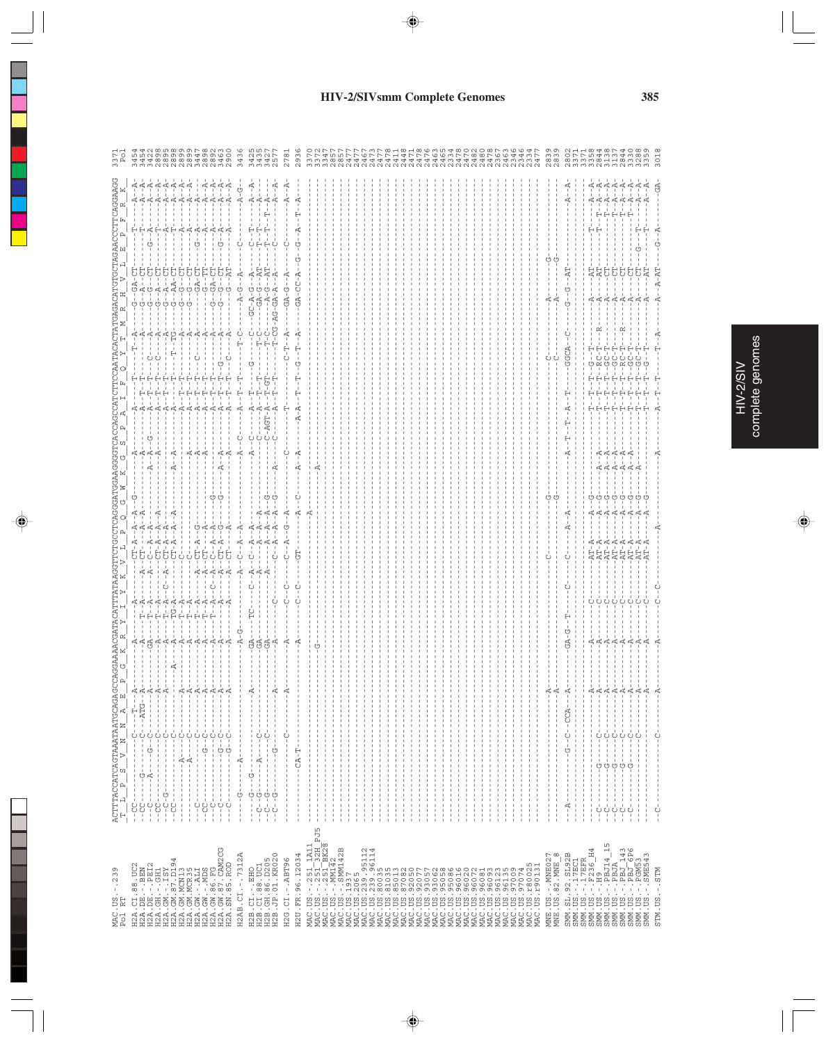# HIV-2/SIVsmm Complete Genomes

```
MAC.US.-.239          ACTTTACCATCAGTAAATAATGCAGAGCCAGGAAAACGATACATTTATAAGGTTCTGCCTCAGGGATGGAAGGGGTCACCAGCCATCTTCCAATACACTATGAGACATGTGCTAGAACCCTTCAGGAAGG  3371
Pol RT                 T  L  P  S  V  N  N  A  E  P  G  K  R  Y  I  Y  K  V  L  P  Q  G  W  K  G  S  P  A  I  F  Q  Y  T  M  R  H  V  L  E  P  F  R  K   Pol

H2A.CI.88.UC2                                                                                                                                       3454
H2A.DE.-.BEN                                                                                                                                        3454
H2A.DE.-.PEI2                                                                                                                                       3422
H2A.GH.-.GH1                                                                                                                                        2898
H2A.GM.-.ISY                                                                                                                                        2895
H2A.GM.87.D194                                                                                                                                      2898
H2A.GM.MCN13                                                                                                                                        2899
H2A.GM.MCR35                                                                                                                                        2899
H2A.GW.-.ALI                                                                                                                                        3447
H2A.GW.-.MDS                                                                                                                                        2898
H2A.GW.86.FG                                                                                                                                        2892
H2A.GW.87.CAM2CG                                                                                                                                    3463
H2A.SN.85.ROD                                                                                                                                       2900

H2AB.CI.-.7312A                                                                                                                                     3436

H2B.CI.-.EHO                                                                                                                                        3425
H2B.CI.88.UC1                                                                                                                                       3435
H2B.GH.86.D205                                                                                                                                      3427
H2B.JP.01.KR020                                                                                                                                     2577

H2G.CI.-.ABT96                                                                                                                                      2781

H2U.FR.96.12034                                                                                                                                     2936

MAC.US.-.251_1A11                                                                                                                                   3370
MAC.US.-.251_32H_PJ5                                                                                                                                3372
MAC.US.-.251_BK28                                                                                                                                   3347
MAC.US.-.MM142                                                                                                                                      2857
MAC.US.-.SMM142B                                                                                                                                    2857
MAC.US.1937                                                                                                                                         2477
MAC.US.2065                                                                                                                                         2477
MAC.US.239.95112                                                                                                                                    2467
MAC.US.239.96114                                                                                                                                    2473
MAC.US.81035                                                                                                                                        2477
MAC.US.85013                                                                                                                                        2478
MAC.US.87082                                                                                                                                        2411
MAC.US.92050                                                                                                                                        2448
MAC.US.92077                                                                                                                                        2471
MAC.US.93057                                                                                                                                        2478
MAC.US.93062                                                                                                                                        2476
MAC.US.95058                                                                                                                                        2463
MAC.US.95086                                                                                                                                        2465
MAC.US.96016                                                                                                                                        2334
MAC.US.96020                                                                                                                                        2478
MAC.US.96072                                                                                                                                        2470
MAC.US.96081                                                                                                                                        2482
MAC.US.96093                                                                                                                                        2480
MAC.US.96123                                                                                                                                        2478
MAC.US.96135                                                                                                                                        2367
MAC.US.97009                                                                                                                                        2463
MAC.US.97074                                                                                                                                        2346
MAC.US.r80025                                                                                                                                       2334
MAC.US.r90131                                                                                                                                       2477

MNE.US.-.MNE027                                                                                                                                     2839
MNE.US.82.MNE_8                                                                                                                                     2839

SMM.SL.92.SL92B                                                                                                                                     2802
SMM.US.-.17EC1                                                                                                                                      3371
SMM.US.-.17EFR                                                                                                                                      3371
SMM.US.-.F236_H4                                                                                                                                    3358
SMM.US.-.H9                                                                                                                                         2844
SMM.US.-.PBJ14_15                                                                                                                                   3138
SMM.US.-.PBJA                                                                                                                                       3137
SMM.US.-.PBJ_143                                                                                                                                    2844
SMM.US.-.PBJ_6P6                                                                                                                                    3330
SMM.US.-.PGM53                                                                                                                                      3288
SMM.US.-.SME543                                                                                                                                     3359

STM.US.-.STM                                                                                                                                        3018
```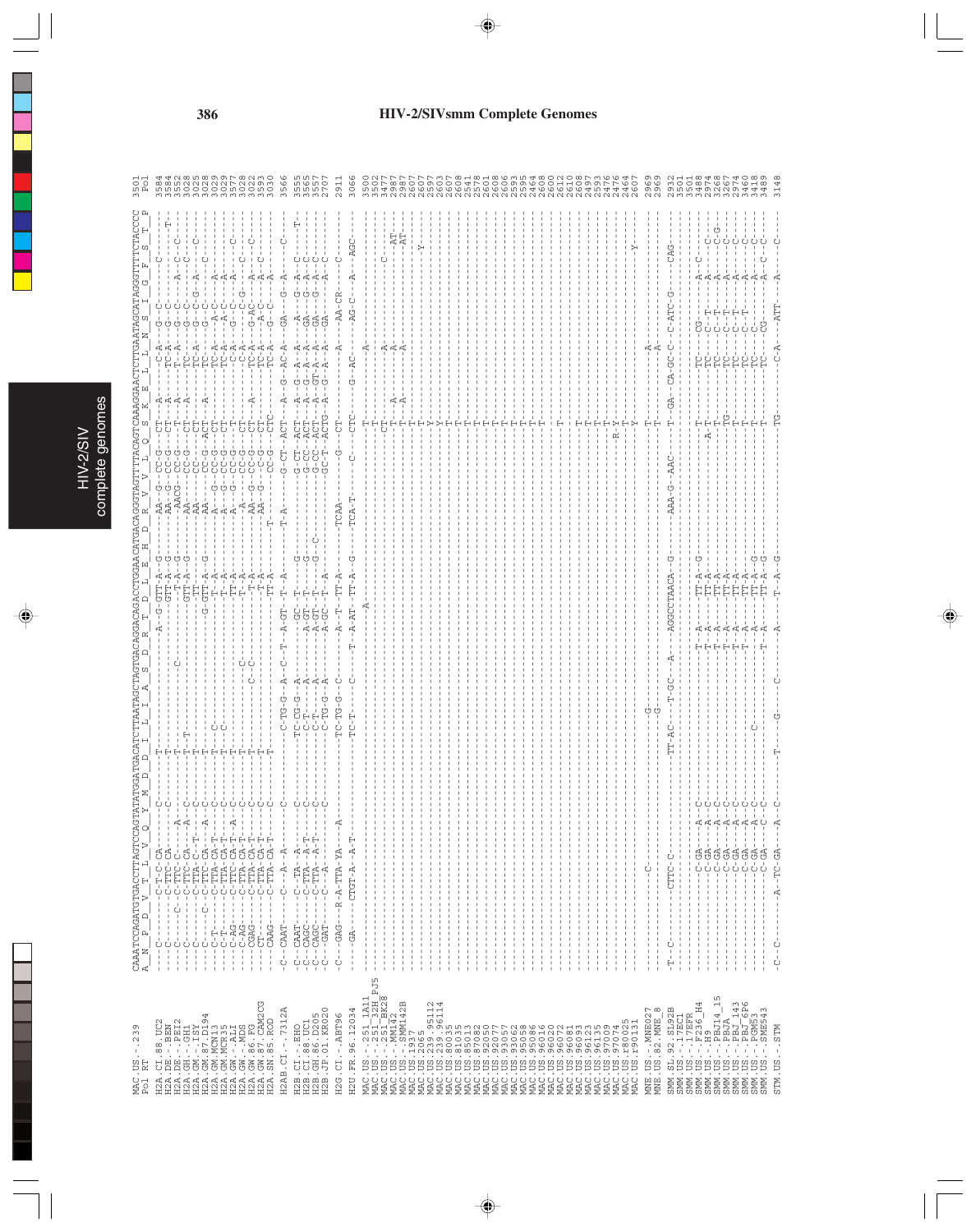# HIV-2/SIVsmm Complete Genomes

```
MAC.US.-.239          CAAATCCAGATGTGACCTTAGTCCAGTATATGGATGACATCTTAATAGCTAGTGACAGGACAGACCTGGAACATGACAGGGTAGTTTTACAGTCAAAGGAACTCTTGAATAGCATAGGGTTTTCTACCCC   3501
Pol RT                A  N  P  D  V  T  L  V  Q  Y  M  D  D  I  L  I  A  S  D  R  T  D  L  E  H  D  R  V  V  L  Q  S  K  E  L  L  N  S  I  G  F  S  T  P   Pol

H2A.CI.88.UC2         ---C-------C-T-C-CA---------------T--------------------------A--G--GTT-A--G-----AA--G--CC-G---CT--A-----C-A----G--C-------------   3584
H2A.DE.-.BEN          ---C-------C-TTC-CA---------C-----T-------------------------------GTT-A--G-----AA--G--CC-G---CT--A-----TC-A----G--C-------------T-   3584
H2A.DE.-.PEI2         ---C-----C-C-TTC-C------A---------T-----------C--------------------T-A--G-----AACG---CC-G----T--A-----T--A----G--C----A--C--C---   3552
H2A.GH.-.GH1          ---C-------C-TTC-CA-----A---C-----T------------------------------GTT-A--G-----AA-----CC-G---CT--A-----TC-------G--C-------C------   3028
H2A.GM.-.ISY          ---C-------C-TTA-C--T---C---------T--T--------------------------TT-----------AA------CC-----CT-----------TC-----G--C-G--A--C------   3025
H2A.GM.87.D194        ---C---C---C-TTC-CA-----A---C-----T-----------------------------G-GTT-A--G-----AA-----CC-G--ACT--A-----TC-A----G--C-------C------   3028
H2A.GM.MCN13          ---C-T-----C-TTA-CA-T-------C-----T--C------------------------------T-A--------A---G--CC-G---CT--------TC-A----A-C----A---------   3029
H2A.GM.MCR35          ---C-T-----C-TTA-CA-T-------C-----T--C------------------------------T-A--------A---G--CC-G---CT--------TC-A----A-C----A---------   3029
H2A.GW.-.ALI          ---C-AG----C-TTC-CA-T-A-----C-----T---------------------------------TT-A--------A---G--CC-G---CT--------C-A----G--C----A-----C---   3577
H2A.GW.-.MDS          ---C-AG----C-TTA-CA-T-------C-----T-----------C-------------------T-A-----------A------CC-G---CT--------C-A----G--C--G-----C---   3028
H2A.GW.86.FG          ---CGAG----C-TTA-CA-T-------C-----T----------C-C-------------------T-A--------AA--G--CC-G---CT--A-----TC-A----G-AC--A--C--C---   3022
H2A.GW.87.CAM2CG      ---CT------C-TTA-CA-T-------C-----T---------------------------------T-A--------AA--G---C-G---CT--------TC-A----A-C--A--C------   3593
H2A.SN.85.ROD         ---CAAG----C-TTA-CA-T-------C-----T---------------------------------TT-A-----T------CC-G---CTC-------TC-A----G--C--A---------   3030

H2AB.CI.-.7312A       -C--CAAT---C---A--A---------C--------C-TG-G--A--C--T--A-GT--T--A-----T-A---------G-CT-ACT--A--G--AC-A----GA----G--A-----C-----   3566

H2B.CI.-.EHO          -C--CAAT---C--TA--A---------C--------TC-CG-G--A-----------GC--T-----G---------------G-CT--ACT--A--G--A--A----A----G--A--C-----T-   3555
H2B.CI.88.UC1         -C--CAGC---C-TTA--A-T-------C--------C-T-----A--------A-GT--T-----G-----------------G-CC-ACT--A--G--A--A---GA----G--A--C-------   3565
H2B.GH.86.D205        -C--CAGC---C-TTA--A-T-------C--------C-T-----A--------A-GT--T-A---G--C--------------G-CC-ACT--A--GT-A--A---GA----G--A--C-------   3557
H2B.JP.01.KR020       -C--GAT----C---A------------C--------C-TG-G--A--------A-GC--T--A--------------------GC-T--ACTG--A--G--A--A---GA----A--C-------   2707

H2G.CI.-.ABT96        -C---GAG---R-A-TTA-YA-----A--------------TC-TG-G--C--------A--T--TT-A--------TCAA------G---CT-----------A-----AA-CR-----C------   2911

H2U.FR.96.12034       ----GA-----CTGT-A--A-T--------------------TC-T------C---------T--A-AT--TT-A--G-----TCA-T--------C---CTC-----G--AC-----AG-C--A---AGC-   3066

MAC.US.-.251_1A11     --------------------------------------------------------------------A------------------------------T---------A--------------------   3500
MAC.US.-.251_32H_PJ5  ---------------------------------------------------------------------------------------------------T--------------------------------   3502
MAC.US.-.251_BK28     ---------------------------------------------------------------------------------------------------CT--------A--------------C-----   3477
MAC.US.-.MM142        ---------------------------------------------------------------------------------------------------T---A------A--------------AT----   2987
MAC.US.-.SMM142B      ---------------------------------------------------------------------------------------------------T---A------A--------------AT----   2987
MAC.US.1937           ---------------------------------------------------------------------------------------------------T---------A--------------------   2607
MAC.US.2065           ---------------------------------------------------------------------------------------------------T-------------------------------   2607
MAC.US.239.95112      ---------------------------------------------------------------------------------------------------Y------------------------Y-----   2597
MAC.US.239.96114      ---------------------------------------------------------------------------------------------------Y-------------------------------   2603
MAC.US.81035          ---------------------------------------------------------------------------------------------------T-------------------------------   2607
MAC.US.85013          ---------------------------------------------------------------------------------------------------T-------------------------------   2608
MAC.US.87082          ---------------------------------------------------------------------------------------------------T-------------------------------   2541
MAC.US.92050          ---------------------------------------------------------------------------------------------------T-------------------------------   2578
MAC.US.93057          ---------------------------------------------------------------------------------------------------T-------------------------------   2601
MAC.US.93062          ---------------------------------------------------------------------------------------------------T-------------------------------   2608
MAC.US.95058          ---------------------------------------------------------------------------------------------------T-------------------------------   2606
MAC.US.95086          ---------------------------------------------------------------------------------------------------T-------------------------------   2593
MAC.US.96016          ---------------------------------------------------------------------------------------------------T-------------------------------   2595
MAC.US.96020          ---------------------------------------------------------------------------------------------------T-------------------------------   2464
MAC.US.96072          ---------------------------------------------------------------------------------------------------T-------------------------------   2608
MAC.US.96081          ---------------------------------------------------------------------------------------------------T-------------------------------   2600
MAC.US.96093          -------------------------------------------------------------------------------------------------------------------------------------   2612
MAC.US.96123          ---------------------------------------------------------------------------------------------------T-------------------------------   2610
MAC.US.96135          ---------------------------------------------------------------------------------------------------T-------------------------------   2608
MAC.US.97009          ---------------------------------------------------------------------------------------------------T-------------------------------   2497
MAC.US.97074          ---------------------------------------------------------------------------------------------------T-------------------------------   2593
MAC.US.r80025         -------------------------------------------------------------------------------------------------R--Y-------------------------------   2476
MAC.US.r90131         ---------------------------------------------------------------------------------------------------T-------------------------------   2476
                      ---------------------------------------------------------------------------------------------------Y--------------------------Y-----   2464
                                                                                                                                                            2607

MNE.US.-.MNE027       --------------C-----------------------G--------------------------------------------------------T-----------A------------------------   2969
MNE.US.82.MNE_8       ----------------------------------------G--------------------------------------------------------T-----------A------------------------   2969

SMM.SL.92.SL92B       -T--C-------CTTC-C-------------------TT-AC------T-GC---A----AGGCCTAACA--G------AAA-G--AAC-------T--GA--CA-GC-C---C-ATC-G--------CAG---   2932
SMM.US.-.17EC1        -----------------------------------------------------------------------------------------------------------------------------------   3501
SMM.US.-.17EFR        -----------------------------------------------------------------------------------------------------------------------------------   3501
SMM.US.-.F236_H4      ------------C-GA----A--C--------------------------T-A------TT-A--G-----------------------T---------TC-----CG---------A--C-------   3488
SMM.US.-.H9           ------------C-GA----A--C--------------------------T-A------TT-A-----------------------A-T---------TC-----C--T--------A-----C-----   2974
SMM.US.-.PBJ14_15     ------------C-GA----A--C--------------------------T-A------TT-A---------------------------T--------TC-----C--T--------A-----C-G---   3268
SMM.US.-.PBJA         ------------C-GA----A--C--------------------------T-A------TT-A--------------------------TG--------TC-----C--T--------A-----C-----   3267
SMM.US.-.PBJ_143      ------------C-GA----A--C--------------------------T-A------TT-A---------------------------T--------TC-----C--T--------A-----C-----   2974
SMM.US.-.PBJ_6P6      ------------C-GA----A--C------------C-------------A--------TT-A--G------------------------T--------TC-----C-------------A-----C-----   3460
SMM.US.-.PGM53        ------------C-GA----A--C--------------------------A--------TT-A--G------------------------T--------TC-----C-------------A-----C-----   3418
SMM.US.-.SME543       ------------C-GA----C--C--------------------------T-A------TT-A--G------------------------T--------TC-----CG---------A--C--C-----   3489

STM.US.-.STM          -C--C--------A--TC-GA-----A--C--------T------G-----C-------A-------T--A--G-------------------TG----------C-A------ATT------A------C-----   3148
```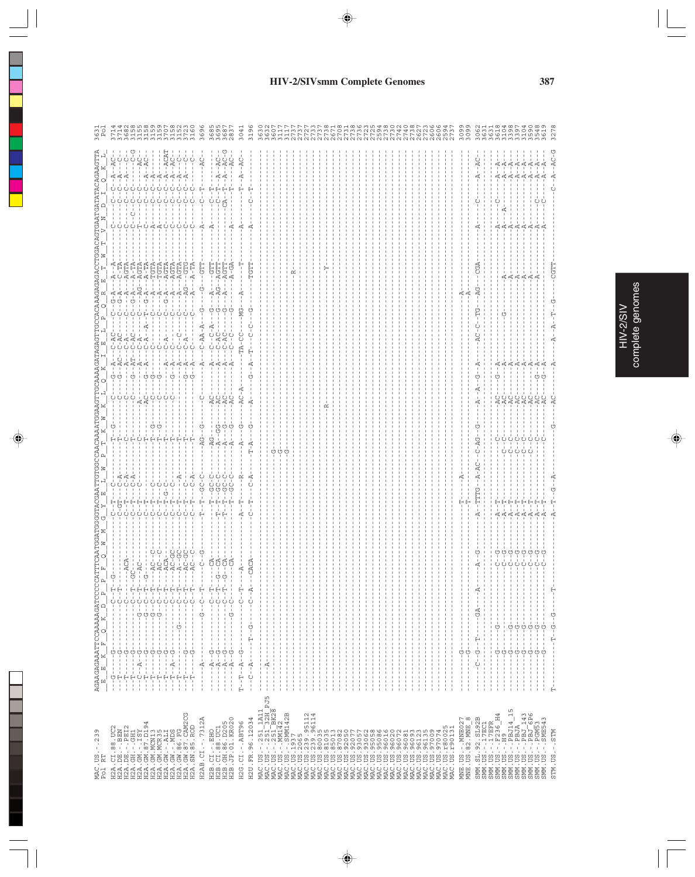# HIV-2/SIVsmm Complete Genomes

```
                         AGAAGAGAAATTCCAAAAAGATCCCCCATTTCAATGGATGGGGTACGAATTGTGGCCAACAAAATGGAAGTTGCAAAAGATAGAGTTGCCACAAAGAGAGACCTGGACAGTGAATGATATACAGAAGTTA
MAC.US.-.239             E  E  K  F  Q  K  D  P  P  F  Q  W  M  G  Y  E  L  W  P  T  K  W  K  L  Q  K  I  E  L  P  Q  R  E  T  W  T  V  N  D  I  Q  K  L    3631
Pol RT                                                                                                                                                   Pol
```

HIV-2/SIV complete genomes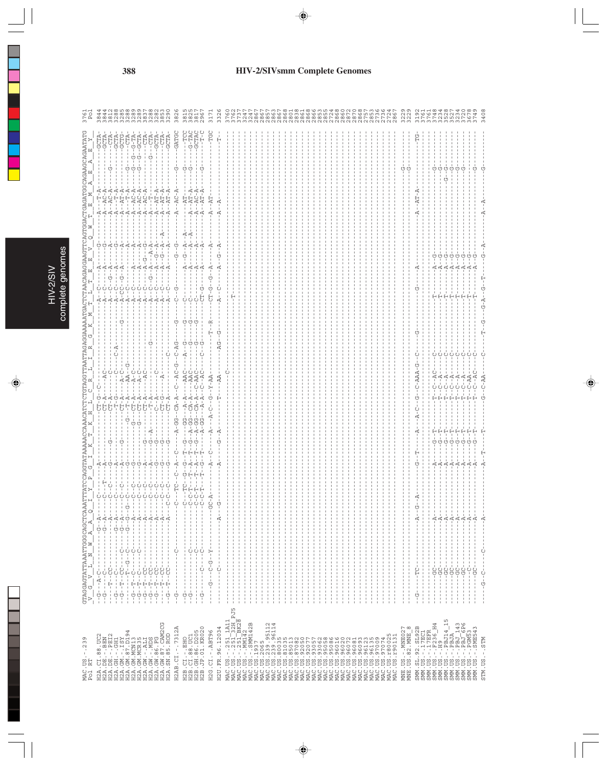# HIV-2/SIVsmm Complete Genomes

```
MAC.US.-.239          GTAGGAGTATTAAATTGGGCAGCTCAAATTTATCCAGGTATAAAAACCAAACATCTCTGTAGGTTAATTAGAGGAAAAATGACTCTAACAGAGGAAGTTCAGTGGACTGAGATGGCAGAAGCAGAATATG  3761
Pol RT                 V  G  V  L  N  W  A  A  Q  I  Y  P  G  I  K  T  K  H  L  C  R  L  I  R  G  K  M  T  L  T  E  E  V  Q  W  T  E  M  A  E  A  E  Y    Pol
```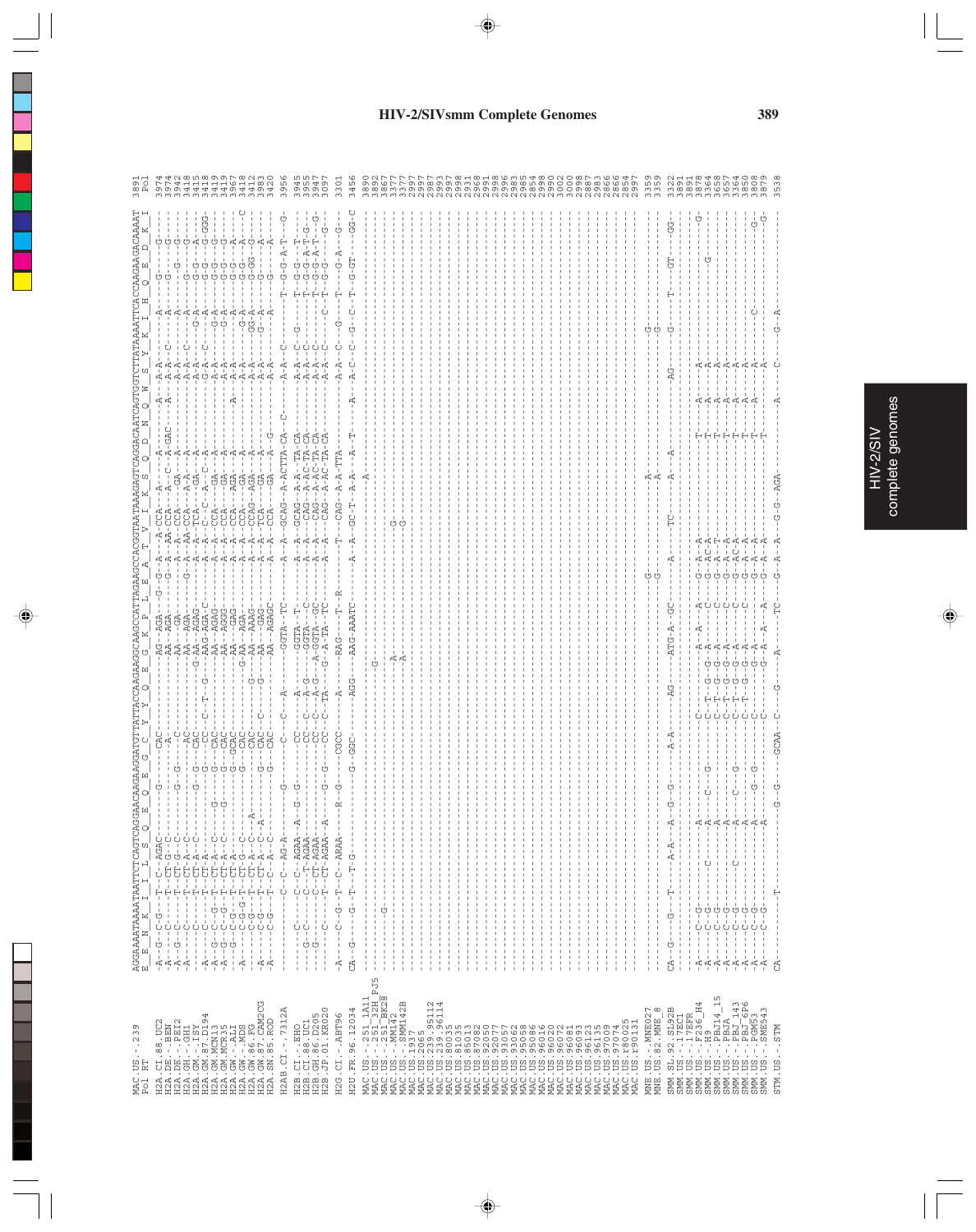# HIV-2/SIVsmm Complete Genomes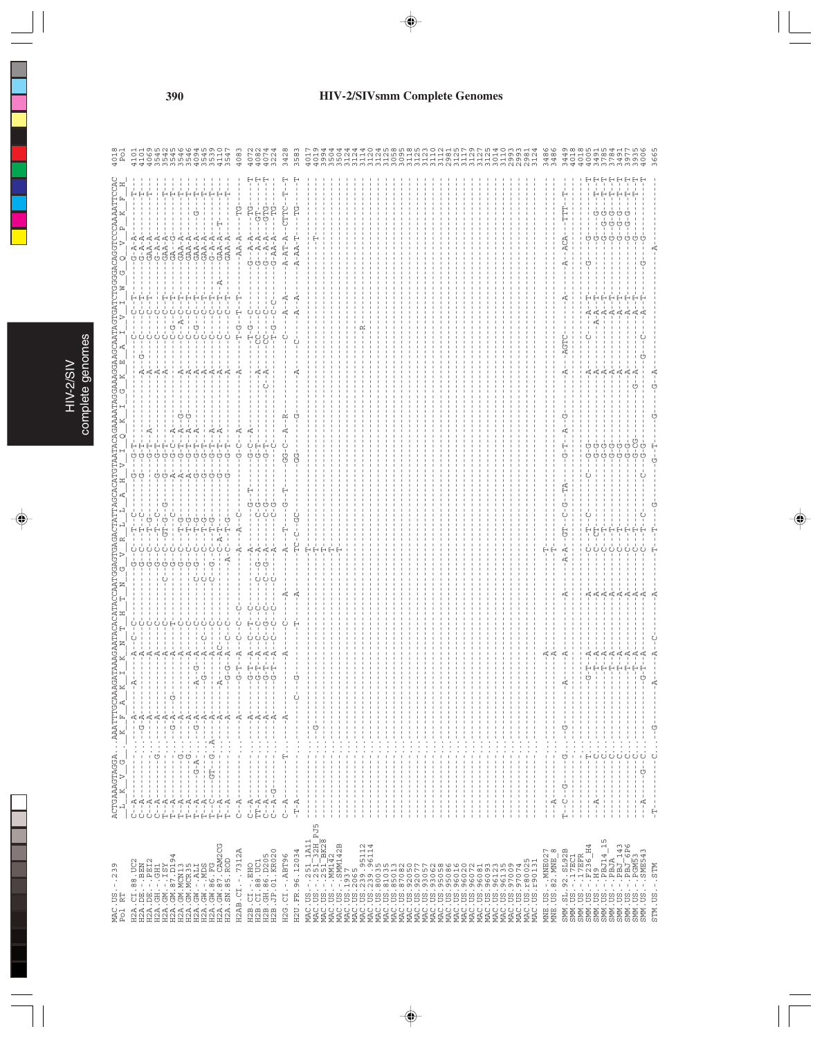```
MAC.US.-.239                ACTGAAAGTAGGA...AAATTTGCAAAGATAAAGAATACACATACCAATGGAGTGAGACTATTAGCACATGTAATACAGAAATAGGAAAGGAAGCAATAGTGATCTGGGGACAGGTCCCAAAATTCCAC   4018
Pol RT                       L  K  V  G     K  F  A  K  I  K  N  T  H  T  N  G  V  R  L  L  A  H  V  I  Q  K  I  G  K  E  A  I  V  I  W  G  Q  V  P  K  F  H       Pol
```

| Sequence | Position |
|---|---|
| H2A.CI.88.UC2 | 4101 |
| H2A.DE.-.BEN | 4101 |
| H2A.DE.-.PEI2 | 4069 |
| H2A.GH.-.GH1 | 3545 |
| H2A.GM.-.ISY | 3542 |
| H2A.GM.87.D194 | 3545 |
| H2A.GM.MCN13 | 3546 |
| H2A.GM.MCR35 | 3546 |
| H2A.GW.-.ALI | 4094 |
| H2A.GW.-.MDS | 3545 |
| H2A.GW.86.FG | 3539 |
| H2A.GW.87.CAM2CG | 4110 |
| H2A.SN.85.ROD | 3547 |
| H2AB.CI.-.7312A | 4083 |
| H2B.CI.-.EHO | 4072 |
| H2B.CI.88.UC1 | 4082 |
| H2B.GH.86.D205 | 4074 |
| H2B.JP.01.KR020 | 3224 |
| H2G.CI.-.ABT96 | 3428 |
| H2U.FR.96.12034 | 3583 |
| MAC.US.-.251_1A11 | 4017 |
| MAC.US.-.251_32H_PJ5 | 4019 |
| MAC.US.-.251_BK28 | 3994 |
| MAC.US.-.MM142 | 3504 |
| MAC.US.-.SMM142B | 3504 |
| MAC.US.1937 | 3124 |
| MAC.US.2065 | 3124 |
| MAC.US.239.95112 | 3114 |
| MAC.US.239.96114 | 3120 |
| MAC.US.81035 | 3124 |
| MAC.US.85013 | 3125 |
| MAC.US.87082 | 3058 |
| MAC.US.92050 | 3095 |
| MAC.US.93057 | 3118 |
| MAC.US.93062 | 3125 |
| MAC.US.95058 | 3123 |
| MAC.US.95086 | 3110 |
| MAC.US.96016 | 3112 |
| MAC.US.96020 | 2981 |
| MAC.US.96072 | 3125 |
| MAC.US.96081 | 3117 |
| MAC.US.96093 | 3129 |
| MAC.US.96123 | 3127 |
| MAC.US.96135 | 3125 |
| MAC.US.97009 | 3014 |
| MAC.US.97074 | 3110 |
| MAC.US.r80025 | 2993 |
| MAC.US.r90131 | 2993 |
| MNE.US.-.MNE027 | 3486 |
| MNE.US.82.MNE_8 | 3486 |
| SMM.SL.92.SL92B | 3449 |
| SMM.US.-.17EC1 | 4018 |
| SMM.US.-.17EFR | 4018 |
| SMM.US.-.F236_H4 | 4005 |
| SMM.US.-.H9 | 3491 |
| SMM.US.-.PBJ14_15 | 3785 |
| SMM.US.-.PBJA | 3784 |
| SMM.US.-.PBJ_143 | 3491 |
| SMM.US.-.PBJ_6P6 | 3977 |
| SMM.US.-.PGM53 | 3935 |
| SMM.US.-.SME543 | 4006 |
| STM.US.-.STM | 3665 |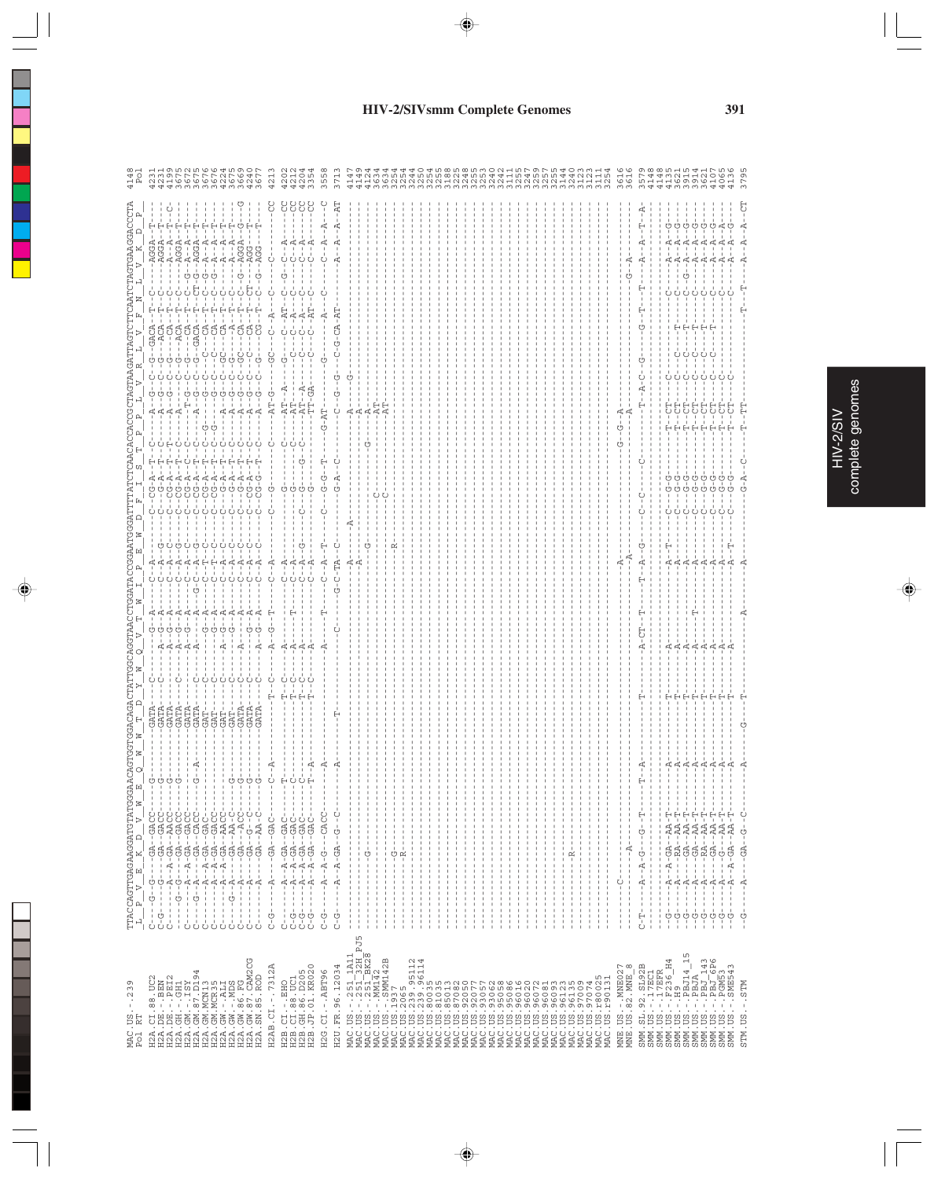# HIV-2/SIVsmm Complete Genomes

```
MAC.US.-.239          TTACCAGTTGAGAAGGATGTATGGGAACAGTGGTGGACAGACTATTGGCAGGTAACCTGGATACCGAATGGGATTTTATCTCAACACCACCGCTAGTAAGATTAGTCTTCAATCTAGTGAAGGACCCTA  4148
Pol RT                 L  P  V  E  K  D  V  W  E  Q  W  W  T  D  Y  W  Q  V  T  W  I  P  E  W  D  F  I  S  T  P  P  L  V  R  L  V  F  N  L  V  K  D  P
```

HIV-2/SIV complete genomes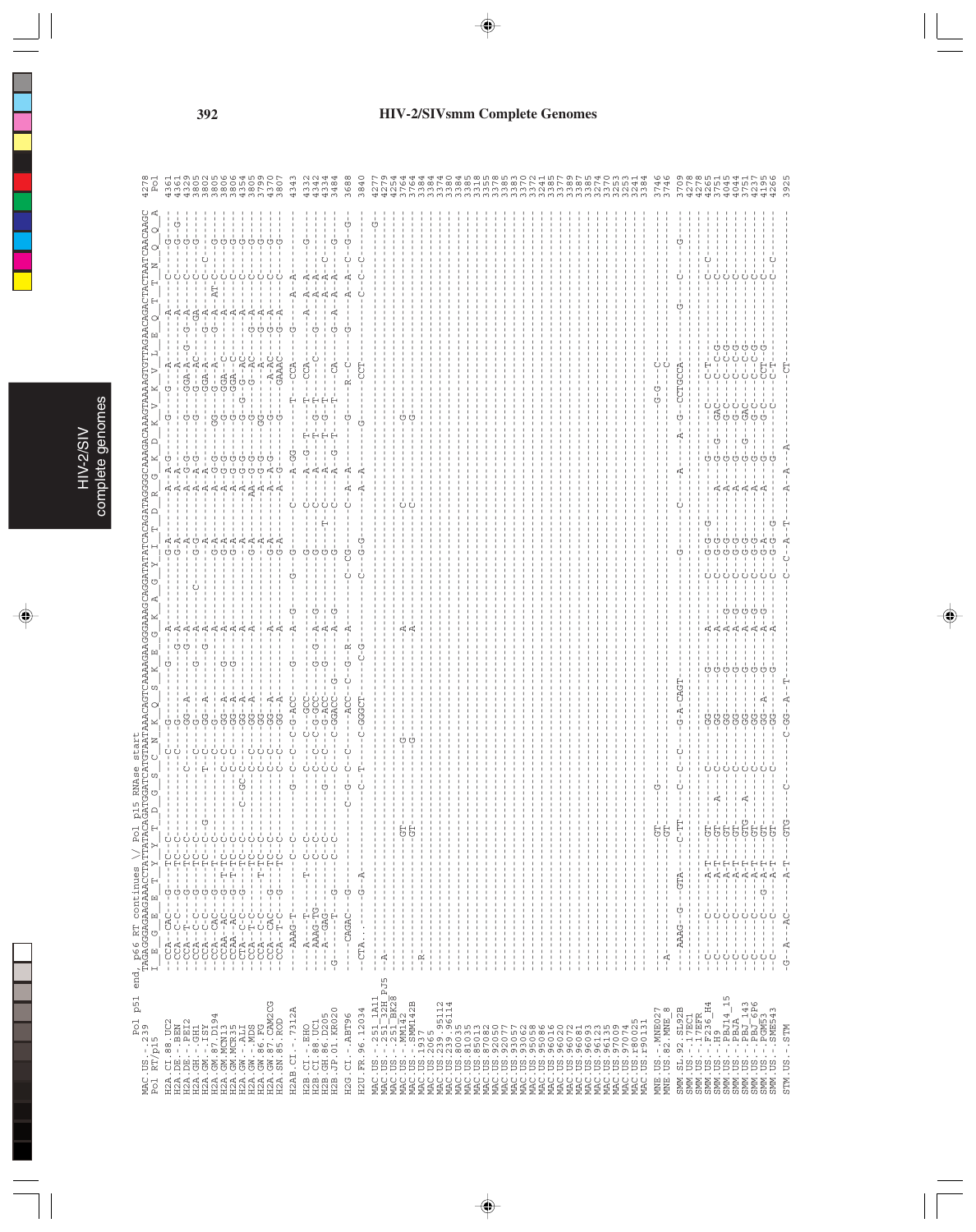## HIV-2/SIVsmm Complete Genomes

```
                    Pol p51 end, p66 RT continues \/ Pol p15 RNAse start
MAC.US.-.239        TAGAGGGAGAAGAAACCTATTATACAGATGGATCATGTAATAAACAGTCAAAAGAAGGAAAGCAGGATATATCACAGATAGGGGCAAAGACAAAAGTAAAAGTGTTAGAACAGACTACTAATCAACAAGC   4278
Pol RT/p15          I  E  G  E  E  T  Y  Y  T  D  G  S  C  N  K  Q  S  K  E  G  K  A  G  Y  I  T  D  R  G  K  D  K  V  K  V  L  E  Q  T  T  N  Q  Q  A   Pol

H2A.CI.88.UC2       --CCA--CAC---G----TC--C----------C--C-----G-------G---A----------G-A-----------A--A-G---------G-----G---A-------A----C-----G-----      4361
H2A.DE.-.BEN        --CCA--C-C---G----TC--C-------------C-----G-------G-A-A----------G-A-----------A--A------------------------------A----C-----G--G--      4361
H2A.DE.-.PEI2       --CCA--T-----G----TC--C----------C--------GG--A------G-A----------A----------A--G-G------G----GGA-A--G--G--A----C-----G-----      4329
H2A.GH.-.GH1        --CCA--C-C---G----TC--C-------------C-----G--------------A----------G-G-----------A--A-G------G------G--AC---G-GA---C-----G-----      3805
H2A.GM.-.ISY        --CCA--C-C---G----TC--C---G------T--C-----GG--A----G-----A--C----------A-----------A--A-G------G------GGA-A--G--A----C---C-------      3802
H2A.GM.87.D194      --CCA--CAC---G----T---C----------C--C-----G---------G--A-----------A----------A--A-G--------------G--A-------------------------      3805
H2A.GM.MCN13        --CCAA--AC---G--T-TC--C----------C--C-----GG--A-----G--A----------G-A-----------A--G-G--GG------G--A--G--A--AT-C----G-----      3806
H2A.GM.MCR35        --CCAA--AC---G--T-TC--C----------C--C-----GG--A------------A----------G-A-----------A--G-G--G------GGA--C---A----C-----G-----      3806
H2A.GW.-.ALI        --CTA--C-C---G----TC--C------C-GC-C--C-----GG--A-------------A----------G-A-----------A--G-G--G------GGA--C---A----C-----G-----      4354
H2A.GW.-.MDS        --CCA--T-C---G----TC--C-------------C-----GG--A-------------A----------A-------------A--G-G--G------G--AC---A----C-----G-----      3805
H2A.GW.86.FG        --CCA--C-C--------T-TC--C----------C--C-----GG--A-------------A----------G-A-----------AA--G-G--G-G---G-AC---G-A----C-----G-----      3799
H2A.GW.87.CAM2CG    --CCA--CAC---G----TC--C----------C--C-----GG--A-------A-------------A----------A--A-G--GG-----A-----G-A----C-----G-----      4370
H2A.SN.85.ROD       --CCA--T-C---G----TC--C----------C--C-----GG--A-------A-------------G-A-----------A--A-G------G------A-AC---G-A----C-----G-----      3807

H2AB.CI.-.7312A     ---AAAG-T---------C-C-------G--C--C--C-G-ACC---G-----A--G-----G--G---------C------A-GG-------T---CCA---G-----A--A---------------      4343

H2B.CI.-.EHO        ---A-----T--------T--C--C--------C-----GCC---------------G--------------C------A--G-T--------T---CCA------A--A--A--------G-----      4332
H2B.CI.88.UC1       ---AAAG-TG--------C--C-----------C--C--G-GCC--G--G--A-G----------G--------------C------A-----T--G-T-----C---G------A--A----------      4342
H2B.GH.86.D205      ---A--GAG---------C--C------G----C--C--G-ACC--G------A--------------G-------T-C------A-----T--G-T--------------A--A--C---------      4334
H2B.JP.01.KR020     G------T--G-------C--C-----------C--C-GGACC--G-------A--G-------G---------C------A--G-T-----T---CA---G--A--A--A-------G-----      3484

H2G.CI.-.ABT96      ---CAGAC---G-----------------C--G--C--C---ACC--C--G--R--A-------C--CG-------C--A--A----------G-----R--C---G-----A--A--C--G--G-      3688

H2U.FR.96.12034     --CTA.....--G--A----------------C--T-----C-GGGCT-----C-G------C--G-G--------A--A----------G--------CCT----------C--C--C---------      3840

MAC.US.-.251_1A11   -A-----------------------------------------------------------------------------------------------------------------------G-      4277
MAC.US.-.251_32H_PJ5 ---------------------------------------------------------------------------------------------------------------------------      4279
MAC.US.-.251_BK28   ---------------------------------------------------------------------------------------------------------------------------      4254
MAC.US.-.MM142      ------------------GT-----------G------------------A----------------------C---------------G---------------------------------      3764
MAC.US.-.SMM142B    ------------------GT-----------G------------------A----------------------C---------------G---------------------------------      3764
MAC.US.1937         ---------------------------------------------------------------------------------------------------------------------------      3384
MAC.US.2065         -R-------------------------------------------------------------------------------------------------------------------------      3384
MAC.US.239.95112    ---------------------------------------------------------------------------------------------------------------------------      3384
MAC.US.239.96114    ---------------------------------------------------------------------------------------------------------------------------      3374
MAC.US.80035        ---------------------------------------------------------------------------------------------------------------------------      3380
MAC.US.81035        ---------------------------------------------------------------------------------------------------------------------------      3384
MAC.US.85013        ---------------------------------------------------------------------------------------------------------------------------      3385
MAC.US.87082        ---------------------------------------------------------------------------------------------------------------------------      3318
MAC.US.92050        ---------------------------------------------------------------------------------------------------------------------------      3355
MAC.US.92077        ---------------------------------------------------------------------------------------------------------------------------      3378
MAC.US.93057        ---------------------------------------------------------------------------------------------------------------------------      3385
MAC.US.93062        ---------------------------------------------------------------------------------------------------------------------------      3383
MAC.US.95058        ---------------------------------------------------------------------------------------------------------------------------      3370
MAC.US.95086        ---------------------------------------------------------------------------------------------------------------------------      3372
MAC.US.96016        ---------------------------------------------------------------------------------------------------------------------------      3241
MAC.US.96020        ---------------------------------------------------------------------------------------------------------------------------      3385
MAC.US.96072        ---------------------------------------------------------------------------------------------------------------------------      3377
MAC.US.96081        ---------------------------------------------------------------------------------------------------------------------------      3389
MAC.US.96093        ---------------------------------------------------------------------------------------------------------------------------      3387
MAC.US.96123        ---------------------------------------------------------------------------------------------------------------------------      3385
MAC.US.96135        ---------------------------------------------------------------------------------------------------------------------------      3274
MAC.US.97009        ---------------------------------------------------------------------------------------------------------------------------      3370
MAC.US.97074        ---------------------------------------------------------------------------------------------------------------------------      3253
MAC.US.r80025       ---------------------------------------------------------------------------------------------------------------------------      3253
MAC.US.r90131       ---------------------------------------------------------------------------------------------------------------------------      3241
                                                                                                                                                  3384

MNE.US.-.MNE027     -A----------------GT-----G-------------------------------------------------------------G-G----C----------------------------      3746
MNE.US.82.MNE_8     ------------------GT-----G-------------------------------------------------------------G-------C---------------------------      3746

SMM.SL.92.SL92B     ---AAAG--G--GTA---C-TT-----C--C--C--G-A-CAGT-----------G-----------C------A-----A--G--CCTGCCA------G-------C-----G--------      3709
SMM.US.-.17EC1      ---------------------------------------------------------------------------------------------------------------------------      4278
SMM.US.-.17EFR      ---------------------------------------------------------------------------------------------------------------------------      4278
SMM.US.-.F236_H4    -C-----C-----A-T--GT-----C-------GG------G------A--------C--G-G--G--------G------C--C-T--------------C--C---------------      4265
SMM.US.-.H9         -C-----C-----A-T--GT---A-C-------GG------G------A--------C--G-G-----A-----G--G--GAC---C--C-G------------C-------------      3751
SMM.US.-.PBJ14_15   -C-----C-----A-T--GT-----C-------GG------G------A--G-----C--G-G-----A-----G--G---G-C--C--C-G-------------C-------------      4045
SMM.US.-.PBJA       -C-----C-----A-T--GT-----C-------GG------G------A--G-----C--G-G-----A-----G--G---G-C--C--C-G-------------C-------------      4044
SMM.US.-.PBJ_143    -C-----C-----A-T--GTG---A-C-------GG------G------A--G-----C--G-G-----A-----G--G--GAC---C--C-G------------C-------------      3751
SMM.US.-.PBJ_6P6    -C-----C-----A-T--GT-----C-------GG------G------A--G-----C--G-G-----A-----G--G---G-C--C--C-G------------C-------------      4237
SMM.US.-.PGM53      -C-----C--G--A-T--GT-----C-------GG--A---G------A--G-----C--G-A-----A-----G------G-C--CCT-G-------------C-------------      4195
SMM.US.-.SME543     -C-----C-----A-T--GT-----C-------GG------G------A--------C--G-G--G--------G---------G-C--C-T------------C--C-------------      4266

STM.US.-.STM        G--A--AC-----A-T--GTG------C-----C-GG--A-T-------------C--C--A-T-----A--A---A-----------CT----------------------------------      3925
```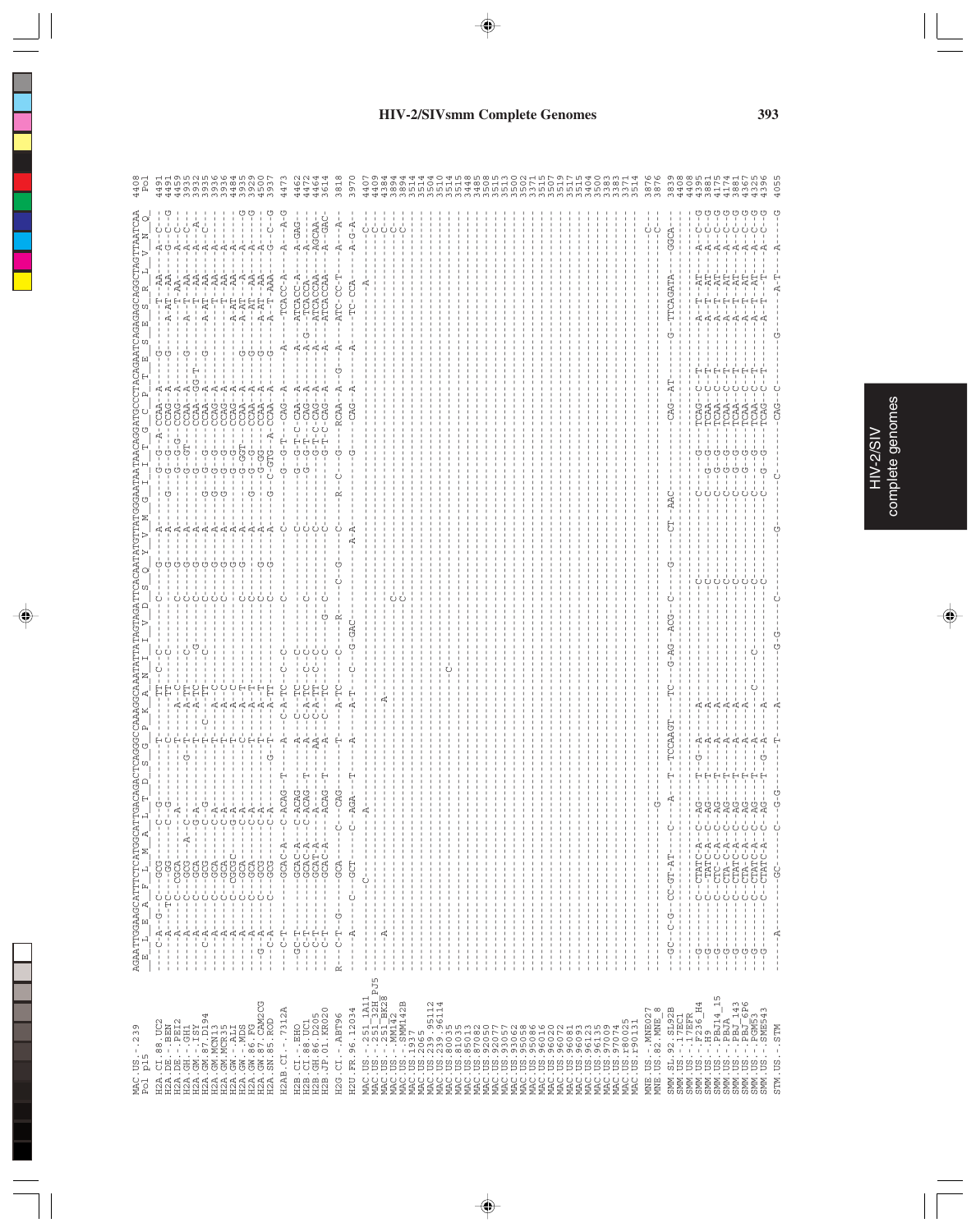# HIV-2/SIVsmm Complete Genomes

```
MAC.US.-.239         AGAATTGGAAGCATTTCTCATGGCATTGACAGACTCAGGGCCAAAGGCAAATATTATAGTAGATTCACAATATGTTATGGGAATAATAACAGGATGCCCTACAGAATCAGAGAGCAGGCTAGTTAATCAA  4408
Pol p15               E  L  E  A  F  L  M  A  L  T  D  S  G  P  K  A  N  I  I  V  D  S  Q  Y  V  M  G  I  I  T  G  C  P  T  E  S  E  S  R  L  V  N  Q    Pol

H2A.CI.88.UC2        ---C-A--G--C---GCG------C--G---------T-------T-AA---C-----------G--------A-CCAA---A---G-----------T--AA---A--C----  4491
H2A.DE.-.BEN         ---A-----TC----GG-------C--G---------C-------TT-----C-------------G---A---G--G---CCAG--A---G-------A-AT-AA---G--C--G  4491
H2A.DE.-.PEI2        ---A------C--CGCA--------A-----------T---A--C--------------C---G---A----G-G-G--CCAG--A-------------T-AA---A--C----  4459
H2A.GH.-.GH1         ---A------C---GCG--A--C--A--------G--T---A-TT----C-----------C---G---A----G-GT----CCAA--A--G------A--T--AA---A--C----  3935
H2A.GM.-.ISY         ---A------C---GCA------G-A-----------T---A-TC--G-----------C---G---A----G--G------CCAA--GG-T------T-AA---A-----A-  3932
H2A.GM.87.D194       ---C-A----C---GCG------C--G----------T--C--TT--C-----------C---G---A--G--G-G------CCAA--A---G-----A-AT--AA---A--C--  3935
H2A.GM.MCN13         ---A------C---GCA------C-A-----------T-----A-C-------------C---G---A--G--G-G------CCAG--A-------------T-AA---A----  3936
H2A.GM.MCR35         ---A------C---GCA------C-A-----------T-----A-C-------------C---G---A--G--G-G------CCAG--A-------------T-AA---A----  3936
H2A.GW.-.ALI         ---A------C--CGCGC-----G-A-----------T-----A-C---------------G---A-----G--G-------CCAG--A------------A-AT-AA---A----  4484
H2A.GW.-.MDS         ---A------C---GCA------C-A-----------C-----A--T------------C---G---A------G-GGT----CCAA--A---G-----A-AT--A---A--C--G  3935
H2A.GW.86.FG         ---A------C---GCA------C-A-----------T-----A-T-------------C---G---A--G--G-G------CCAA--A---G-----A-AT-AA---A--C--G  3929
H2A.GW.87.CAM2CG     ---G--A----C---GCG------C-A-----------T-----A-T-------------C---G---A------G-GG----CCAA--A---G-----A-AT-AA---A----  4500
H2A.SN.85.ROD        ---C-A----C---GCG------C-A--------G--T-----A-TT------------C---G---A--G--C-GTG-A-CCAA--A---G-----A--T-AAA---G--C--G  3937

H2AB.CI.-.7312A      ---C-T---------GCAC-A---C-ACAG---T----A----C-A-TC--C--C----C-----------C--------G--G-T---CAG--A--------A----TCACC-A------A--A-G  4473

H2B.CI.-.EHO         ---GC-T--------GCAC-A---C-ACAG---------A----C----TC-----C--------------C--------G--G-T-C-CAA--A-------A-----ATCACC-A----A-GAG-  4462
H2B.CI.88.UC1        ---C-T---------GCAC-A---C-ACAG---T----A----C-A-TC--C--C----C-----------C--------G--G-T---CAG--A-------A-G---TCACCA-----A-----  4472
H2B.GH.86.D205       ---C-T---------GCAT-A---A------------AA----C-A-TT--C--C----------------C------------G-T-C-CAG--A-------A-----ATCACCAA----AGCAA-  4464
H2B.JP.01.KR020      ---C-T---------GCAC-A-----ACAG---T----A----C-----TC-----C------G---C---C------------G-T-C-CAG--A-------A-----ATCACCAA----A--GAC-  3614

H2G.CI.-.ABT96       R--C-T--G------GCA------C---CAG---------T-----A-TC----C--------R--C--G---C----R--C--G----RCAA--A---G----A----ATC--CC-T---A--A-  3818

H2U.FR.96.12034      ---A------C---GCT------C--AGA---T-----A------A-T----C-----G-GAC-------A-A---------------G-----CAG--A-------A-----TC--CCA----A-G-A-  3970

MAC.US.-.251_1A11    ------------------C--------------A---------------------------------------------------------------------------------------------C-  4407
MAC.US.-.251_32H_PJ5 ------------------------------------------------------------------------------------------------------------------A-------------C-  4409
MAC.US.-.251_BK28    ---A---------------------------------------------------------------------------------------------------------------------------C-  4384
MAC.US.-.MM142       ------------------------------------------A-------------------------------------------------------------------------------------C-  3894
MAC.US.-.SMM142B     -----------------------------------------------------------C------------------------------------------------------------------C-  3894
MAC.US.1937          -----------------------------------------------------------C------------------------------------------------------------------C-  3514
MAC.US.2065          ---------------------------------------------------------------------------------------------------------------------------------  3514
MAC.US.239.95112     ---------------------------------------------------------------------------------------------------------------------------------  3504
MAC.US.239.96114     ---------------------------------------------------------------------------------------------------------------------------------  3510
MAC.US.81035         ---------------------------------------------C-----------------------------------------------------------------------------------  3514
MAC.US.85013         ---------------------------------------------------------------------------------------------------------------------------------  3515
MAC.US.87082         ---------------------------------------------------------------------------------------------------------------------------------  3448
MAC.US.92050         ---------------------------------------------------------------------------------------------------------------------------------  3485
MAC.US.93057         ---------------------------------------------------------------------------------------------------------------------------------  3508
MAC.US.93062         ---------------------------------------------------------------------------------------------------------------------------------  3515
MAC.US.95058         ---------------------------------------------------------------------------------------------------------------------------------  3513
MAC.US.95086         ---------------------------------------------------------------------------------------------------------------------------------  3500
MAC.US.96016         ---------------------------------------------------------------------------------------------------------------------------------  3502
MAC.US.96020         ---------------------------------------------------------------------------------------------------------------------------------  3371
MAC.US.96072         ---------------------------------------------------------------------------------------------------------------------------------  3515
MAC.US.96081         ---------------------------------------------------------------------------------------------------------------------------------  3507
MAC.US.96093         ---------------------------------------------------------------------------------------------------------------------------------  3519
MAC.US.96123         ---------------------------------------------------------------------------------------------------------------------------------  3517
MAC.US.96135         ---------------------------------------------------------------------------------------------------------------------------------  3515
MAC.US.97009         ---------------------------------------------------------------------------------------------------------------------------------  3404
MAC.US.97074         ---------------------------------------------------------------------------------------------------------------------------------  3500
MAC.US.r80025        ---------------------------------------------------------------------------------------------------------------------------------  3383
MAC.US.r90131        ---------------------------------------------------------------------------------------------------------------------------------  3383
                                                                                                                                                       3371
                                                                                                                                                       3514

MNE.US.-.MNE027      ------------------------G----------------------------------------------------------------------------------------------------C-  3876
MNE.US.82.MNE_8      ------------------------G----------------------------------------------------------------------------------------------------C-  3876

SMM.SL.92.SL92B      ---GC--C-G--CC-GT-AT----C----A----T--TCCAAGT----TC----G-AG--ACG--C-------G-----CT--AAC---------------CAG--AT-------G--TTCAGATA-----GGCA-  3839
SMM.US.-.17EC1       ---------------------------------------------------------------------------------------------------------------------------------  4408
SMM.US.-.17EFR       ---------------------------------------------------------------------------------------------------------------------------------  4408
SMM.US.-.F236_H4     ---G------C---CTATC-A---C--AG---T--G--A---A--------------C------------C---------G----TCAG--C---T-------A--T--AT-----A--C--G  4395
SMM.US.-.H9          ---G------C---TATC-A---C--AG---T-----A---A--------------C------------C------G--G----TCAA--C---T-------A--T--AT-----A--C--G  3881
SMM.US.-.PBJ14_15    ---G------C---CTC-C-A---C--AG---T-----A---A--------------C------------C------G--G----TCAA--C---T-------A--T--AT-----A--C--G  4175
SMM.US.-.PBJA        ---G------C---CTA-C-A---C--AG---T-----A---A--------------C------------C------G--G----TCAA--C---T-------A--T--AT-----A--C--G  4174
SMM.US.-.PBJ_143     ---G------C---CTATC-A---C--AG---T-----A---A--------------C------------C------G--G----TCAA--C---T-------A--T--AT-----A--C--G  3881
SMM.US.-.PBJ_6P6     ---G------C---CTA-C-A---C--AG---T-----A---A--------------C------------C------G--G----TCAA--C---T-------A--T--AT-----A--C--G  4367
SMM.US.-.PGM53       ---G------C---CTATC-A---C--AG---T-----A------C---------C------------C------G--G----TCAA--C---T-------A--T--AT-----A--C--G  4325
SMM.US.-.SME543      ---G------C---CTATC-A---C--AG---T--G--A---A--------------C------------C------G--G----TCAG--C---T-------A--T--T------A--C--G  4396

STM.US.-.STM         ---A----------GC--------C--G--G------T-------A---------G-G--------C------------G------------C-----------CAG--C-------G-------A-T-----A-------G  4055
```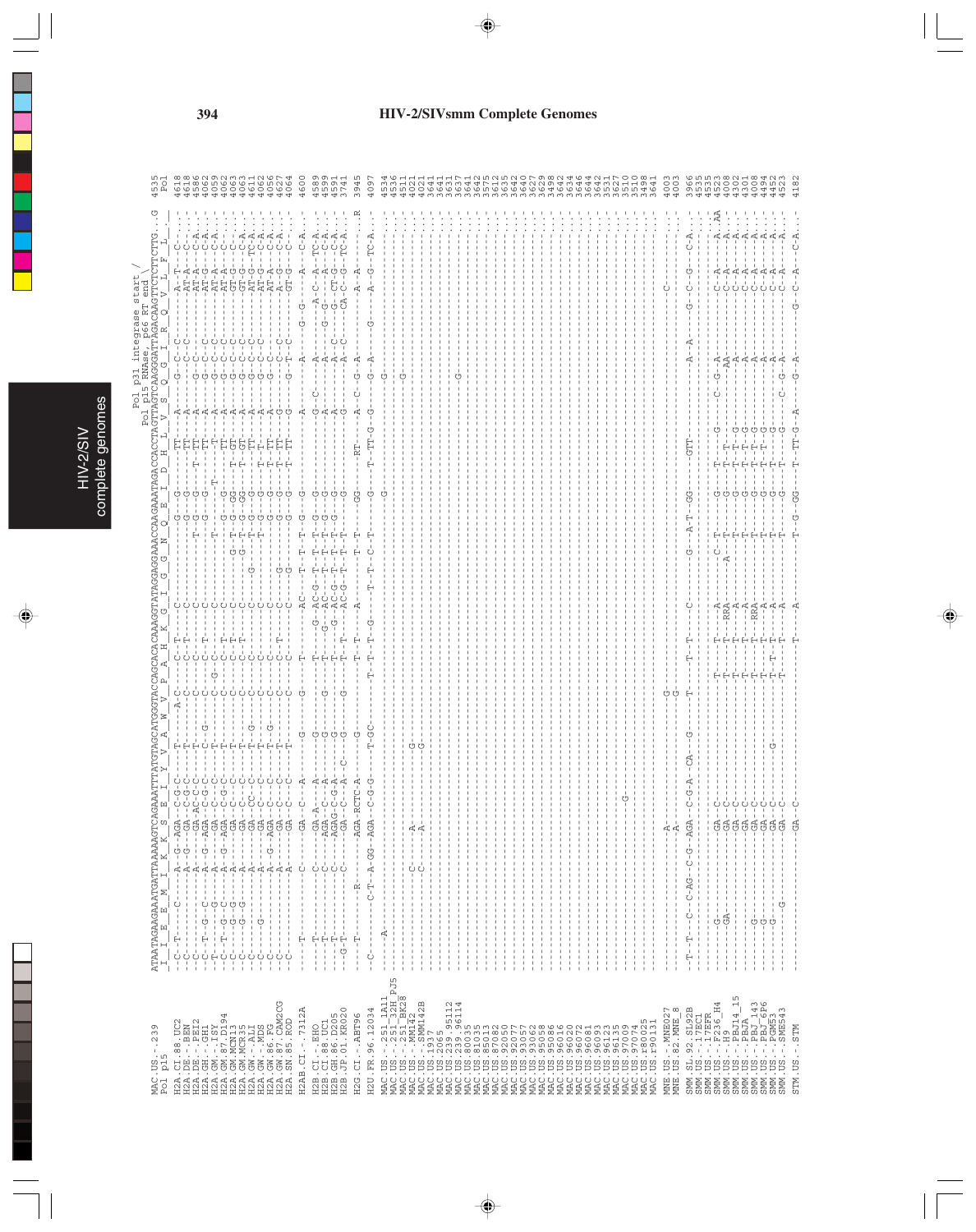# HIV-2/SIVsmm Complete Genomes

```
                                   Pol p31 integrase start /
                                   Pol p15 RNAse, p66 RT end \
                    ATAATAGAAGAAATGATTAAAAAGTCAGAAATTTATGTAGCATGGGTACCAGCACACAAAGGTATAGGAGGAAACCAAGAAATAGACCACCTAGTTAGTCAAGGGATTAGACAAGTTCTCTTCTG..G  4535
                    _I__I__E__E__M__I__K__K__S__E__I__Y__V__A__W__V__P__A__H__K__G__I__G__G__N__Q__E__I__D__H__L__V__S__Q__G__I__R__Q__V__L__F__L_    Pol
MAC.US.-.239
Pol p15
```

| Sequence | Position |
|---|---|
| H2A.CI.88.UC2 | 4618 |
| H2A.DE.-.BEN | 4618 |
| H2A.DE.-.PEI2 | 4586 |
| H2A.GH.-.GH1 | 4062 |
| H2A.GM.-.ISY | 4059 |
| H2A.GM.87.D194 | 4062 |
| H2A.GM.MCN13 | 4063 |
| H2A.GM.MCR35 | 4063 |
| H2A.GW.-.ALI | 4611 |
| H2A.GW.-.MDS | 4062 |
| H2A.GW.86.FG | 4056 |
| H2A.GW.87.CAM2CG | 4627 |
| H2A.SN.85.ROD | 4064 |
| H2AB.CI.-.7312A | 4600 |
| H2B.CI.-.EHO | 4589 |
| H2B.CI.88.UC1 | 4599 |
| H2B.GH.86.D205 | 4591 |
| H2B.JP.01.KR020 | 3741 |
| H2G.CI.-.ABT96 | 3945 |
| H2U.FR.96.12034 | 4097 |
| MAC.US.-.251_1A11 | 4534 |
| MAC.US.-.251_32H_PJ5 | 4536 |
| MAC.US.-.251_BK28 | 4611 |
| MAC.US.-.MM142 | 4021 |
| MAC.US.-.SMM142B | 4021 |
| MAC.US.1937 | 3641 |
| MAC.US.2065 | 3641 |
| MAC.US.239.95112 | 3631 |
| MAC.US.239.96114 | 3637 |
| MAC.US.80035 | 3641 |
| MAC.US.81035 | 3642 |
| MAC.US.85013 | 3575 |
| MAC.US.87082 | 3612 |
| MAC.US.90050 | 3635 |
| MAC.US.92077 | 3642 |
| MAC.US.93057 | 3640 |
| MAC.US.93062 | 3627 |
| MAC.US.95058 | 3629 |
| MAC.US.95086 | 3498 |
| MAC.US.96016 | 3642 |
| MAC.US.96020 | 3634 |
| MAC.US.96072 | 3646 |
| MAC.US.96081 | 3644 |
| MAC.US.96093 | 3642 |
| MAC.US.96123 | 3531 |
| MAC.US.96135 | 3627 |
| MAC.US.97009 | 3510 |
| MAC.US.97074 | 3510 |
| MAC.US.r80025 | 3498 |
| MAC.US.r90131 | 3641 |
| MNE.US.-.MNE027 | 4003 |
| MNE.US.82.MNE_8 | 4003 |
| SMM.SL.92.SL92B | 3966 |
| SMM.US.-.17EC1 | 4535 |
| SMM.US.-.17EFR | 4535 |
| SMM.US.-.F236_H4 | 4523 |
| SMM.US.-.H9 | 4008 |
| SMM.US.-.PBJ14_15 | 4302 |
| SMM.US.-.PBJA | 4301 |
| SMM.US.-.PBJ_143 | 4008 |
| SMM.US.-.PBJ_6P6 | 4494 |
| SMM.US.-.PGM53 | 4452 |
| SMM.US.-.SME543 | 4523 |
| STM.US.-.STM | 4182 |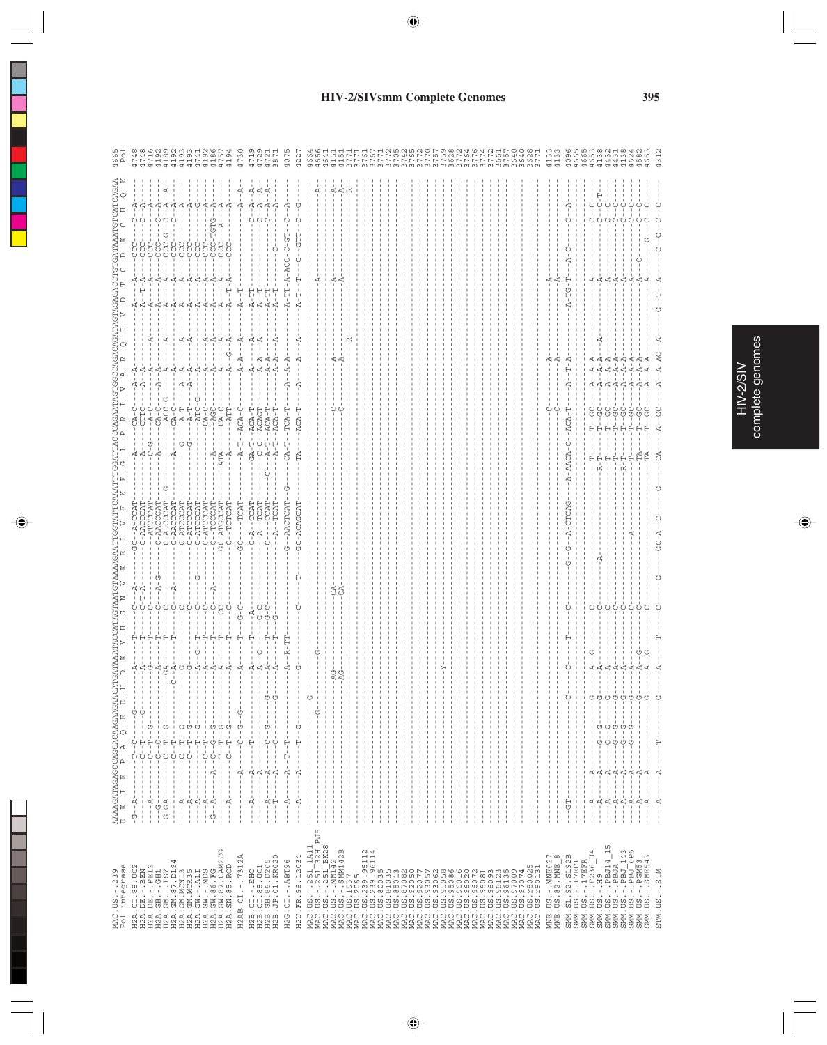HIV-2/SIVsmm Complete Genomes

```
                      AAAGATAGAGCCAGCACAAGAAGACATGATAATACCATAGTAATGTAAAAGAATTGGTATTCAAATTTGGATTACCCAGAATAGTGGCCAGACAGATAGTAGACACCTGTAATAAATGTCATCAGAA
MAC.US.-.239          E  K  I  E  P  A  Q  E  E  H  D  K  Y  H  S  N  V  K  E  L  V  F  K  F  G  L  P  R  I  V  A  R  Q  I  V  D  T  C  D  K  C  H  Q  K    4665
Pol integrase                                                                                                                                                    Pol
```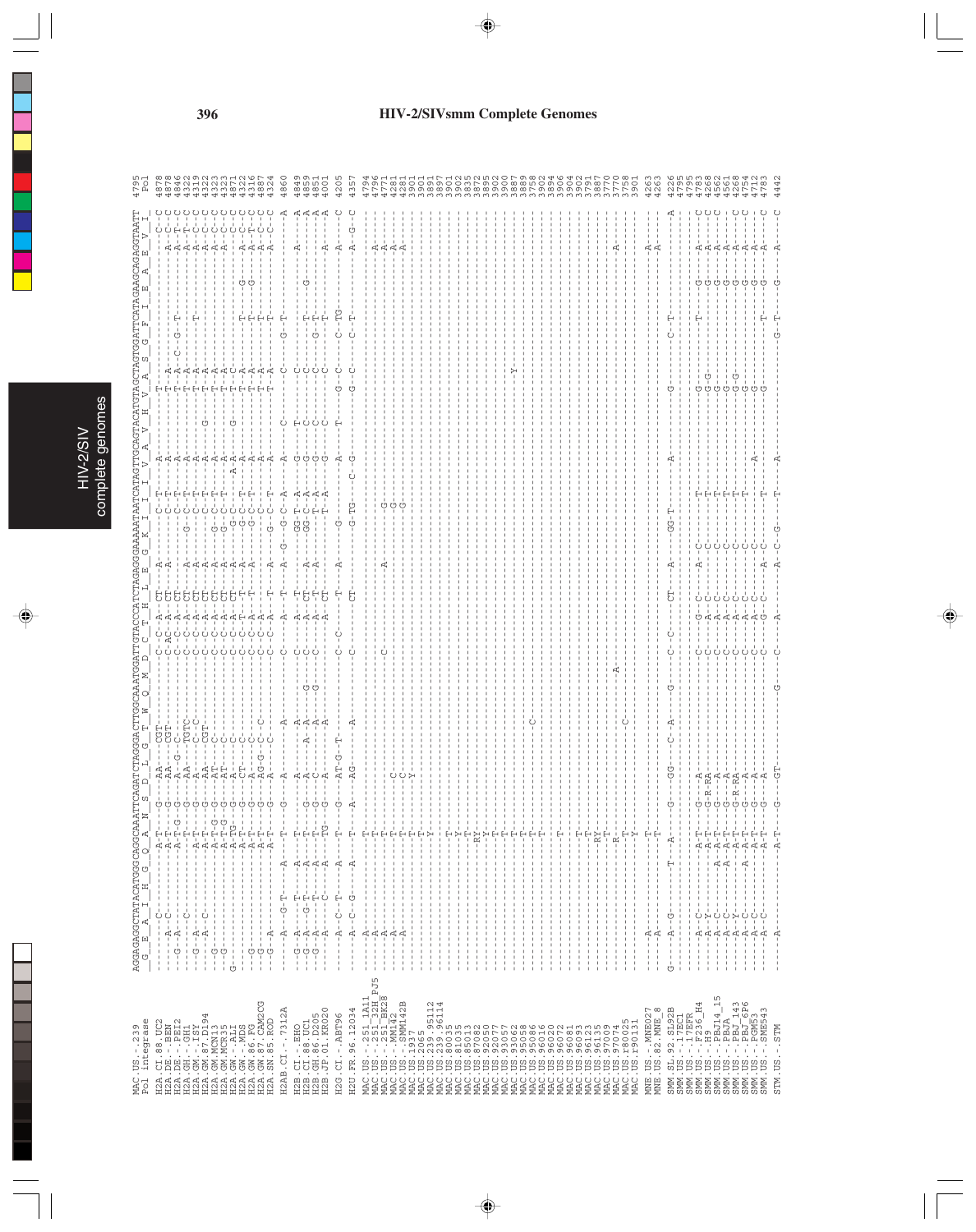# HIV-2/SIVsmm Complete Genomes

```
                        AGGAGAGGCTATACATGGGCAGGCAATTCAGATCTAGGACTTGGCAAATGGATTGTACCCATCTAGAGGGAAAAATAATCATAGTTGCAGTACATGTAGCTAGTGGATTCATAGAAGCAGAGGTAATT
MAC.US.-.239            G  E  A  I  H  G  Q  A  N  S  D  L  G  T  W  Q  M  D  C  T  H  L  E  G  K  I  I  I  V  A  V  H  V  A  S  G  F  I  E  A  E  V  I   4795
Pol integrase                                                                                                                                                        Pol
```

| Sequence | Position |
|---|---|
| H2A.CI.88.UC2 | 4878 |
| H2A.DE.-.BEN | 4878 |
| H2A.DE.-.PEI2 | 4846 |
| H2A.GH.-.GH1 | 4322 |
| H2A.GM.-.ISY | 4319 |
| H2A.GM.87.D194 | 4322 |
| H2A.GM.MCN13 | 4323 |
| H2A.GM.MCR35 | 4323 |
| H2A.GW.-.ALI | 4871 |
| H2A.GW.-.MDS | 4332 |
| H2A.GW.86.FG | 4316 |
| H2A.GW.87.CAM2CG | 4887 |
| H2A.SN.85.ROD | 4324 |
| H2AB.CI.-.7312A | 4860 |
| H2B.CI.-.EHO | 4849 |
| H2B.CI.88.UC1 | 4859 |
| H2B.GH.86.D205 | 4851 |
| H2B.JP.01.KR020 | 4001 |
| H2G.CI.-.ABT96 | 4205 |
| H2U.FR.96.12034 | 4357 |
| MAC.US.-.251_1A11 | 4794 |
| MAC.US.-.251_32H_PJ5 | 4796 |
| MAC.US.-.251_BK28 | 4771 |
| MAC.US.-.MM142 | 4281 |
| MAC.US.-.SMM142B | 4281 |
| MAC.US.1937 | 3901 |
| MAC.US.2065 | 3901 |
| MAC.US.239.95112 | 3891 |
| MAC.US.239.96114 | 3897 |
| MAC.US.81035 | 3901 |
| MAC.US.85013 | 3902 |
| MAC.US.87082 | 3835 |
| MAC.US.92050 | 3872 |
| MAC.US.93057 | 3895 |
| MAC.US.93062 | 3902 |
| MAC.US.95058 | 3900 |
| MAC.US.95086 | 3887 |
| MAC.US.96016 | 3889 |
| MAC.US.96020 | 3758 |
| MAC.US.96072 | 3902 |
| MAC.US.96081 | 3894 |
| MAC.US.96093 | 3906 |
| MAC.US.96123 | 3904 |
| MAC.US.96135 | 3902 |
| MAC.US.97009 | 3791 |
| MAC.US.97074 | 3887 |
| MAC.US.r80025 | 3770 |
| MAC.US.r90131 | 3758 |
| MNE.US.-.MNE027 | 3901 |
| MNE.US.82.MNE_8 | 4263 |
| SMM.SL.92.SL92B | 4263 |
| SMM.US.-.17EC1 | 4226 |
| SMM.US.-.17EFR | 4795 |
| SMM.US.-.F236_H4 | 4795 |
| SMM.US.-.H9 | 4783 |
| SMM.US.-.PBJ14_15 | 4268 |
| SMM.US.-.PBJA | 4562 |
| SMM.US.-.PBJ_143 | 4561 |
| SMM.US.-.PBJ_6P6 | 4268 |
| SMM.US.-.PGM53 | 4754 |
| SMM.US.-.SME543 | 4712 |
| | 4783 |
| STM.US.-.STM | 4442 |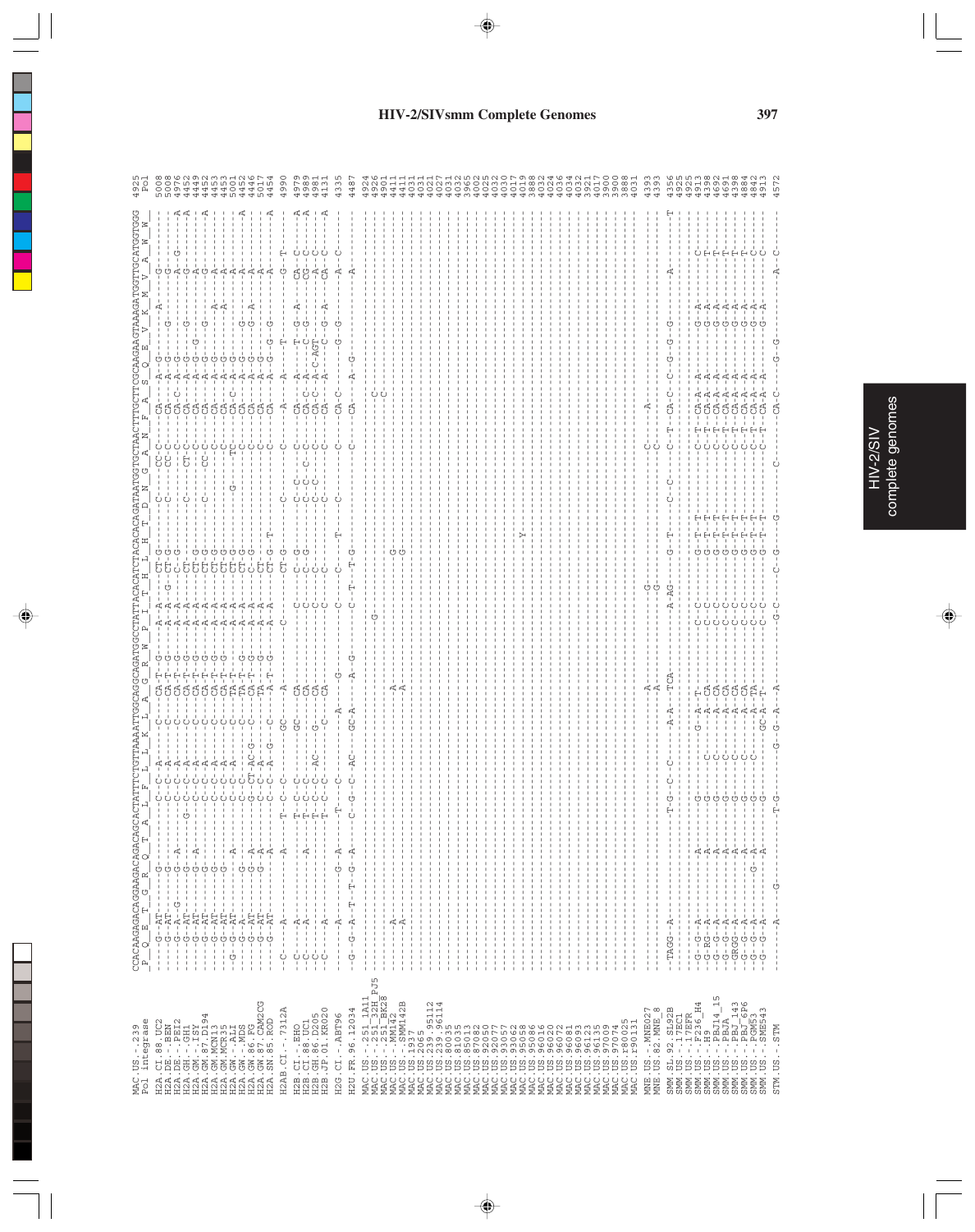HIV-2/SIVsmm Complete Genomes

```
                          CCACAAGAGACAGGAAGACAGCAGCACTATTTCTGTTTAAAATTGGCAGGCAGATGGCCTATTACACATCTACACACAGATAATGGTGCTAACTTTGCTTCGCAAGAAGTAAAGATGGTTGCATGGTGG
MAC.US.-.239              P  Q  E  T  G  R  Q  T  A  L  F  L  L  K  L  A  G  R  W  P  I  T  H  L  H  T  D  N  G  A  N  F  A  S  Q  E  V  K  M  V  A  W  W     4925
Pol integrase                                                                                                                                                     Pol
```

HIV-2/SIV complete genomes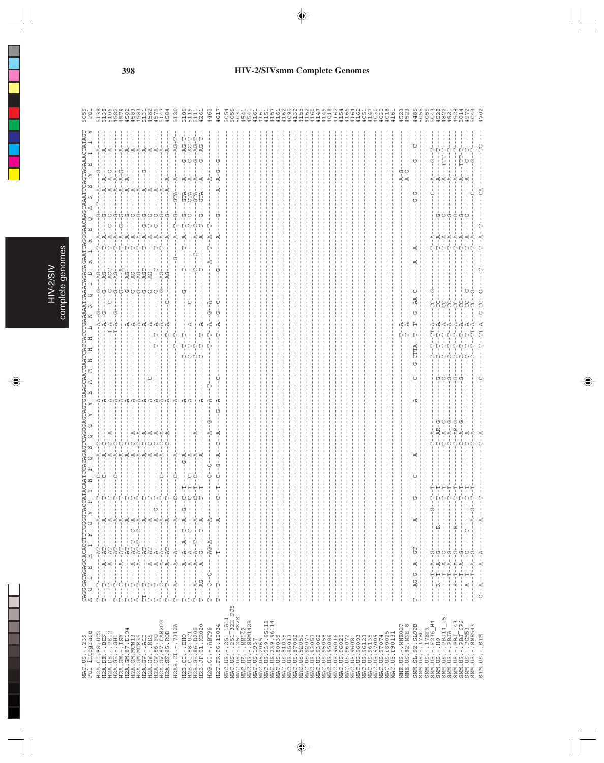# HIV-2/SIVsmm Complete Genomes

```
MAC.US.-.239         CAGGGATAGAGCACACCTTTGGGGTACCATACAATCCACAGAGTCAGGGAGTAGTGGAAGCAATGAATCACCACCTGAAAAATCAAATAGATAGAATCAGGGAACAAGCAATTCAGTAGAAACCATAGT  5055
Pol integrase        A  G  I  E  H  T  F  G  V  P  Y  N  P  Q  S  Q  G  V  V  E  A  M  N  H  H  L  K  N  Q  I  D  R  I  R  E  Q  A  N  S  V  E  T  I  V    Pol

H2A.CI.88.UC2                                                                                                                                  5138
H2A.DE.-.BEN                                                                                                                                   5138
H2A.DE.-.PEI2                                                                                                                                  5106
H2A.GH.-.GH1                                                                                                                                   4582
H2A.GM.-.ISY                                                                                                                                   4579
H2A.GM.87.D194                                                                                                                                 4582
H2A.GM.MCN13                                                                                                                                   4583
H2A.GM.MCR35                                                                                                                                   4583
H2A.GW.-.ALI                                                                                                                                   5131
H2A.GW.-.MDS                                                                                                                                   4582
H2A.GW.86.FG                                                                                                                                   4576
H2A.GW.87.CAM2CG                                                                                                                               5147
H2A.SN.85.ROD                                                                                                                                  4584

H2AB.CI.-.7312A                                                                                                                                5120

H2B.CI.-.EHO                                                                                                                                   5109
H2B.CI.88.UC1                                                                                                                                  5119
H2B.GH.86.D205                                                                                                                                 5111
H2B.JP.01.KR020                                                                                                                                4261

H2G.CI.-.ABT96                                                                                                                                 4465

H2U.FR.96.12034                                                                                                                                4617

MAC.US.-.251_1A11                                                                                                                              5054
MAC.US.-.251_32H_PJ5                                                                                                                           5056
MAC.US.-.251_BK28                                                                                                                              5031
MAC.US.-.MM142                                                                                                                                 4541
MAC.US.-.SMM142B                                                                                                                               4541
MAC.US.1937                                                                                                                                    4161
MAC.US.2065                                                                                                                                    4161
MAC.US.239.95112                                                                                                                               4151
MAC.US.239.96114                                                                                                                               4157
MAC.US.81035                                                                                                                                   4161
MAC.US.85013                                                                                                                                   4162
MAC.US.87082                                                                                                                                   4095
MAC.US.92050                                                                                                                                   4132
MAC.US.93057                                                                                                                                   4155
MAC.US.93062                                                                                                                                   4162
MAC.US.95058                                                                                                                                   4160
MAC.US.95086                                                                                                                                   4147
MAC.US.96016                                                                                                                                   4149
MAC.US.96020                                                                                                                                   4018
MAC.US.96072                                                                                                                                   4162
MAC.US.96081                                                                                                                                   4154
MAC.US.96093                                                                                                                                   4166
MAC.US.96123                                                                                                                                   4164
MAC.US.96135                                                                                                                                   4162
MAC.US.97009                                                                                                                                   4051
MAC.US.97074                                                                                                                                   4147
MAC.US.r80025                                                                                                                                  4030
MAC.US.r90131                                                                                                                                  4030
                                                                                                                                               4018
                                                                                                                                               4161

MNE.US.-.MNE027                                                                                                                                4523
MNE.US.82.MNE_8                                                                                                                                4523

SMM.SL.92.SL92B                                                                                                                                4486
SMM.US.-.17EC1                                                                                                                                 5055
SMM.US.-.17EFR                                                                                                                                 5055
SMM.US.-.F236_H4                                                                                                                               5043
SMM.US.-.H9                                                                                                                                    4528
SMM.US.-.PBJ14_15                                                                                                                              4822
SMM.US.-.PBJA                                                                                                                                  4821
SMM.US.-.PBJ_143                                                                                                                               4528
SMM.US.-.PBJ_6P6                                                                                                                               5014
SMM.US.-.PGM53                                                                                                                                 4972
SMM.US.-.SME543                                                                                                                                5043

STM.US.-.STM                                                                                                                                   4702
```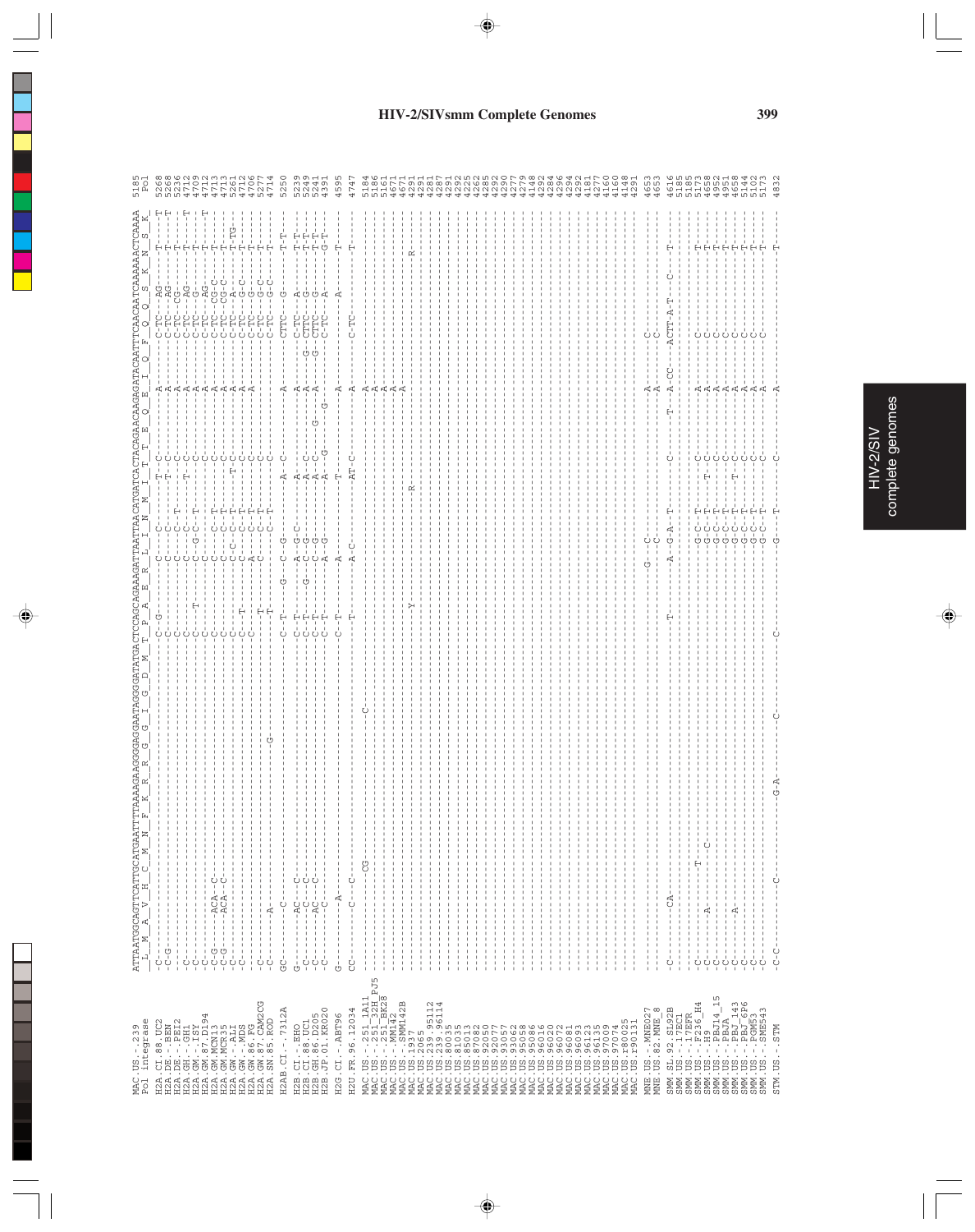# HIV-2/SIVsmm Complete Genomes

```
                        ATTAATGCAGTTCATTGCATGAATTTTAAAAGAAGGGGAGGAATAGGGGATATGATCCAGCAGAAAGATTAATTAATCATGATCACTACAGACAAGAGATACAATTTCAACAATCAAAAAACTCAAAA
MAC.US.-.239            L  M  A  V  H  C  M  N  F  K  R  R  G  G  I  G  D  M  T  P  A  E  R  L  I  N  M  I  T  T  E  Q  E  I  Q  F  Q  Q  S  K  N  S  K   5185
Pol integrase                                                                                                                                                     Pol
```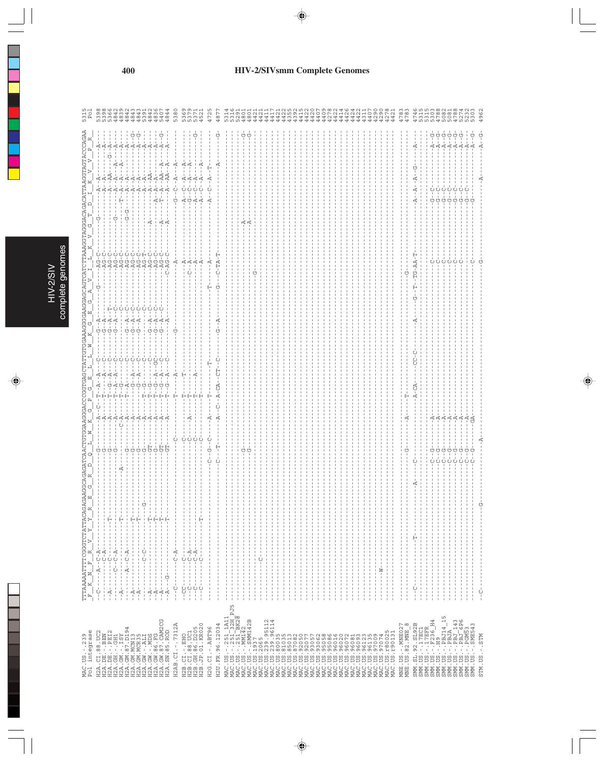# HIV-2/SIVsmm Complete Genomes

```
MAC.US.-.239          TTTAAAATTTTCGGGTCTATTACAGAGAAGGCAGAGATCAACTGGAAGGACCCGGTGAGCTATTGTGGAAAGGGGAAGGAGCAGTCATCTTAAAGGTAGGGACAGACATTAAGGTAGTACCCAGAA  5315
Pol integrase          F  K  N  F  R  V  Y  Y  R  E  G  R  D  Q  L  W  K  G  P  G  E  L  L  W  K  G  E  G  A  V  I  L  K  V  G  T  D  I  K  V  V  P  R   Pol
```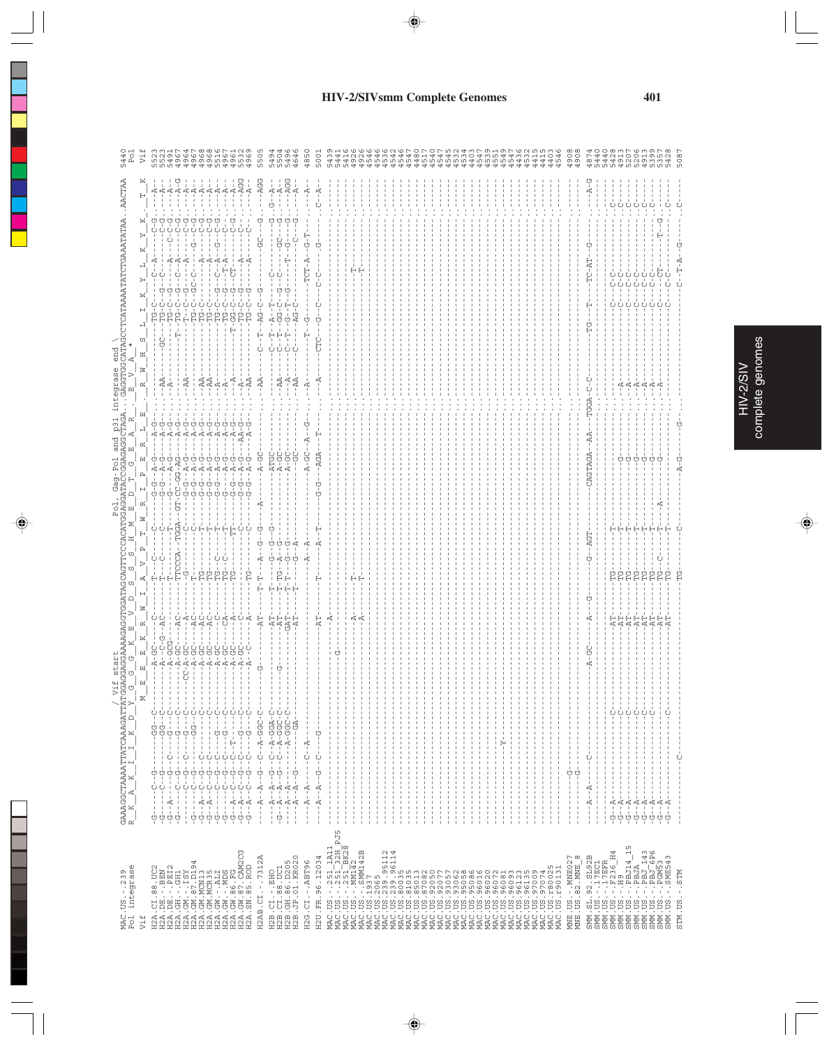# HIV-2/SIVsmm Complete Genomes

```
                                    / Vif start                       Pol, Gag-Pol and p31 integrase end \
MAC.US.-.239         GAAAGGCTAAAATTATCAAAGATTATGGAGGAGGAAAAGAGGTGGATAGCAGTTCCCACATGGAGGATACCGGAGAGGCTAGA..GAGGTGGCATAGCCTCATAAAATATCTGAAATATAA..AACTAA  5440
Pol integrase         R  K  A  K  I  I  K  D  Y  G  G  G  K  E  V  D  S  S  S  H  M  E  D  T  G  E  A  R     E  V  A  *                                  Pol
Vif                                            M  E  E  E  K  R  W  I  A  V  P  T  W  R  I  P  E  R  L  E     R  W  H  S  L  I  K  Y  L  K  Y  K     T  K  Vif
```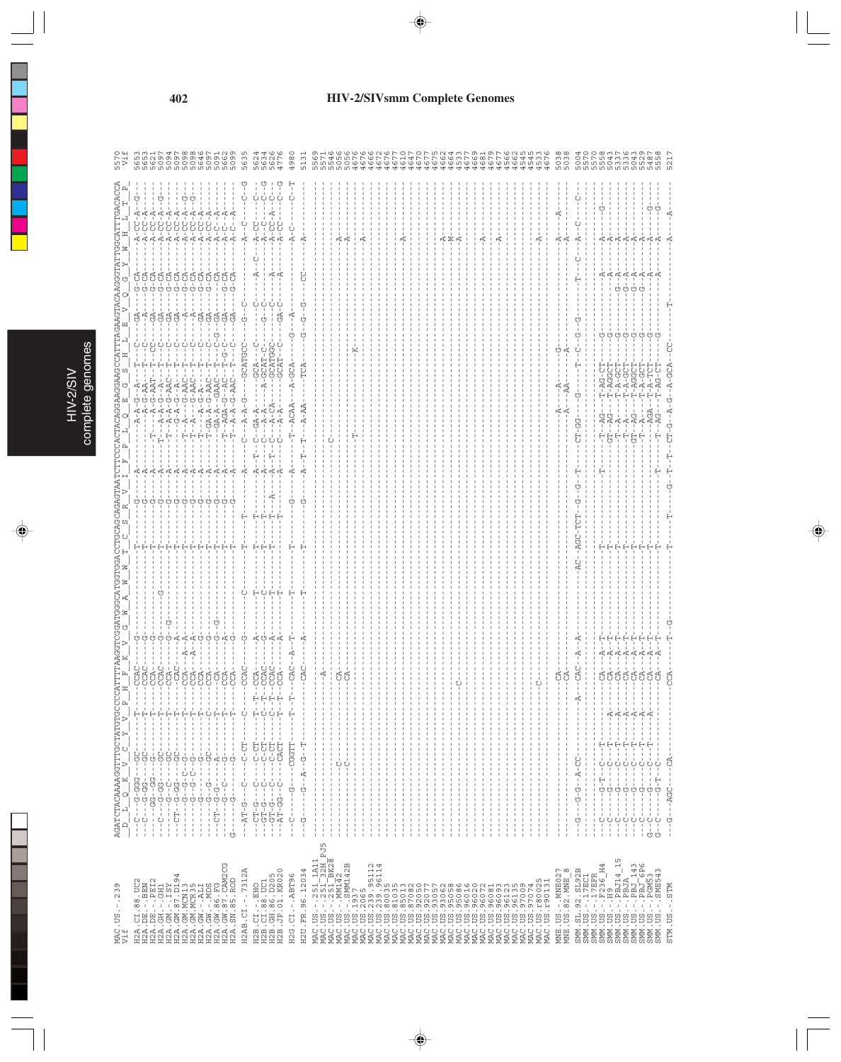```
                      AGATCTACAAAAGGTTTGCTATGTGCCCCATTTTAAGGTCGGATGGGCATGGTGGACCTGCAGCAGAGTAATCTTCCCACTACAGGAGAAGCCATTTAGAAGTACAAGGTATTGGCATTTGACACCA  5570
                       D  L  Q  K  V  C  Y  V  P  H  F  K  V  G  W  A  W  W  T  C  S  R  V  I  F  P  L  Q  E  G  S  H  L  E  V  Q  G  Y  W  H  L  T  P   Vif
MAC.US.-.239
Vif

H2A.CI.88.UC2                                                                                                                                        5653
H2A.DE.-.BEN                                                                                                                                         5653
H2A.DE.-.PEI2                                                                                                                                        5621
H2A.GH.-.GH1                                                                                                                                         5097
H2A.GM.-.ISY                                                                                                                                         5094
H2A.GM.87.D194                                                                                                                                       5097
H2A.GM.MCN13                                                                                                                                         5098
H2A.GM.MCR35                                                                                                                                         5098
H2A.GW.-.ALI                                                                                                                                         5646
H2A.GW.-.MDS                                                                                                                                         5097
H2A.GW.86.FG                                                                                                                                         5091
H2A.GW.87.CAM2CG                                                                                                                                     5662
H2A.SN.85.ROD                                                                                                                                        5099

H2AB.CI.-.7312A                                                                                                                                      5635

H2B.CI.-.EHO                                                                                                                                         5624
H2B.CI.88.UC1                                                                                                                                        5634
H2B.GH.86.D205                                                                                                                                       5626
H2B.JP.01.KR020                                                                                                                                      4776

H2G.CI.-.ABT96                                                                                                                                       4980

H2U.FR.96.12034                                                                                                                                      5131

MAC.US.-.251_1A11                                                                                                                                    5569
MAC.US.-.251_32H_PJ5                                                                                                                                 5571
MAC.US.-.251_BK28                                                                                                                                    5546
MAC.US.-.MM142                                                                                                                                       5056
MAC.US.-.SMM142B                                                                                                                                     5056
MAC.US.1937                                                                                                                                          4676
MAC.US.2065                                                                                                                                          4676
MAC.US.239.95112                                                                                                                                     4666
MAC.US.239.96114                                                                                                                                     4672
MAC.US.80035                                                                                                                                         4676
MAC.US.81035                                                                                                                                         4677
MAC.US.85013                                                                                                                                         4610
MAC.US.87082                                                                                                                                         4647
MAC.US.92050                                                                                                                                         4670
MAC.US.92077                                                                                                                                         4677
MAC.US.93057                                                                                                                                         4675
MAC.US.93062                                                                                                                                         4662
MAC.US.95058                                                                                                                                         4664
MAC.US.95086                                                                                                                                         4533
MAC.US.96016                                                                                                                                         4677
MAC.US.96020                                                                                                                                         4669
MAC.US.96072                                                                                                                                         4681
MAC.US.96081                                                                                                                                         4679
MAC.US.96093                                                                                                                                         4677
MAC.US.96123                                                                                                                                         4566
MAC.US.96135                                                                                                                                         4662
MAC.US.97009                                                                                                                                         4545
MAC.US.97074                                                                                                                                         4545
MAC.US.r80025                                                                                                                                        4533
MAC.US.r90131                                                                                                                                        4676

MNE.US.-.MNE027                                                                                                                                      5038
MNE.US.82.MNE_8                                                                                                                                      5038

SMM.SL.92.SL92B                                                                                                                                      5004
SMM.US.-.17EC1                                                                                                                                       5570
SMM.US.-.17EFR                                                                                                                                       5570
SMM.US.-.F236_H4                                                                                                                                     5558
SMM.US.-.H9                                                                                                                                          5043
SMM.US.-.PBJ14_15                                                                                                                                    5337
SMM.US.-.PBJA                                                                                                                                        5336
SMM.US.-.PBJ_143                                                                                                                                     5043
SMM.US.-.PBJ_6P6                                                                                                                                     5529
SMM.US.-.PGM53                                                                                                                                       5487
SMM.US.-.SME543                                                                                                                                      5558

STM.US.-.STM                                                                                                                                         5217
```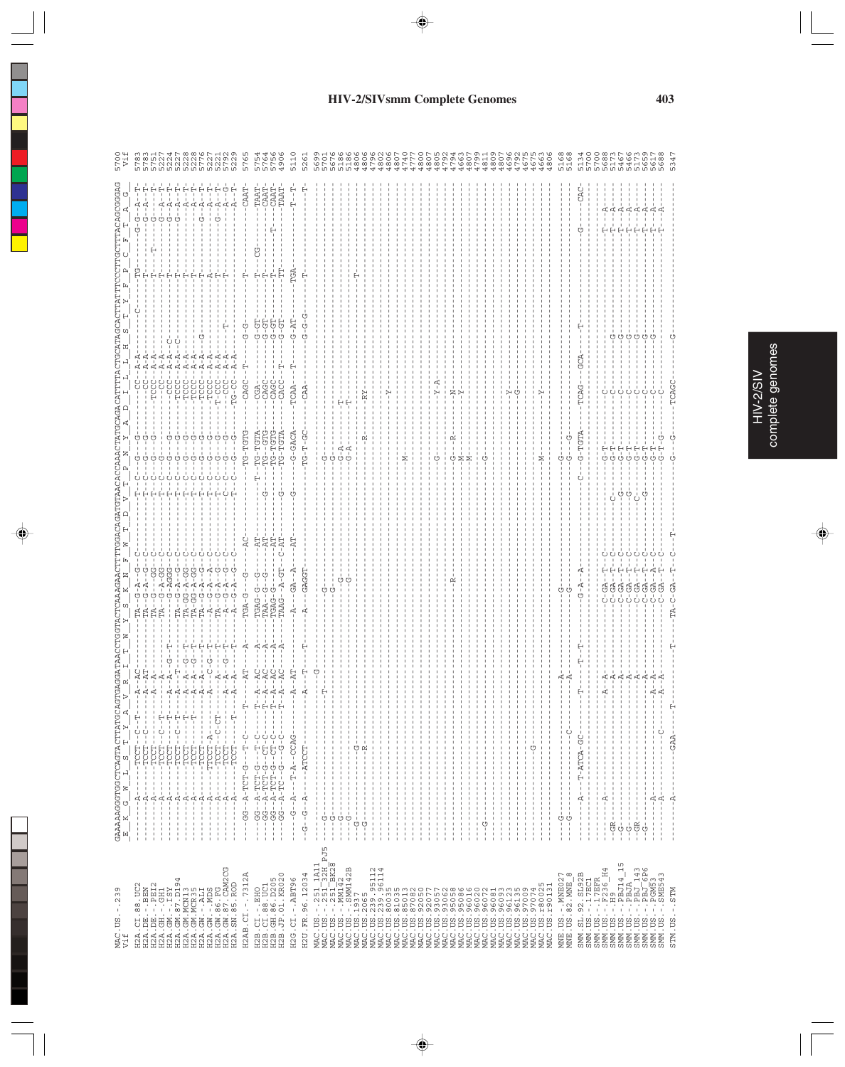# HIV-2/SIVsmm Complete Genomes

```
MAC.US.-.239        GAAAAGGTGGCTCAGTACTTATGCAGTGAGGATAACCTGGTACTCAAAGAACTTTTGGACAGATGTAACACCAACTATGCAGACATTTTACTGCATAGCACTTATTTCCCTTGCTTTACAGCGGGAG  5700
Vif                  E  K  G  W  L  S  T  Y  A  V  R  I  T  W  Y  S  K  N  F  W  T  D  V  T  P  N  Y  A  D  I  L  L  H  S  T  Y  F  P  C  F  T  A  G        Vif
```

(Page contains a multiple sequence alignment of HIV-2/SIVsmm complete genomes, rotated; sequence rows for H2A, H2AB, H2B, H2G, H2U, MAC, MNE, SMM, and STM isolates with positions ending 5783, 5783, 5751, 5227, 5224, 5227, 5228, 5228, 5776, 5227, 5221, 5792, 5229, 5765, 5754, 5764, 5756, 4906, 5110, 5261, 5699, 5701, 5676, 5186, 4806, 4806, 4796, 4802, 4806, 4807, 4740, 4777, 4800, 4807, 4805, 4792, 4794, 4663, 4807, 4799, 4811, 4809, 4807, 4696, 4792, 4675, 4675, 4663, 4806, 5168, 5168, 5134, 5700, 5700, 5688, 5173, 5467, 5466, 5173, 5659, 5617, 5688, 5347.)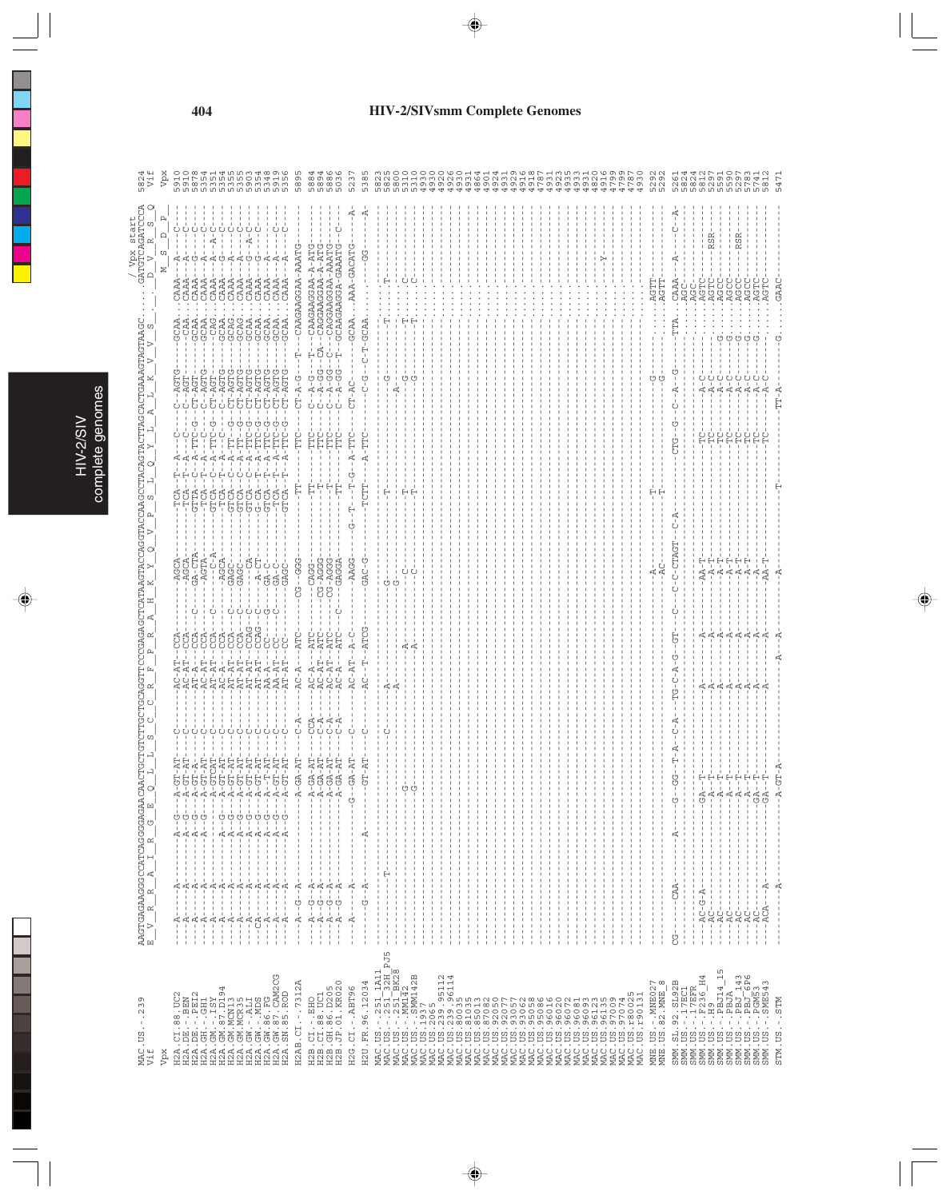# HIV-2/SIVsmm Complete Genomes

```
                              AAGTGAGAAGGCCATCAGGGGAGAACAACTGCTGTCTTGCTGCAGGTTCCCGAGAGCTCATAAGTACCAGGTACCAAGCCTACAGTACTTAGCACTGAAAGTAGTAAGC.....GATGTCAGATCCCA   5824
MAC.US.-.239                  E  V  R  R  A  I  R  G  E  Q  L  L  S  C  C  R  F  P  R  A  H  K  Y  Q  V  P  S  L  Q  Y  L  A  L  K  V  V  S    .  D  V  R  S  Q   Vif
Vif                                                                                                                                              / Vpx start
Vpx                                                                                                                                                M  S  D  P         Vpx
```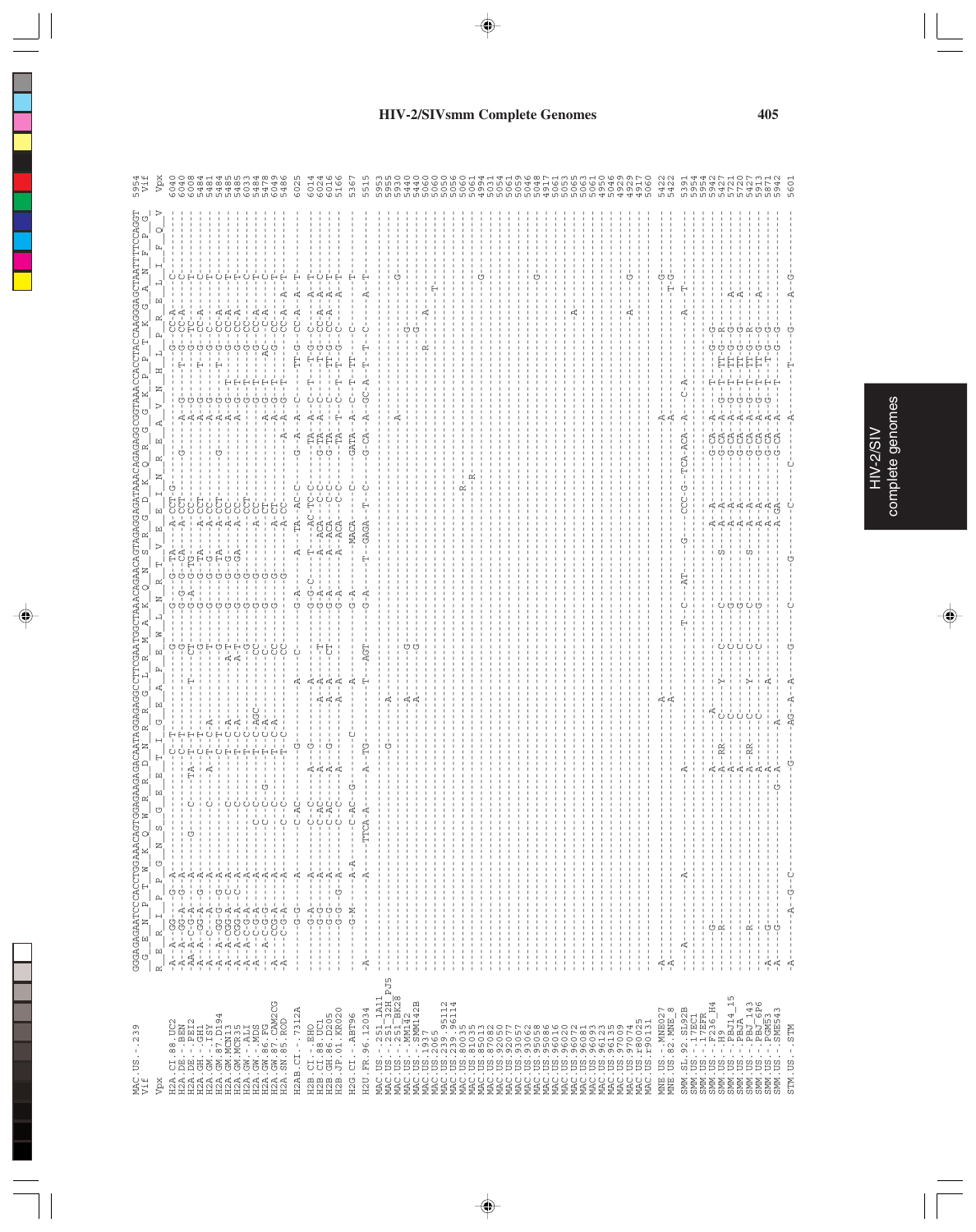# HIV-2/SIVsmm Complete Genomes

```
MAC.US.-.239          GGAGAGAATCCCACCTGGAAACAGTGGAGAAGACAATAGAGAGGCCTTCGAATGGCTAAACAGAACAGTAGAGGAGATAAACAGAGAGGCGGTAAACCACCTACCAAGGAGCTAATTTTCCAGGT  5954
Vif                    G  E  N  P  T  W  K  Q  W  R  R  D  N  R  R  G  L  R  M  A  K  Q  N  S  R  G  D  K  Q  R  G  G  K  P  P  T  K  G  A  N  F  P  G   Vif
Vpx                   R  E  R  I  P  P  G  N  S  G  E  E  T  I  G  E  A  F  E  W  L  N  R  T  V  E  E  I  N  R  E  A  V  N  H  L  P  R  E  L  I  F  Q  V   Vpx
```

HIV-2/SIV complete genomes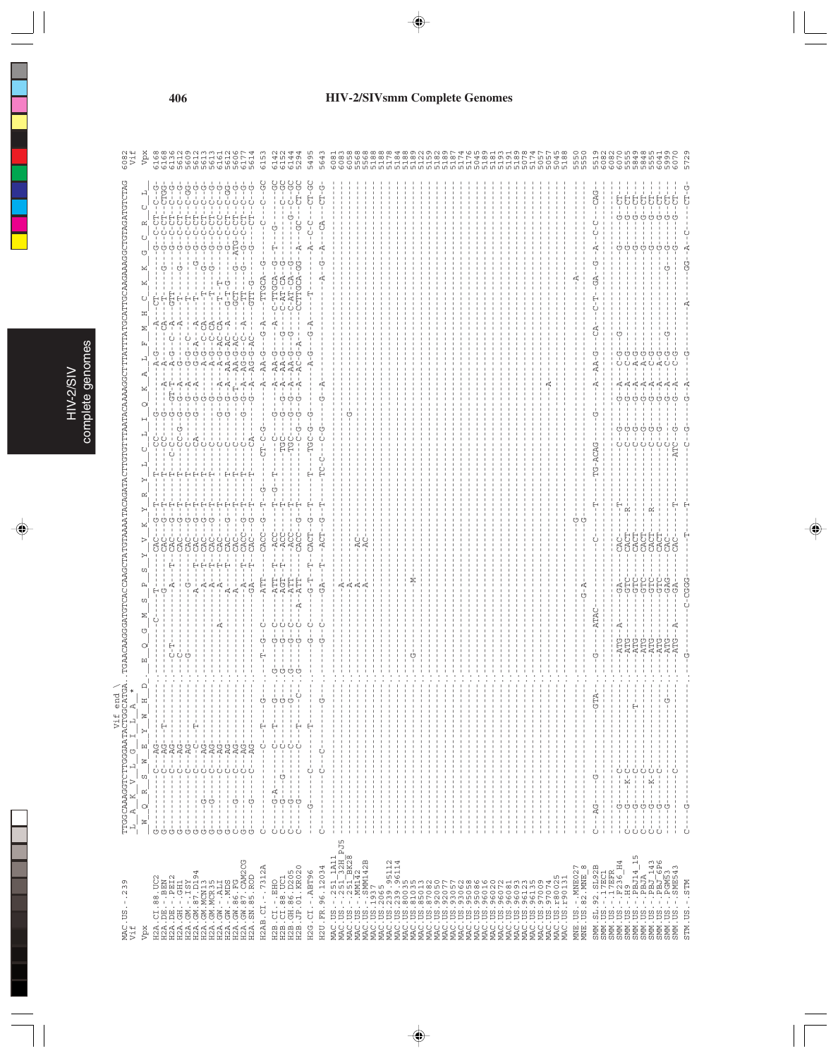# HIV-2/SIVsmm Complete Genomes

```
                    Vif end \
MAC.US.-.239        TTGGCAAAGGTCTTGGGAATACTGGCATGA.TGAACAAGGGATGTCACCAAGCTATGTAAAATACAGATACTTGTGTTTAATACAAAAGGCTTTATTTATGCATTGCAAGAAAGGCTGTAGATGTCTAG  6082
Vif                 _L__A__K__V__L__G__I__L__A__*                                                                                                   Vif
Vpx                 _W__Q__R__S__W__E__Y__W__H__D_._E__Q__G__M__S__P__S__Y__V__K__Y__R__Y__L__C__L__I__Q__K__A__L__F__M__H__C__K__K__G__C__R__C__L_  Vpx

H2A.CI.88.UC2       G---------C--AG---------------.---------C--------T-------CAC----G---T-----T------CC--------------A-G------A---CT----------G-C-CT--C--G  6168
H2A.DE.-.BEN        G---------C--AG----T----------.----------------G-------CAC----G---T-----T------CC-------------A---------CA---T------G----G-C-CT-CTGG  6168
H2A.DE.-.PEI2       G---------C--AG---------------.-C-T--------------A---T-CAC----G---T-----T-C-C-----G--GT-T---A-G--C--A---GTT---------------G-C-CT--C--G  6136
H2A.GH.-.GH1        G---------C--AG---------------.-C--------------------------CAC----G---T-----T------CC-G---G---A---G--------A----T-----G-----G-C-CT--C--G  5612
H2A.GM.-.ISY        G---------C--AG---------------.-G------------------------CAC----G---T-----T------C-----G---A---G--------T----------------G-C-CT--C-GG  5609
H2A.GM.87.D194      G---------C--C-----T----------.-----------------G--------CAC----G---T-----T------CA----G---A---G-G-A---A---T---------G-----G-C-CT--C--G  5612
H2A.GM.MCN13        G----G----C--AG---------------.----------------A---T-CAC----G---T-----T------C-----G---A---A-G--C-CA---------T----G-----G-C-CT--C--G  5613
H2A.GM.MCR35        G----G----C--AG---------------.----------------A---T-CAC----G---T-----T------C-----G-------A-G--C-CA---------T--G------G-C-CT--C--G  5613
H2A.GW.-.ALI        G---------C--AG---------------.----------------A---T-CAC----G---T------------C-----G---A---A-G-AC-CA--------T-T-----------G-C-CC--C--G  6161
H2A.GW.-.MDS        G----G----C--AG---------------.------------A---A---T-CAC----G---T-----T------C-----G---A---AA-G-AC--A---G-T-G---------G-C-CT--C-GG  5612
H2A.GW.86.FG        G---------C--AG---------------.----------------A---T-CAC----G---T-----T------C-----G---T---AA-G-AC--A---GCT---G----G-ATG-C-CT--C--G  5606
H2A.GW.87.CAM2CG    G----G----C--AG---------------.----------------A---T-CACC---G---T-----T------C-----G---A---AG-G--C---A----TT--------G---G-C-CT--C--G  6177
H2A.SN.85.ROD       G----G----C--AG---------------.----------------GA--T-CAC----G---T-----T------CA----G---A---AG-G-AC------GTT-G--------G-------CT--C--G  5614

H2AB.CI.-.7312A     C--------------C---T-----G----.-T--G--C------ATT-----CACC---G---T--G-----CT-C-G--------A-AA-G----G-A---TTGCA-G----------C---C-GC  6153

H2B.CI.-.EHO        C----G-A--------C---T-----G----.G---G--C------ATT--T---ACC------T--G--T-----C-----G------A-AA-G-----A--C-TTGCA-G--T---G----------GC  6142
H2B.CI.88.UC1       C----G----G-----C---T-----G----.G---G--C------AGT--T---ACC------T---------TGC--------G---A-AA-G-----G---C-AT-CA-G---------------C-GC  6152
H2B.GH.86.D205      C----G----------C---------G----.G---G--C------ATT------ACC------T---------TGC--------G---A-AA-G-----G---C-AT-CA-G----------G-C-GC  6144
H2B.JP.01.KR020     C----G----------C---T-----C----.G---G--C--A-ATT------CACC---G---T----------C-G--------G---A-AC-G-A------CCTTGCA-GG--A----GC---CT-GC  5294

H2G.CI.-.ABT96      ----G-----C-----T----------------.---G--C------G-T--T--CACT---G---T--T-----TGC-G-G-------A-G------G-A-----T--------A---C-C----CT-GC  5495

H2U.FR.96.12034     C---------C--C--------G-------.---G--C------GA---T--ACT---G---T------TC-C----C-G-----G--A------------------A-G---A----CA-----CT-G-  5643

MAC.US.-.251_1A11   ------------------------------.------------------------------------------------------------------------------------------------  6081
MAC.US.-.251_32H_PJ5------------------------------.------------------A-------------------------------------------------------------------------  6083
MAC.US.-.251_BK28   ------------------------------.------------------A-------------------------------------G---------------------------------------  6058
MAC.US.-.MM142      ------------------------------.------------------A----AC---------------------------------------------------------------------  5568
MAC.US.-.SMM142B    ------------------------------.------------------A----AC---------------------------------------------------------------------  5568
MAC.US.1937         ------------------------------.------------------------------------------------------------------------------------------------  5188
MAC.US.2065         ------------------------------.------------------------------------------------------------------------------------------------  5188
MAC.US.239.95112    ------------------------------.------------------------------------------------------------------------------------------------  5178
MAC.US.239.96114    ------------------------------.------------------------------------------------------------------------------------------------  5184
MAC.US.80035        ------------------------------.------------------------------------------------------------------------------------------------  5188
MAC.US.81035        ------------------------------.---G--------------M---------------------------------------------------------------------------  5189
MAC.US.85013        ------------------------------.------------------------------------------------------------------------------------------------  5122
MAC.US.87082        ------------------------------.------------------------------------------------------------------------------------------------  5159
MAC.US.92050        ------------------------------.------------------------------------------------------------------------------------------------  5182
MAC.US.93057        ------------------------------.------------------------------------------------------------------------------------------------  5189
MAC.US.93062        ------------------------------.------------------------------------------------------------------------------------------------  5187
MAC.US.95058        ------------------------------.------------------------------------------------------------------------------------------------  5174
MAC.US.95086        ------------------------------.------------------------------------------------------------------------------------------------  5176
MAC.US.96016        ------------------------------.------------------------------------------------------------------------------------------------  5045
MAC.US.96020        ------------------------------.------------------------------------------------------------------------------------------------  5189
MAC.US.96072        ------------------------------.------------------------------------------------------------------------------------------------  5181
MAC.US.96081        ------------------------------.------------------------------------------------------------------------------------------------  5193
MAC.US.96093        ------------------------------.------------------------------------------------------------------------------------------------  5191
MAC.US.96123        ------------------------------.------------------------------------------------------------------------------------------------  5189
MAC.US.96135        ------------------------------.------------------------------------------------------------------------------------------------  5078
MAC.US.97009        ------------------------------.------------------------------------------------------------------------------------------------  5174
MAC.US.97074        ------------------------------.--------------------------------------------A---------------------------------------------------  5057
MAC.US.r80025       ------------------------------.------------------------------------------------------------------------------------------------  5057
MAC.US.r90131       ------------------------------.------------------------------------------------------------------------------------------------  5045
                                                                                                                                                    5188
MNE.US.-.MNE027     ------------------------------.-----------------G-A--------G-------------------------------------------------A-----------------  5550
MNE.US.82.MNE_8     ------------------------------.------------------------------G-------------------------------------------------------------------  5550

SMM.SL.92.SL92B     C--AG---------G------------GTA-.-G----ATAC-----------C-----T-----TG-ACAG------G----A--AA-G--CA---C-T--GA--G---A--C-C----CAG-  5519
SMM.US.-.17EC1      ------------------------------.------------------------------------------------------------------------------------------------  6082
SMM.US.-.17EFR      ------------------------------.------------------------------------------------------------------------------------------------  6082
SMM.US.-.F236_H4    ----G------C---------------------.---ATG--A------GA-----CAC-------T--------C--G-----G--A---C-G---G-----------------G-----G--CT-  6070
SMM.US.-.H9         C---G----K-C------------------.---ATG----------GTC----CACT------R--------C--G-----G--A---C-G---------------------G-----G--CT-  5555
SMM.US.-.PBJ14_15   C---G-----C---------------------.---ATG----------GTC----CACT------------C--G-----G--A---A-G-------------------------G-----G--CT-  5849
SMM.US.-.PBJA       C---G------C---------T--------.---ATG----------GTC----CACT------------C--G-----G--A---A-G-------------------------G-----G--CT-  5848
SMM.US.-.PBJ_143    C---G----K-C------------------.---ATG----------GTC----CACT-----R-------C--G-----G--A---C-G---------------------G-----G--CT-  5555
SMM.US.-.PBJ_6P6    C---G-----C---------------------.---ATG----------GTC----CACT------------C--G-----G--A---A-G-------------------------G-----G--CT-  6041
SMM.US.-.PGM53      ----G-----------------G-------.---ATG----------GAG----CAC------------C--------G--A---C-G---G-----------------G--G-----G--CT-  5999
SMM.US.-.SME543     ----G-----C---------------------.---ATG--A------GA-----CAC-------T-----ATC--G-----G--A---C-G-----------------G-----G--CT-  6070

STM.US.-.STM        C---G-------------------------.-G--------C-CGGG-------T-------T--------C--G-----G--A------G--------A---------GG--A----C-----CT-G  5729
```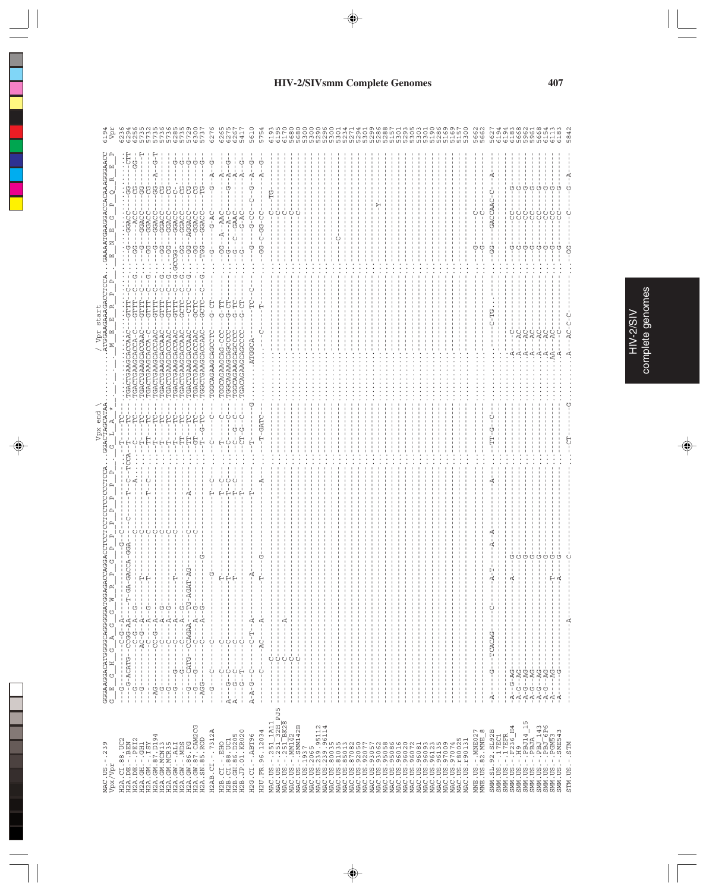# HIV-2/SIVsmm Complete Genomes

```
                         Vpx end \              / Vpr start
MAC.US.-.239             GGGAAGGACATGGGGCAGGGGATGGAGACCAGGACCTCCTCCTCCCCCTCCA..GGACTAGCATAA.........ATGGAAGAAAGACCTCCA..GAAAATGAAGGACCACAAAGGGAACC  6194
Vpx/Vpr                  G  E  G  H  G  A  G  W  R  P  G  P  P  P  P  P  P    G  L  A  *             M  E  E  R  P  P    E  N  E  G  P  Q  R  E  P   Vpr
```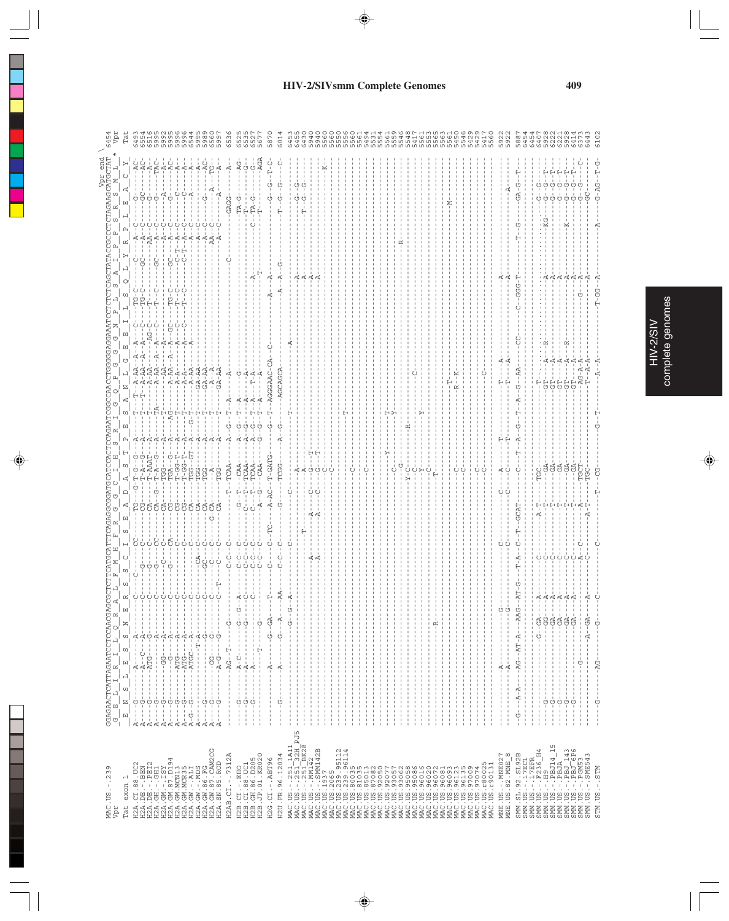# HIV-2/SIVsmm Complete Genomes

```
                       Vpr end \
MAC.US.-.239           GGAGAACTCATTAGAATCCTCCAACGAGCGCTCTTCATGCATTTCAGAGGCGGATGCATCCACTCCAGAATCGGCCAACCTGGGGGAGGAAATCCTCTCTCAGCTATACCGCCCTCTAGAAGCATGCTAT  6454
Vpr                     G  E  L  I  R  I  L  Q  R  A  L  F  M  H  F  R  G  G  C  I  H  S  R  I  G  Q  P  G  G  G  N  P  L  S  A  I  P  P  S  R  S  M  L  *  Vpr
Tat exon 1               E  N  S  L  E  S  S  N  E  R  R  S  S  C  I  S  E  A  D  A  S  T  P  E  S  A  N  L  G  E  E  I  L  S  Q  L  Y  R  P  L  E  A  C  Y  Tat
```

HIV-2/SIV complete genomes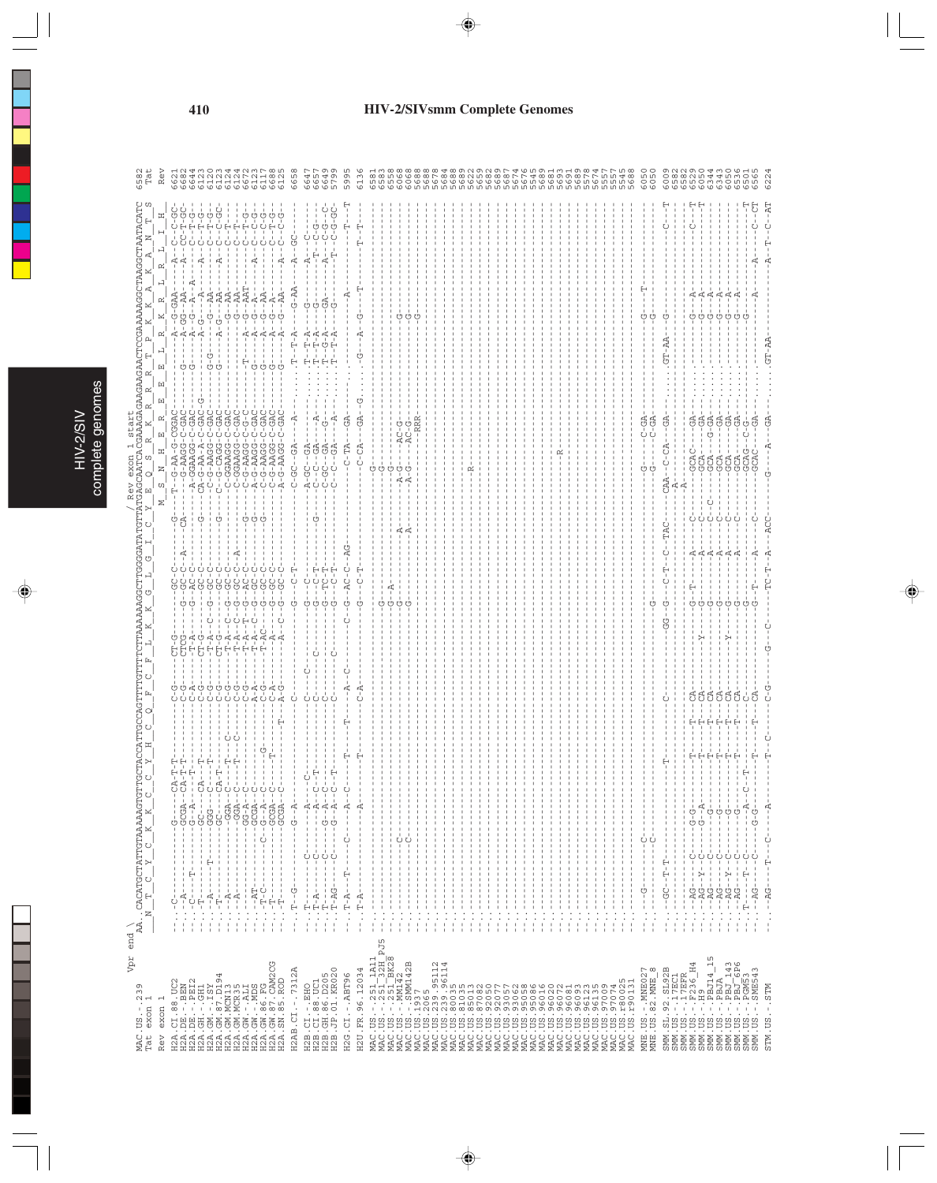# HIV-2/SIVsmm Complete Genomes

```
                    Vpr end \                                                                    / Rev exon 1 start
MAC.US.-.239        AA..CACATGCTATTGTAAAAAGTGTTGCTACCATTGCCAGTTTTGTTTTCTTAAAAAAGGCTTGGGGATATGTTATGAGCAATCACGAAAGAGAAGAAGAACTCCGAAAAAGGCTAAGGCTAATACATC  6582
Tat exon 1            N  T  C  Y  C  K  K  C  C  Y  H  C  Q  F  C  F  L  K  K  G  L  G  I  C  Y  E  Q  S  R  K  R  R  R  T  P  K  K  A  K  A  N  T  S     Tat
Rev exon 1                                                                                          M  S  N  H  E  R  E  E  E  L  R  K  R  L  R  L  I  H        Rev
```

Sequence names listed (in order):

H2A.CI.88.UC2 (6621), H2A.DE.-.BEN (6682), H2A.DE.-.PEI2 (6644), H2A.GH.-.GH1 (6123), H2A.GM.-.ISY (6120), H2A.GM.87.D194 (6123), H2A.GM.MCN13 (6124), H2A.GM.MCR35 (6124), H2A.GW.-.ALI (6672), H2A.GW.-.MDS (6123), H2A.GW.86.FG (6117), H2A.GW.87.CAM2CG (6688), H2A.SN.85.ROD (6125)

H2AB.CI.-.7312A (6658)

H2B.CI.-.EHO (6647), H2B.CI.88.UC1 (6657), H2B.GH.86.D205 (6649), H2B.JP.01.KR020 (5799)

H2G.CI.-.ABT96 (5995)

H2U.FR.96.12034 (6136)

MAC.US.-.251_1A11 (6581), MAC.US.-.251_32H_PJ5 (6583), MAC.US.-.251_BK28 (6558), MAC.US.-.MM142 (6068), MAC.US.-.SMM142B (6068), MAC.US.1937 (5688), MAC.US.2065 (5688), MAC.US.239.95112 (5678), MAC.US.239.96114 (5684), MAC.US.80035 (5688), MAC.US.81035 (5689), MAC.US.85013 (5622), MAC.US.87082 (5659), MAC.US.92050 (5682), MAC.US.92077 (5689), MAC.US.93057 (5687), MAC.US.93062 (5674), MAC.US.95058 (5676), MAC.US.95086 (5545), MAC.US.96016 (5689), MAC.US.96020 (5581), MAC.US.96072 (5693), MAC.US.96081 (5691), MAC.US.96093 (5689), MAC.US.96123 (5578), MAC.US.96135 (5674), MAC.US.97009 (5557), MAC.US.97074 (5557), MAC.US.r80025 (5545), MAC.US.r90131 (5688)

MNE.US.-.MNE027 (6050), MNE.US.82.MNE_8 (6050)

SMM.SL.92.SL92B (6009), SMM.US.-.17EC1 (6582), SMM.US.-.17EFR (6582), SMM.US.-.F236_H4 (6529), SMM.US.-.H9 (6050), SMM.US.-.PBJ14_15 (6344), SMM.US.-.PBJA (6343), SMM.US.-.PBJ_143 (6050), SMM.US.-.PBJ_6P6 (6536), SMM.US.-.PGM53 (6501), SMM.US.-.SME543 (6565)

STM.US.-.STM (6224)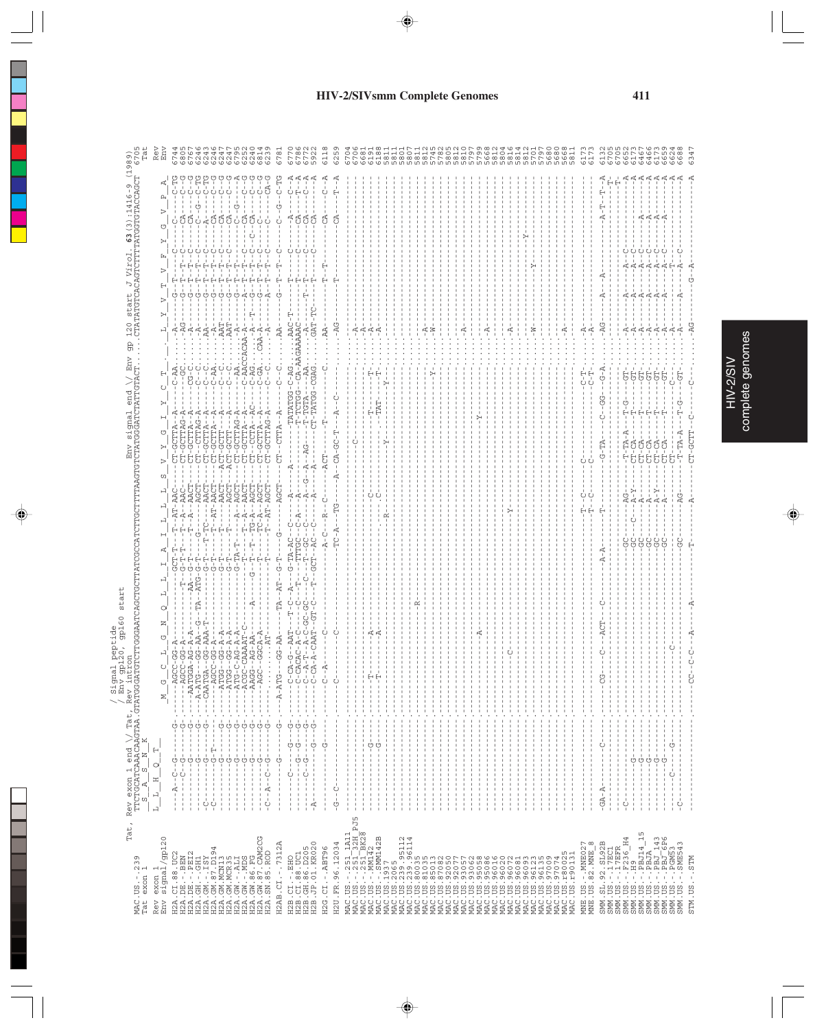# HIV-2/SIVsmm Complete Genomes

```
                    Tat, Rev exon 1 end \/ Tat,  / Signal peptide
                                                 / Env gp120, gp160 start
                                       Rev intron                                              Env signal end \/ Env gp 120 start  J Virol. 63(3):1416-9 (1989)
MAC.US.-.239        TTCTGCATCAAACAAGTAA.GTATGGGATGTCTTGGGAATCAGCTGCTTATCGCCATCTTGCTTTAAGTGTCTATGGGATCTATTGTACT.....CTATATGTCACAGTCTTTTATGGTGTACCAGCT  6705
Tat exon 1           S  A  S  N  K                                                                                                                        Tat

Rev exon 1          L  L  H  Q  T                                                                                                                          Rev
Env signal/gp120                          M  G  C  L  G  N  Q  L  L  I  A  I  L  L  L  S  V  Y  G  I  Y  C  T    L  Y  V  T  V  F  Y  G  V  P  A      Env
```

(Multiple sequence alignment of HIV-2/SIVsmm genomes, positions ending: H2A.CI.88.UC2 6744; H2A.DE.-.BEN 6805; H2A.DE.-.PEI2 6767; H2A.GH.-.GH1 6246; H2A.GM.-.ISY 6243; H2A.GM.87.D194 6246; H2A.GM.MCN13 6247; H2A.GM.MCR35 6247; H2A.GW.-.ALI 6795; H2A.GW.-.MDS 6252; H2A.GW.86.FG 6240; H2A.GW.87.CAM2CG 6814; H2A.SN.85.ROD 6239; H2AB.CI.-.7312A 6781; H2B.CI.-.EHO 6770; H2B.CI.88.UC1 6786; H2B.GH.86.D205 6772; H2B.JP.01.KR020 5922; H2G.CI.-.ABT96 6118; H2U.FR.96.12034 6259; MAC.US.-.251_1A11 6704; MAC.US.-.251_32H_PJ5 6706; MAC.US.-.251_BK28 6681; MAC.US.-.MM142 6191; MAC.US.-.SMM142B 6188; MAC.US.1937 5811; MAC.US.205 5811; MAC.US.239.95112 5801; MAC.US.239.96114 5807; MAC.US.80035 5811; MAC.US.81035 5812; MAC.US.85013 5745; MAC.US.87082 5782; MAC.US.92050 5805; MAC.US.92077 5812; MAC.US.93057 5810; MAC.US.93062 5797; MAC.US.95058 5799; MAC.US.95086 5668; MAC.US.96016 5812; MAC.US.96020 5804; MAC.US.96072 5816; MAC.US.96081 5814; MAC.US.96093 5812; MAC.US.96123 5701; MAC.US.96135 5797; MAC.US.97009 5680; MAC.US.97074 5680; MAC.US.r80025 5668; MAC.US.r90131 5811; MNE.US.-.MNE027 6173; MNE.US.82.MNE_8 6173; SMM.SL.92.SL92B 6132; SMM.US.-.17EC1 6705; SMM.US.-.17EFR 6705; SMM.US.-.F236_H4 6652; SMM.US.-.H9 6173; SMM.US.-.PBJ14_15 6467; SMM.US.-.PBJA 6466; SMM.US.-.PBJ_143 6173; SMM.US.-.PBJ_6P6 6659; SMM.US.-.SME543 6624; SMM.US.-.SME543 6688; STM.US.-.STM 6347)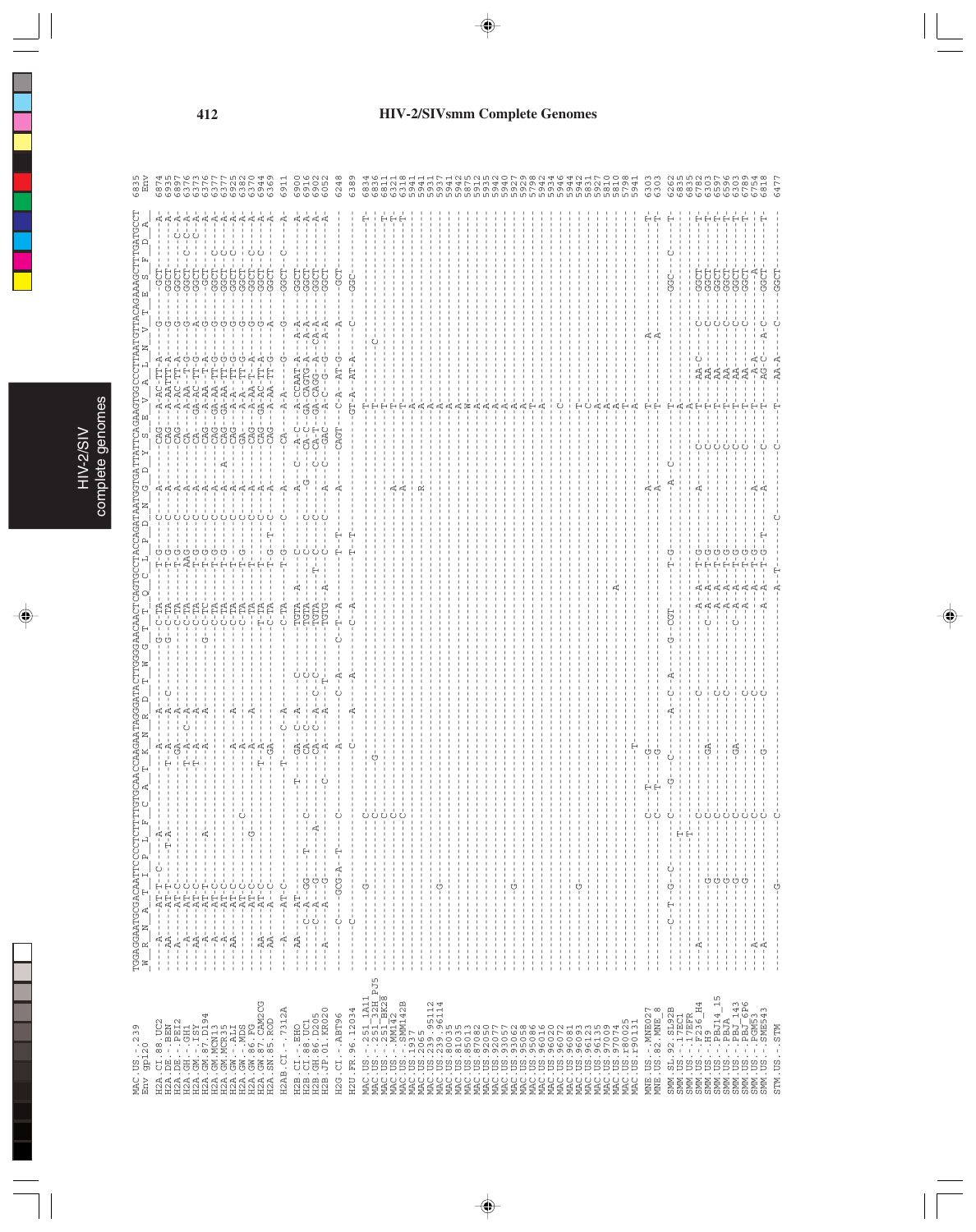# HIV-2/SIVsmm Complete Genomes

```
                         TGGAGGAATGCGACAATTCCCCTCTTTGTGCAACCAAGAATAGGGATACTTGGGGAAACAACTCAGTGCCTACCAGATAATGGTGATTATTCAGAAGTGGCCCTTAATGTTACAGAAAGCTTTGATGCCT  6835
                          W  R  N  A  T  I  P  L  F  C  A  T  K  N  R  D  T  W  G  T  T  Q  C  L  P  D  N  G  D  Y  S  E  V  A  L  N  V  T  E  S  F  D  A   Env
MAC.US.-.239
Env gp120
H2A.CI.88.UC2
H2A.DE.-.BEN
H2A.DE.-.PEI2
H2A.GH.-.GH1
H2A.GM.-.ISY
H2A.GM.87.D194
H2A.GM.MCN13
H2A.GM.MCR35
H2A.GW.-.ALI
H2A.GW.-.MDS
H2A.GW.86.FG
H2A.GW.87.CAM2CG
H2A.SN.85.ROD
H2AB.CI.-.7312A
H2B.CI.-.EHO
H2B.CI.88.UC1
H2B.GH.86.D205
H2B.JP.01.KR020
H2G.CI.-.ABT96
H2U.FR.96.12034
MAC.US.-.251_1A11
MAC.US.-.251_32H_PJ5
MAC.US.-.251_BK28
MAC.US.-.MM142
MAC.US.-.SMM142B
MAC.US.1937
MAC.US.2065
MAC.US.239.95112
MAC.US.239.96114
MAC.US.81035
MAC.US.85013
MAC.US.87082
MAC.US.92050
MAC.US.93057
MAC.US.93062
MAC.US.95058
MAC.US.95086
MAC.US.96016
MAC.US.96020
MAC.US.96072
MAC.US.96081
MAC.US.96093
MAC.US.96123
MAC.US.96135
MAC.US.97009
MAC.US.97074
MAC.US.r80025
MAC.US.r90131
MNE.US.-.MNE027
MNE.US.82.MNE_8
SMM.SL.92.SL92B
SMM.US.-.17EC1
SMM.US.-.17EFR
SMM.US.-.F236_H4
SMM.US.-.H9
SMM.US.-.PBJ14_15
SMM.US.-.PBJA
SMM.US.-.PBJ_143
SMM.US.-.PBJ_6P6
SMM.US.-.PGM53
SMM.US.-.SME543
STM.US.-.STM
```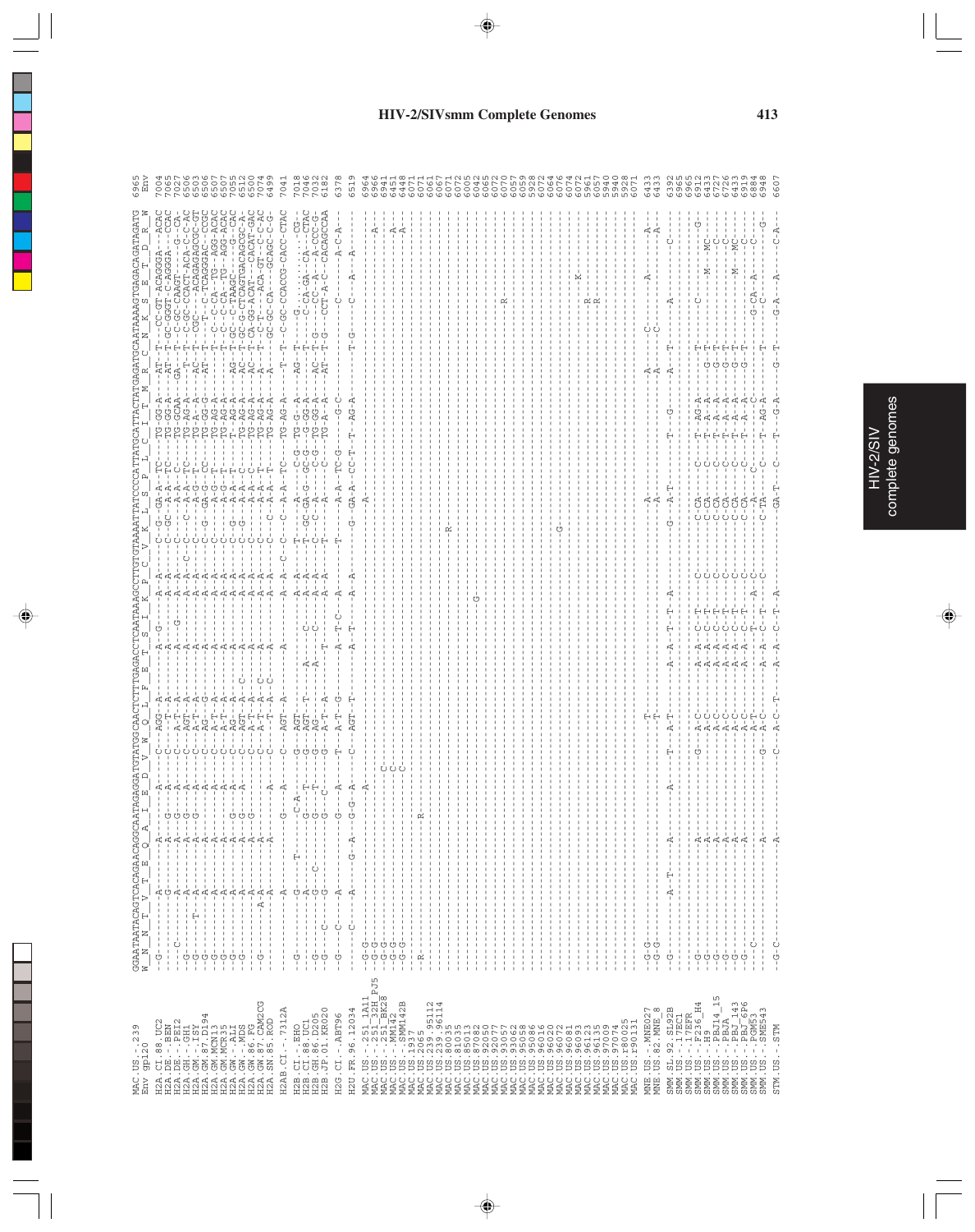# HIV-2/SIVsmm Complete Genomes

```
                    GGAATAATACAGTCACAGAACAGCAATAGAGGATGTATGGCAACTCTTTGAGACCTCAATAAAGCCTTGTGTAAAATTATCCCCATTATGTCATTACTATGAGATGCAATAAAAGTGAGACAGATAGATG
                    W  N  N  T  V  T  E  Q  A  I  E  D  V  W  Q  L  F  E  T  S  I  K  P  C  V  K  L  S  P  L  C  I  T  M  R  C  N  K  S  E  T  D  R  W
MAC.US.-.239        ---------------------------------------------------------------------------------------------------------------------------------------  6965
Env gp120                                                                                                                                               Env
```

HIV-2/SIV complete genomes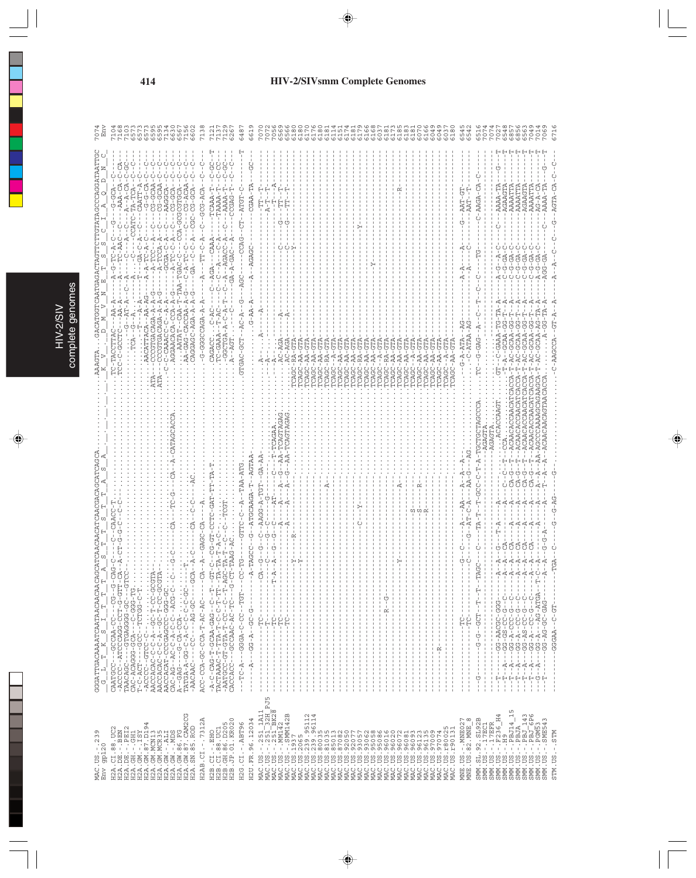# HIV-2/SIVsmm Complete Genomes

```
MAC.US.-.239          GGGATTGACAAAATCAATAACAACAGCATCAACAACATCAACGACAGCATCAGCA.............AAAGTA...GACATGGTCAATGAGACTAGTTCTTGTATAGCCCAGGATAATTGC  7074
Env gp120              G  L  T  K  S  I  T  T  A  S  T  T  S  T  T  A  S  A              K  V  D  M  V  N  E  T  S  S  C  I  A  Q  D  N  C        Env

H2A.CI.88.UC2         CAATGCC--GCCAA-CC---CG-G-CAG-C----C-CAACC-T.........................TC-TACCTTAC---AA-A-------A-G-TC-A-C----G---G-GCA---C-----  7104
H2A.DE.-.BEN          -ACCCC--ATCCCAGG-CCT-G-GTT-CA--A-CT-G-G-C-C-C-.....................TCC-C-GCCTC----AA-A-------A---TC-AAC---C----AAA-CA-C-CA--  7168
H2A.DE.-.PEI2         TAACAGC---GTGAGGGG-GC---GTCC-........................................-----------GG--AT-A--C---A----C----A---C-----A--A-CA-C-GC--  7103
H2A.GH.-.GH1          CAC-ACAGGG-GCA--C-GGG-TG.............................................---TCA---G-A........A..---C----CCATC-TA-TCA--C--C---  6573
H2A.GM.-.ISY          T-C-ACT---GCC--TCTGG-C-T.............................................---T---A.................T------GA-C---A-C----CAATT-A-C---  6573
H2A.GM.87.D194        -ACCCC-GTCC-C-......................................................AACATTACA--AA-AG---A-A-TC-A-C---C-----CG-CA-C--C---  6573
H2A.GM.MCN13          AACCACAC-C-C-A--GC-T-CC-GCGTA-..................................ATA---CCCGTGACAGA-A-A-G----A-TCC--A----C----CG-GCAA-C--C---  6595
H2A.GM.MCR35          AACCACAC-C-C-A--GC-T-CC-GCGTA-..................................ATA---CCCGTGACAGA-A-A-G----A-TCCA-A----C----CG-GCAA-C--C---  6595
H2A.GW.-.ALI          AACCACAT-CCCGAGCCC-GGG-GC.......................................------C-CAAACC-C---A-A------GCGA-C-A--C----AAGGCA---C--C---  7134
H2A.GW.-.MDS          CAC-AG---AC-C-A--C-C---ACG-C--C---G-C---------CA--TC-G---CA--A-CATAGCACCA.........AGGAACA-A-CCA-A-G----A-TC-C-A--C----CG-GCA--C--C---  6630
H2A.GW.86.FG          A--GAG---G-CA-CCA-.......T.......................................---AATAT--CAA--TAA-TGAC-C-----CCA-GCGCGTGCA-C--C---  6567
H2A.GW.87.CAM2CG      TATGA-A-GG-C-A-C-C-C-GC-.........................................AA-GAG-CACCAA-A-G---C-A-TC-C----C----CG-ACAA-C--C---  7156
H2A.SN.85.ROD         -AACAAC----CC----AG-GC----GCA-A-C------CA-C-C---AC...............CAGGAGC-AGA-A-A-G---GA--C-C-A----CGC-CG-GCA---C--C---  6602

H2AB.CI.-.7312A       ACC-CCA-GC-CCA-T-AC-AC----CA--A--GAGC-CA----A.....................-G-GGGCCAGA-A-A------A----TT-C-A---C--GCG-ACA---C--C---  7138

H2B.CI.-.EHO          -A-C-CAG-T-GCAA-GAG---C--T--GT-C--CG-GT-CCTC-GAT-TT-TA-T..........CAGACC---C-AC------C----AGA---CAAA----TCAAA-T---C-GC--T  7121
H2B.CI.88.UC1         TACTAAAC-T-TTA-T-C-C-T-TT--TA-TA-T-A-C-..........................TC-GAAA--T-AC-----C-C----C--A----TAAAA-T---C-CC--  7137
H2B.GH.86.D205        -AATGCC-GT-GTA-T-CC---C--T-AGC-TA-T---C--C--TCGT.................-GGCTGA-A-C-A-T---C----A--AGACC--A--C----AAAA-T---C-GC--  7129
H2B.JP.01.KR020       CACCACC---GCCAAC-AC-TC---G-CT-TAAG-AC............................A--AGT.....C-----GA-A-GAC--A---C----CCGAG-T---C--C---  6267

H2G.CI.-.ABT96        ---TC-A---GGGA-C-CC--TGT----CC-TG----GTTC-C--A--TAA-ATG..........GTGAC-GCT--AC-A----G---AGC-----CCAG---CT--ATGT-C-------T  6487

H2U.FR.96.12034       -----A----GG-A--GC-G------A-TAGCC--G--ATGCAAGA-T--AGTAA..........................G-AA-A-----A--AGAGC-----------CGAA-TA-----GC-  6619

MAC.US.-.251_1A11     --------TC------------------CA--G--G--C--AAGG-A-TGT--GA-AA.......A-----A.........A.....................................TT--T--  7070
MAC.US.-.251_32H_PJ5  --------T---------------------C-------C----G--............A-..........................................A-T--T-  7072
MAC.US.-.251_BK28     --------TC--------------T-A--A---G--G----C---AT----C----T-TCAGAA..A-..........................................T---A  7056
MAC.US.-.MM142        --------TC------------------A------A----A--G--AA-TCAGTAGAG.......AC-AGA-----A-----------C------G----TT--T--  6569
MAC.US.-.SMM142B      --------TC------------------A------A----A--G--AA-TCAGTAGAG.......AC-AGA-----A-----------C------G----TT--T--  6566
MAC.US.1937           --------------------Y-----R--..............................TCAGC-RA-GTA...........................Y..............  6180
MAC.US.2065           --------------------Y-----------------------------...........TCAGC-AA-GTA..........................................  6180
MAC.US.239.95112      -------------------------------------------.........................TCAGC-AA-GTA..........................................  6170
MAC.US.239.96114      -------------------------------------------.........................TCAGC-AA-GTA..........................................  6176
MAC.US.80035          -------------------------------------------A-.......................TCAGC-RA-GTA..........................................  6180
MAC.US.81035          -------------------------------------------.........................TCAGC-A--GTA..........................................  6181
MAC.US.85013          -------------------------------------------.........................TCAGC-AA-GTA..........................................  6114
MAC.US.92050          -------------------------------------------.........................TCAGC-AA-GTA..........................................  6151
MAC.US.93057          -------------------------------------------.........................TCAGC-AA-GTA..........................................  6174
MAC.US.93062          -------------------C-----Y-----------------.........................TCAGC-RA-GTA..........................Y...............  6181
MAC.US.95058          -------------------------------------------.........................TCAGC-AA-GTA..........................................  6179
MAC.US.95086          --------------------R---G------------------.........................TCAGC-A--GTA..........Y................................  6166
MAC.US.96016          -------------------------------------------.........................TCAGC-RA-GTA..........................................  6168
MAC.US.96020          -------------------------------------------.........................TCAGC-RA-GTA..........................................  6037
MAC.US.96072          --------------------Y-----------------A-....................TCAGC-AA-GTA.................................R..........  6181
MAC.US.96081          -------------------------------------------.........................TCAGC-AA-GTA..........................................  6173
MAC.US.96093          ---------------------------S-------.........................TCAGC-A--GTA..........................................  6185
MAC.US.96123          ---------------------------S-------R-.......................TCAGC-AA-GTA..........................................  6183
MAC.US.96135          ---------------------------R-------.........................TCAGC-AA-GTA..........................................  6181
MAC.US.97009          -------------------------------------------.........................TCAGC-AA-GTA..........................................  6070
MAC.US.97074          ---R---------------------------------------.........................TCAGC-AA-GTA..........................................  6166
MAC.US.r80025         -------------------------------------------.........................TCAGC-A--GTA..........................................  6049
MAC.US.r90131         -------------------------------------------.........................TCAGC-AA-GTA..........................................  6037
                                                                                                                                                           6049
                                                                                                                                                           6180

MNE.US.-.MNE027       -------TC-----------G-C---A--AA----A--A--A...........................-G-A-ATA--AG-----A-A----A-----G---AAT-GT--------  6545
MNE.US.82.MNE_8       -------TC-----------C---G--AT-C-A--AA-G--AG..........................--C-ATAA-AG-----A-----C-----------AAT--T---------  6542

SMM.SL.92.SL92B       -G---G-G--GCT--T--T-TAGC---C----TA-T--T-GCC-C-T-A-TGCTGCTAGCCCA.....TC--G-GAG--A--C--T--C--C----TG---------C-AAGA-CA-C---  6516
SMM.US.-.17EFR        ---------------------------------------------------------AGAGTA.......................................................  7074
SMM.US.-.F236_H4      ------------------------------------------------..............ACACCAAGT..........................................  7074
SMM.US.-.H9           --T----GG-AACGC-GGG-----A--A--G--T-A----A-----C--C--T--CCA.GT--C-GAAA-TG-TA-A------A-G--A-C------C---AAAA-TA----G---T  7027
SMM.US.-.PBJ14_15     --T--A--GG-GS-CC-G--C----A--A---CA----A----CA-G--T--ACAACACCAACATCACCA-T-A--GCAA-GG-T--A------C-G-GA-C------AGAAGTA---------T  6548
SMM.US.-.PBJA         --T--A--GG-A-CCC-G--C----A--A---CA----A----CA-G--T--ACAACACCAACATCACCA-T-AC-GCAA-GG-T--A------C-G-GA-C------AAAATTA---------T  6857
SMM.US.-.PBJ_143      --T--A--GG-A--CC-G--C----A--A---CA----A----CA-G--T--ACAACACCAACATCACCA-T-AC-GCAA-GG-T--A------C-G-GA-C------AAAATTA---------T  6856
SMM.US.-.PBJ_6P6      --T--A--GG-AG-CC-G--C----A--A---CA----A----CA-G--T--ACAACACCAACATCACCA-T-AC-GCAA-GG-T--A------C-G-GA-C------AGAAGTA---------T  6563
SMM.US.-.PGM53        --T--A--GG-A--CC-G--C----A--A---CA----A----CA-G--T--ACAACACCAACATCACCA-T-AC-GCAA-GG-T--A------C-G-GA-C------AAAATTA---------T  7049
SMM.US.-.SME543       --G--A--GG-A---AG-ATGA--T-C--A---A----A-----A--A--AA-AGCCCAAAAGCAGAAGCA-T-AC-GCAA-AG-TA-A------A-G-GA-C------AG-A-CA---------T  7014
                      --T-----GG-AG-GC-GAG----A--A---G-G-A----A----T--A--A-ACAACAACAGTAACACCA..............A-GG-TA-A------AGG-GA--------C---AAAA-TA----G---T  7069

STM.US.-.STM          ---------GGGAA--C-GT--------TGA--C----G--G-AG---G-.....................C-AAGCCA--GT-A--A------A--A--C--C--G-----AGTA-CA-C--C---  6716
```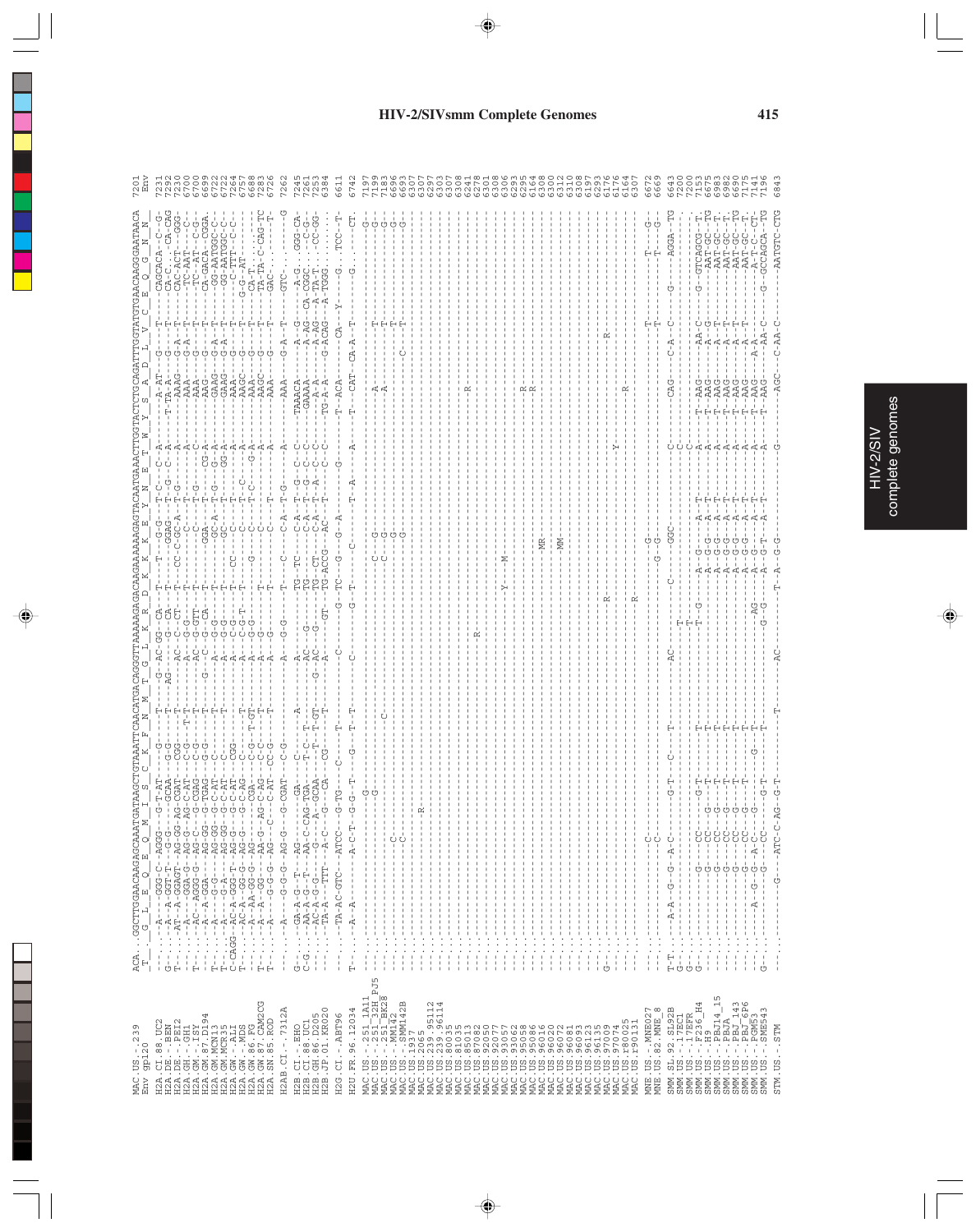# HIV-2/SIVsmm Complete Genomes

```
MAC.US.-.239          ACA...GGCTTGGAACAAGAGCAAATGATAAGCTGTAAATTCAACATGACAGGGTTAAAAAGAGACAAGAAAAAAGAGTACAATGAAACTTGGTACTCTGCAGATTTGGTATGTGAACAAGGGAATAACA  7201
Env gp120              T   G  L  E  Q  E  Q  M  I  S  C  K  F  N  M  T  G  L  K  R  D  K  K  K  E  Y  N  E  T  W  Y  S  A  D  L  V  C  E  Q  G  N  N         Env
```

HIV-2/SIV complete genomes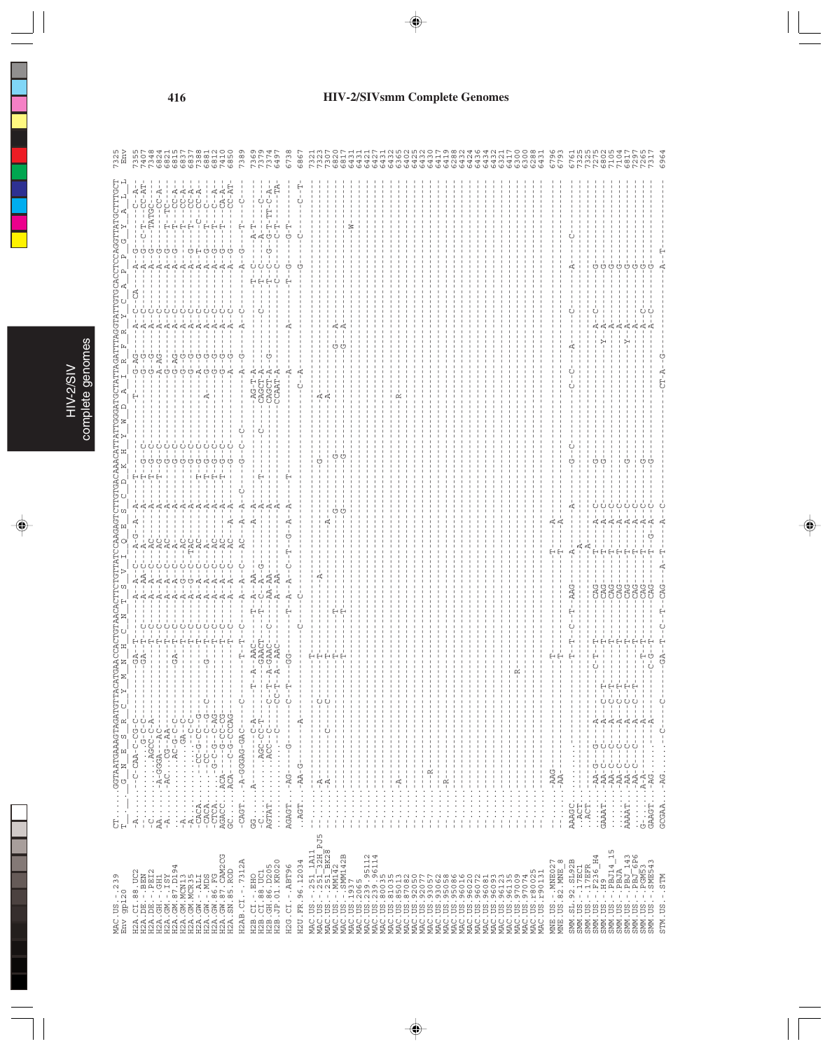# HIV-2/SIVsmm Complete Genomes

```
MAC.US.-.239         CT.....GGTAATGAAAGTAGATGTTACATGAACCACTGTAACACTTCTGTTATCCAAGAGTCTTGTGACAAACATTATTGGGATGCTATAGATTAGGTATTGTGCACCTCCAGGTTATGCTTTGCT  7325
Env gp120            T      G  N  E  S  R  C  Y  M  N  H  C  N  T  S  V  I  Q  E  S  C  D  K  H  Y  W  D  A  I  R  F  R  Y  C  A  P  P  G  Y  A  L  L  Env
```

| Sequence | Alignment | Position |
|---|---|---|
| H2A.CI.88.UC2 | -A.........-C-CAA-C-CG-C----------GA--T----A--A--C---A-G--A---A-----T---------T--------G-AG-----A-----C--CA---A---G-----C--A- | 7355 |
| H2A.DE.-.BEN | -..........-.........G-C-C----------GA--T--C----A--AA-C---A----A-----T--G--C------------G-G-----A-----C-----A---G--C-T---CC-AT | 7407 |
| H2A.DE.-.PEI2 | -C..........AGCC-C-A---------------T--C----A--A--C---AC----A-----T--G--C------------G-G-----A-----C-----A---G-----TATGC------ | 7348 |
| H2A.GH.-.GH1 | AA.....A-GGA--AC-------------------T--C----A--A--C---AC----A-----T--G--C------------A-AG----A-----C-----A---G--------CC-A- | 6824 |
| H2A.GM.-.ISY | -A......AC-G--AA-----------------------------A--A--C---AC----A-------G--C------------G------A-----C-----A---G---T---TC---- | 6821 |
| H2A.GM.87.D194 | -A.........AC-G-C-C----------GA--T--C----A--A--C---A-----A-------G--C------------G-AG----A-----C-----A---G---T---CC-A- | 6815 |
| H2A.GM.MCN13 | -A.............GA--C-------------T--C----A--G--C---AC----A-------G--C------------G-G-----A-----C-----A---------T---CC-A- | 6837 |
| H2A.GM.MCR35 | -A.............C-C----------------T--C----A--G--C--TAC----A-------G--C------------G-G-----A-----C-----A---G----T---CC-A- | 6837 |
| H2A.GW.-.ALI | -CACA.........CC-G-CC--G-----------T--C----A--A--C---AC----A-----T--G--C------------A-G-----A-----C-----A---T-----C---CC-A- | 7388 |
| H2A.GW.-.MDS | -CACA.........CC--G---G-C---G----T--C----A--A--C---A-----A-----T--G--C------A-----G-G-----A-----C-----A---G---T---C--- | 6881 |
| H2A.GW.86.FG | -CTCA.........G-C-G--C-AG-----------T--C----A--A--C---AC----A-----T--G--C------------G-G-----A-----C-----A---G---T---C--A- | 6812 |
| H2A.GW.87.CAM2CG | AGACC.....ACA--C-G-CC-CG-----------T--C----A--A--C---AC----A-----T--G--C------------G-G-----A-----C-----A---G---T---CA-A- | 7410 |
| H2A.SN.85.ROD | GC........ACA--C-G-CCCAG-----------T--C----A--A--C---AC----A-----------G--C------------A-G-----A-----C-----A---G---------CC-AT | 6850 |
| H2AB.CI.-.7312A | -CAGT....A-GGGAG-GAC-------C------T--T--C----A--A--C---AC----A--A--C-----G--C--C-----A--G-----A-----C-----A---G-----T---C-- | 7389 |
| H2B.CI.-.EHO | GG.........A------C-A------T--A--AAC----T--A--AA-------A--A-------T-----------AG-T-A------------T--C-----A-T------------ | 7369 |
| H2B.CI.88.UC1 | -C.........AGC-CC-T-----T--A-GAACT---T--C--A--G-------A------------C--------CAGCT-A--------C-----T--C-----A-------C--- | 7379 |
| H2B.GH.86.D205 | AGTAT.......ACC--C---C--T--A-GAAC---C-----AA-AA-------A---------------------CAGCT-A--G---------T--C---G-G-T-TT-C-A- | 7374 |
| H2B.JP.01.KR020 | ..........-...-C------CC-T--A--AAC----------A--AA-------A---------------------CCAAT-A---------------C--C-----C-T------TA- | 6497 |
| H2G.CI.-.ABT96 | AGAGT...AG-----G------C--T---GG------T--A--A--C--T---G--A--A-----T---------------A---------A---------T--G-----G-T------ | 6738 |
| H2U.FR.96.12034 | .AGT.....AA-G--------A--------------------C-----C------------------------------------C--A-------------------G-----C------C--T- | 6867 |
| MAC.US.-.251_1A11 | -.............-------------T-------------------------------------------------------------------------------- | 7321 |
| MAC.US.-.251_32H_PJ5 | -.........A--------------C-----T-----------A----------------------A------------------------------------ | 7323 |
| MAC.US.-.251_BK28 | -.........A--------C----C-----T---------------A--------------------A----------------------------------- | 7307 |
| MAC.US.-.MM142 | -..............................T----T----------------------------G---------------------G--A-------------------- | 6820 |
| MAC.US.-.SMM142B | -..............................T----T---------------G-----------G---------------------G--A-------------------- | 6817 |
| MAC.US.1937 | -..............................-------------------------------------------------------W-------- | 6411 |
| MAC.US.2065 | -............................................................................................... | 6431 |
| MAC.US.239.95112 | -............................................................................................... | 6421 |
| MAC.US.239.96114 | -............................................................................................... | 6427 |
| MAC.US.80035 | -............................................................................................... | 6431 |
| MAC.US.81035 | -............................................................................................... | 6432 |
| MAC.US.85013 | -.........A..................................................................................... | 6365 |
| MAC.US.87082 | -............................................................................................... | 6402 |
| MAC.US.92050 | -............................................................................................... | 6425 |
| MAC.US.92077 | -............................................................................................... | 6432 |
| MAC.US.93057 | -........R..................................................................................... | 6430 |
| MAC.US.93062 | -............................................................................................... | 6417 |
| MAC.US.95058 | -........R........................................................R............................ | 6419 |
| MAC.US.95086 | -............................................................................................... | 6288 |
| MAC.US.96016 | -............................................................................................... | 6432 |
| MAC.US.96020 | -............................................................................................... | 6424 |
| MAC.US.96072 | -............................................................................................... | 6436 |
| MAC.US.96081 | -............................................................................................... | 6434 |
| MAC.US.96093 | -............................................................................................... | 6432 |
| MAC.US.96123 | -............................................................................................... | 6321 |
| MAC.US.96135 | -............................................................................................... | 6417 |
| MAC.US.97009 | -.......................R....................................................................... | 6300 |
| MAC.US.97074 | -............................................................................................... | 6300 |
| MAC.US.r80025 | -............................................................................................... | 6288 |
| MAC.US.r90131 | -............................................................................................... | 6431 |
| MNE.US.-.MNE027 | ..........AAG---------------T-----------T---A-------------------------------------------------- | 6796 |
| MNE.US.82.MNE_8 | ..........AA----------------T-----------T---A-------------------------------------------------- | 6793 |
| SMM.SL.92.SL92B | AAAGC............-------T--T--C--T-AAG----A------A-----G--C------C--C----A-------C-------A--------C------ | 6761 |
| SMM.US.-.17EC1 | .ACT.............------------------------A--------------------------------------------------- | 7325 |
| SMM.US.-.17EFR | .ACT.............----------------------A------------------------------------------------- | 7325 |
| SMM.US.-.F236_H4 | .....AA-G---G----A-------C-T--T------CAG----T----A--C----G-------------------A--C----------G------ | 7275 |
| SMM.US.-.H9 | GAAAT...AA-C--C----A--C--T------T------CAG----T----A--C----G------------------Y--A--------G------ | 6802 |
| SMM.US.-.PBJ14_15 | .........AA-C--C----A--C--T------T------CAG----T----A--C-----------------------A------------G------ | 7105 |
| SMM.US.-.PBJA | ..........AA-C--C----A--C--T------T------CAG----T----A--C-----------------------A------------G------ | 7104 |
| SMM.US.-.PBJ_143 | AAAAT...AA-C--C----A--C--T------T------CAG----T----A--C----G------------------Y--A------------G------ | 6817 |
| SMM.US.-.PBJ_6P6 | .........AA-C--C----A--C--T------T------CAG----T----A--C-----------------------A------------G------ | 7297 |
| SMM.US.-.PGM53 | G........A-A-----------A-------T--T------CAG----T----A--C----G---------------A--C---------G------ | 7265 |
| SMM.US.-.SME543 | GAAGT...AG-------------A------C-G--T------CAG----T--G--A--C----G---------------A--C---------G------ | 7317 |
| STM.US.-.STM | GCGAA...AG.......C-------------C------GA--T--C--T--CAG----A--T-----A--C-----------CT-A--G------------A-----T------ | 6964 |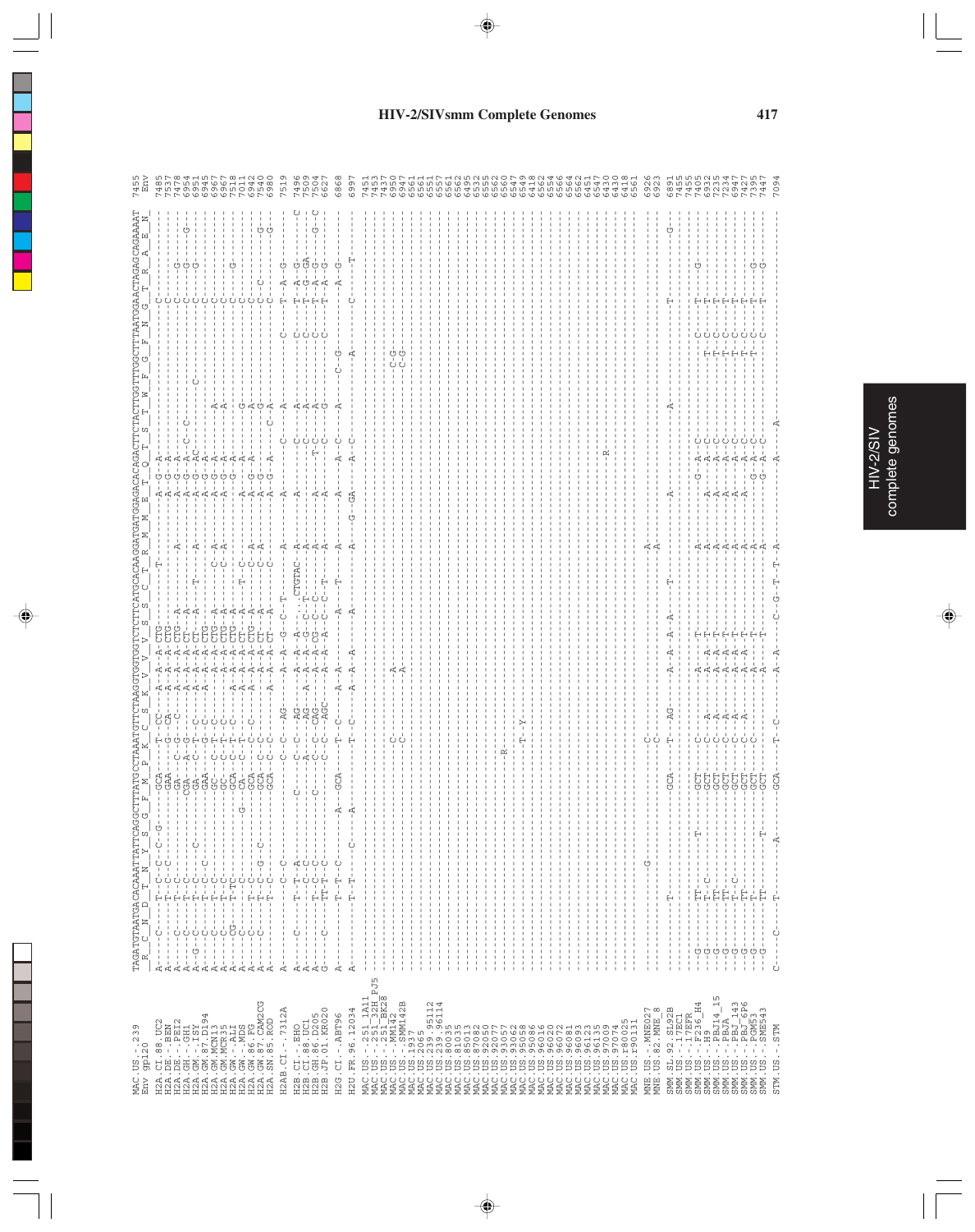# HIV-2/SIVsmm Complete Genomes

```
                         TAGATGTAATGACACAAATTATTCAGGCTTTATGCCTAAATGTTCTAAGGTGGTGGTCTCTTCATGCACAAGGATGATGGAGACACAGACTTCTACTTGGTTTGGCTTTAATGAACTAGAGCAGAAAAT
MAC.US.-.239              R  C  N  D  T  N  Y  S  G  F  M  P  K  C  S  K  V  V  V  S  S  C  T  R  M  M  E  T  Q  T  S  T  W  F  G  F  N  G  T  R  A  E  N     7455
Env gp120                                                                                                                                            Env
```

| Sequence | Position |
|---|---|
| H2A.CI.88.UC2 | 7485 |
| H2A.DE.-.BEN | 7537 |
| H2A.DE.-.PEI2 | 7478 |
| H2A.GH.-.GH1 | 6954 |
| H2A.GM.-.ISY | 6951 |
| H2A.GM.87.D194 | 6945 |
| H2A.GM.MCN13 | 6967 |
| H2A.GM.MCR35 | 6967 |
| H2A.GW.-.ALI | 7518 |
| H2A.GW.-.MDS | 7011 |
| H2A.GW.86.FG | 6942 |
| H2A.GW.87.CAM2CG | 7540 |
| H2A.SN.85.ROD | 6980 |
| H2AB.CI.-.7312A | 7519 |
| H2B.CI.-.EHO | 7496 |
| H2B.CI.88.UC1 | 7509 |
| H2B.GH.86.D205 | 7504 |
| H2B.JP.01.KR020 | 6627 |
| H2G.CI.-.ABT96 | 6868 |
| H2U.FR.96.12034 | 6997 |
| MAC.US.-.251_1A11 | 7451 |
| MAC.US.-.251_32H_PJ5 | 7453 |
| MAC.US.-.251_BK28 | 7437 |
| MAC.US.-.MM142 | 6950 |
| MAC.US.-.SMM142B | 6947 |
| MAC.US.1937 | 6561 |
| MAC.US.2065 | 6561 |
| MAC.US.239.95112 | 6551 |
| MAC.US.239.96114 | 6557 |
| MAC.US.81035 | 6561 |
| MAC.US.85013 | 6562 |
| MAC.US.87082 | 6495 |
| MAC.US.92050 | 6532 |
| MAC.US.93077 | 6555 |
| MAC.US.93057 | 6562 |
| MAC.US.93062 | 6560 |
| MAC.US.95058 | 6547 |
| MAC.US.95086 | 6549 |
| MAC.US.96016 | 6418 |
| MAC.US.96020 | 6562 |
| MAC.US.96072 | 6554 |
| MAC.US.96081 | 6566 |
| MAC.US.96093 | 6564 |
| MAC.US.96123 | 6562 |
| MAC.US.96135 | 6451 |
| MAC.US.97009 | 6547 |
| MAC.US.97074 | 6430 |
| MAC.US.r80025 | 6430 |
| MAC.US.r90131 | 6418 |
| | 6561 |
| MNE.US.-.MNE027 | 6926 |
| MNE.US.82.MNE_8 | 6923 |
| SMM.SL.92.SL92B | 6891 |
| SMM.US.-.17EC1 | 7455 |
| SMM.US.-.17EFR | 7455 |
| SMM.US.-.F236_H4 | 7405 |
| SMM.US.-.H9 | 6932 |
| SMM.US.-.PBJ14_15 | 7235 |
| SMM.US.-.PBJA | 7234 |
| SMM.US.-.PBJ_143 | 6947 |
| SMM.US.-.PBJ_6P6 | 7427 |
| SMM.US.-.PGM53 | 7395 |
| SMM.US.-.SME543 | 7447 |
| STM.US.-.STM | 7094 |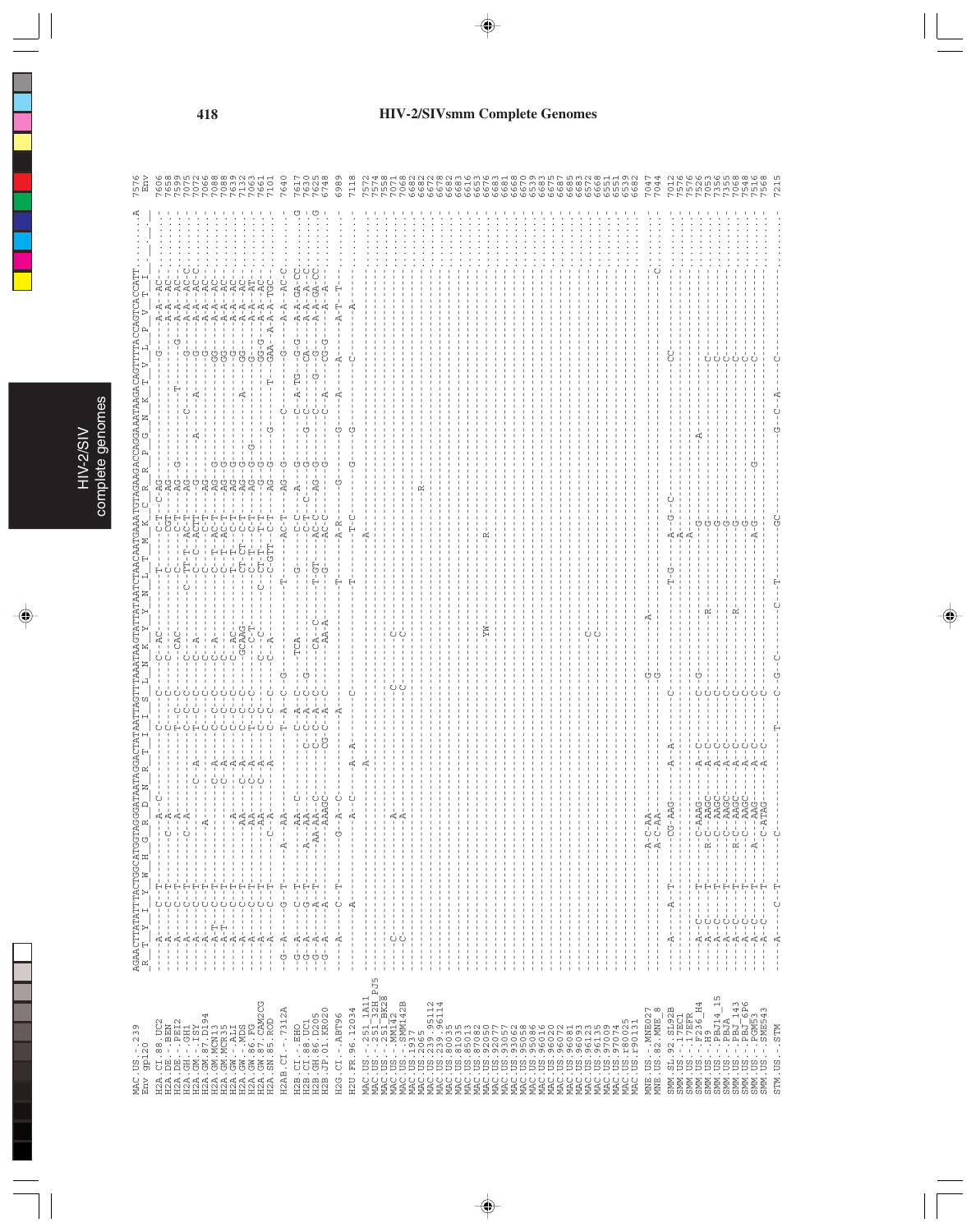# HIV-2/SIVsmm Complete Genomes

```
MAC.US.-.239          AGAACTTATATTTACTGGCATGGTAGGGATAATAGGACTAATAGTTTAAATAAGTATATAATCTAACAATGAAATGTAGAAGACCAGGAAATAAGACAGTTTACCAGTCACCATT.......A  7576
Env gp120              R  T  Y  I  Y  W  H  G  R  D  N  R  T  I  I  S  L  N  K  Y  Y  N  L  T  M  K  C  R  R  P  G  N  K  T  V  L  P  V  T  I          Env
```

H2A.CI.88.UC2 7606, H2A.DE.-.BEN 7658, H2A.DE.-.PEI2 7599, H2A.GH.-.GH1 7075, H2A.GM.-.ISY 7072, H2A.GM.87.D194 7066, H2A.GM.MCN13 7088, H2A.GM.MCR35 7088, H2A.GW.-.ALI 7639, H2A.GW.-.MDS 7132, H2A.GW.86.FG 7063, H2A.GW.87.CAM2CG 7661, H2A.SN.85.ROD 7101

H2AB.CI.-.7312A 7640

H2B.CI.-.EHO 7617, H2B.CI.88.UC1 7630, H2B.GH.86.D205 7625, H2B.JP.01.KR020 6748

H2G.CI.-.ABT96 6989

H2U.FR.96.12034 7118

MAC.US.-.251_1A11 7572, MAC.US.-.251_32H_PJ5 7574, MAC.US.-.251_BK28 7558, MAC.US.-.MM142 7071, MAC.US.-.SMM142B 7068, MAC.US.1937 6682, MAC.US.2065 6682, MAC.US.239.95112 6672, MAC.US.239.96114 6678, MAC.US.81035 6682, MAC.US.85013 6683, MAC.US.87082 6616, MAC.US.92050 6653, MAC.US.92077 6676, MAC.US.93057 6683, MAC.US.93062 6681, MAC.US.95058 6668, MAC.US.95086 6670, MAC.US.96016 6539, MAC.US.96020 6683, MAC.US.96072 6675, MAC.US.96081 6687, MAC.US.96093 6685, MAC.US.96123 6683, MAC.US.96135 6572, MAC.US.97009 6668, MAC.US.97074 6551, MAC.US.r80025 6551, MAC.US.r90131 6539, 6682

MNE.US.-.MNE027 7047, MNE.US.82.MNE_8 7044

SMM.SL.92.SL92B 7012, SMM.US.-.17EC1 7576, SMM.US.-.17EFR 7576, SMM.US.-.F236_H4 7526, SMM.US.-.H9 7053, SMM.US.-.PBJ14_15 7356, SMM.US.-.PBJA 7355, SMM.US.-.PBJ_143 7068, SMM.US.-.PBJ_6P6 7548, SMM.US.-.PGM53 7516, SMM.US.-.SME543 7568

STM.US.-.STM 7215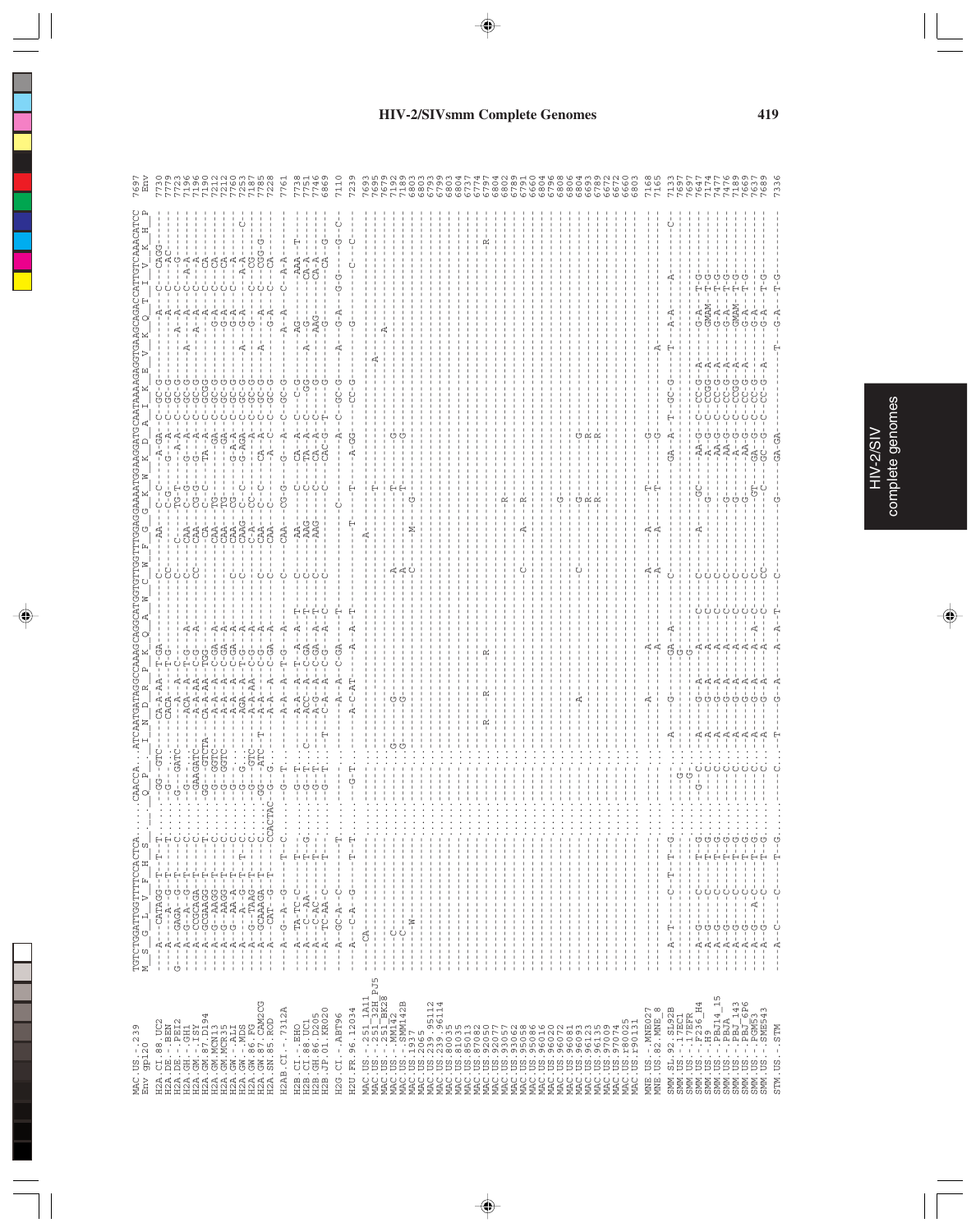# HIV-2/SIVsmm Complete Genomes

```
MAC.US.-.239          TGTCTGGATTGGTTTTCCACTCCA.....CAACCA...ATCAATGATAGGCCCAAAGCAGCATGTGTGTTTGGAGGAAAATGGAAGGATGCAATAAAAGAGGTGAAGCAGACCATTGTCAAACATCC 7697
Env gp120             M  S  G  L  V  F  H  S          Q  P      I  N  D  R  P  K  Q  A  W  C  W  F  G  G  K  W  K  D  A  I  K  E  V  K  Q  T  I  V  K  H  P Env
```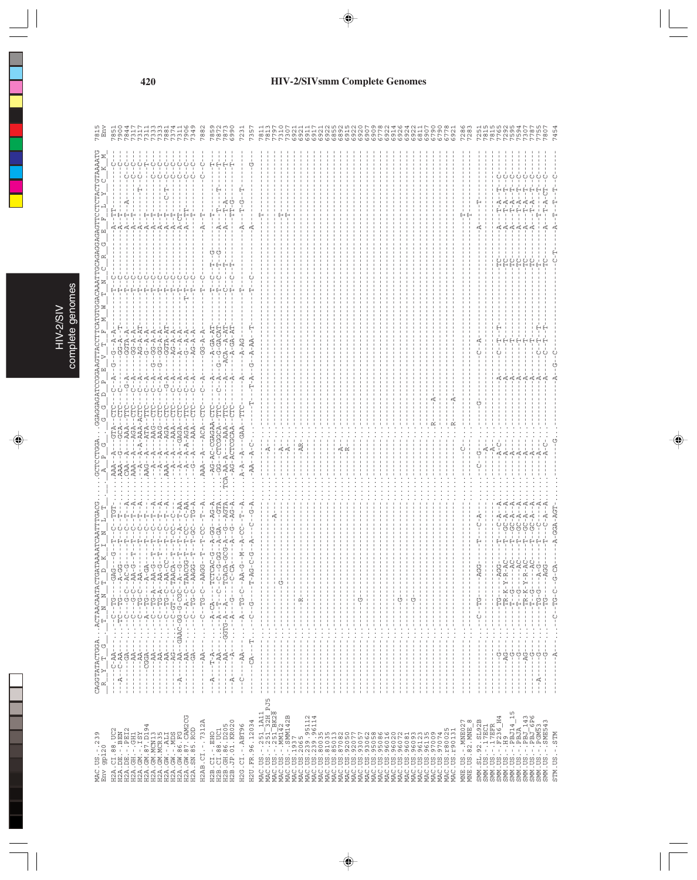# HIV-2/SIVsmm Complete Genomes

```
MAC.US.-.239          CAGGTATACTGGA....ACTAACAATACTGATAAATCAATTTGACG.....GCTCCTGGA.....GGAGGAGATCCGGAAGTTACCTTCATGTGGACAAATTGCAGAGGAGAGTTCCTCTACTGTAAAATG  7815
Env gp120             R  Y  T  G      T  N  N  T  D  K  I  N  L  T      A  P  G      G  G  D  P  E  V  T  F  M  W  T  N  C  R  G  E  F  L  Y  C  K  M   Env
```

| Sequence | Position |
|---|---|
| H2A.CI.88.UC2 | 7851 |
| H2A.DE.-.BEN | 7900 |
| H2A.DE.-.PEI2 | 7844 |
| H2A.GH.-.GH1 | 7317 |
| H2A.GM.-.ISY | 7311 |
| H2A.GM.87.D194 | 7317 |
| H2A.GM.MCN13 | 7333 |
| H2A.GM.MCR35 | 7333 |
| H2A.GW.-.ALI | 7881 |
| H2A.GW.-.MDS | 7374 |
| H2A.GW.86.FG | 7311 |
| H2A.GW.87.CAM2CG | 7906 |
| H2A.SN.85.ROD | 7349 |
| H2AB.CI.-.7312A | 7882 |
| H2B.CI.-.EHO | 7859 |
| H2B.CI.88.UC1 | 7872 |
| H2B.GH.86.D205 | 7873 |
| H2B.JP.01.KR020 | 6990 |
| H2G.CI.-.ABT96 | 7231 |
| H2U.FR.96.12034 | 7357 |
| MAC.US.-.251_1A11 | 7811 |
| MAC.US.-.251_32H_PJ5 | 7813 |
| MAC.US.-.251_BK28 | 7797 |
| MAC.US.-.MM142 | 7310 |
| MAC.US.-.SMM142B | 7307 |
| MAC.US.1937 | 6921 |
| MAC.US.2065 | 6921 |
| MAC.US.239.95112 | 6911 |
| MAC.US.239.96114 | 6917 |
| MAC.US.81035 | 6921 |
| MAC.US.85013 | 6922 |
| MAC.US.87082 | 6855 |
| MAC.US.92050 | 6892 |
| MAC.US.93077 | 6915 |
| MAC.US.93057 | 6922 |
| MAC.US.93062 | 6920 |
| MAC.US.95058 | 6907 |
| MAC.US.95086 | 6909 |
| MAC.US.96016 | 6778 |
| MAC.US.96020 | 6922 |
| MAC.US.96072 | 6914 |
| MAC.US.96074 | 6926 |
| MAC.US.96081 | 6924 |
| MAC.US.96093 | 6922 |
| MAC.US.96123 | 6811 |
| MAC.US.96135 | 6907 |
| MAC.US.97009 | 6790 |
| MAC.US.97074 | 6790 |
| MAC.US.r80025 | 6778 |
| MAC.US.r90131 | 6921 |
| MNE.US.-.MNE027 | 7286 |
| MNE.US.82.MNE_8 | 7283 |
| SMM.SL.92.SL92B | 7251 |
| SMM.US.-.17EC1 | 7815 |
| SMM.US.-.17EFR | 7815 |
| SMM.US.-.F236_H4 | 7765 |
| SMM.US.-.H9 | 7292 |
| SMM.US.-.PBJ14_15 | 7595 |
| SMM.US.-.PBJA | 7594 |
| SMM.US.-.PBJ_143 | 7307 |
| SMM.US.-.PBJ_6P6 | 7787 |
| SMM.US.-.PGM53 | 7755 |
| SMM.US.-.SME543 | 7807 |
| STM.US.-.STM | 7454 |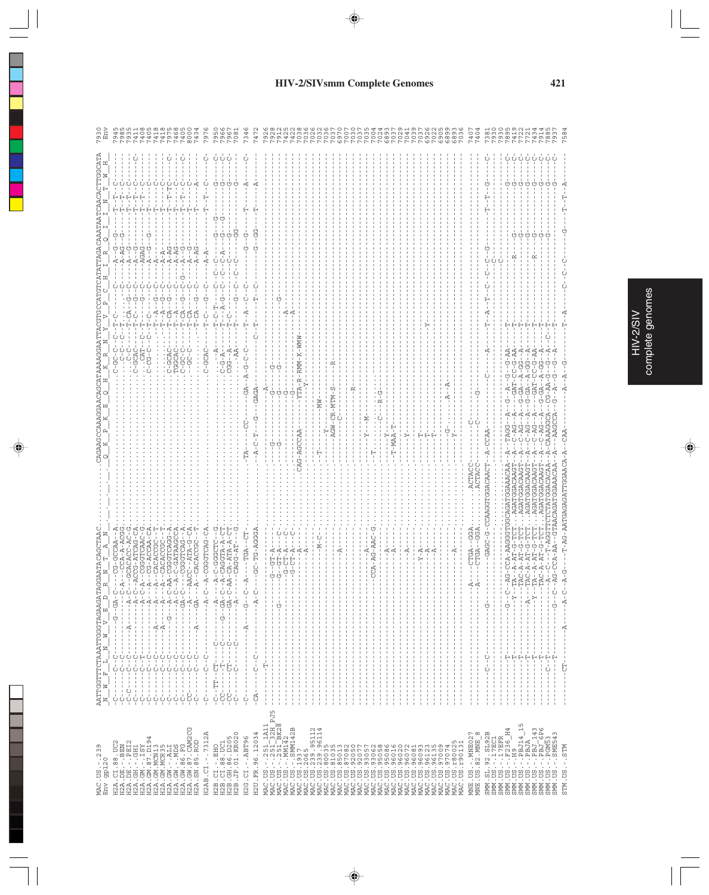```
                     AATTGGTTTCTAAATTGGGTAGAAGATAGGAATACAGCTAAC..........CAGAAGCCAAAGGAACAGCATAAAAGAATTACGTGCCATGTCATATTAGACAAATAATCAACACTTGGCATA
MAC.US.-.239         N  W  F  L  N  W  V  E  D  R  N  T  A  N            Q  K  P  K  E  Q  H  K  R  N  Y  V  P  C  H  I  R  Q  I  I  N  T  W  H   7930
Env gp120                                                                                                                                            Env

H2A.CI.88.UC2
H2A.DE.-.BEN
H2A.DE.-.PEI2
H2A.GH.-.GH1
H2A.GM.-.ISY
H2A.GM.87.D194
H2A.GM.MCN13
H2A.GM.MCR35
H2A.GW.-.ALI
H2A.GW.-.MDS
H2A.GW.86.FG
H2A.GW.87.CAM2CG
H2A.SN.85.ROD

H2AB.CI.-.7312A

H2B.CI.-.EHO
H2B.CI.88.UC1
H2B.GH.86.D205
H2B.JP.01.KR020

H2G.CI.-.ABT96

H2U.FR.96.12034

MAC.US.-.251_1A11
MAC.US.-.251_32H_PJ5
MAC.US.-.251_BK28
MAC.US.-.MM142
MAC.US.-.SMM142B
MAC.US.1937
MAC.US.2065
MAC.US.239.95112
MAC.US.239.96114
MAC.US.80035
MAC.US.81035
MAC.US.85013
MAC.US.87082
MAC.US.92050
MAC.US.93057
MAC.US.93062
MAC.US.95058
MAC.US.95086
MAC.US.96016
MAC.US.96020
MAC.US.96072
MAC.US.96081
MAC.US.96093
MAC.US.96123
MAC.US.96135
MAC.US.97009
MAC.US.97074
MAC.US.r80025
MAC.US.r90131

MNE.US.-.MNE027
MNE.US.82.MNE_8

SMM.SL.92.SL92B
SMM.US.-.17EC1
SMM.US.-.17EFR
SMM.US.-.F236_H4
SMM.US.-.H9
SMM.US.-.PBJ14_15
SMM.US.-.PBJA
SMM.US.-.PBJ_143
SMM.US.-.PBJ_6P6
SMM.US.-.PGM53
SMM.US.-.SME543

STM.US.-.STM
```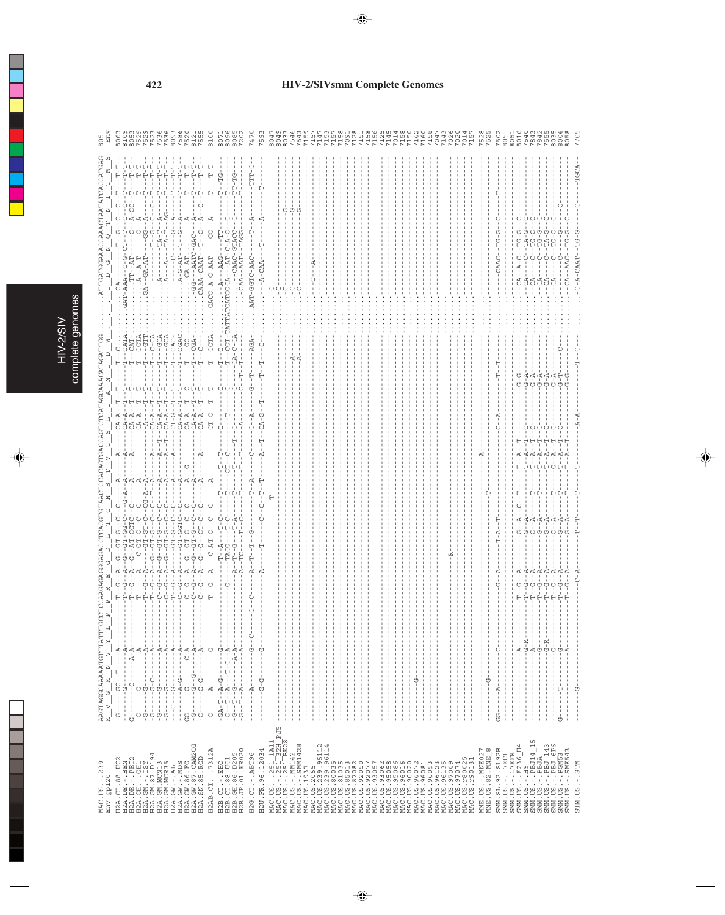# HIV-2/SIVsmm Complete Genomes

```
MAC.US.-.239          AAGTAGGCAAAAATGTTTATTTGCCTCCAAGAGAGGGAGACCTCACGTGTAACTCCACAGTGACCAGTCTCATAGCAAACATAGATTGG.......ATTGATGGAAACCAAACTAATATCACCATGAG  8051
Env gp120             K  V  G  K  N  V  Y  L  P  P  R  E  G  D  L  T  C  N  S  T  V  T  S  L  I  A  N  I  D  W        I  D  G  N  Q  T  N  I  T  M  S   Env
```

| Sequence | Position |
|---|---|
| H2A.CI.88.UC2 | 8063 |
| H2A.DE.-.BEN | 8109 |
| H2A.DE.-.PEI2 | 8053 |
| H2A.GH.-.GH1 | 7529 |
| H2A.GM.-.ISY | 7523 |
| H2A.GM.87.D194 | 7523 |
| H2A.GM.MCN13 | 7536 |
| H2A.GM.MCR35 | 7536 |
| H2A.GW.-.ALI | 8093 |
| H2A.GW.-.MDS | 7586 |
| H2A.GW.86.FG | 7520 |
| H2A.GW.87.CAM2CG | 8121 |
| H2A.SN.85.ROD | 7555 |
| H2AB.CI.-.7312A | 8100 |
| H2B.CI.-.EHO | 8071 |
| H2B.CI.88.UC1 | 8096 |
| H2B.GH.86.D205 | 8085 |
| H2B.JP.01.KR020 | 7202 |
| H2G.CI.-.ABT96 | 7470 |
| H2U.FR.96.12034 | 7593 |
| MAC.US.-.251_1A11 | 8047 |
| MAC.US.-.251_32H_PJ5 | 8049 |
| MAC.US.-.251_BK28 | 8033 |
| MAC.US.-.MM142 | 7546 |
| MAC.US.-.SMM142B | 7543 |
| MAC.US.1937 | 7159 |
| MAC.US.2065 | 7157 |
| MAC.US.239.95112 | 7147 |
| MAC.US.239.96114 | 7153 |
| MAC.US.80035 | 7157 |
| MAC.US.81035 | 7157 |
| MAC.US.85013 | 7091 |
| MAC.US.87082 | 7128 |
| MAC.US.92050 | 7151 |
| MAC.US.93057 | 7158 |
| MAC.US.93062 | 7156 |
| MAC.US.95058 | 7125 |
| MAC.US.95086 | 7145 |
| MAC.US.96016 | 7014 |
| MAC.US.96020 | 7158 |
| MAC.US.96072 | 7150 |
| MAC.US.96081 | 7162 |
| MAC.US.96093 | 7160 |
| MAC.US.96123 | 7158 |
| MAC.US.96135 | 7047 |
| MAC.US.97009 | 7143 |
| MAC.US.97074 | 7026 |
| MAC.US.r80025 | 7020 |
| MAC.US.r90131 | 7014 |
| MNE.US.-.MNE027 | 7157 |
| MNE.US.82.MNE_8 | 7528 |
| SMM.SL.92.SL92B | 7525 |
| SMM.US.-.17EC1 | 7502 |
| SMM.US.-.17EFR | 8051 |
| SMM.US.-.F236_H4 | 8051 |
| SMM.US.-.H9 | 8016 |
| SMM.US.-.PBJ14_15 | 7540 |
| SMM.US.-.PBJA | 7843 |
| SMM.US.-.PBJ_143 | 7842 |
| SMM.US.-.PBJ_6P6 | 7555 |
| SMM.US.-.PGM53 | 8035 |
| SMM.US.-.SME543 | 8006 |
| STM.US.-.STM | 8058 |
| | 7705 |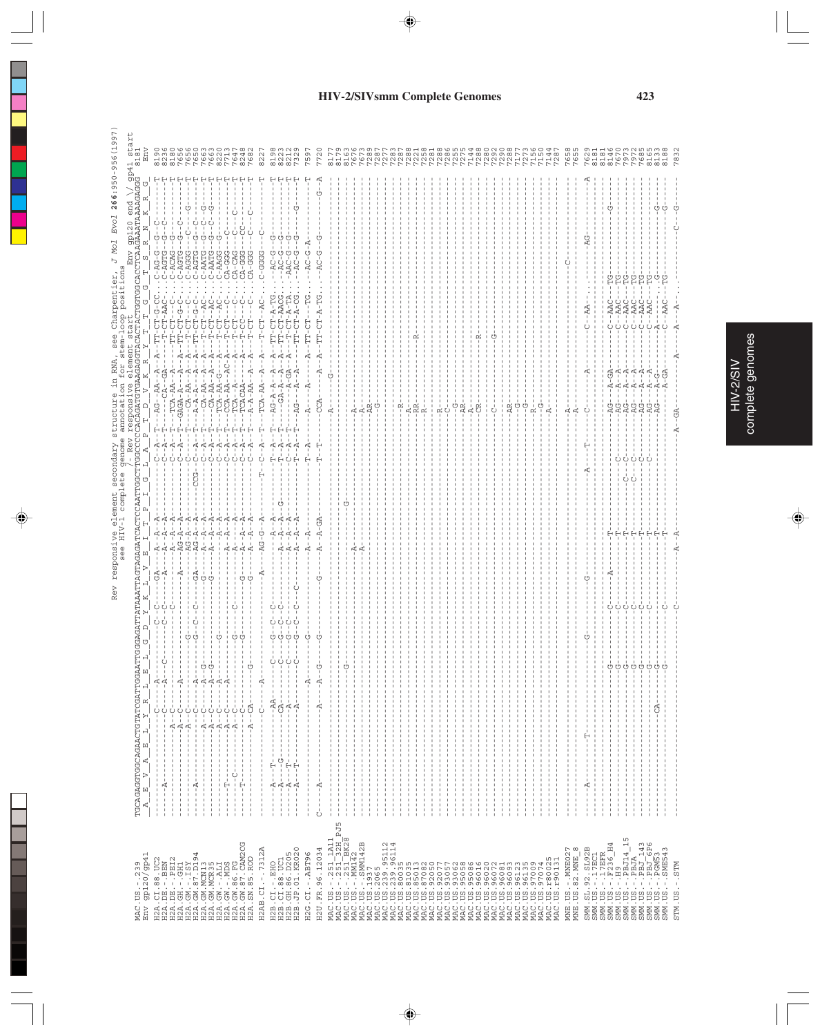## HIV-2/SIVsmm Complete Genomes

Rev responsive element secondary structure in RNA, see Charpentier, *J Mol Evol* **266**:950-956(1997)
see HIV-1 complete genome annotation for stem-loop positions

```
                         /- Rev responsive element start
                                                              Env gp120 end \/ gp41 start
MAC.US.-.239       TGCAGAGGTGGCAGAACTGTATCGATTGGAATTGGAGATTATAAATTAGTAGAGATCACTCCAATTGGCTTGGCCCCCACAGATGTGAAGAGGTACACTACTGGTGGCACCTCAAGAAATAAAAGAGGG  8181
Env gp120/gp41      A  E  V  A  E  L  Y  R  L  E  L  G  D  Y  K  L  V  E  I  T  P  I  G  L  A  P  T  D  V  K  R  Y  T  T  G  G  T  S  R  N  K  R  G   Env
```

| Sequence | Position |
|---|---|
| H2A.CI.88.UC2 | 8190 |
| H2A.DE.-.BEN | 8236 |
| H2A.DE.-.PEI2 | 8180 |
| H2A.GH.-.GH1 | 7656 |
| H2A.GM.-.ISY | 7656 |
| H2A.GM.87.D194 | 7650 |
| H2A.GW.-.MCN13 | 7663 |
| H2A.GW.-.MCR35 | 7663 |
| H2A.GW.-.ALI | 8220 |
| H2A.GW.-.MDS | 7713 |
| H2A.GW.86.FG | 7647 |
| H2A.GW.87.CAM2CG | 8248 |
| H2A.SN.85.ROD | 7682 |
| H2AB.CI.-.7312A | 8227 |
| H2B.CI.-.EHO | 8198 |
| H2B.CI.88.UC1 | 8223 |
| H2B.GH.86.D205 | 8212 |
| H2B.JP.01.KR020 | 7329 |
| H2G.CI.-.ABT96 | 7597 |
| H2U.FR.96.12034 | 7720 |
| MAC.US.-.251_1A11 | 8177 |
| MAC.US.-.251_32H_PJ5 | 8179 |
| MAC.US.-.251_BK28 | 8163 |
| MAC.US.-.MM142 | 7676 |
| MAC.US.-.SMM142B | 7673 |
| MAC.US.1937 | 7289 |
| MAC.US.2065 | 7287 |
| MAC.US.239.95112 | 7277 |
| MAC.US.239.96114 | 7283 |
| MAC.US.80035 | 7287 |
| MAC.US.81035 | 7288 |
| MAC.US.85013 | 7221 |
| MAC.US.87082 | 7258 |
| MAC.US.92050 | 7281 |
| MAC.US.92077 | 7288 |
| MAC.US.93057 | 7286 |
| MAC.US.93062 | 7255 |
| MAC.US.95058 | 7275 |
| MAC.US.95086 | 7144 |
| MAC.US.96016 | 7288 |
| MAC.US.96020 | 7280 |
| MAC.US.96072 | 7292 |
| MAC.US.96081 | 7290 |
| MAC.US.96093 | 7288 |
| MAC.US.96123 | 7177 |
| MAC.US.96135 | 7273 |
| MAC.US.97009 | 7156 |
| MAC.US.97074 | 7150 |
| MAC.US.r80025 | 7144 |
| MAC.US.r90131 | 7287 |
| MNE.US.-.MNE027 | 7658 |
| MNE.US.82.MNE_8 | 7655 |
| SMM.SL.92.SL92B | 7629 |
| SMM.US.-.17EC1 | 8181 |
| SMM.US.-.17EFR | 8181 |
| SMM.US.-.F236_H4 | 8146 |
| SMM.US.-.H9 | 7670 |
| SMM.US.-.PBJ14_15 | 7973 |
| SMM.US.-.PBJA | 7972 |
| SMM.US.-.PBJ_143 | 7685 |
| SMM.US.-.PBJ_6P6 | 8165 |
| SMM.US.-.SME543 | 8113 |
| SMM.US.-.SMM9 | 8188 |
| STM.US.-.STM | 7832 |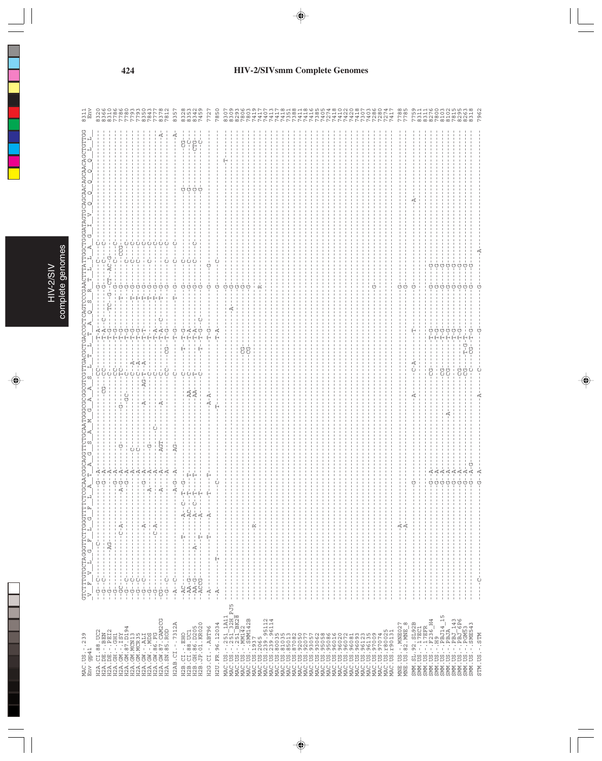## HIV-2/SIVsmm Complete Genomes

```
                     GTCTTGTGCTAGGTTCTTGGTTTCTTCGCAACGCAGGTTCTGCAATGGCGCGGCGTCGTTGACGCTGACGCTCAGTCCCGAACTTTATTGGCTGGGATAGTGCAGCAACAGCAGCTGTTGG
MAC.US.-.239         V  F  V  L  G  F  L  G  F  L  A  T  A  G  S  A  M  G  A  A  S  L  T  L  T  A  Q  S  R  T  L  L  A  G  I  V  Q  Q  Q  Q  Q  L  L     8311
Env gp41                                                                                                                                                      Env
```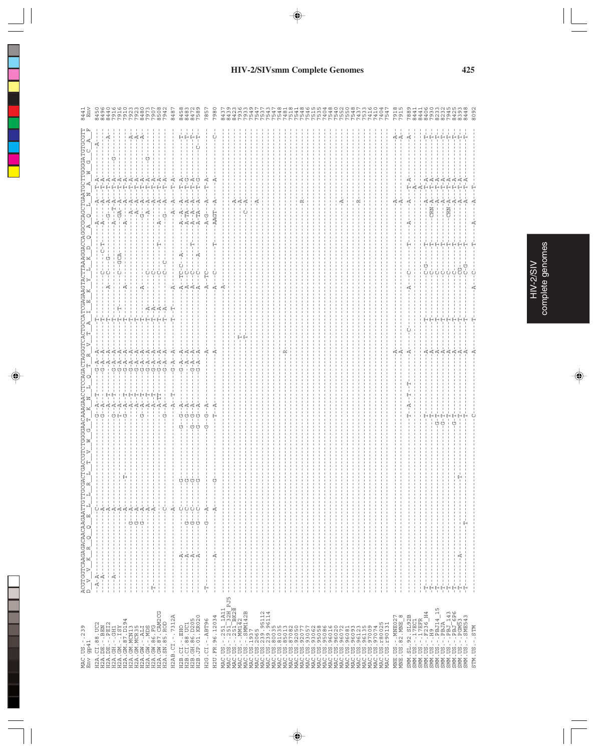MAC.US.-.239
Env gp41

AGTGGTCAAGAGACAACAAGAATTGTTGCGACTGACCGTCTGGGGAACAAAGAACCTCCAGACTAGGGTCACTGCCATCGAGAAGTACTTAAAGGACCAGGCGCAGCTGAATGCTTGGGGATGTGCGTT
D V V K R Q Q E L L R L T V W G T K N L Q T R V T A I E K Y L K D Q A Q L N A W G C A F

| Sequence | Position |
|---|---|
| MAC.US.-.239 | 8441 |
| Env gp41 | Env |
| H2A.CI.88.UC2 | 8450 |
| H2A.DE.-.BEN | 8496 |
| H2A.DE.-.PEI2 | 8440 |
| H2A.GH.-.GH1 | 7916 |
| H2A.GM.-.ISY | 7916 |
| H2A.GM.87.D194 | 7910 |
| H2A.GM.MCN13 | 7923 |
| H2A.GM.MCR35 | 7923 |
| H2A.GW.-.ALI | 8480 |
| H2A.GW.-.MDS | 7973 |
| H2A.GW.86.FG | 7907 |
| H2A.GW.87.CAM2CG | 8508 |
| H2A.SN.85.ROD | 7942 |
| H2AB.CI.-.7312A | 8487 |
| H2B.CI.-.EHO | 8458 |
| H2B.CI.88.UC1 | 8483 |
| H2B.GH.86.D205 | 8472 |
| H2B.JP.01.KR020 | 7589 |
| H2G.CI.-.ABT96 | 7857 |
| H2U.FR.96.12034 | 7980 |
| MAC.US.-.251_1A11 | 8437 |
| MAC.US.-.251_32H_PJ5 | 8439 |
| MAC.US.-.251_BK28 | 8423 |
| MAC.US.-.MM142 | 7936 |
| MAC.US.-.SMM142B | 7933 |
| MAC.US.1937 | 7549 |
| MAC.US.2065 | 7547 |
| MAC.US.239.95112 | 7537 |
| MAC.US.239.96114 | 7543 |
| MAC.US.80035 | 7547 |
| MAC.US.81035 | 7548 |
| MAC.US.85013 | 7481 |
| MAC.US.87082 | 7518 |
| MAC.US.92050 | 7541 |
| MAC.US.93077 | 7548 |
| MAC.US.93057 | 7546 |
| MAC.US.93062 | 7515 |
| MAC.US.95058 | 7535 |
| MAC.US.95086 | 7404 |
| MAC.US.96016 | 7548 |
| MAC.US.96020 | 7540 |
| MAC.US.96072 | 7552 |
| MAC.US.96081 | 7550 |
| MAC.US.96093 | 7548 |
| MAC.US.96123 | 7437 |
| MAC.US.96135 | 7553 |
| MAC.US.97009 | 7416 |
| MAC.US.97074 | 7410 |
| MAC.US.r80025 | 7404 |
| MAC.US.r90131 | 7547 |
| MNE.US.-.MNE027 | 7918 |
| MNE.US.82.MNE_8 | 7915 |
| SMM.SL.92.SL92B | 7889 |
| SMM.US.-.17EC1 | 8441 |
| SMM.US.-.17EFR | 8441 |
| SMM.US.-.F236_H4 | 8406 |
| SMM.US.-.H9 | 7930 |
| SMM.US.-.PBJ14_15 | 8233 |
| SMM.US.-.PBJA | 8232 |
| SMM.US.-.PBJ_143 | 7945 |
| SMM.US.-.PBJ_6P6 | 8425 |
| SMM.US.-.PGM53 | 8393 |
| SMM.US.-.SME543 | 8448 |
| STM.US.-.STM | 8092 |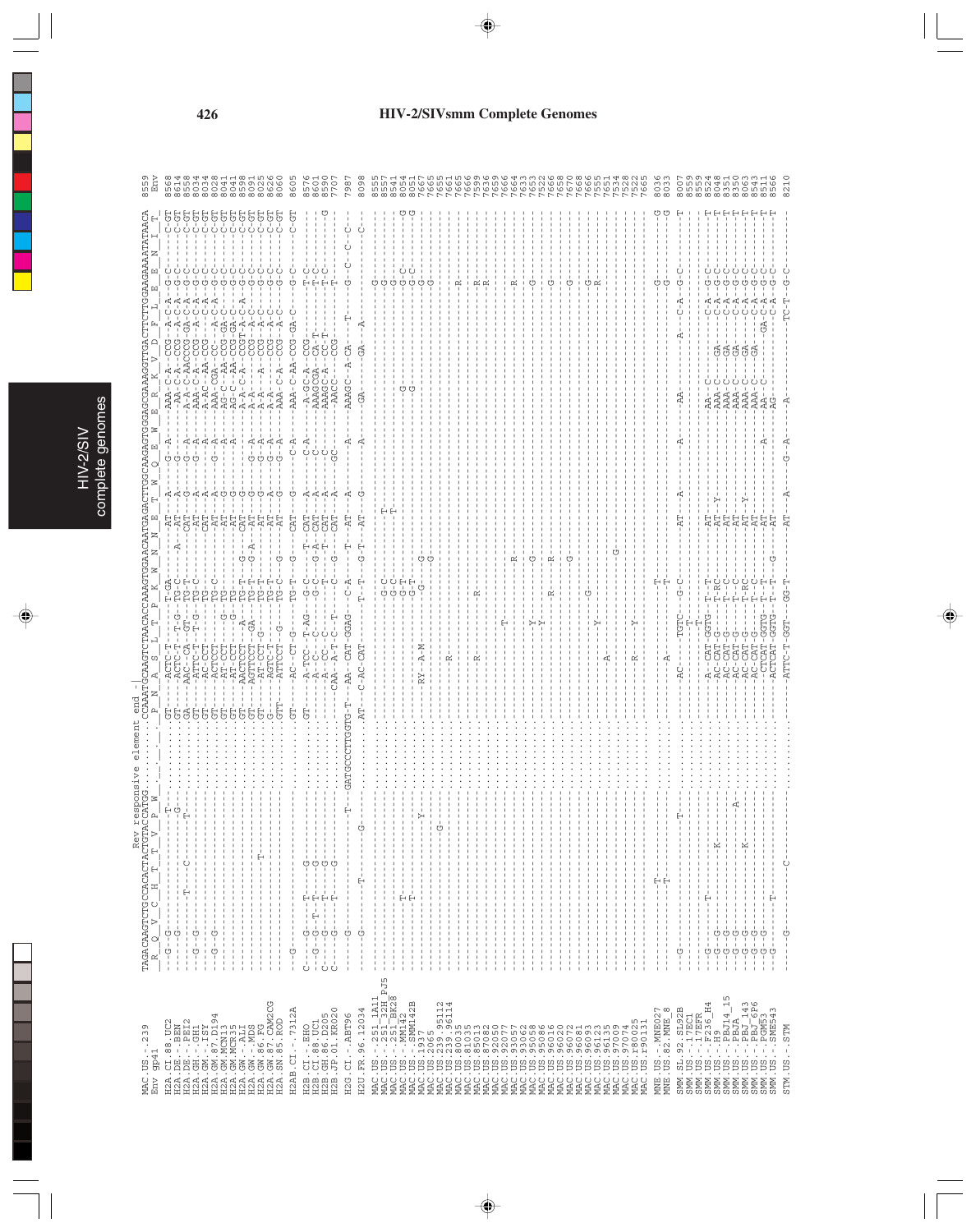## HIV-2/SIVsmm Complete Genomes

```
                    Rev responsive element end -|
MAC.US.-.239        TAGACAAGTCTGCCACACTACTGTACCATGG..........CCAAATGCAAGTCTAACACCAAAGTGGAACAATGAGACTTGGCAGAGTGGGAGCGAAAGGTTGACTTCTTGGAAGAAAATATAACA 8559
Env gp41            _R__Q__V__C__H__T__T__V__P__W_........._P__N__A__S__L__T__P__K__W__N__N__E__T__W__Q__E__W__E__R__K__V__D__F__L__E__E__N__I__T_ Env
```

| Sequence | Position |
|---|---|
| H2A.CI.88.UC2 | 8568 |
| H2A.DE.-.BEN | 8614 |
| H2A.DE.-.PEI2 | 8558 |
| H2A.GH.-.GH1 | 8034 |
| H2A.GM.-.ISY | 8034 |
| H2A.GM.87.D194 | 8028 |
| H2A.GM.MCN13 | 8041 |
| H2A.GM.MCR35 | 8041 |
| H2A.GW.-.ALI | 8598 |
| H2A.GW.-.MDS | 8091 |
| H2A.GW.86.FG | 8025 |
| H2A.GW.87.CAM2CG | 8626 |
| H2A.SN.85.ROD | 8060 |
| H2AB.CI.-.7312A | 8605 |
| H2B.CI.-.EHO | 8576 |
| H2B.CI.88.UC1 | 8601 |
| H2B.GH.86.D205 | 8590 |
| H2B.JP.01.KR020 | 7707 |
| H2G.CI.-.ABT96 | 7987 |
| H2U.FR.96.12034 | 8098 |
| MAC.US.-.251_1A11 | 8555 |
| MAC.US.-.251_32H_PJ5 | 8557 |
| MAC.US.-.251_BK28 | 8541 |
| MAC.US.-.MM142 | 8054 |
| MAC.US.-.SMM142B | 8051 |
| MAC.US.1937 | 7667 |
| MAC.US.2065 | 7665 |
| MAC.US.239.95112 | 7655 |
| MAC.US.239.96114 | 7661 |
| MAC.US.80035 | 7665 |
| MAC.US.81035 | 7666 |
| MAC.US.85013 | 7599 |
| MAC.US.87082 | 7636 |
| MAC.US.92050 | 7659 |
| MAC.US.92077 | 7666 |
| MAC.US.93057 | 7664 |
| MAC.US.93062 | 7633 |
| MAC.US.95058 | 7653 |
| MAC.US.95086 | 7522 |
| MAC.US.96016 | 7666 |
| MAC.US.96020 | 7658 |
| MAC.US.96072 | 7670 |
| MAC.US.96081 | 7668 |
| MAC.US.96093 | 7666 |
| MAC.US.96123 | 7555 |
| MAC.US.96135 | 7651 |
| MAC.US.97009 | 7534 |
| MAC.US.97074 | 7528 |
| MAC.US.r80025 | 7522 |
| MAC.US.r90131 | 7665 |
| MNE.US.-.MNE027 | 8036 |
| MNE.US.82.MNE_8 | 8033 |
| SMM.SL.92.SL92B | 8007 |
| SMM.US.-.17EC1 | 8559 |
| SMM.US.-.17EFR | 8559 |
| SMM.US.-.F236_H4 | 8524 |
| SMM.US.-.H9 | 8048 |
| SMM.US.-.PBJ14_15 | 8351 |
| SMM.US.-.PBJA | 8350 |
| SMM.US.-.PBJ_143 | 8063 |
| SMM.US.-.PBJ_6P6 | 8543 |
| SMM.US.-.PGM53 | 8511 |
| SMM.US.-.SME543 | 8566 |
| STM.US.-.STM | 8210 |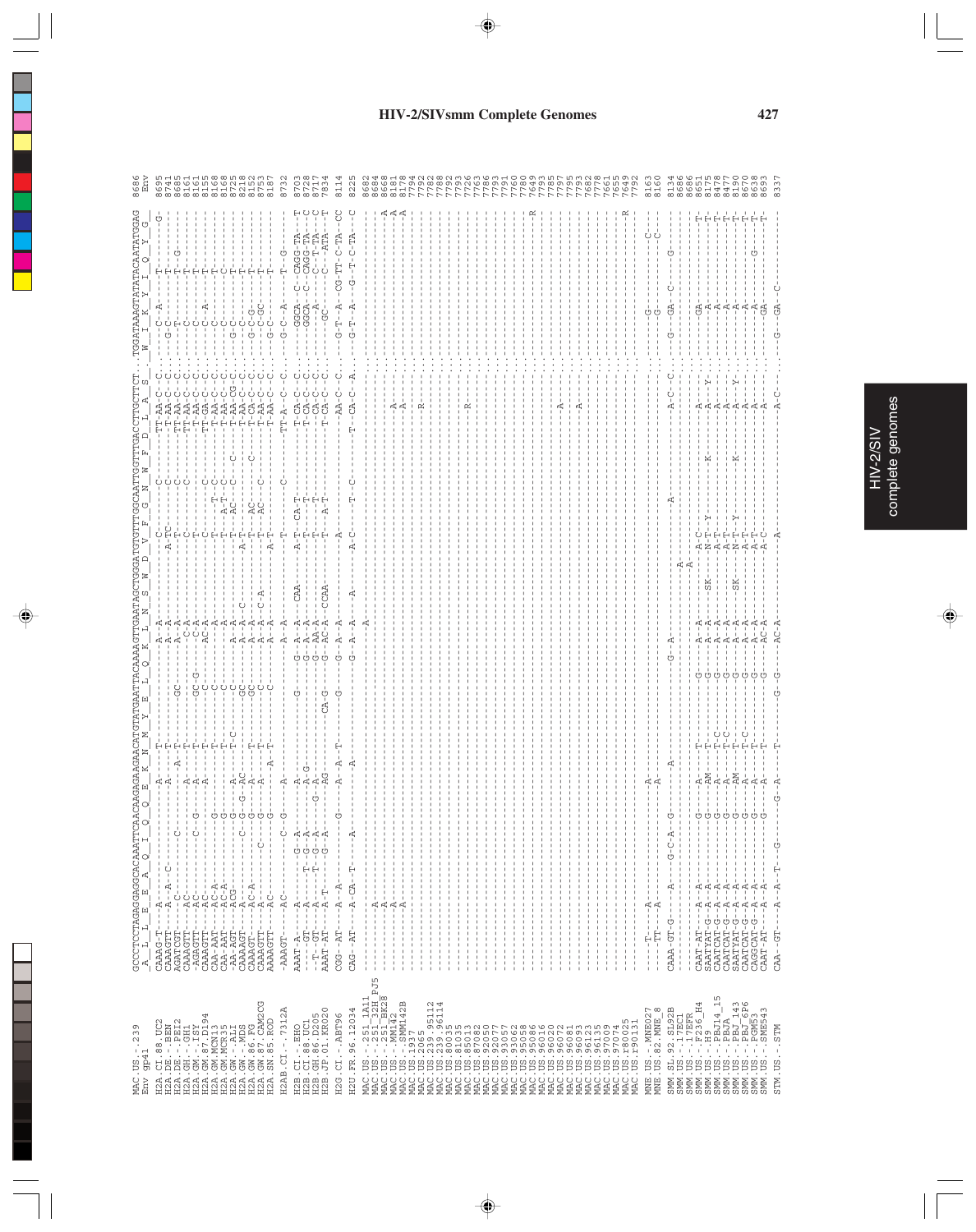# HIV-2/SIVsmm Complete Genomes

```
MAC.US.-.239          GCCCTCCTAGAGGAGGCACAAATTCAACAAGAGAAGAACATGTATGAATTACAAAAGTTGAATAGCTGGGATGTGTTTGGCAATTGGTTTGACCTTGCTTCT...TGGATAAAGTATATACAATATGGAG  8686
Env gp41                A  L  L  E  E  A  Q  I  Q  Q  E  K  N  M  Y  E  L  Q  K  L  N  S  W  D  V  F  G  N  W  F  D  L  A  S     W  I  K  Y  I  Q  Y  G   Env

H2A.CI.88.UC2         CAAAG-T------A-----------------A---------T-------------A--A-----------------C-----------C-----TT-AA-C-C...-----C--A------T-------G-  8695
H2A.DE.-.BEN          CAAAGTT------A--A-C--------------A---------T-------------A--A-----------------A-TC--------C-----T-AA-C-C...---G-C---------T--------  8741
H2A.DE.-.PEI2         AGATCGT-------C-------C----------------A--T----GC--------A--A------------------T---------C-----TT-AA-C-C...-----T---------T--G-----  8685
H2A.GH.-.GH1          CAAAGTT------AC-----------------A---------T--------------C-A-------------------C---------C-----TT-AA-C-C...-----C---------T--------  8161
H2A.GM.-.ISY          -AGAGTT------AC-------C----G---A---------T----GC-G-------C-A-------------------T---------C-----TT-AA-C-C...-----C---------T--------  8161
H2A.GM.87.D194        CAAAGTT------AC-----------------A---------T-----C--------AC-A--------------------C---------C-----TT-GA-C-C...-----C--A------T--------  8155
H2A.GM.MCN13          CAA-AAT------AC-A--------G-----------------T-----C---------A------------------T-----T-C-------T-AA-C-C...-----C---------T--------  8168
H2A.GM.MCR35          CAA-AAT------AC-A--------G-----------------T-----C---------A------------------T----A-T-C-------T-AA-C-C...-----C---------C--------  8168
H2A.GW.-.ALI          -AA-AGT------ACG---------G-----A---------T-C-----C-------A--A-----------------T----AC--C-----C--T-AA-CG-C...---G-C---------T--------  8725
H2A.GW.-.MDS          CAAAAGT------A-----------C--G--AC--------------GC--------A--A--C------------A--T---------C-----T-AA-C-C...---G-C---------T--------  8218
H2A.GW.86.FG          CAAAGT-------AC-A--------G-----A---------T-----GC--------A--A---------------T----AC------C-----T-CA-C-C...---G-C--G------T--------  8152
H2A.GW.87.CAM2CG      CAAAGTT------A----------C-----G-----A---------T-----C--------A--A--C-A---------T----AC--C--------T-AA-C-C...-----C--GC-----T--------  8753
H2A.SN.85.ROD         AAAAGTT------AC----------G-----------A-T-----C--------A--A-------------A-T----------C-----T-AA-C-C...---G-C---------T--------  8187

H2AB.CI.-.7312A       -AAAGT-------AC----------C--G-----A----------------------A--A----------------T----------C-----TT-A-C-C...---G-C--A-----T--G-----  8732

H2B.CI.-.EHO          AAAT-A-------A-----------G--A-----A------------G---------G--A--A--CAA---A-T----CA-T------T-CA-C-C...-----GGCA--C--CAGG-TA---T  8703
H2B.CI.88.UC1         -----GT------A----------T-G--A-----A-G-----------------G--A--A---------T----T----------T-CA-C-C...-----GGCA--C--CAGG-TA---C  8728
H2B.GH.86.D205        --T--GT------A----------T-G--A-----G--A-------------------G--AA-A---------T----T----------T-CA-C-C...-----A-----C--T-TA---C  8717
H2B.JP.01.KR020       AAAT-AT------A-T---------G--A-----AG---------CA-G--------G--AC-A--CCAA---A-T-------------T-CA-C-C...-----GC----C--ATA---T  7834

H2G.CI.-.ABT96        CGG--AT------A--A---------------G-----A--A--T--------G-------G--A--A--------A------------AA-C-C...---G-T--A--CG-TT-C-TA--CC  8114

H2U.FR.96.12034       CAG--AT------A-CA--T------A-----------A------------------G--A--A---A----A-C------T----C-----T---CA-C-A...---G-T--A----G--T-C-TA---C  8225

MAC.US.-.251_1A11     -------------------------------------------------------------A------------------------------------...--------------------------  8682
MAC.US.-.251_32H_PJ5  -------------A----------------------------------------------------------------------------------...-----------------------A  8684
MAC.US.-.251_BK28     -------------A----------------------------------------------------------------------------------...-----------------------A  8668
MAC.US.-.MM142        -------------A-----------------------------------------------------------------A----------------...-----------------------A  8181
MAC.US.-.SMM142B      -------------A-----------------------------------------------------------------A----------------...-----------------------A  8178
MAC.US.1937           --------------------------------------------------------------------------------------------------...--------------------------  7794
MAC.US.2065           ----------------------------------------------------------------------------------R---------------...--------------------------  7792
MAC.US.239.95112      --------------------------------------------------------------------------------------------------...--------------------------  7782
MAC.US.239.96114      --------------------------------------------------------------------------------------------------...--------------------------  7788
MAC.US.81035          --------------------------------------------------------------------------------------------------...--------------------------  7792
MAC.US.85013          --------------------------------------------------------------------------------------------------...--------------------------  7739
MAC.US.87082          ----------------------------------------------------------------------------------R---------------...--------------------------  7726
MAC.US.92050          --------------------------------------------------------------------------------------------------...--------------------------  7763
MAC.US.93057          --------------------------------------------------------------------------------------------------...--------------------------  7786
MAC.US.93062          --------------------------------------------------------------------------------------------------...--------------------------  7793
MAC.US.95058          --------------------------------------------------------------------------------------------------...--------------------------  7791
MAC.US.95086          --------------------------------------------------------------------------------------------------...--------------------------  7760
MAC.US.96016          --------------------------------------------------------------------------------------------------...--------------------------  7780
MAC.US.96020          --------------------------------------------------------------------------------------------------...-----------------------R  7649
MAC.US.96072          --------------------------------------------------------------------------------------------------...--------------------------  7793
MAC.US.96081          --------------------------------------------------------------------------------------------------...--------------------------  7785
MAC.US.96093          --------------------------------------------------------------------------------A---------------...--------------------------  7797
MAC.US.96123          --------------------------------------------------------------------------------------------------...--------------------------  7795
MAC.US.96135          ---------------------------------------------------------------------------------A--------------...--------------------------  7793
MAC.US.97009          --------------------------------------------------------------------------------------------------...--------------------------  7682
MAC.US.97074          --------------------------------------------------------------------------------------------------...--------------------------  7778
MAC.US.r80025         --------------------------------------------------------------------------------------------------...--------------------------  7661
MAC.US.r90131         --------------------------------------------------------------------------------------------------...-----------------------R  7655
                                                                                                                                                   7649
                                                                                                                                                   7792

MNE.US.-.MNE027       -----T-------A----------------A--------------------------------------------------------------...-----G----------C-------  8163
MNE.US.82.MNE_8       -----TT------A----------------A--------------------------------------------------------------...-----G----------C-------  8160

SMM.SL.92.SL92B       CAAA-GT-G----A----G-C-A--G-------A-----------------G--A----------------------A------A-C-C...---G---GA--C-----G-------  8134
SMM.US.-.17EC1        ---------------------------------------------------------------A-------------------------...--------------------------  8686
SMM.US.-.17EFR        ---------------------------------------------------------------A-------------------------...--------------------------  8686
SMM.US.-.F236_H4      CAAT-AT------A--A---------G-----A---------T----------G-------A--A------------A-C----------A-------A-----...-----GA-----------T-  8651
SMM.US.-.H9           SAATYAT-G----A--A---------G-----AM--------T----------G-------A--A--SK--------N-T--Y------K-------A-----Y-...-----A----------T-  8175
SMM.US.-.PBJ14_15     CAATCAT-G----A--A---------G-----A---------T-C--------G-------A--A------------A-T----------------A-----...-----A----------T-  8478
SMM.US.-.PBJA         CAATCAT-G----A--A---------G-----A---------T-C--------G-------A--A------------A-T----------------A-----...-----A----------T-  8477
SMM.US.-.PBJ_143      SAATCAT-G----A--A---------G-----AM--------T-C--------G-------A--A--SK--------N-T--Y------K-------A-----Y-...-----A----------T-  8190
SMM.US.-.PBJ_6P6      CAATCAT-G----A--A---------G-----A---------T-C--------G-------A--A------------A-T----------------A-----...-----A----------T-  8670
SMM.US.-.PGM53        CAGGCAT-G----A--A---------G-----A---------T----------G-------A--A------------A-T----------------A-----...-----A-----G----T-  8638
SMM.US.-.SME543       CAAT-AT------A--A---------G-----A---------T----------G-------AC-A------------A-C----------------A-----...-----GA----------T-  8693

STM.US.-.STM          CAA--GT------A--A--T--G-----G--A---------T--------G--G--AC-A-----------A--------------A-C-----...--G---GA--C----------  8337
```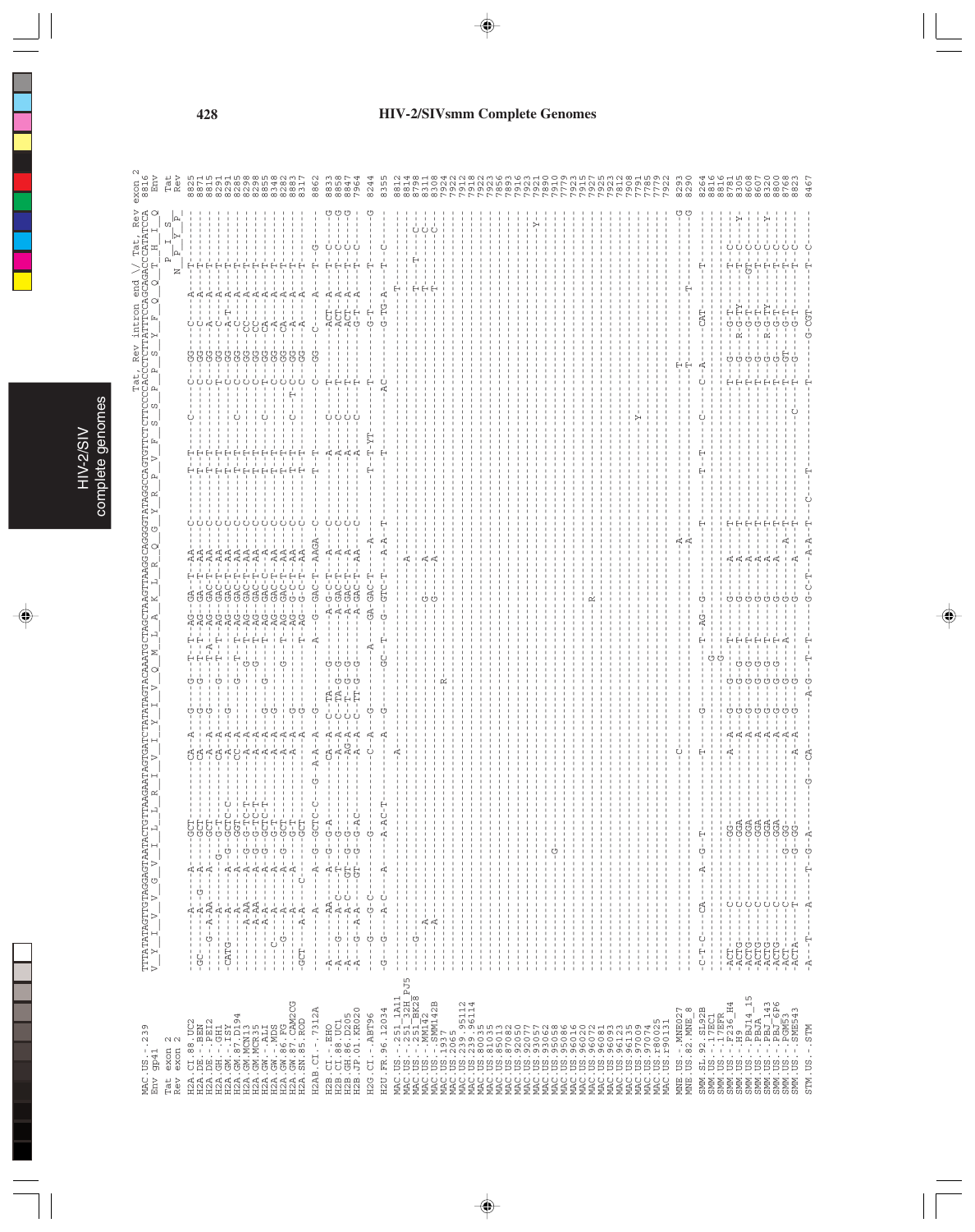# HIV-2/SIVsmm Complete Genomes

```
                          Tat, Rev intron end \/ Tat, Rev exon 2
MAC.US.-.239              TTTATATAGTTGTAGGAGTAATACTGTTAAGAATAGTGATCTATATAGTACAAATGCTAGCTAAGTTAAGGCAGGGGTATAGGCCAGTGTTCTCTTCCCCACCCTCTTATTTCCAGCAGACCCATATCCA  8816
Env gp41                  V  Y  I  V  V  G  V  I  L  L  R  I  V  I  Y  I  V  Q  M  L  A  K  L  R  Q  G  Y  R  P  V  F  S  S  P  P  S  Y  F  Q  Q  T  H  I  Q   Env
Tat exon 2                                                                                                                                         P  I  S     Tat
Rev exon 2                                                                                                                                       N  P  Y  P    Rev
```

(Sequence alignment of HIV-2/SIVsmm strains H2A.CI.88.UC2 through STM.US.-.STM, positions ending 8825–8467; nucleotide differences shown relative to MAC.US.-.239.)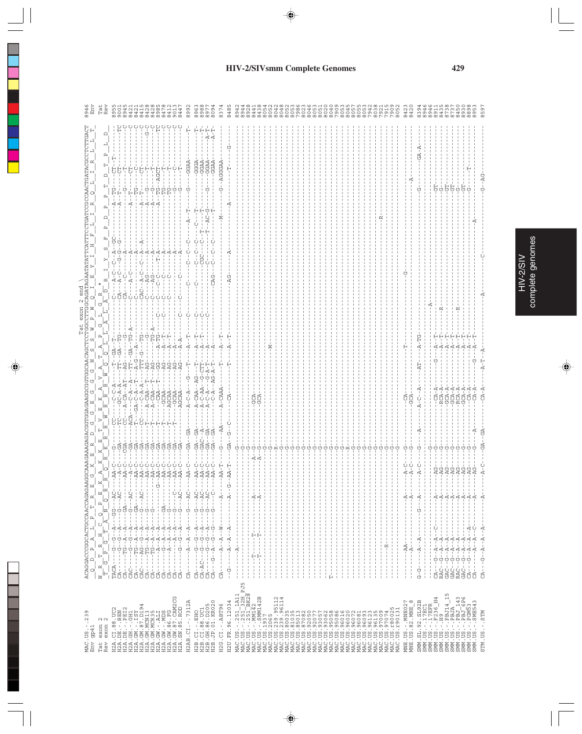HIV-2/SIVsmm Complete Genomes

```
                     Tat exon 2 end \
MAC.US.-.239         ACAGGACCCGGCACTGCCAACCAGAGAAGGCAAAGAAAGAGACGGTGGAGAAGGCGGTGGCAACAGCTCCTGGCCTTGGCAGATAGAATATATTCATTTCCTGATCCGCCAACTGATACGCCTCTTGACT  8946
Env gp41              Q  D  P  A  L  P  T  R  E  G  K  E  R  D  G  G  E  G  G  G  N  S  S  W  P  W  Q  I  E  Y  I  H  F  L  I  R  Q  L  I  R  L  L  T       Env
Tat exon 2           N  R  T  R  H  C  Q  P  E  K  A  K  K  E  T  V  E  K  A  V  A  T  A  P  G  L  G  R  *                                             Tat
Rev exon 2           T  G  P  G  T  A  N  Q  R  R  Q  R  K  R  R  W  R  R  R  W  Q  Q  L  L  A  L  A  D  R  I  Y  S  F  P  D  P  P  T  D  T  P  L  D       Rev
```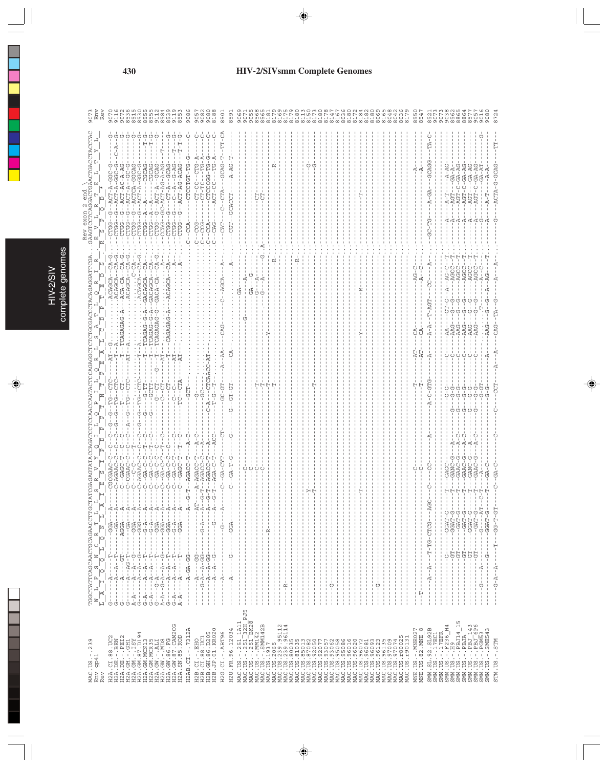# HIV-2/SIVsmm Complete Genomes

```
                          Rev exon 2 end \
TGGCTATTCAGCAACTGCAGAACTTGCTATCGAGAGTATACCAGATCCTCCAACCAATACTCCAGAGGCTCTCTGCGACCCTACAGAGGATTCGA..GAAGTCCTCAGGACTGAACTGACCTACCTAC
```

| Sequence | Position |
|---|---|
| MAC.US.-.239 (Env gp41 / Rev) | 9073 |
| H2A.CI.88.UC2 | 9070 |
| H2A.DE.-.BEN | 9116 |
| H2A.DE.-.PEI2 | 9072 |
| H2A.GH.-.GH1 | 8536 |
| H2A.GM.-.ISY | 8515 |
| H2A.GM.87.D194 | 8530 |
| H2A.GM.MCN13 | 8555 |
| H2A.GM.MCR35 | 8555 |
| H2A.GW.-.ALI | 9112 |
| H2A.GW.-.MDS | 8584 |
| H2A.GW.86.FG | 8539 |
| H2A.GW.87.CAM2CG | 9119 |
| H2A.SN.85.ROD | 8553 |
| H2AB.CI.-.7312A | 9086 |
| H2B.CI.-.EHO | 9057 |
| H2B.CI.88.UC1 | 9082 |
| H2B.GH.86.D205 | 9080 |
| H2B.JP.01.KR020 | 8188 |
| H2G.CI.-.ABT96 | 8501 |
| H2U.FR.96.12034 | 8591 |
| MAC.US.-.251_1A11 | 9069 |
| MAC.US.-.251_32H_PJ5 | 9071 |
| MAC.US.-.251_BK28 | 9055 |
| MAC.US.-.MM142 | 8568 |
| MAC.US.-.SMM142B | 8565 |
| MAC.US.1937 | 8181 |
| MAC.US.2065 | 8179 |
| MAC.US.239.95112 | 8169 |
| MAC.US.239.96114 | 8175 |
| MAC.US.80035 | 8179 |
| MAC.US.81035 | 8180 |
| MAC.US.85013 | 8113 |
| MAC.US.87082 | 8150 |
| MAC.US.92050 | 8173 |
| MAC.US.92077 | 8180 |
| MAC.US.93057 | 8178 |
| MAC.US.93062 | 8147 |
| MAC.US.95058 | 8167 |
| MAC.US.95086 | 8036 |
| MAC.US.96016 | 8180 |
| MAC.US.96020 | 8172 |
| MAC.US.96072 | 8184 |
| MAC.US.96081 | 8182 |
| MAC.US.96093 | 8180 |
| MAC.US.96123 | 8069 |
| MAC.US.96135 | 8165 |
| MAC.US.97009 | 8048 |
| MAC.US.97074 | 8042 |
| MAC.US.r80025 | 8036 |
| MAC.US.r90131 | 8179 |
| MNE.US.-.MNE027 | 8550 |
| MNE.US.82.MNE_8 | 8547 |
| SMM.SL.92.SL92B | 8521 |
| SMM.US.-.17EC1 | 9073 |
| SMM.US.-.17EFR | 9073 |
| SMM.US.-.F236_H4 | 9038 |
| SMM.US.-.H9 | 8562 |
| SMM.US.-.PBJ14_15 | 8865 |
| SMM.US.-.PBJA | 8864 |
| SMM.US.-.PBJ_143 | 8577 |
| SMM.US.-.PBJ_6P6 | 9057 |
| SMM.US.-.PGM53 | 9016 |
| SMM.US.-.SME543 | 9080 |
| STM.US.-.STM | 8724 |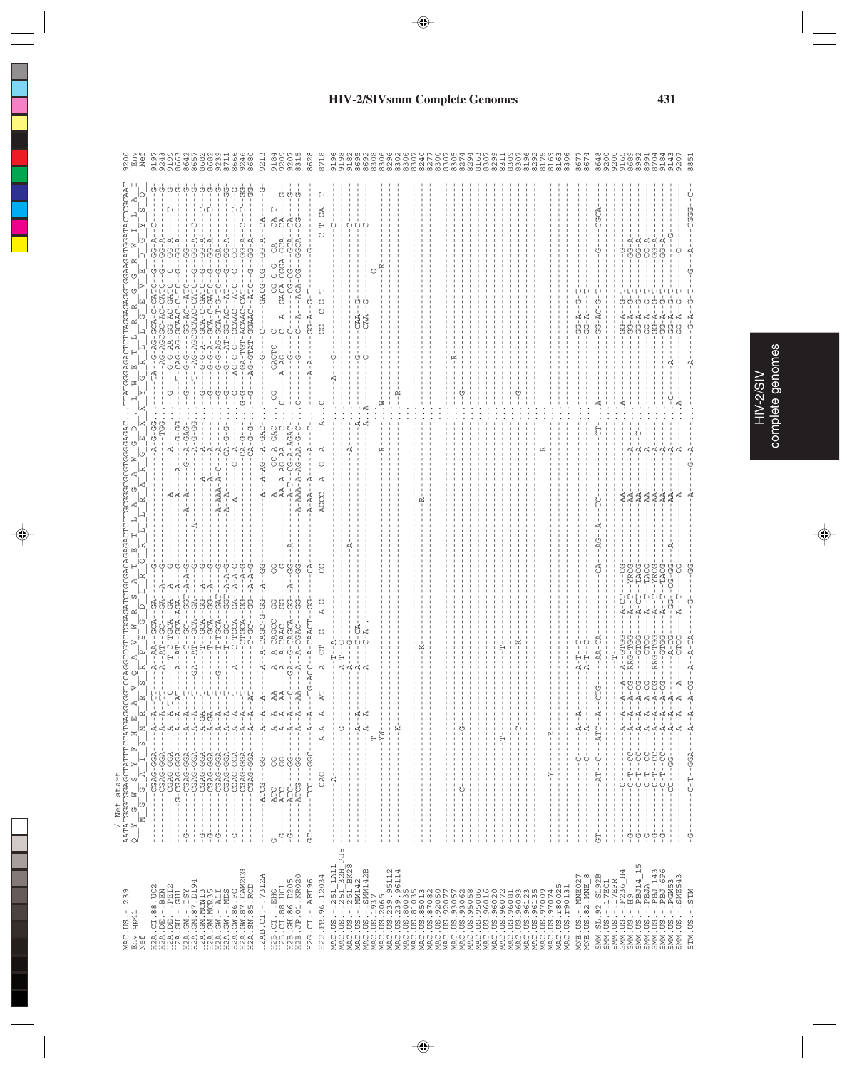```
                         / Nef start
MAC.US.-.239             AATATGGGTGGAGCTATTTCCATGAGGCGGTCCAGGCCGTCTGGAGATCTGCGACAGAGACTCTTGCGGGCGCGTGGGGAGAC...TTATGGGAGACTCTTAGGAGAGGTGGAAGATGGATACTGGCAAT  9200
Env gp41                                                                                                                                    Env
Nef                                                                                                                                         Nef

H2A.CI.88.UC2                                                                                                                               9197
H2A.DE.-.BEN                                                                                                                                9243
H2A.DE.-.PEI2                                                                                                                               9199
H2A.GH.-.GH1                                                                                                                                8663
H2A.GM.-.ISY                                                                                                                                8642
H2A.GM.87.D194                                                                                                                              8657
H2A.GM.MCN13                                                                                                                                8682
H2A.GM.MCR35                                                                                                                                8682
H2A.GW.-.ALI                                                                                                                                9239
H2A.GW.-.MDS                                                                                                                                8711
H2A.GW.86.FG                                                                                                                                8666
H2A.GW.87.CAM2CG                                                                                                                            9246
H2A.SN.85.ROD                                                                                                                               8680

H2AB.CI.-.7312A                                                                                                                             9213

H2B.CI.-.EHO                                                                                                                                9184
H2B.CI.88.UC1                                                                                                                               9209
H2B.GH.86.D205                                                                                                                              9207
H2B.JP.01.KR020                                                                                                                             8315

H2G.CI.-.ABT96                                                                                                                              8628

H2U.FR.96.12034                                                                                                                             8718

MAC.US.-.251_1A11                                                                                                                           9196
MAC.US.-.251_32H_PJ5                                                                                                                        9198
MAC.US.-.251_BK28                                                                                                                           9182
MAC.US.-.MM142                                                                                                                              8695
MAC.US.-.SMM142B                                                                                                                            8692
MAC.US.1937                                                                                                                                 8308
MAC.US.2065                                                                                                                                 8306
MAC.US.239.95112                                                                                                                            8296
MAC.US.239.96114                                                                                                                            8302
MAC.US.80035                                                                                                                                8306
MAC.US.81035                                                                                                                                8240
MAC.US.85013                                                                                                                                8277
MAC.US.87082                                                                                                                                8300
MAC.US.92050                                                                                                                                8307
MAC.US.92077                                                                                                                                8305
MAC.US.93057                                                                                                                                8274
MAC.US.93062                                                                                                                                8294
MAC.US.95058                                                                                                                                8153
MAC.US.96016                                                                                                                                8307
MAC.US.96020                                                                                                                                8299
MAC.US.96072                                                                                                                                8311
MAC.US.96081                                                                                                                                8309
MAC.US.96093                                                                                                                                8307
MAC.US.96123                                                                                                                                8196
MAC.US.96135                                                                                                                                8292
MAC.US.97009                                                                                                                                8175
MAC.US.97074                                                                                                                                8169
MAC.US.r80025                                                                                                                               8163
MAC.US.r90131                                                                                                                               8306

MNE.US.-.MNE027                                                                                                                             8677
MNE.US.82.MNE_8                                                                                                                             8674

SMM.SL.92.SL92B                                                                                                                             8648
SMM.US.-.17EC1                                                                                                                              9200
SMM.US.-.17EFR                                                                                                                              9200
SMM.US.-.F236_H4                                                                                                                            9165
SMM.US.-.H9                                                                                                                                 8689
SMM.US.-.PBJ14_15                                                                                                                           8992
SMM.US.-.PBJA                                                                                                                               8991
SMM.US.-.PBJ_143                                                                                                                            8704
SMM.US.-.PBJ_6P6                                                                                                                            9184
SMM.US.-.PGM53                                                                                                                              9143
SMM.US.-.SME543                                                                                                                             9207

STM.US.-.STM                                                                                                                                8851
```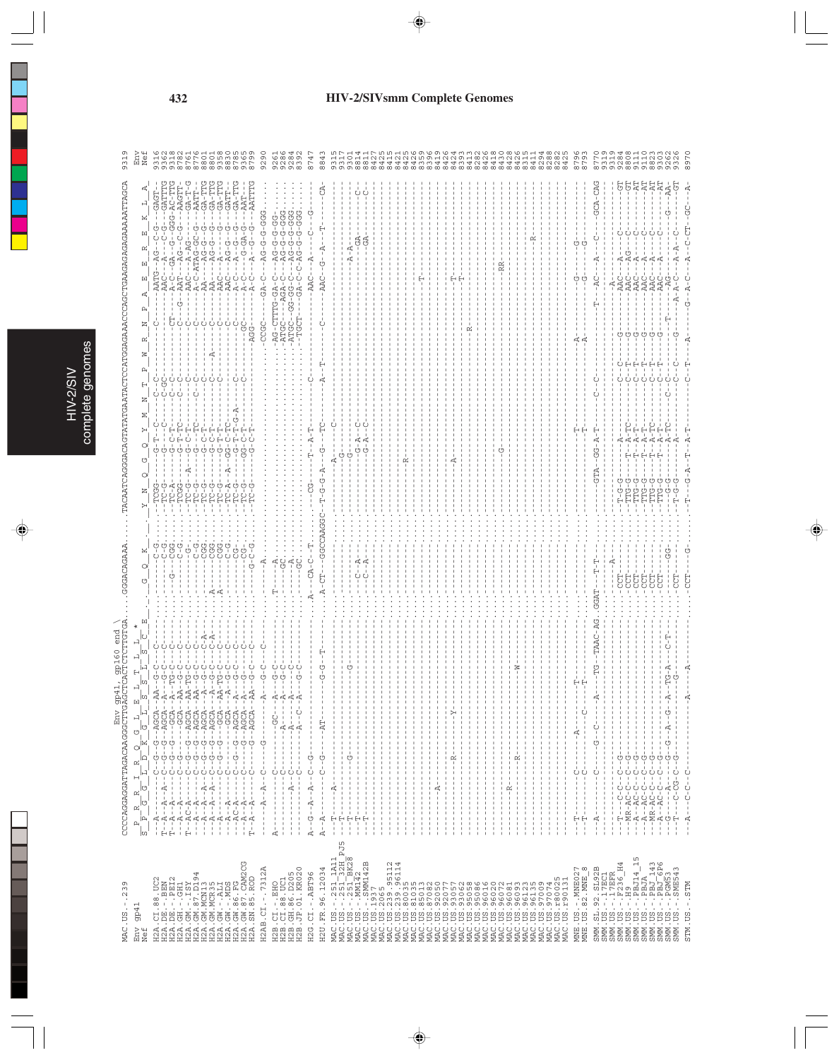# HIV-2/SIVsmm Complete Genomes

```
                    Env gp41, gp160 end \
MAC.US.-.239        CCCCAGGAGATTAGACAAGGGCTTGAGCTCACTCTCTTGTGA.....GGGACAGAAA......TACAATCAGGGACAGTATATGAATACTCCATGGAGAAACCCAGCTGAAGAGAGAAAAATTAGCA  9319
Env                 P  R  R  I  R  Q  G  L  E  L  T  L  L  *                                                                                    Env
gp41                S  F  G  L  D  K  G  L  S  S  L  S  C  E      G  Q  K     Y  N  Q  G  Q  Y  M  N  T  P  W  R  N  P  A  E  E  R  E  K  L  A  Nef
Nef
```

(Page consists of a nucleotide sequence alignment of HIV-2/SIVsmm genomes at the Env/Nef junction; sequence names include H2A.CI.88.UC2, H2A.DE.-.BEN, H2A.DE.-.PEI2, H2A.GH.-.GH1, H2A.GM.-.ISY, H2A.GM.87.D194, H2A.GM.MCN13, H2A.GM.MCR35, H2A.GW.-.ALI, H2A.GW.-.MDS, H2A.GW.86.FG, H2A.GW.87.CAM2CG, H2A.SN.85.ROD, H2AB.CI.-.7312A, H2B.CI.-.EHO, H2B.CI.88.UC1, H2B.GH.86.D205, H2B.JP.01.KR020, H2G.CI.-.ABT96, H2U.FR.96.12034, MAC.US.-.251_1A11, MAC.US.-.251_32H_PJ5, MAC.US.-.251_BK28, MAC.US.-.MM142, MAC.US.-.SMM142B, MAC.US.1937, MAC.US.2065, MAC.US.239.95112, MAC.US.239.96114, MAC.US.80035, MAC.US.81035, MAC.US.85013, MAC.US.87082, MAC.US.92050, MAC.US.92077, MAC.US.93057, MAC.US.93062, MAC.US.95058, MAC.US.95086, MAC.US.96016, MAC.US.96020, MAC.US.96072, MAC.US.96081, MAC.US.96093, MAC.US.96123, MAC.US.96135, MAC.US.97009, MAC.US.97074, MAC.US.r80025, MAC.US.r90131, MNE.US.-.MNE027, MNE.US.82.MNE_8, SMM.SL.92.SL92B, SMM.US.-.17EC1, SMM.US.-.17EFR, SMM.US.-.F236_H4, SMM.US.-.H9, SMM.US.-.PBJ14_15, SMM.US.-.PBJA, SMM.US.-.PBJ_143, SMM.US.-.PBJ_6P6, SMM.US.-.PGM53, SMM.US.-.SME543, STM.US.-.STM, with end positions 9316, 9362, 9318, 8782, 8761, 8776, 8801, 8801, 9358, 8785, 9365, 8799, 9290, 9261, 9286, 9284, 8392, 8747, 8843, 9315, 9317, 9301, 8814, 8811, 8427, 8425, 8415, 8421, 8425, 8426, 8359, 8396, 8419, 8426, 8424, 8393, 8413, 8282, 8426, 8418, 8430, 8428, 8426, 8315, 8411, 8294, 8288, 8282, 8425, 8796, 8793, 8770, 9319, 9319, 9284, 8808, 9111, 9110, 8823, 9303, 9262, 9326, 8970.)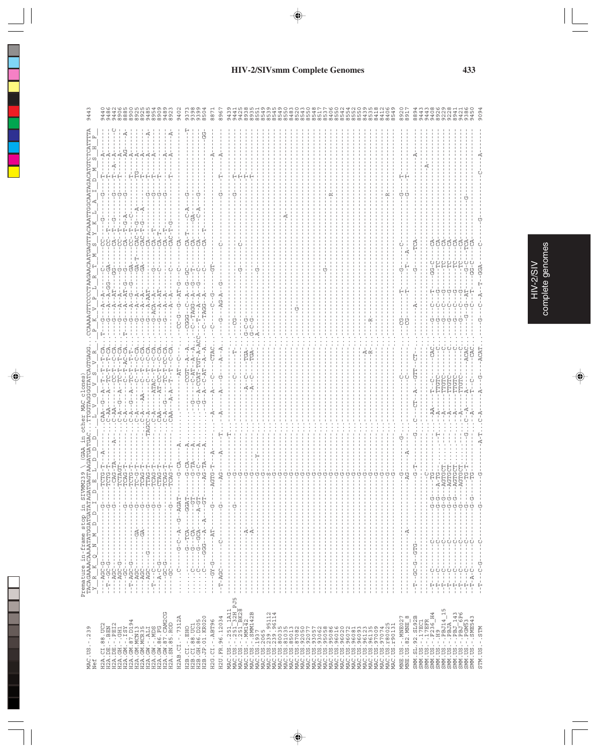Premature in-frame stop in SIVMM239 \ (GAA in other MAC clones)

```
                      TACAGAAAACAAAATATGGATGATATAGATGAGTAAGATGATGAC..TTGGTAGGGGTATCAGTGAGG..CCAAAAGTTCCCCTAAGAACAATGAGTTACAAATTGGCAATAGACATGTCTCATTTTA
MAC.US.-.239          Y  R  K  Q  N  M  D  D  I  D  E  L  D  D  D     L  V  G  V  S  V  R     P  K  V  P  L  R  T  M  S  Y  K  L  A  I  D  M  S  H  F   9443
Nef
```

| Sequence | Position |
|---|---|
| H2A.CI.88.UC2 | 9440 |
| H2A.DE.-.BEN | 9486 |
| H2A.DE.-.PEI2 | 9442 |
| H2A.GH.-.GH1 | 8906 |
| H2A.GM.-.ISY | 8885 |
| H2A.GM.87.D194 | 8900 |
| H2A.GM.MCN13 | 8925 |
| H2A.GM.MCR35 | 8925 |
| H2A.GW.-.ALI | 9485 |
| H2A.GW.-.MDS | 8954 |
| H2A.GW.86.FG | 8909 |
| H2A.GW.87.CAM2CG | 9489 |
| H2A.SN.85.ROD | 8923 |
| H2AB.CI.-.7312A | 9402 |
| H2B.CI.-.EHO | 9373 |
| H2B.CI.88.UC1 | 9398 |
| H2B.GH.86.D205 | 9399 |
| H2B.JP.01.KR020 | 8504 |
| H2G.CI.-.ABT96 | 8871 |
| H2U.FR.96.12034 | 8967 |
| MAC.US.-.251_1A11 | 9439 |
| MAC.US.-.251_32H_PJ5 | 9441 |
| MAC.US.-.251_BK28 | 9425 |
| MAC.US.-.MM142 | 8938 |
| MAC.US.-.SMM142B | 8935 |
| MAC.US.1937 | 8551 |
| MAC.US.2065 | 8549 |
| MAC.US.239.95112 | 8539 |
| MAC.US.239.96114 | 8545 |
| MAC.US.80035 | 8549 |
| MAC.US.81035 | 8550 |
| MAC.US.85013 | 8483 |
| MAC.US.87082 | 8520 |
| MAC.US.92050 | 8543 |
| MAC.US.92077 | 8550 |
| MAC.US.93057 | 8548 |
| MAC.US.93062 | 8517 |
| MAC.US.95058 | 8537 |
| MAC.US.95086 | 8406 |
| MAC.US.96016 | 8550 |
| MAC.US.96020 | 8542 |
| MAC.US.96072 | 8554 |
| MAC.US.96081 | 8552 |
| MAC.US.96093 | 8550 |
| MAC.US.96123 | 8439 |
| MAC.US.96135 | 8535 |
| MAC.US.97009 | 8418 |
| MAC.US.97074 | 8412 |
| MAC.US.r80025 | 8406 |
| MAC.US.r90131 | 8549 |
| MNE.US.-.MNE027 | 8920 |
| MNE.US.82.MNE_8 | 8917 |
| SMM.SL.92.SL92B | 8894 |
| SMM.US.-.17EC1 | 9443 |
| SMM.US.-.17EFR | 9443 |
| SMM.US.-.F236_H4 | 9408 |
| SMM.US.-.H9 | 8926 |
| SMM.US.-.PBJA | 9229 |
| SMM.US.-.PBJ14_15 | 9228 |
| SMM.US.-.PBJ_143 | 8941 |
| SMM.US.-.PBJ_6P6 | 9421 |
| SMM.US.-.PGM53 | 9386 |
| SMM.US.-.SME543 | 9450 |
| STM.US.-.STM | 9094 |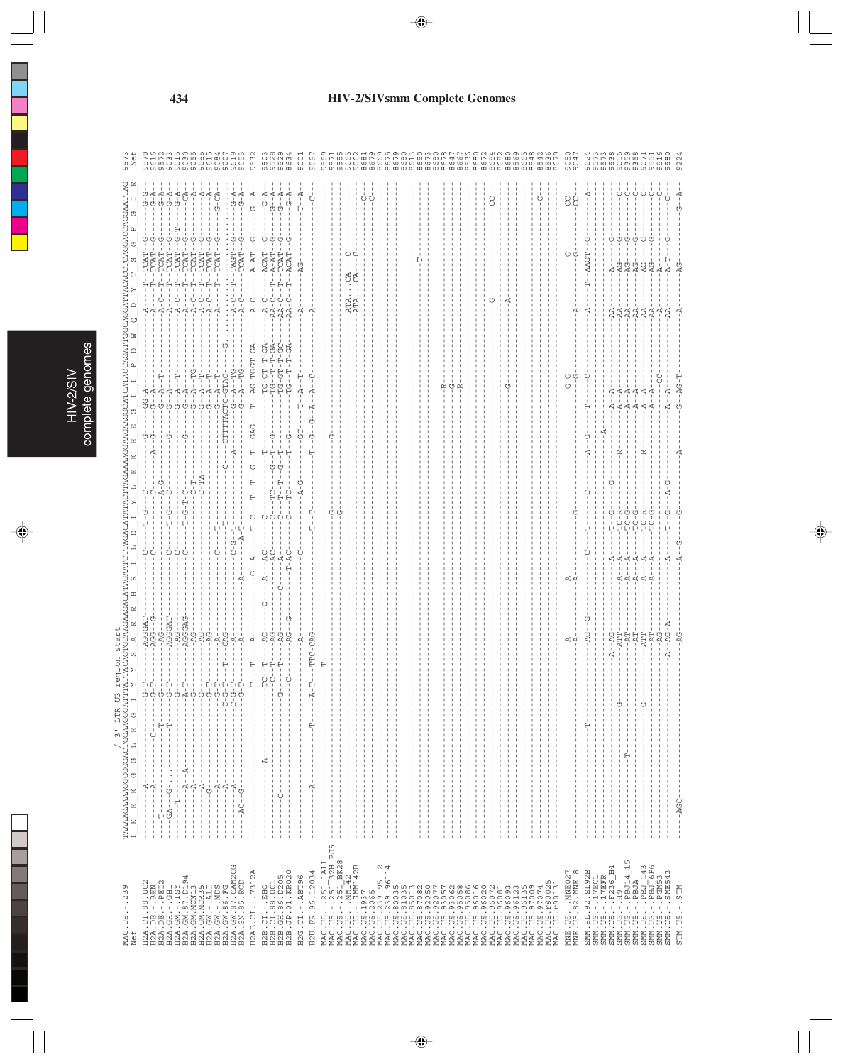```
                          / 3' LTR U3 region start
MAC.US.-.239          TAAAAGAAAAGGGGGGACTGGAAGGGATTTATTACAGTGCAAGAAGACATAGAATCTTAGACATATACTTAGAAAAGGAAGAAGGCATCATACCAGATTGGCAGGATTACACCTCAGGACCAGGAATTAG  9573
Nef                   I  K  E  K  G  G  L  E  G  I  Y  Y  S  A  R  R  H  R  I  L  D  I  Y  L  E  K  E  E  G  I  I  P  D  W  Q  D  Y  T  S  G  P  G  I  R

H2A.CI.88.UC2          9570
H2A.DE.-.BEN           9616
H2A.DE.-.PEI2          9572
H2A.GH.-.GH1           9013
H2A.GM.-.ISY           9015
H2A.GM.87.D194         9030
H2A.GM.MCN13           9055
H2A.GM.MCR35           9055
H2A.GW.-.ALI           9615
H2A.GW.-.MDS           9084
H2A.GW.86.FG           9007
H2A.GW.87.CAM2CG       9619
H2A.SN.85.ROD          9053

H2AB.CI.-.7312A        9532

H2B.CI.-.EHO           9503
H2B.CI.88.UC1          9528
H2B.GH.86.D205         9529
H2B.JP.01.KR020        8634

H2G.CI.-.ABT96         9001

H2U.FR.96.12034        9097

MAC.US.-.251_1A11      9569
MAC.US.-.251_32H_PJ5   9571
MAC.US.-.251_BK28      9555
MAC.US.-.MM142         9065
MAC.US.-.SMM142B       9062
MAC.US.1937            8681
MAC.US.2065            8679
MAC.US.239.95112       8669
MAC.US.239.96114       8675
MAC.US.80035           8679
MAC.US.81035           8680
MAC.US.85013           8613
MAC.US.87082           8650
MAC.US.92050           8673
MAC.US.92077           8680
MAC.US.93057           8678
MAC.US.93062           8647
MAC.US.95058           8667
MAC.US.95086           8536
MAC.US.96016           8580
MAC.US.96020           8672
MAC.US.96072           8684
MAC.US.96081           8682
MAC.US.96093           8680
MAC.US.96123           8569
MAC.US.96135           8665
MAC.US.97009           8548
MAC.US.97074           8542
MAC.US.r80025          8536
MAC.US.r90131          8679

MNE.US.-.MNE027        9050
MNE.US.82.MNE_8        9047

SMM.SL.92.SL92B        9024
SMM.US.-.17EC1         9573
SMM.US.-.17EFR         9573
SMM.US.-.F236_H4       9538
SMM.US.-.H9            9056
SMM.US.-.PBJ14_15      9359
SMM.US.-.PBJA          9358
SMM.US.-.PBJ_143       9071
SMM.US.-.PBJ_6P6       9551
SMM.US.-.PGM53         9516
SMM.US.-.SME543        9580

STM.US.-.STM           9224
```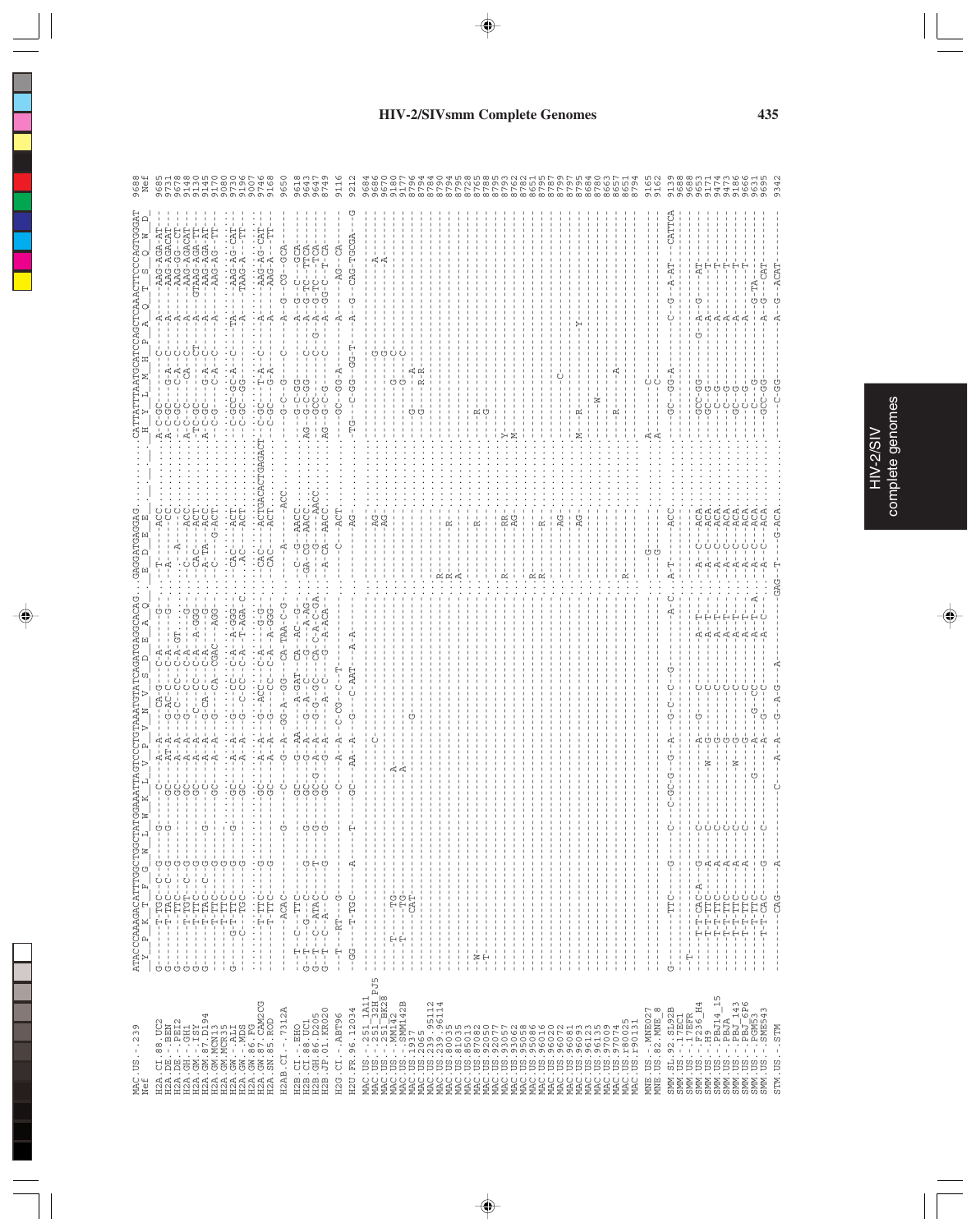```
MAC.US.-.239           ATACCCAAAGACATTTGGCTGGCTATGGAAATTAGTCCCTGTAAATGTATCAGATGAGGCACAG...GAGGATGAGGAG.........CATTATTTAATGCATCCAGCTCAAACTTCCCAGTGGGAT  9688
Nef                     Y  P  K  T  F  G  W  L  W  K  L  V  P  V  N  V  S  D  E  A  Q  E  D  E  E           H  Y  L  M  H  P  A  Q  T  S  Q  W  D   Nef

H2A.CI.88.UC2          G------T-TGC--C--G-----C------A--A----CA-G----C-A-----G...T-----ACC.........A-C-GC-------C-------A----AAG-AGA-AT--  9685
H2A.DE.-.BEN           G------T-TAC--C--G---G---GC---AT-A----G-AC-C---C-A-----G...A------CC.........A-C-GC----G-A------A----AAG-AGACAT--  9731
H2A.DE.-.PEI2          G-------TTC----G-------GC----A--A---G-C--CC--C-A-GT.........A-----C.........--C-GC----C-A-C-----A----AAG-GG--CT--  9678
H2A.GH.-.GH1           G------T-TGT--C--G-------GC---A--A----G-----C----C-A-----G...C------ACC.........A-C--C------CA--C----A----AAG-AGACAT--  9148
H2A.GM.-.ISY           G------T-T-C--C--G-------GC---A--A---C---C---C-A--A-GGG...CA------ACC.........TC-GC-------CT-----A----GTAAG-AGA-TT--  9130
H2A.GM.87.D194         -------T-TAC--C--G---G---C---A--A---G-CA-C---C-A------G...A-TA----ACT.........A-C-GC-----G-A------A----AAG-AGA-AT--  9145
H2A.GM.MCN13           -------T-TTC----G-------GC---A--A---G----CA---CGAC----AGG...C-----G-ACT.........A-C-G------C-A-C-----A----AAG-AG--TT--  9170
H2A.GM.MCR35           -------T-TTC----G-------..................................................................................................  9080
H2A.GW.-.ALI           G--G-T-TTC----G----G--GC---A--A---G-----CC---C-A--A-GGG...CAC-----ACT.........C-GCC-GC-A--C------TA----AAG-AG-CAT--  9730
H2A.GW.-.MDS           ----C---TGC----G-------GC---A--A---G-C-CC--C-A--T-AGA-C...AC------ACT.........C-GC---GG---------A----TAAG-A----TT--  9136
H2A.GW.86.FG           ...........................................................................................................................  9007
H2A.GW.87.CAM2CG       -------T-TTC-----G-------GC---A--A---G--ACC--G-A----G-G-...CAC----ACTGACACTGAGACT-C-GC---T-A--C-----A----AAG-AG-CAT--  9746
H2A.SN.85.ROD          -------T-TTC-----G-------GC---A--A---G-----CC---C-A--A-GGG...CAC------ACT.........C-GC----G-A-------A----AAG-A----TT--  9168

H2AB.CI.-.7312A        ---------ACAC---------G----C---G--A--GG-A--GG---CA-TAA-C-G.....A-----ACC.........G-C--G------C-------A--G--CG--GCA--  9650

H2B.CI.-.EHO           ---T--C---TTC-----------GC---G--AA---A-GAT--CA--AC--G...C--G--AACC.........G-C-GG------------A--G--C---GCA--  9618
H2B.CI.88.UC1          G--T---G---C----G-------GC---G--A---G--A--C----G---A-AG...GA-CG--AACC.........AG--G-C-GG------C---A--G-TC--TTCA--  9643
H2B.GH.86.D205         G--T--C--ATAC----G-------GC-G-A--A---G-G-GC---CA-C-A-C-GA...-----G----AACC.........GCC--------C--G-G-A--G-TC--TTCA--  9647
H2B.JP.01.KR020        G--T--C--A---C----G-------GC---G--A-------A--C----G--A-ACA...A-CA--AACC.........AG--G-C-G-------C------A--GG-C--T-CA--  8749

H2G.CI.-.ABT96         --T---RT----G-----------C----A--A---C-CG--C--T.........C-----ACT.........GC--GG-A-----------A------AG--CA--  9116

H2U.FR.96.12034        --GG-----T-TGC-----A-----T-----GC---AA--A---G---C-AAT---A-A.....----------AG-.........TG-----C--GG----GG-T------A--G--CAG-TGCGA--G  9212

MAC.US.-.251_1A11      ..........................................................................AG.....................G........................A...  9684
MAC.US.-.251_32H_PJ5   ..........................................................................AG.....................G........................A...  9686
MAC.US.-.251_BK28      ----------TG--------------------------C-----.............................................C..............................  9670
MAC.US.-.MM142         ---T-------TG-----------A.....................................................G------C.................................  9180
MAC.US.-.SMM142B       ---T------CAT-----------A.........................................................G---C.............................  9177
MAC.US.1937            ..............................................G.............................................................................  8796
MAC.US.2065            ...........................................................................................................................  8784
MAC.US.239.95112       ...........................................................................R................G------A......................  8790
MAC.US.239.96114       ...........................................................................R................G------R-R....................  8794
MAC.US.80035           ...........................................................................A.................................................  8794
MAC.US.81035           ..........................................................................R................................................  8795
MAC.US.85013           ...........................................................................................................................  8728
MAC.US.87082           --W........................................................................................................................  8765
MAC.US.92050           --T.......................................................................R...................R.............................  8788
MAC.US.93057           .....................................................................................................G......................  8795
MAC.US.93062           ...........................................................................................................................  8793
MAC.US.95058           ..........................................................................R..........Y........................................  8762
MAC.US.95086           ..........................................................................RR-..........M.....................................  8782
MAC.US.96016           ..........................................................................AG-..............................................  8651
MAC.US.96020           ...........................................................................R......................................  8795
MAC.US.96072           ...........................................................................R...................................................  8787
MAC.US.96081           .........................................................................R..............................C...................  8799
MAC.US.96093           ..........................................................................AG...............................................  8797
MAC.US.96123           ...........................................................................................................................  8795
MAC.US.96135           ..........................................................................AG.........M------R----------------Y..........  8684
MAC.US.97009           ...........................................................................................................................  8780
MAC.US.97074           ...........................................................................................W...............................  8663
MAC.US.r80025          ...........................................................................R...........................................  8657
MAC.US.r90131          ..........................................................................R.............R...........A....................  8651
                       ...........................................................................................................................  8794

MNE.US.-.MNE027        ..........................................................................G..............A............C..................  9165
MNE.US.82.MNE_8        ..........................................................................G..............A............C..................  9162

SMM.SL.92.SL92B        G--------TTC------G-------C----C-GC-G--G--A---G-C--C--G-------A-C...A-T------ACC.........GC--GG-A--------C--G--A-AT--CATTCA--  9139
SMM.US.-.17EC1         -----T......................................................................................................................  9688
SMM.US.-.17EFR         ...........................................................................................................................  9668
SMM.US.-.F236_H4       -------T-T-CAC-A---G----C-----------A----G----------C----A-T---...A--C---ACA.........GCC-GG--------G-A--G-------AT-----  9653
SMM.US.-.H9            -------T-T-TTC----A------C----W--G---------C-------A-T-........A--C---ACA.........GC-G----------A--A----T--------  9171
SMM.US.-.PBJ14_15      -------T-T-TTC----A------C-------G---------C-------A-T-........A--C---ACA..........-C-G---------A-------T--------  9474
SMM.US.-.PBJA          -------T-T-TTC----A------C-------G---------C-------A-T-........A--C---ACA..........-C-G---------A-------T--------  9473
SMM.US.-.PBJ_143       -------T-T-TTC----A------C-------G---------C-------A-T-........A--C---ACA..........GC-G---------A-------T--------  9186
SMM.US.-.PBJ_6P6       -------T-T-TTC----A------C------W-G---------C-------A-T-A.......A--C---ACA..........-C-G---------A-------T--------  9666
SMM.US.-.PGM53         -------T-TTC-----------G-------A------G--CC------A-T-A.......A--C---ACA..........-C--G---------G--TA-------  9631
SMM.US.-.SME543        -------T-T-CAC----G-----C-------A----G---C------A-C-.........A--C---ACA..........GCC-GG---------A--G--CAT----  9695

STM.US.-.STM           ---------CAG-----A------------C-----A--A---G-A-G----A-.....GAG--T----G-ACA...........C-GG-----------A--G--ACAT----  9342
```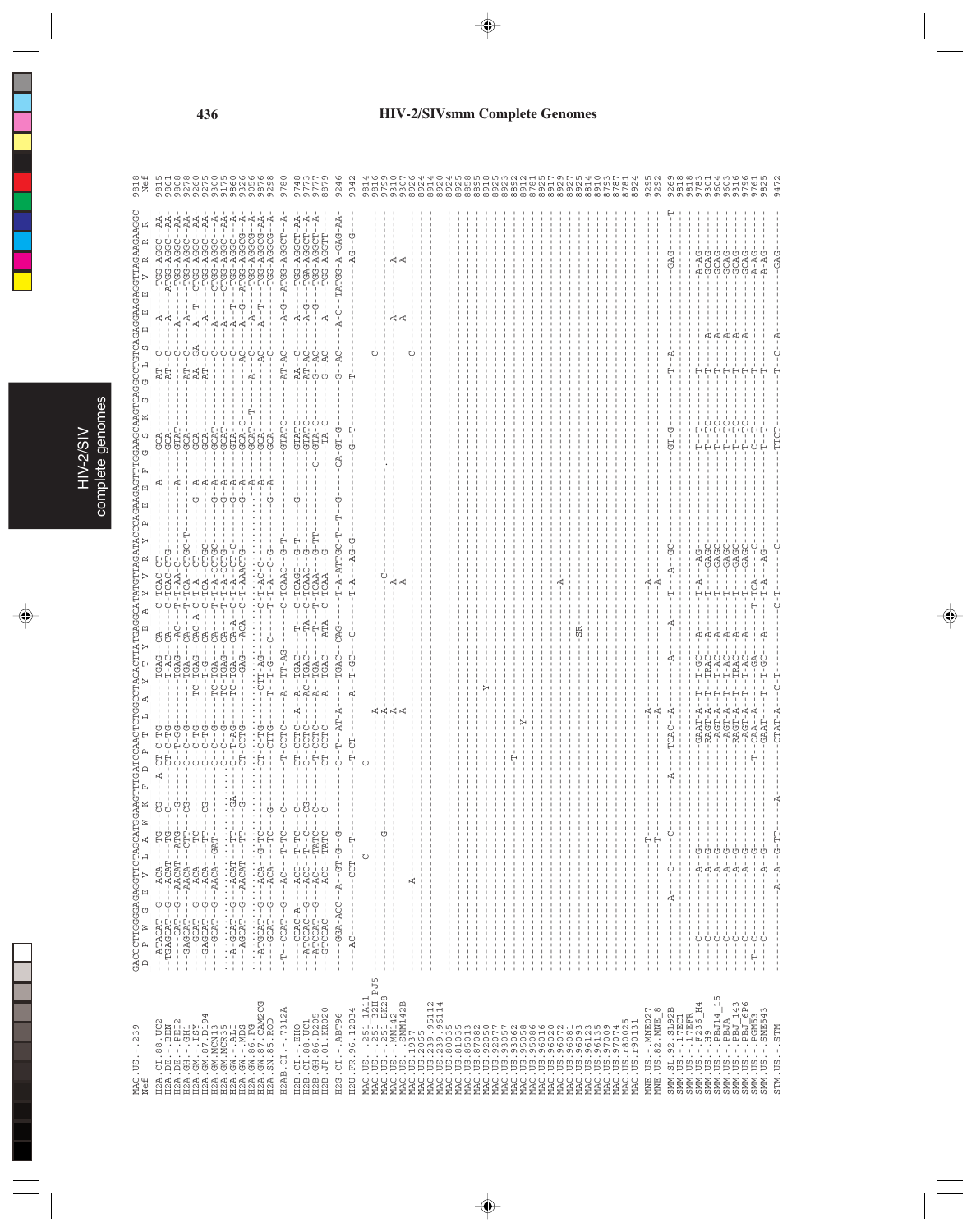```
                      GACCCTTGGGGAGGGTCTAGCATGGAAGTTTGATCCAACTCTGGCCTACACTTATGAGGCATATGTTAGATACCCAGAAGAGTTTGGAAGCAAGTCAGGCCTGTCAGAGGAAGAGGTTAGAAGAAGGC
MAC.US.-.239           D  P  W  G  E  V  L  A  W  K  F  D  P  T  L  A  Y  T  Y  E  A  Y  V  R  Y  P  E  E  F  G  S  K  S  G  L  S  E  E  E  V  R  R  R   9818
Nef                                                                                                                                                          Nef

H2A.CI.88.UC2                                                                                                                                                9815
H2A.DE.-.BEN                                                                                                                                                 9861
H2A.DE.-.PEI2                                                                                                                                                9808
H2A.GH.-.GH1                                                                                                                                                 9278
H2A.GM.-.ISY                                                                                                                                                 9260
H2A.GM.87.D194                                                                                                                                               9275
H2A.GM.MCN13                                                                                                                                                 9300
H2A.GM.MCR35                                                                                                                                                 9175
H2A.GW.-.ALI                                                                                                                                                 9860
H2A.GW.-.MDS                                                                                                                                                 9326
H2A.GW.86.FG                                                                                                                                                 9056
H2A.GW.87.CAM2CG                                                                                                                                             9876
H2A.SN.85.ROD                                                                                                                                                9298

H2AB.CI.-.7312A                                                                                                                                              9780

H2B.CI.-.EHO                                                                                                                                                 9748
H2B.CI.88.UC1                                                                                                                                                9773
H2B.GH.86.D205                                                                                                                                               9777
H2B.JP.01.KR020                                                                                                                                              8879

H2G.CI.-.ABT96                                                                                                                                               9246

H2U.FR.96.12034                                                                                                                                              9342

MAC.US.-.251_1A11                                                                                                                                            9814
MAC.US.-.251_32H_PJ5                                                                                                                                         9816
MAC.US.-.251_BK28                                                                                                                                            9799
MAC.US.-.MM142                                                                                                                                               9310
MAC.US.-.SMM142B                                                                                                                                             9307
MAC.US.1937                                                                                                                                                  8926
MAC.US.2065                                                                                                                                                  8924
MAC.US.239.95112                                                                                                                                             8914
MAC.US.239.96114                                                                                                                                             8920
MAC.US.81035                                                                                                                                                 8924
MAC.US.85013                                                                                                                                                 8925
MAC.US.87082                                                                                                                                                 8858
MAC.US.92050                                                                                                                                                 8895
MAC.US.92077                                                                                                                                                 8918
MAC.US.93057                                                                                                                                                 8925
MAC.US.93062                                                                                                                                                 8923
MAC.US.95058                                                                                                                                                 8892
MAC.US.95086                                                                                                                                                 8912
MAC.US.96016                                                                                                                                                 8781
MAC.US.96020                                                                                                                                                 8925
MAC.US.96072                                                                                                                                                 8917
MAC.US.96081                                                                                                                                                 8929
MAC.US.96093                                                                                                                                                 8927
MAC.US.96123                                                                                                                                                 8925
MAC.US.96135                                                                                                                                                 8814
MAC.US.97009                                                                                                                                                 8910
MAC.US.97074                                                                                                                                                 8793
MAC.US.r80025                                                                                                                                                8787
MAC.US.r90131                                                                                                                                                8781
                                                                                                                                                             8924

MNE.US.-.MNE027                                                                                                                                              9295
MNE.US.82.MNE_8                                                                                                                                              9292

SMM.SL.92.SL92B                                                                                                                                              9269
SMM.US.-.17EC1                                                                                                                                               9818
SMM.US.-.17EFR                                                                                                                                               9818
SMM.US.-.F236_H4                                                                                                                                             9783
SMM.US.-.H9                                                                                                                                                  9301
SMM.US.-.PBJ14_15                                                                                                                                            9604
SMM.US.-.PBJA                                                                                                                                                9603
SMM.US.-.PBJ_143                                                                                                                                             9316
SMM.US.-.PBJ_6P6                                                                                                                                             9796
SMM.US.-.PGM53                                                                                                                                               9761
SMM.US.-.SME543                                                                                                                                              9825

STM.US.-.STM                                                                                                                                                 9472
```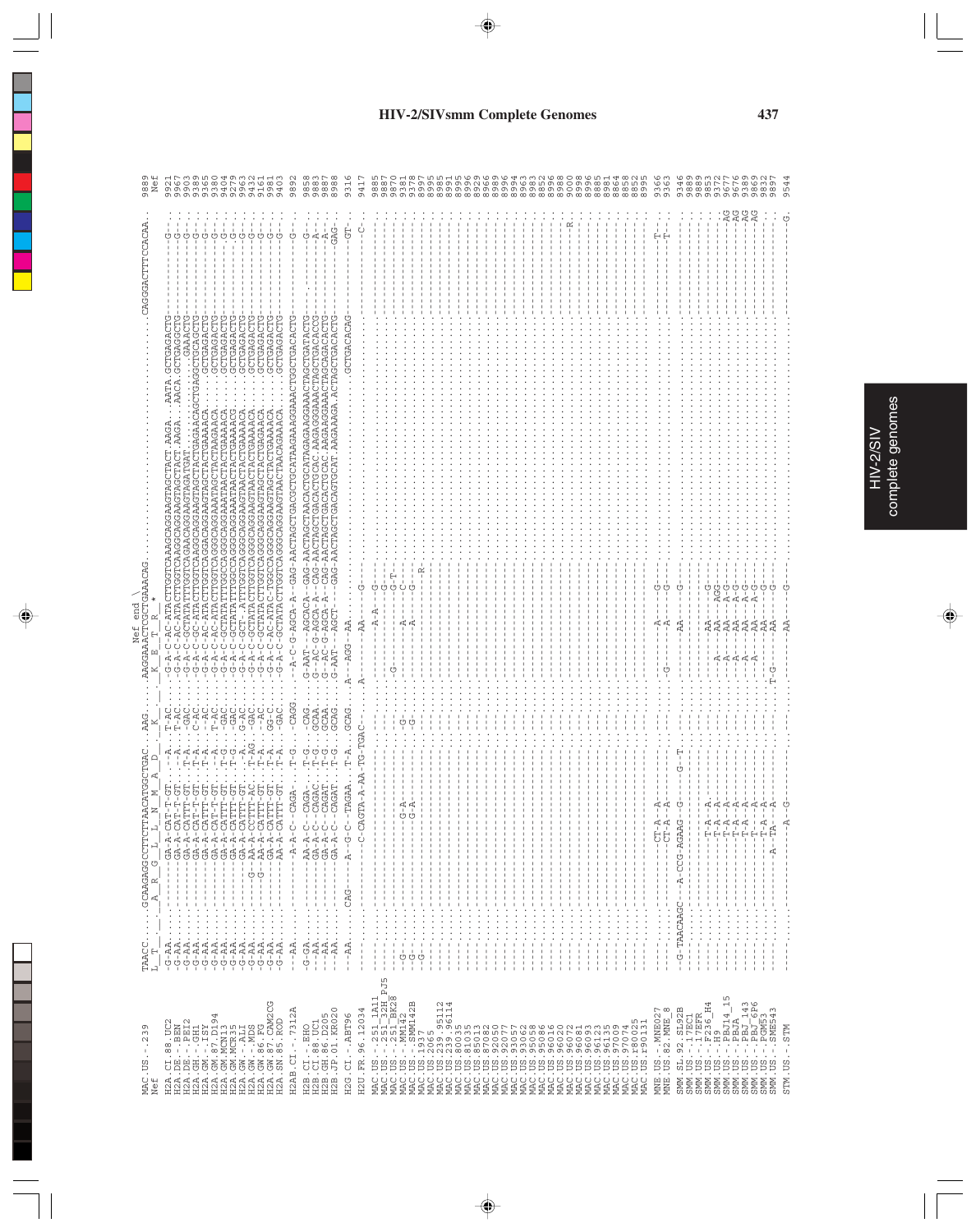# HIV-2/SIVsmm Complete Genomes

```
                                                                          Nef end \
MAC.US.-.239         TAACC....GCAAGAGGCCTCTTAACATGGCTGAC....AAG.....AAGGAAACTCGCTGAAACAG........................................CAGGGACTTTCCACAA  9889
Nef                  L  T      A  R  G  L  L  N  M  A  D     K      K  E  T  R  *                                                                   Nef

H2A.CI.88.UC2        -G-AA..........GA-A-CAT-T-GT.--A..T-AC.....-G-A-C-AC-ATACTTGGTCAAAGCAGGAAGTAGCTACT.AAGA.....AATA.GCTGAGACTG.........G--.  9921
H2A.DE.-.BEN         -G-AA..........GA-A-CAT-T-GT.--A..T-AC.....-G-A-C-AC-ATACTTGGTCAAGGCAGGAAGTAGCTACT.AAGA.....AACA.GCTGAGGCTG.........G--.  9967
H2A.DE.-.PEI2        -G-AA..........GA-A-CATTT-GT.T-A..-GAC.....-G-A-C-GCTATATTTGGTCAGAACAGGAAGTAGATGAT...................GAAACTG.........G--.  9903
H2A.GH.-.GH1         -G-AA..........GA-A-CATTT-GT.T-A..C-AC.....-G-A-C-AC-ATACTTGGTCAAGGCAGGAAGTAGCTACTGAGACAGCTGAGGCTGCAGACTG.........G--.  9389
H2A.GM.-.ISY         -G-AA..........GA-A-CATTT-GT.T-A..--AC.....-G-A-C-AC-ATACTTGGTCAGGACAGGAAGTAGCTACTGAAAACA.........GCTGAGACTG.........G--.  9378
H2A.GM.87.D194       -G-AA..........GA-A-CAT-T-GT.--A..T-AC.....-G-A-C-AC-ATACTTGGTCAGGGCAGGAAATAGCTACTAAGAACA.........GCTGAGACTG.........G--.  9365
H2A.GM.MCN13         -G-AA..........GA-A-CATTT-GT.T-G..-GAC.....-G-A-C-GCTATATTTGGCCAGGGCAGGAAATAACTACTGAAAACA.........GCTGAGACTG.........G--.  9380
H2A.GM.MCR35         -G-AA..........GA-A-CATTT-GT.T-G..-GAC.....-G-A-C-GCTATATTTGGCCAGGGCAGGAAATAACTACTGAAAACG.........GCTGAGACTG.........G--.  9404
H2A.GW.-.ALI         -G-AA..........GA-A-CATTT-GT.--A..G-AC.....-G-A-C-GCT-ATATTTGGTCAGGGCAGGAAGTAACTACTGAAAACA.........GCTGAGACTG.........G--.  9279
H2A.GW.-.MDS         -G-AA.......G-AA-A-CCTTT-AC.T-AG..-GAC.....-G-A-C-GCTATACTTGGTCAGGGCAGGAAGTAACTACTGAAAACA.........GCTGAGACTG.........G--.  9963
H2A.GW.86.FG         -G-AA.......G-AA-A-CATTT-GT.T-A...--AC.....-G-A-C-GCTATACTTGGTCAGGGCAGGAAGTAGCTACTGAGAACA.........GCTGAGACTG.........G--.  9432
H2A.GW.87.CAM2CG     -G-AA..........GA-A-CATTT-GT.T-A..GG-C.....-G-A-C-AC-ATAC-TGGCCAGGCAGGAAGTAGCTACTGAAAACA.........GCTGAGACTG.........G--.  9161
H2A.SN.85.ROD        -G-AA..........AA-A-CATTT-GT.T-A..-GAC.....-G-A-C-GCTATACTTGGTCAGGGCAGGAAGTAACTACAGAAACA.........GCTGAGACTG.........G--.  9981
                                                                                                                                                 9403
H2AB.CI.-.7312A      ---AA..........-A-A-C--CAGA-..T-G...CAGG......-A-C-G-AGCA-A--GAG-AACTAGCTGACGCTGCATAAGAAAGGAAACTGGCTGACACTG.........G--.  9892

H2B.CI.-.EHO         -G-GA..........AA-A-C--CAGA-..T-G...-CAG.....G-AAT---AGCACA--GAG-AACTAGCTAACACTGCATAGAGAAGGAAACTAGCTGATACTG.........G--.  9858
H2B.CI.88.UC1        ---AA..........GA-A-C--CAGAC..T-G...GCAA.....G--AC-G-AGCA-A--CAG-AACTAGCTGACACTGCAC.AAGAGGAAACTAGCTGACACCG.........A--.  9883
H2B.GH.86.D205       ---AA..........GA-A-C--CAGAT..T-G...GCAA.....G--AC-G-AGCA-A--CAG-AACTAGCTGACACTGCAC.AAGAGGAAACTAGCAGACACTG.........A--.  9887
H2B.JP.01.KR020      ---AA..........GA-A-C--CAGAT..T-G...GCAG.....G-AAT---AGCT-----GAG-AACTAGCTGACAGTGCAT.AAGAAAGA.ACTAGCTGACACTG.......-GAG-.  8988

H2G.CI.-.ABT96       --AA...........CAG---A--G-C--TAGAA..T-A..GCAG.....A---AGG--AA.............................GCTGACACAG.........-GT-.  9316

H2U.FR.96.12034      -----..........-----C-CAGTA-A-AA-TG-TGAC-.....A---------AA-------G........................................---C-.  9417

MAC.US.-.251_1A11    -----..........-----------------------.......-----------------G.................................................  9885
MAC.US.-.251_32H_PJ5 -----..........-----------------------.......--------------A-A---G................................................  9887
MAC.US.-.251_BK28    -----..........-----------------------.......-----------------G................................................  9870
MAC.US.-.MM142       -G---..........-----------G-A---------G-.....---G-------------G-T-..............................................  9381
MAC.US.-.SMM142B     -G---..........-----------G-A---------G-.....--------A-------G-..................................................  9378
MAC.US.1937          -G---..........-----------G-A---------G-.....--------A-------G-...R-............................................  8997
MAC.US.2065          -----..........-----------------------.......--------------------...............................................  8995
MAC.US.239.95112     -----..........-----------------------.......--------------------...............................................  8985
MAC.US.239.96114     -----..........-----------------------.......--------------------...............................................  8991
MAC.US.80035         -----..........-----------------------.......--------------------...............................................  8995
MAC.US.81035         -----..........-----------------------.......--------------------...............................................  8996
MAC.US.85013         -----..........-----------------------.......--------------------...............................................  8929
MAC.US.87082         -----..........-----------------------.......--------------------...............................................  8966
MAC.US.92050         -----..........-----------------------.......--------------------...............................................  8999
MAC.US.92077         -----..........-----------------------.......--------------------...............................................  8996
MAC.US.93057         -----..........-----------------------.......--------------------...............................................  8994
MAC.US.93062         -----..........-----------------------.......--------------------...............................................  8963
MAC.US.95058         -----..........-----------------------.......--------------------...............................................  8983
MAC.US.95086         -----..........-----------------------.......--------------------...............................................  8852
MAC.US.96016         -----..........-----------------------.......--------------------...............................................  8996
MAC.US.96020         -----..........-----------------------.......--------------------...............................................  8988
MAC.US.96072         -----..........-----------------------.......--------------------.....................................R.........  9000
MAC.US.96081         -----..........-----------------------.......--------------------...............................................  8998
MAC.US.96093         -----..........-----------------------.......--------------------...............................................  8996
MAC.US.96123         -----..........-----------------------.......--------------------...............................................  8885
MAC.US.96135         -----..........-----------------------.......--------------------...............................................  8981
MAC.US.97009         -----..........-----------------------.......--------------------...............................................  8864
MAC.US.97074         -----..........-----------------------.......--------------------...............................................  8858
MAC.US.r80025        -----..........-----------------------.......--------------------...............................................  8852
MAC.US.r90131        -----..........-----------------------.......--------------------...............................................  8995

MNE.US.-.MNE027      -----..........---------CT-A--A-------.......-G------A-------G-.........................................T--.  9366
MNE.US.82.MNE_8      -----..........---------CT-A--A-------.......--------A-------G-.........................................T--.  9363

SMM.SL.92.SL92B      --G-TAACAAGC--A-CCG-AGAAG--G------G--T.......--------AA------G-..................................................  9346
SMM.US.-.17EC1       -----..........-----------------------.......--------------------...............................................  9889
SMM.US.-.17EFR       -----..........-----------------------.......--------------------...............................................  9889
SMM.US.-.F236_H4     -----..........---------T-A---A-------.......--------AA------G-..................................................  9853
SMM.US.-.H9          -----..........---------T-A---A-------.......----A---AA------AGG..................................................  9372
SMM.US.-.PBJA_15     -----..........---------T-A---A-------.......----A---AA------A-G...........................................AG.  9677
SMM.US.-.PBJA        -----..........---------T-A---A-------.......----A---AA------A-G...........................................AG.  9676
SMM.US.-.PBJ_143     -----..........---------T-----A-------.......----A---AA------A-G...........................................AG.  9389
SMM.US.-.PBJ_6P6     -----..........---------T-A---A-------.......----A---AA------A-G...........................................AG.  9869
SMM.US.-.PGM53       -----..........---------T-A---A-------.......--------AA------G-..................................................  9832
SMM.US.-.SME543      -----..........-------A-TA---A--------.......T-G-----AA------G-..................................................  9897

STM.US.-.STM         -----..........-----------A--G--------.......--------AA------G-.........................................G.  9544
```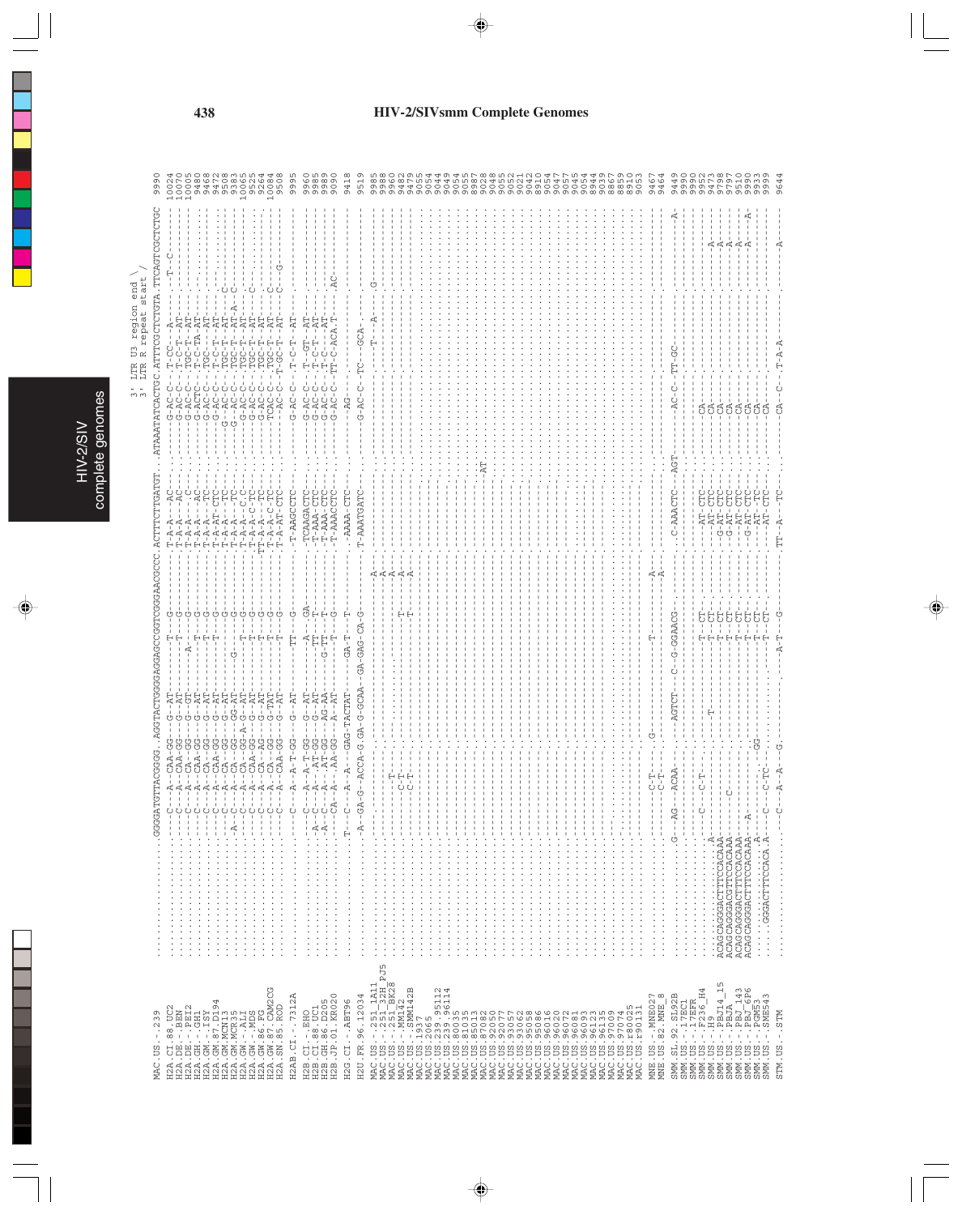# HIV-2/SIVsmm Complete Genomes

```
                                                                                         3' LTR U3 region end \
                                                                                         3' LTR R repeat start /
MAC.US.-.239          ..........GGGGATGTTACGGGG.AGGTACTGGGGAGGAGCCGGTCGGGAACGCCC.ACTTTCTTGATGT..ATAAATATCACTGC.ATTTCGCTCTGTA.TTCAGTCGCTCTGC  9990
```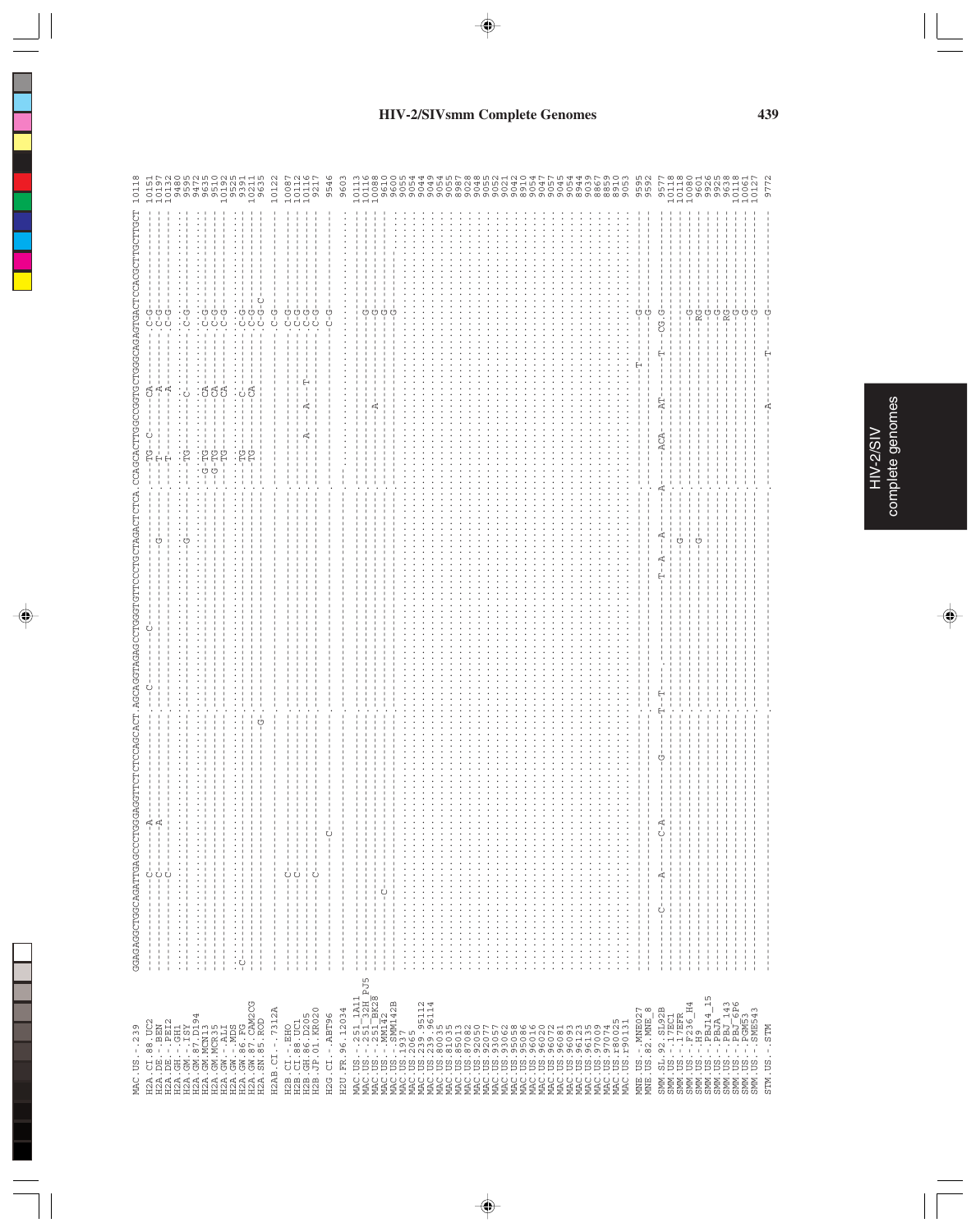# HIV-2/SIVsmm Complete Genomes

```
                    GGAGAGGCTGGCAGATTGAGCCCTGGAGGTTCTCTCCAGCACT.AGCAGTAGAGCCTGGGTGTTCCCTGCTAGACTCTCA.CCAGCACTTGGCCGGTGCTGGGCAGAGTGACTCCACGCTTGCTTGCT 10118
MAC.US.-.239
H2A.CI.88.UC2       ---------C-------A-----------------C--------C-----------------------------.---TG--C-------CA--------C-G------------------- 10151
H2A.DE.-.BEN        ---------C-------A---------------------------------------G----------------.---T-----------A---------C-G------------------- 10197
H2A.DE.-.PEI2       ---------C-------------------------------------------------------------------.---T-----------A---------C-G------------------- 10132
H2A.GH.-.GH1        ..........................................................................................................................9480
H2A.GM.-.ISY        ----------------------------------------------------------G---------------.---TG------C--------------C-G------------------- 9595
H2A.GM.87.D194      ..........................................................................................................................9472
H2A.GM.MCN13        ------------------------------------------------------------------------.-G-TG--------CA---------C-G------------------- 9635
H2A.GM.MCR35        ------------------------------------------------------------------------.-G-TG--------CA---------C-G------------------- 9510
H2A.GW.-.ALI        ------------------------------------------------------------------------.---TG--------CA---------C-G------------------- 10192
H2A.GW.-.MDS        ..........................................................................................................................9525
H2A.GW.86.FG        -C---------------------------------------------------------------------.---TG------C-------------C-G------------------- 9391
H2A.GW.87.CAM2CG    ------------------------------------------------------------------------.---TG--------CA---------C-G------------------- 10211
H2A.SN.85.ROD       ------------------------------------G---------------------------------.---------------------------C-G-C----------------- 9635

H2AB.CI.-.7312A     ------------------------------------------------------------------------.-----------------------C-G------------------- 10122

H2B.CI.-.EHO        ---------C------------------------------------------------------------.----------------------C-G------------------- 10087
H2B.CI.88.UC1       ---------C------------------------------------------------------------.----------------------C-G------------------- 10112
H2B.GH.86.D205      ----------------------------------------------------------------------.-----A---A---T--------C-G------------------- 10116
H2B.JP.01.KR020     ---------C------------------------------------------------------------.----------------------C-G------------------- 9217

H2G.CI.-.ABT96      -----------------C----------------------------------------------------.----------------------C-G------------------- 9546

H2U.FR.96.12034     ..........................................................................................................................9603

MAC.US.-.251_1A11   ------------------------------------------------------------------------.-----------------------G------------------- 10113
MAC.US.-.251_32H_PJ5 ----------------------------------------------------------------------.-----------------------G------------------- 10116
MAC.US.-.251_BK28   ----------------------------------------------------------------------.--------A--------------G------------------- 10088
MAC.US.-.MM142      ------C---------------------------------------------------------------.-----------------------G------------------- 9610
MAC.US.-.SMM142B    ----------------------------------------------------------------------.-----------------------G------------------- 9600
MAC.US.1937         ..........................................................................................................................9055
MAC.US.2065         ..........................................................................................................................9054
MAC.US.239.95112    ..........................................................................................................................9044
MAC.US.239.96114    ..........................................................................................................................9049
MAC.US.80035        ..........................................................................................................................9054
MAC.US.81035        ..........................................................................................................................9055
MAC.US.85013        ..........................................................................................................................8987
MAC.US.87082        ..........................................................................................................................9028
MAC.US.92050        ..........................................................................................................................9048
MAC.US.92077        ..........................................................................................................................9055
MAC.US.93057        ..........................................................................................................................9052
MAC.US.93062        ..........................................................................................................................9021
MAC.US.95058        ..........................................................................................................................9042
MAC.US.95086        ..........................................................................................................................8910
MAC.US.96016        ..........................................................................................................................9054
MAC.US.96020        ..........................................................................................................................9047
MAC.US.96072        ..........................................................................................................................9057
MAC.US.96081        ..........................................................................................................................9045
MAC.US.96093        ..........................................................................................................................9054
MAC.US.96123        ..........................................................................................................................8944
MAC.US.96135        ..........................................................................................................................9039
MAC.US.97009        ..........................................................................................................................8867
MAC.US.97074        ..........................................................................................................................8859
MAC.US.r80025       ..........................................................................................................................8910
MAC.US.r90131       ..........................................................................................................................9053

MNE.US.-.MNE027     ----------------------------------------------------------------------.-------------------T----G------------------- 9595
MNE.US.82.MNE_8     ----------------------------------------------------------------------.-----------------------G------------------- 9592

SMM.SL.92.SL92B     -----C----A------C-A--------G-----T--T-----------T--A---A-------------A---ACA---AT--------T---CG.G------------------- 9577
SMM.US.-.17EC1      ----------------------------------------------------------------------.-------------------------------------------- 10118
SMM.US.-.17EFR      ----------------------------------------------------------------------.-------------------------------------------- 10118
SMM.US.-.F236_H4    ---------------------------------------------------------G------------.-------------------------------------------- 10080
SMM.US.-.H9         ----------------------------------------------------------------------.-----------------------G------------------- 9601
SMM.US.-.PBJ14_15   ---------------------------------------------------------G------------.-----------------------RG------------------- 9926
SMM.US.-.PBJA       ----------------------------------------------------------------------.-----------------------G------------------- 9925
SMM.US.-.PBJ_143    ----------------------------------------------------------------------.-----------------------G------------------- 9638
SMM.US.-.PBJ_6P6    ----------------------------------------------------------------------.-----------------------RG------------------- 10118
SMM.US.-.PGM53      ----------------------------------------------------------------------.-----------------------G------------------- 10061
SMM.US.-.SME543     ----------------------------------------------------------------------.-----------------------G------------------- 10127

STM.US.-.STM        ----------------------------------------------------------------------.---------A-------T-----G------------------- 9772
```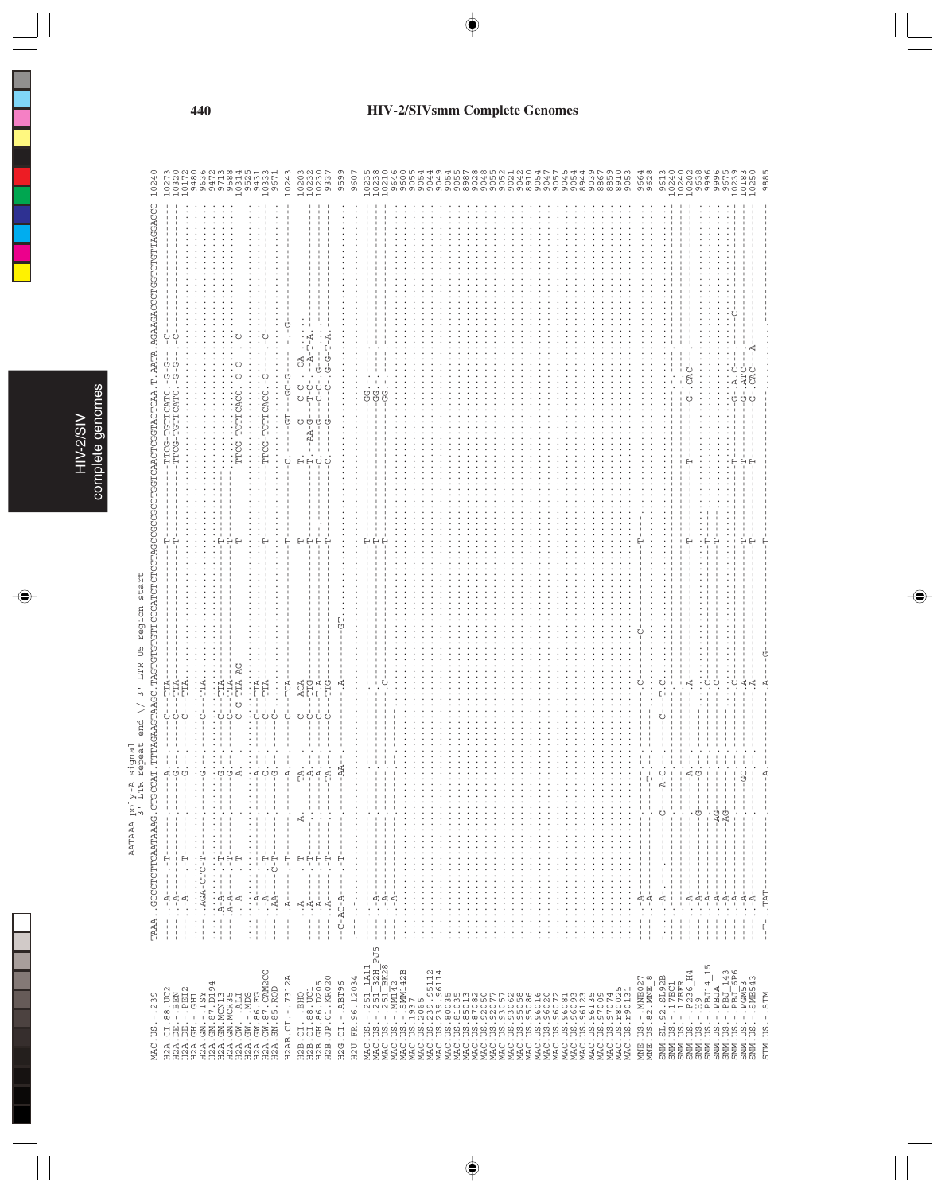# HIV-2/SIVsmm Complete Genomes

```
                     AATAAA poly-A signal
                          3' LTR repeat end \/ 3' LTR U5 region start
MAC.US.-.239         TAAA.GCCCTCTTCAATAAAG.CTGCCAT.TTTAGAAGTAAGC.TAGTGTGTGTTCCCATCTCTCCTAGCCGCCGCCTGGTCAACTCGGTACTCAA.T.AATA.AGAAGACCCTGGTCTGTTAGGACCC 10240

H2A.CI.88.UC2        ....-A----.-T------.------A.------C---TTA---------------------T--------------------TTCG-TGTTCATC--G-G---C----------------------- 10273
H2A.DE.-.BEN         ....-A------------.------G.------C---TTA---------------------T--------------------TTCG-TGTTCATC--G-G---C----------------------- 10320
H2A.DE.-.PEI2        ....-A----.-T------.------G.------C---TTA------------------------------------------------------------------------------------ 10172
H2A.GH.-.GH1         ............................................................................................................................. 9480
H2A.GM.-.ISY         ....AGA-CTC-T------.------G.------C---TTA------------------------------------------------------------------------------------ 9636
H2A.GM.87.D194       ............................................................................................................................. 9472
H2A.GM.MCN13         ....A-A----.-T-----.------G.------C---TTA---------------------T------------------------------------------------------------------ 9713
H2A.GM.MCR35         ....A-A----.-T-----.------G.------C---TTA---------------------T------------------------------------------------------------------ 9588
H2A.GW.-.ALI         ....-A----.-T------.------A.------C-G-TTA-AG------------------T--------------------TTCG-TGTTCACC--G-G---C----------------------- 10314
H2A.GW.-.MDS         ............................................................................................................................. 9525
H2A.GW.86.FG         ....-A------------.------A.------C---TTA------------------------------------------------------------------------------------- 9431
H2A.GW.87.CAM2CG     ....-A----.-T------.------G.------C---TTA---------------------T--------------------TTCG-TGTTCACC--G-------C------------------- 10333
H2A.SN.85.ROD        ....AA----C-T------.------G.------C-----------------------------------------------------------------------------------------------9671

H2AB.CI.-.7312A      ....-A----.-T------.------A.------C---TCA---------------------T--------------------C.-----GT---GC-G-----G--------------------- 10243

H2B.CI.-.EHO         ....-A----.-T----A.------TA.------C---ACA---------------------T--------------------T-----G---C-C--.GA.---------------------- 10203
H2B.CI.88.UC1        ....-A----.-T------.------A.------C---TTG---------------------T--------------------T--AA-G---T-C-.--A-T-A-------------------- 10232
H2B.GH.86.D205       ....-A----.-T------.------A.------C---T-A---------------------T--------------------C.---G---C-C-.G-.---------------------- 10230
H2B.JP.01.KR020      ....-A----.-T------.------TA.------C---TTG---------------------T--------------------C.----G-----C.-G-G-T-A------------------- 9337

H2G.CI.-.ABT96       --C-AC-A------T------.------AA.---------A---------GT.-------------------------------------------------------------------------- 9599

H2U.FR.96.12034      ............................................................................................................................. 9607

MAC.US.-.251_1A11    ....-A-------------.---------------------------------------T-------------------------GG---------------------------------------- 10235
MAC.US.-.251_32H_PJ5 ....-A-------------.---------------------------------------T-------------------------GG---------------------------------------- 10238
MAC.US.-.251_BK28    ....-A-------------.------------------C--------------------T-------------------------GG---------------------------------------- 10210
MAC.US.-.MM142       ....-A-------------.--------------------------------------------------------------------------------------------------------- 9646
MAC.US.-.SMM142B     ............................................................................................................................. 9600
MAC.US.1937          ............................................................................................................................. 9055
MAC.US.2065          ............................................................................................................................. 9054
MAC.US.239.95112     ............................................................................................................................. 9049
MAC.US.239.96114     ............................................................................................................................. 9044
MAC.US.80035         ............................................................................................................................. 9054
MAC.US.81035         ............................................................................................................................. 9055
MAC.US.85013         ............................................................................................................................. 8987
MAC.US.87082         ............................................................................................................................. 9028
MAC.US.92050         ............................................................................................................................. 9048
MAC.US.92077         ............................................................................................................................. 9055
MAC.US.93057         ............................................................................................................................. 9052
MAC.US.93062         ............................................................................................................................. 9021
MAC.US.95058         ............................................................................................................................. 9042
MAC.US.95086         ............................................................................................................................. 8910
MAC.US.96016         ............................................................................................................................. 9054
MAC.US.96020         ............................................................................................................................. 9047
MAC.US.96072         ............................................................................................................................. 9057
MAC.US.96081         ............................................................................................................................. 9045
MAC.US.96093         ............................................................................................................................. 9054
MAC.US.96123         ............................................................................................................................. 8944
MAC.US.96135         ............................................................................................................................. 9039
MAC.US.97009         ............................................................................................................................. 8867
MAC.US.97074         ............................................................................................................................. 8859
MAC.US.r80025        ............................................................................................................................. 8910
MAC.US.r90131        ............................................................................................................................. 9053

MNE.US.-.MNE027      ....-A-------------.---------------------C-----C-------------T------------------------------------------------------------------ 9664
MNE.US.82.MNE_8      ....-A-------------.------T-.---------------------------------------------------------------------------------------------------- 9628

SMM.SL.92.SL92B      ....-A--------------G---A-C.------C---T.C------------------------------------------------------------------------------------- 9613
SMM.US.-.17EC1       ............................................................................................................................. 10240
SMM.US.-.17EFR       ............................................................................................................................. 10240
SMM.US.-.F236_H4     ....-A-------------.------A.-------------A---------------------T--------------------T----------G--CAC------------------------- 10202
SMM.US.-.H9          ....-A--------------G---G.-------------------------------------------------------------------------------------------------------- 9638
SMM.US.-.PBJ14_15    ....-A------------AG---------------------C-----------------------T--------------------------------------------------------------- 9996
SMM.US.-.PBJA        ....-A------------AG---------------------C-----------------------T--------------------------------------------------------------- 9996
SMM.US.-.PBJ_143     ....-A-------------.---------------------------------------------------------------------------------------------------------- 9675
SMM.US.-.PBJ_6P6     ....-A-------------.----------------------C-----------------------T--------------------T----------G--A-C------C------------------ 10239
SMM.US.-.PGM53       ....-A-------------.------GC.--------------A---------------------T--------------------T----------G--ATC------------------------- 10183
SMM.US.-.SME543      ....-A-------------.---------------------A---------------------T--------------------T----------G--CAC----A-------------------- 10250

STM.US.-.STM         --T-.TAT--------------A.--------------A-----G-----------------T------------------------------------------------------------------ 9885
```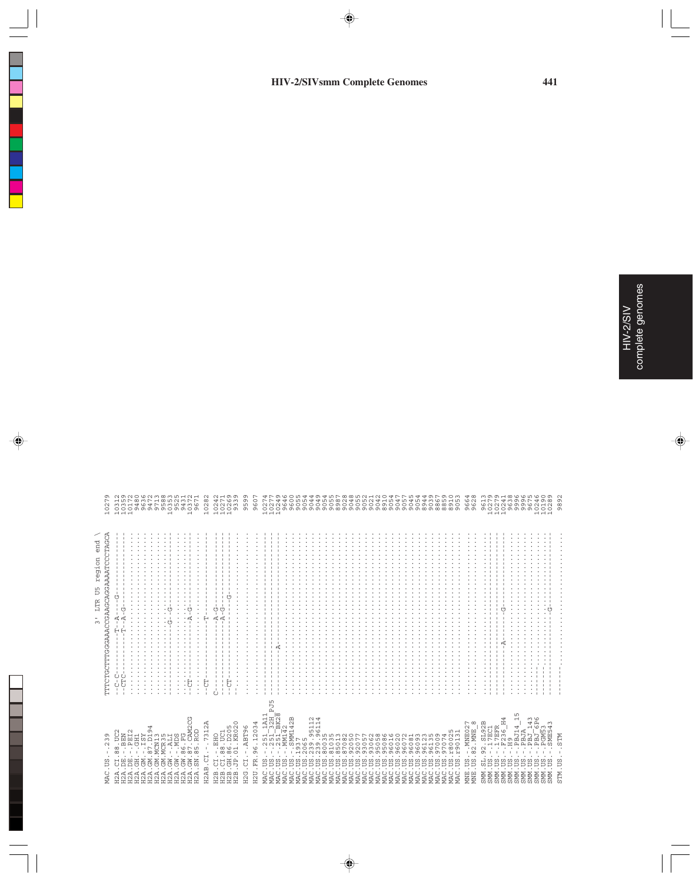## HIV-2/SIVsmm Complete Genomes

```
                          3' LTR U5 region end \
MAC.US.-.239              TTTCTGCTTTGGGAAACCGAAGCAGGAAAATCCCTAGCA   10279

H2A.CI.88.UC2             --C-C---------T--A---G---------------    10312
H2A.DE.-.BEN              --CTC---------T--A-G-----------------    10359
H2A.DE.-.PEI2             .....................................    10172
H2A.GH.-.GH1              .....................................     9480
H2A.GM.-.ISY              .....................................     9636
H2A.GM.87.D194            .....................................     9472
H2A.GM.MCN13              .....................................     9713
H2A.GM.MCR35              .....................................     9588
H2A.GW.-.ALI              ---------------G--G------------------    10353
H2A.GW.-.MDS              .....................................     9525
H2A.GW.86.FG              .....................................     9431
H2A.GW.87.CAM2CG          --CT--------------A-G----------------    10372
H2A.SN.85.ROD             .....................................     9671

H2AB.CI.-.7312A           --CT--------------T------------------    10282

H2B.CI.-.EHO              C-----------------A-G----------------    10242
H2B.CI.88.UC1             ------------------A-G----------------    10271
H2B.GH.86.D205            --CT----------------G----------------    10269
H2B.JP.01.KR020           --...................................     9339

H2G.CI.-.ABT96            .....................................     9599

H2U.FR.96.12034           .....................................     9607

MAC.US.-.251_1A11         -------------------------------------    10274
MAC.US.-.251_32H_PJ5      -------------------------------------    10277
MAC.US.-.251_BK28         -----------A-------------------------    10249
MAC.US.-.MM142            .....................................     9646
MAC.US.-.SMM142B          .....................................     9600
MAC.US.1937               .....................................     9055
MAC.US.2065               .....................................     9054
MAC.US.239.95112          .....................................     9044
MAC.US.239.96114          .....................................     9049
MAC.US.80035              .....................................     9054
MAC.US.81035              .....................................     9055
MAC.US.85013              .....................................     8987
MAC.US.87082              .....................................     9028
MAC.US.92050              .....................................     9048
MAC.US.92077              .....................................     9055
MAC.US.93057              .....................................     9052
MAC.US.93062              .....................................     9021
MAC.US.95058              .....................................     9042
MAC.US.95086              .....................................     8910
MAC.US.96016              .....................................     9054
MAC.US.96020              .....................................     9047
MAC.US.96072              .....................................     9057
MAC.US.96081              .....................................     9045
MAC.US.96093              .....................................     9054
MAC.US.96123              .....................................     8944
MAC.US.96135              .....................................     9039
MAC.US.97009              .....................................     8867
MAC.US.97074              .....................................     8859
MAC.US.r80025             .....................................     8910
MAC.US.r90131             .....................................     9053

MNE.US.-.MNE027           .....................................     9664
MNE.US.82.MNE_8           .....................................     9628

SMM.SL.92.SL92B           .....................................     9613
SMM.US.-.17EC1            -------------------------------------    10279
SMM.US.-.17EFR            -------------------------------------    10279
SMM.US.-.F236_H4          -----------A------G------------------    10241
SMM.US.-.H9               .....................................     9638
SMM.US.-.PBJ14_15         .....................................     9996
SMM.US.-.PBJA             .....................................     9996
SMM.US.-.PBJ_143          .....................................     9675
SMM.US.-.PBJ_6P6          -----................................    10246
SMM.US.-.PGM53            -----................................    10190
SMM.US.-.SME543           ------------------G------------------    10289

STM.US.-.STM              -----................................     9892
```